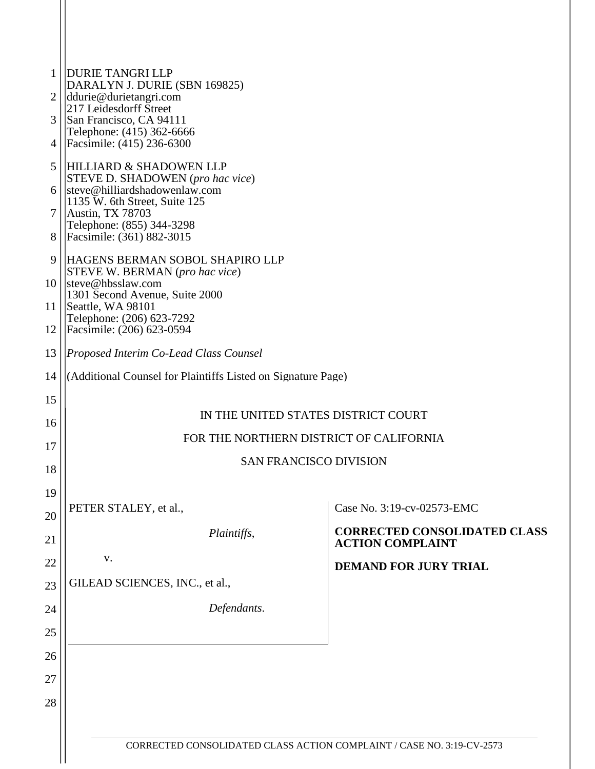DURIE TANGRI LLP
DARALYN J. DURIE (SBN 169825)
ddurie@durietangri.com
217 Leidesdorff Street
San Francisco, CA 94111
Telephone: (415) 362-6666
Facsimile: (415) 236-6300

HILLIARD & SHADOWEN LLP
STEVE D. SHADOWEN (*pro hac vice*)
steve@hilliardshadowenlaw.com
1135 W. 6th Street, Suite 125
Austin, TX 78703
Telephone: (855) 344-3298
Facsimile: (361) 882-3015

HAGENS BERMAN SOBOL SHAPIRO LLP
STEVE W. BERMAN (*pro hac vice*)
steve@hbsslaw.com
1301 Second Avenue, Suite 2000
Seattle, WA 98101
Telephone: (206) 623-7292
Facsimile: (206) 623-0594

*Proposed Interim Co-Lead Class Counsel*

(Additional Counsel for Plaintiffs Listed on Signature Page)

IN THE UNITED STATES DISTRICT COURT

FOR THE NORTHERN DISTRICT OF CALIFORNIA

SAN FRANCISCO DIVISION

PETER STALEY, et al.,

*Plaintiffs*,

v.

GILEAD SCIENCES, INC., et al.,

*Defendants*.

Case No. 3:19-cv-02573-EMC

**CORRECTED CONSOLIDATED CLASS ACTION COMPLAINT**

**DEMAND FOR JURY TRIAL**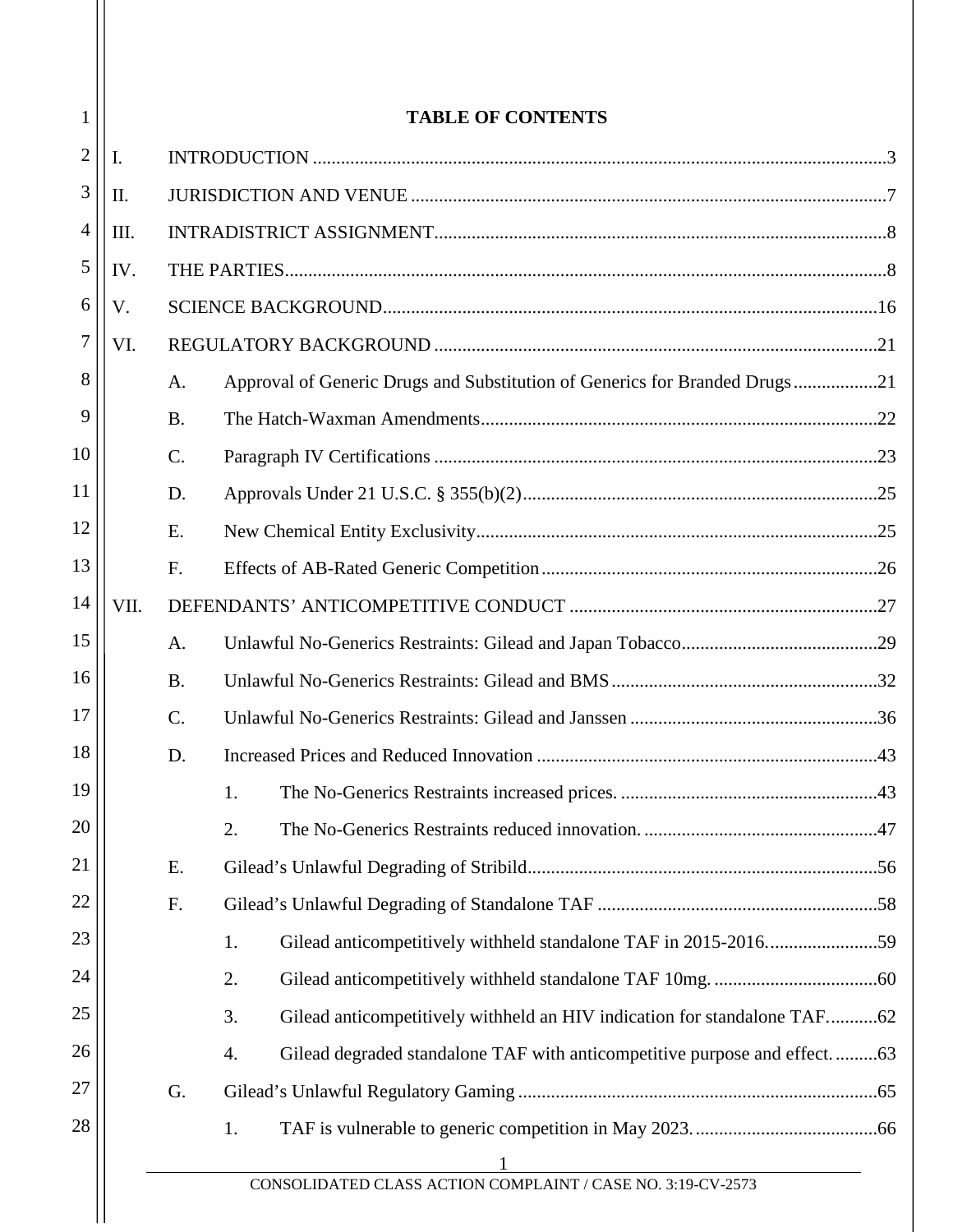# TABLE OF CONTENTS

I. INTRODUCTION ... 3

II. JURISDICTION AND VENUE ... 7

III. INTRADISTRICT ASSIGNMENT ... 8

IV. THE PARTIES ... 8

V. SCIENCE BACKGROUND ... 16

VI. REGULATORY BACKGROUND ... 21

- A. Approval of Generic Drugs and Substitution of Generics for Branded Drugs ... 21
- B. The Hatch-Waxman Amendments ... 22
- C. Paragraph IV Certifications ... 23
- D. Approvals Under 21 U.S.C. § 355(b)(2) ... 25
- E. New Chemical Entity Exclusivity ... 25
- F. Effects of AB-Rated Generic Competition ... 26

VII. DEFENDANTS' ANTICOMPETITIVE CONDUCT ... 27

- A. Unlawful No-Generics Restraints: Gilead and Japan Tobacco ... 29
- B. Unlawful No-Generics Restraints: Gilead and BMS ... 32
- C. Unlawful No-Generics Restraints: Gilead and Janssen ... 36
- D. Increased Prices and Reduced Innovation ... 43
  - 1. The No-Generics Restraints increased prices. ... 43
  - 2. The No-Generics Restraints reduced innovation. ... 47
- E. Gilead's Unlawful Degrading of Stribild ... 56
- F. Gilead's Unlawful Degrading of Standalone TAF ... 58
  - 1. Gilead anticompetitively withheld standalone TAF in 2015-2016. ... 59
  - 2. Gilead anticompetitively withheld standalone TAF 10mg. ... 60
  - 3. Gilead anticompetitively withheld an HIV indication for standalone TAF. ... 62
  - 4. Gilead degraded standalone TAF with anticompetitive purpose and effect. ... 63
- G. Gilead's Unlawful Regulatory Gaming ... 65
  - 1. TAF is vulnerable to generic competition in May 2023. ... 66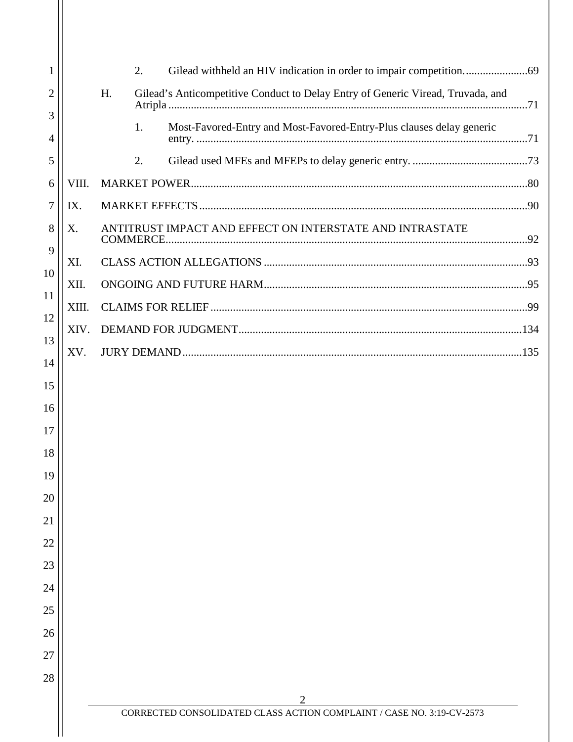2. Gilead withheld an HIV indication in order to impair competition. ....................69

H. Gilead's Anticompetitive Conduct to Delay Entry of Generic Viread, Truvada, and Atripla ....................71

1. Most-Favored-Entry and Most-Favored-Entry-Plus clauses delay generic entry. ....................71

2. Gilead used MFEs and MFEPs to delay generic entry. ....................73

VIII. MARKET POWER ....................80

IX. MARKET EFFECTS ....................90

X. ANTITRUST IMPACT AND EFFECT ON INTERSTATE AND INTRASTATE COMMERCE ....................92

XI. CLASS ACTION ALLEGATIONS ....................93

XII. ONGOING AND FUTURE HARM ....................95

XIII. CLAIMS FOR RELIEF ....................99

XIV. DEMAND FOR JUDGMENT ....................134

XV. JURY DEMAND ....................135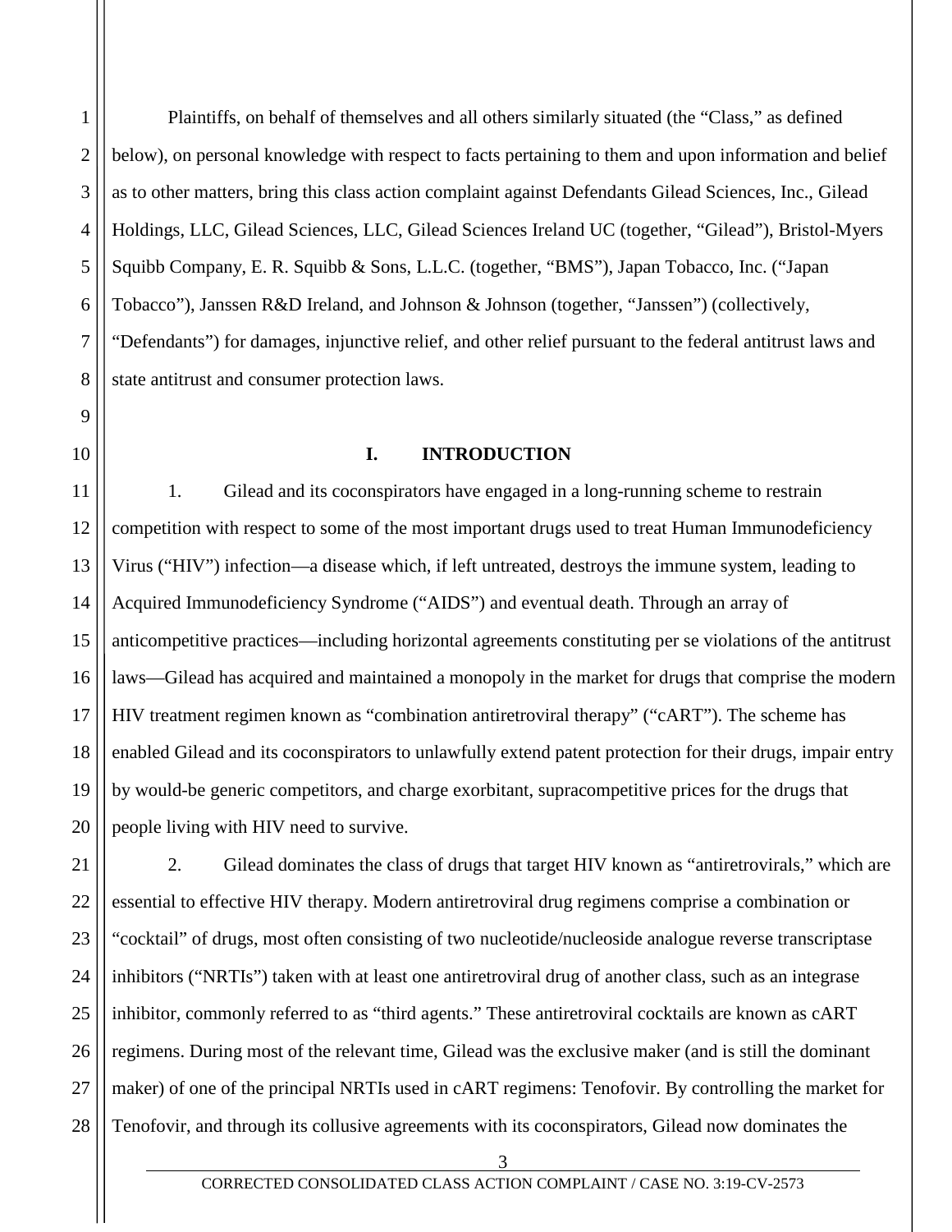Plaintiffs, on behalf of themselves and all others similarly situated (the "Class," as defined below), on personal knowledge with respect to facts pertaining to them and upon information and belief as to other matters, bring this class action complaint against Defendants Gilead Sciences, Inc., Gilead Holdings, LLC, Gilead Sciences, LLC, Gilead Sciences Ireland UC (together, "Gilead"), Bristol-Myers Squibb Company, E. R. Squibb & Sons, L.L.C. (together, "BMS"), Japan Tobacco, Inc. ("Japan Tobacco"), Janssen R&D Ireland, and Johnson & Johnson (together, "Janssen") (collectively, "Defendants") for damages, injunctive relief, and other relief pursuant to the federal antitrust laws and state antitrust and consumer protection laws.

## I. INTRODUCTION

1. Gilead and its coconspirators have engaged in a long-running scheme to restrain competition with respect to some of the most important drugs used to treat Human Immunodeficiency Virus ("HIV") infection—a disease which, if left untreated, destroys the immune system, leading to Acquired Immunodeficiency Syndrome ("AIDS") and eventual death. Through an array of anticompetitive practices—including horizontal agreements constituting per se violations of the antitrust laws—Gilead has acquired and maintained a monopoly in the market for drugs that comprise the modern HIV treatment regimen known as "combination antiretroviral therapy" ("cART"). The scheme has enabled Gilead and its coconspirators to unlawfully extend patent protection for their drugs, impair entry by would-be generic competitors, and charge exorbitant, supracompetitive prices for the drugs that people living with HIV need to survive.

2. Gilead dominates the class of drugs that target HIV known as "antiretrovirals," which are essential to effective HIV therapy. Modern antiretroviral drug regimens comprise a combination or "cocktail" of drugs, most often consisting of two nucleotide/nucleoside analogue reverse transcriptase inhibitors ("NRTIs") taken with at least one antiretroviral drug of another class, such as an integrase inhibitor, commonly referred to as "third agents." These antiretroviral cocktails are known as cART regimens. During most of the relevant time, Gilead was the exclusive maker (and is still the dominant maker) of one of the principal NRTIs used in cART regimens: Tenofovir. By controlling the market for Tenofovir, and through its collusive agreements with its coconspirators, Gilead now dominates the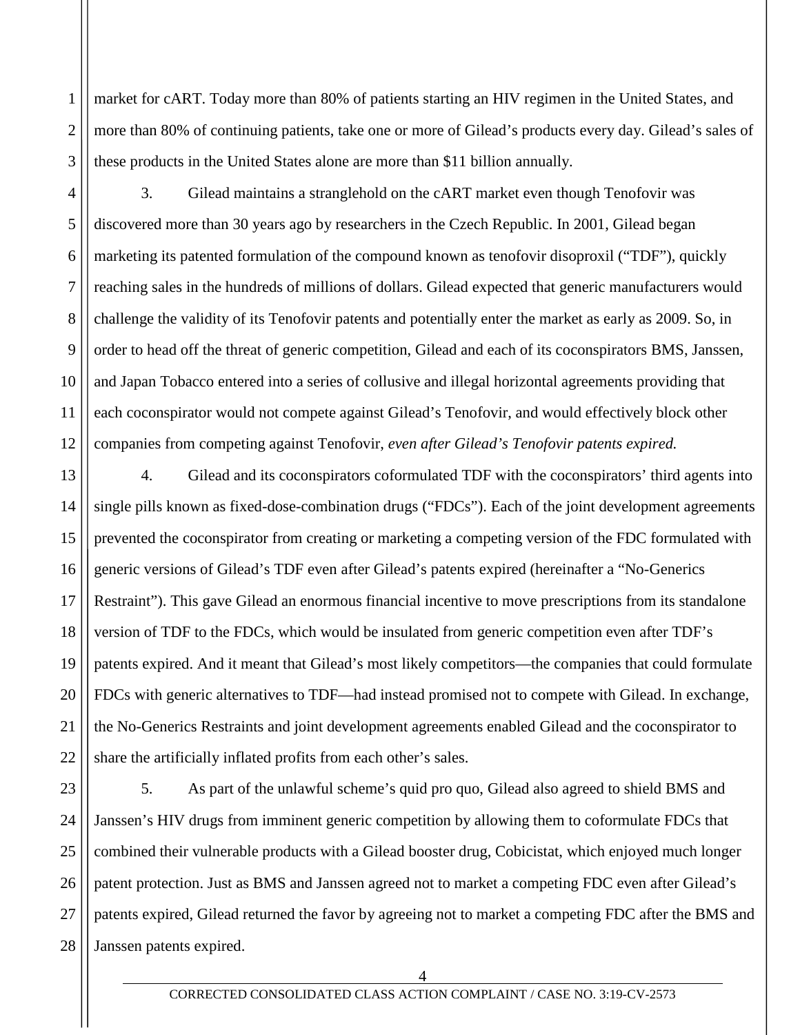market for cART. Today more than 80% of patients starting an HIV regimen in the United States, and more than 80% of continuing patients, take one or more of Gilead's products every day. Gilead's sales of these products in the United States alone are more than $11 billion annually.

3. Gilead maintains a stranglehold on the cART market even though Tenofovir was discovered more than 30 years ago by researchers in the Czech Republic. In 2001, Gilead began marketing its patented formulation of the compound known as tenofovir disoproxil ("TDF"), quickly reaching sales in the hundreds of millions of dollars. Gilead expected that generic manufacturers would challenge the validity of its Tenofovir patents and potentially enter the market as early as 2009. So, in order to head off the threat of generic competition, Gilead and each of its coconspirators BMS, Janssen, and Japan Tobacco entered into a series of collusive and illegal horizontal agreements providing that each coconspirator would not compete against Gilead's Tenofovir, and would effectively block other companies from competing against Tenofovir, *even after Gilead's Tenofovir patents expired.*

4. Gilead and its coconspirators coformulated TDF with the coconspirators' third agents into single pills known as fixed-dose-combination drugs ("FDCs"). Each of the joint development agreements prevented the coconspirator from creating or marketing a competing version of the FDC formulated with generic versions of Gilead's TDF even after Gilead's patents expired (hereinafter a "No-Generics Restraint"). This gave Gilead an enormous financial incentive to move prescriptions from its standalone version of TDF to the FDCs, which would be insulated from generic competition even after TDF's patents expired. And it meant that Gilead's most likely competitors—the companies that could formulate FDCs with generic alternatives to TDF—had instead promised not to compete with Gilead. In exchange, the No-Generics Restraints and joint development agreements enabled Gilead and the coconspirator to share the artificially inflated profits from each other's sales.

5. As part of the unlawful scheme's quid pro quo, Gilead also agreed to shield BMS and Janssen's HIV drugs from imminent generic competition by allowing them to coformulate FDCs that combined their vulnerable products with a Gilead booster drug, Cobicistat, which enjoyed much longer patent protection. Just as BMS and Janssen agreed not to market a competing FDC even after Gilead's patents expired, Gilead returned the favor by agreeing not to market a competing FDC after the BMS and Janssen patents expired.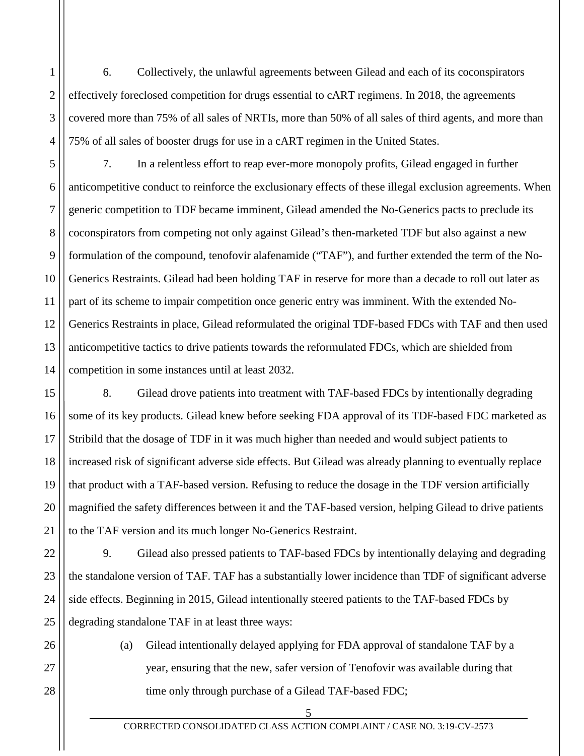6. Collectively, the unlawful agreements between Gilead and each of its coconspirators effectively foreclosed competition for drugs essential to cART regimens. In 2018, the agreements covered more than 75% of all sales of NRTIs, more than 50% of all sales of third agents, and more than 75% of all sales of booster drugs for use in a cART regimen in the United States.

7. In a relentless effort to reap ever-more monopoly profits, Gilead engaged in further anticompetitive conduct to reinforce the exclusionary effects of these illegal exclusion agreements. When generic competition to TDF became imminent, Gilead amended the No-Generics pacts to preclude its coconspirators from competing not only against Gilead's then-marketed TDF but also against a new formulation of the compound, tenofovir alafenamide ("TAF"), and further extended the term of the No-Generics Restraints. Gilead had been holding TAF in reserve for more than a decade to roll out later as part of its scheme to impair competition once generic entry was imminent. With the extended No-Generics Restraints in place, Gilead reformulated the original TDF-based FDCs with TAF and then used anticompetitive tactics to drive patients towards the reformulated FDCs, which are shielded from competition in some instances until at least 2032.

8. Gilead drove patients into treatment with TAF-based FDCs by intentionally degrading some of its key products. Gilead knew before seeking FDA approval of its TDF-based FDC marketed as Stribild that the dosage of TDF in it was much higher than needed and would subject patients to increased risk of significant adverse side effects. But Gilead was already planning to eventually replace that product with a TAF-based version. Refusing to reduce the dosage in the TDF version artificially magnified the safety differences between it and the TAF-based version, helping Gilead to drive patients to the TAF version and its much longer No-Generics Restraint.

9. Gilead also pressed patients to TAF-based FDCs by intentionally delaying and degrading the standalone version of TAF. TAF has a substantially lower incidence than TDF of significant adverse side effects. Beginning in 2015, Gilead intentionally steered patients to the TAF-based FDCs by degrading standalone TAF in at least three ways:

(a) Gilead intentionally delayed applying for FDA approval of standalone TAF by a year, ensuring that the new, safer version of Tenofovir was available during that time only through purchase of a Gilead TAF-based FDC;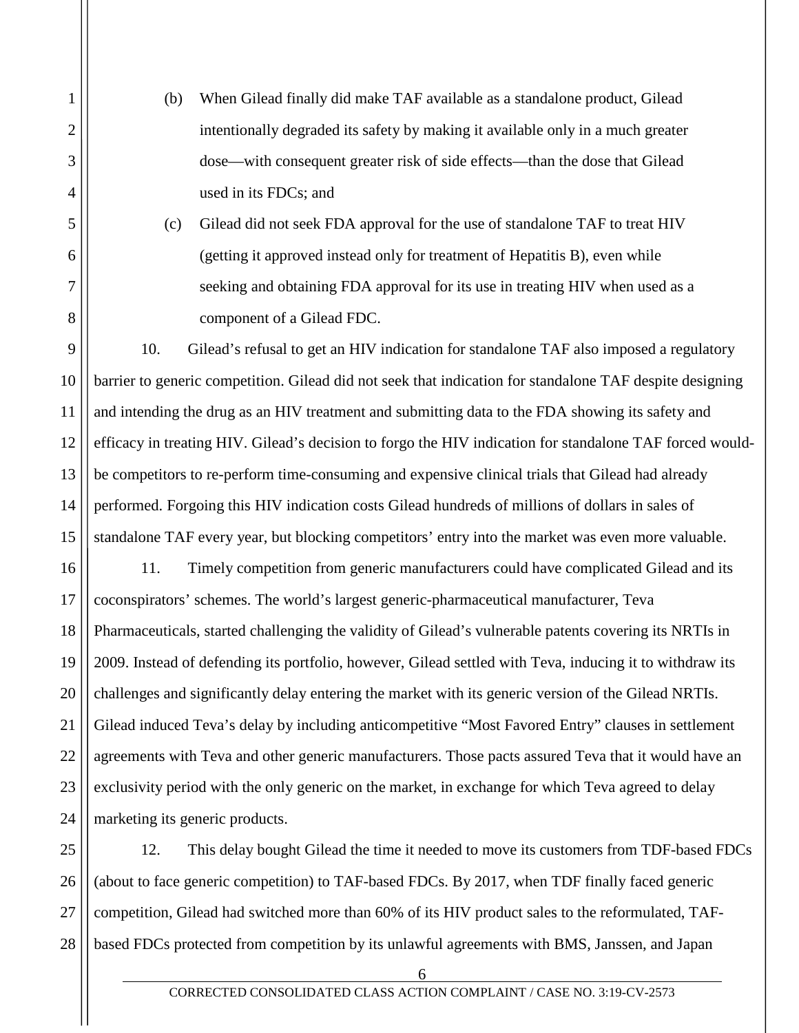(b) When Gilead finally did make TAF available as a standalone product, Gilead intentionally degraded its safety by making it available only in a much greater dose—with consequent greater risk of side effects—than the dose that Gilead used in its FDCs; and

(c) Gilead did not seek FDA approval for the use of standalone TAF to treat HIV (getting it approved instead only for treatment of Hepatitis B), even while seeking and obtaining FDA approval for its use in treating HIV when used as a component of a Gilead FDC.

10. Gilead's refusal to get an HIV indication for standalone TAF also imposed a regulatory barrier to generic competition. Gilead did not seek that indication for standalone TAF despite designing and intending the drug as an HIV treatment and submitting data to the FDA showing its safety and efficacy in treating HIV. Gilead's decision to forgo the HIV indication for standalone TAF forced would-be competitors to re-perform time-consuming and expensive clinical trials that Gilead had already performed. Forgoing this HIV indication costs Gilead hundreds of millions of dollars in sales of standalone TAF every year, but blocking competitors' entry into the market was even more valuable.

11. Timely competition from generic manufacturers could have complicated Gilead and its coconspirators' schemes. The world's largest generic-pharmaceutical manufacturer, Teva Pharmaceuticals, started challenging the validity of Gilead's vulnerable patents covering its NRTIs in 2009. Instead of defending its portfolio, however, Gilead settled with Teva, inducing it to withdraw its challenges and significantly delay entering the market with its generic version of the Gilead NRTIs. Gilead induced Teva's delay by including anticompetitive "Most Favored Entry" clauses in settlement agreements with Teva and other generic manufacturers. Those pacts assured Teva that it would have an exclusivity period with the only generic on the market, in exchange for which Teva agreed to delay marketing its generic products.

12. This delay bought Gilead the time it needed to move its customers from TDF-based FDCs (about to face generic competition) to TAF-based FDCs. By 2017, when TDF finally faced generic competition, Gilead had switched more than 60% of its HIV product sales to the reformulated, TAF-based FDCs protected from competition by its unlawful agreements with BMS, Janssen, and Japan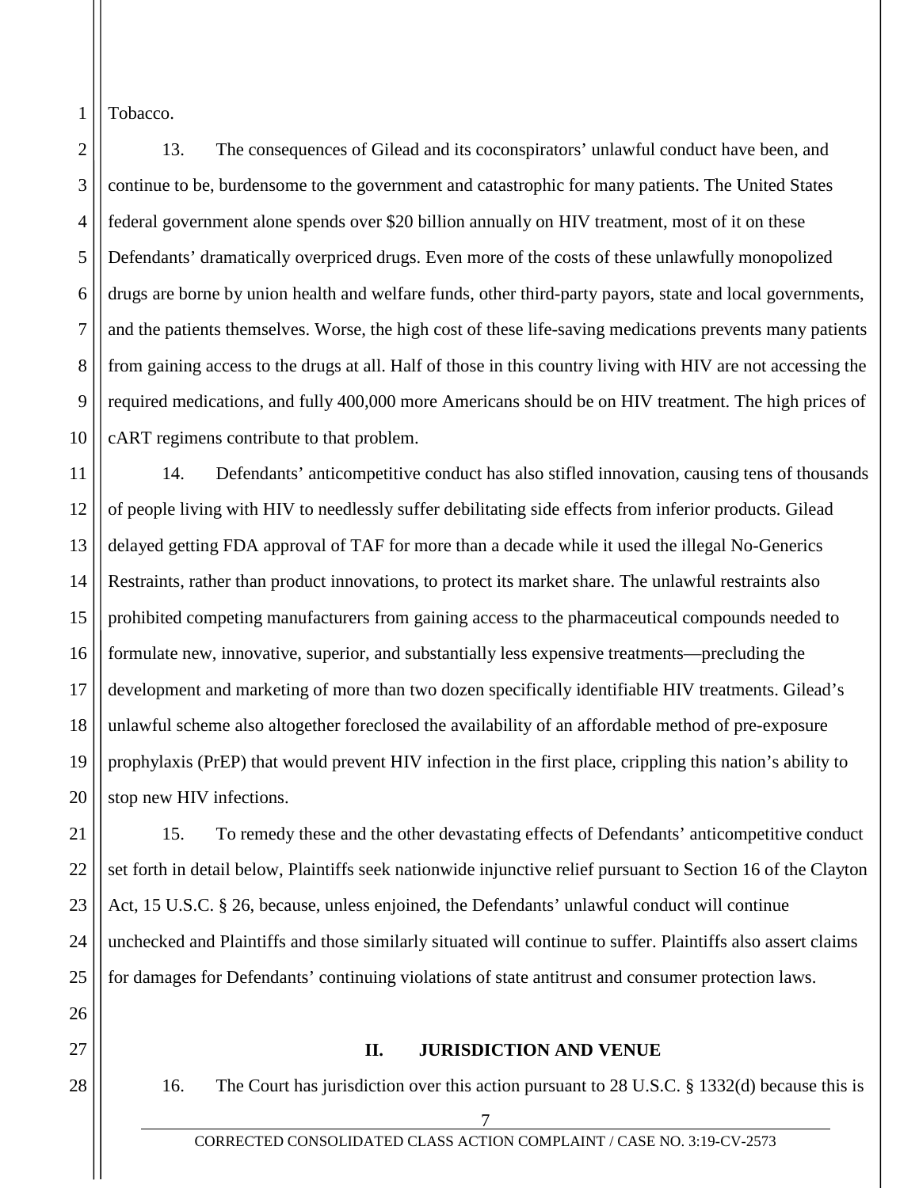Tobacco.

13. The consequences of Gilead and its coconspirators' unlawful conduct have been, and continue to be, burdensome to the government and catastrophic for many patients. The United States federal government alone spends over $20 billion annually on HIV treatment, most of it on these Defendants' dramatically overpriced drugs. Even more of the costs of these unlawfully monopolized drugs are borne by union health and welfare funds, other third-party payors, state and local governments, and the patients themselves. Worse, the high cost of these life-saving medications prevents many patients from gaining access to the drugs at all. Half of those in this country living with HIV are not accessing the required medications, and fully 400,000 more Americans should be on HIV treatment. The high prices of cART regimens contribute to that problem.

14. Defendants' anticompetitive conduct has also stifled innovation, causing tens of thousands of people living with HIV to needlessly suffer debilitating side effects from inferior products. Gilead delayed getting FDA approval of TAF for more than a decade while it used the illegal No-Generics Restraints, rather than product innovations, to protect its market share. The unlawful restraints also prohibited competing manufacturers from gaining access to the pharmaceutical compounds needed to formulate new, innovative, superior, and substantially less expensive treatments—precluding the development and marketing of more than two dozen specifically identifiable HIV treatments. Gilead's unlawful scheme also altogether foreclosed the availability of an affordable method of pre-exposure prophylaxis (PrEP) that would prevent HIV infection in the first place, crippling this nation's ability to stop new HIV infections.

15. To remedy these and the other devastating effects of Defendants' anticompetitive conduct set forth in detail below, Plaintiffs seek nationwide injunctive relief pursuant to Section 16 of the Clayton Act, 15 U.S.C. § 26, because, unless enjoined, the Defendants' unlawful conduct will continue unchecked and Plaintiffs and those similarly situated will continue to suffer. Plaintiffs also assert claims for damages for Defendants' continuing violations of state antitrust and consumer protection laws.

## II. JURISDICTION AND VENUE

16. The Court has jurisdiction over this action pursuant to 28 U.S.C. § 1332(d) because this is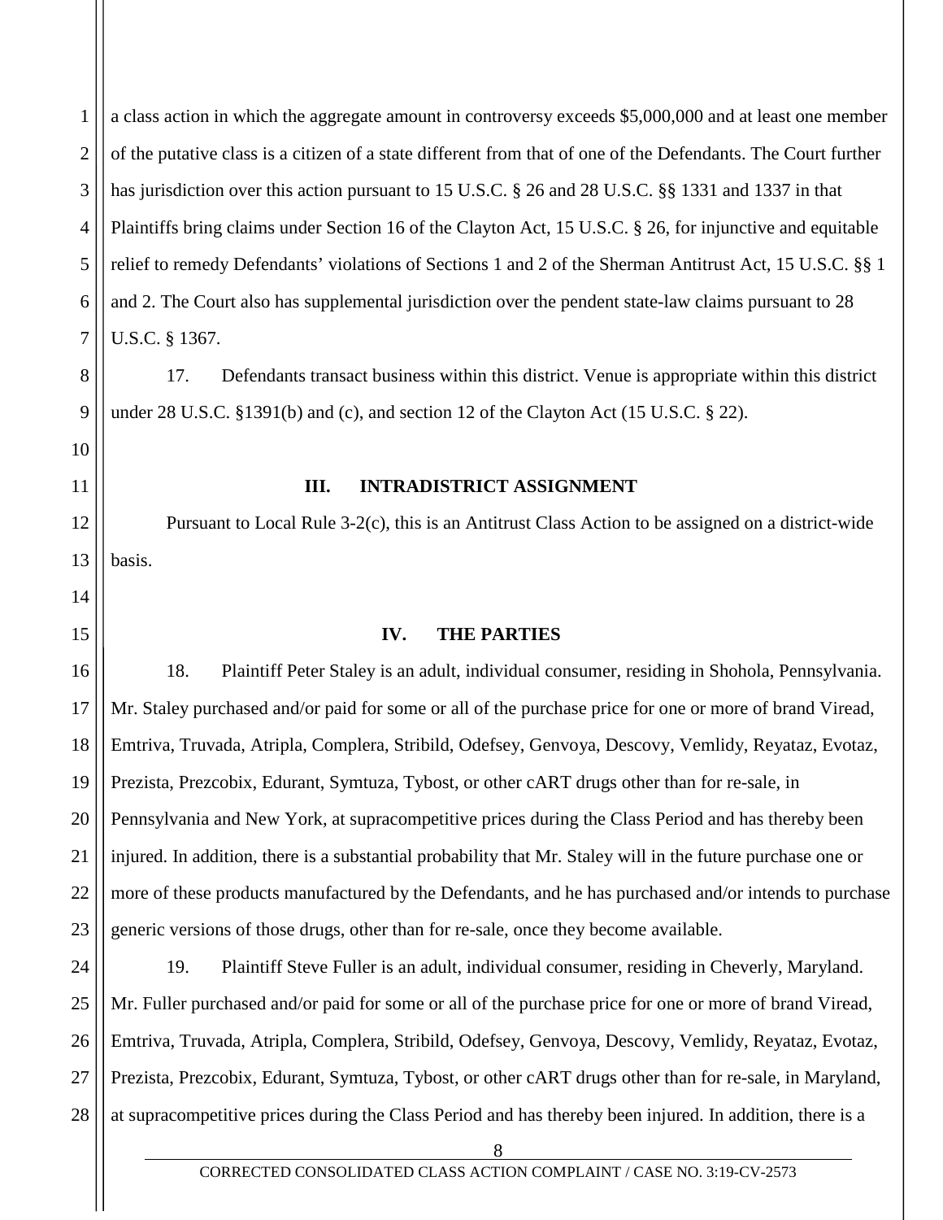a class action in which the aggregate amount in controversy exceeds $5,000,000 and at least one member of the putative class is a citizen of a state different from that of one of the Defendants. The Court further has jurisdiction over this action pursuant to 15 U.S.C. § 26 and 28 U.S.C. §§ 1331 and 1337 in that Plaintiffs bring claims under Section 16 of the Clayton Act, 15 U.S.C. § 26, for injunctive and equitable relief to remedy Defendants' violations of Sections 1 and 2 of the Sherman Antitrust Act, 15 U.S.C. §§ 1 and 2. The Court also has supplemental jurisdiction over the pendent state-law claims pursuant to 28 U.S.C. § 1367.

17. Defendants transact business within this district. Venue is appropriate within this district under 28 U.S.C. §1391(b) and (c), and section 12 of the Clayton Act (15 U.S.C. § 22).

## III. INTRADISTRICT ASSIGNMENT

Pursuant to Local Rule 3-2(c), this is an Antitrust Class Action to be assigned on a district-wide basis.

## IV. THE PARTIES

18. Plaintiff Peter Staley is an adult, individual consumer, residing in Shohola, Pennsylvania. Mr. Staley purchased and/or paid for some or all of the purchase price for one or more of brand Viread, Emtriva, Truvada, Atripla, Complera, Stribild, Odefsey, Genvoya, Descovy, Vemlidy, Reyataz, Evotaz, Prezista, Prezcobix, Edurant, Symtuza, Tybost, or other cART drugs other than for re-sale, in Pennsylvania and New York, at supracompetitive prices during the Class Period and has thereby been injured. In addition, there is a substantial probability that Mr. Staley will in the future purchase one or more of these products manufactured by the Defendants, and he has purchased and/or intends to purchase generic versions of those drugs, other than for re-sale, once they become available.

19. Plaintiff Steve Fuller is an adult, individual consumer, residing in Cheverly, Maryland. Mr. Fuller purchased and/or paid for some or all of the purchase price for one or more of brand Viread, Emtriva, Truvada, Atripla, Complera, Stribild, Odefsey, Genvoya, Descovy, Vemlidy, Reyataz, Evotaz, Prezista, Prezcobix, Edurant, Symtuza, Tybost, or other cART drugs other than for re-sale, in Maryland, at supracompetitive prices during the Class Period and has thereby been injured. In addition, there is a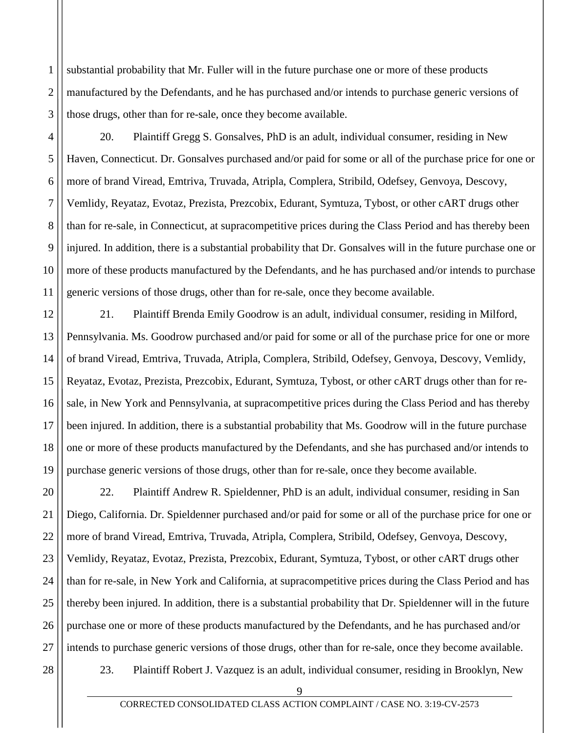substantial probability that Mr. Fuller will in the future purchase one or more of these products manufactured by the Defendants, and he has purchased and/or intends to purchase generic versions of those drugs, other than for re-sale, once they become available.

20. Plaintiff Gregg S. Gonsalves, PhD is an adult, individual consumer, residing in New Haven, Connecticut. Dr. Gonsalves purchased and/or paid for some or all of the purchase price for one or more of brand Viread, Emtriva, Truvada, Atripla, Complera, Stribild, Odefsey, Genvoya, Descovy, Vemlidy, Reyataz, Evotaz, Prezista, Prezcobix, Edurant, Symtuza, Tybost, or other cART drugs other than for re-sale, in Connecticut, at supracompetitive prices during the Class Period and has thereby been injured. In addition, there is a substantial probability that Dr. Gonsalves will in the future purchase one or more of these products manufactured by the Defendants, and he has purchased and/or intends to purchase generic versions of those drugs, other than for re-sale, once they become available.

21. Plaintiff Brenda Emily Goodrow is an adult, individual consumer, residing in Milford, Pennsylvania. Ms. Goodrow purchased and/or paid for some or all of the purchase price for one or more of brand Viread, Emtriva, Truvada, Atripla, Complera, Stribild, Odefsey, Genvoya, Descovy, Vemlidy, Reyataz, Evotaz, Prezista, Prezcobix, Edurant, Symtuza, Tybost, or other cART drugs other than for re-sale, in New York and Pennsylvania, at supracompetitive prices during the Class Period and has thereby been injured. In addition, there is a substantial probability that Ms. Goodrow will in the future purchase one or more of these products manufactured by the Defendants, and she has purchased and/or intends to purchase generic versions of those drugs, other than for re-sale, once they become available.

22. Plaintiff Andrew R. Spieldenner, PhD is an adult, individual consumer, residing in San Diego, California. Dr. Spieldenner purchased and/or paid for some or all of the purchase price for one or more of brand Viread, Emtriva, Truvada, Atripla, Complera, Stribild, Odefsey, Genvoya, Descovy, Vemlidy, Reyataz, Evotaz, Prezista, Prezcobix, Edurant, Symtuza, Tybost, or other cART drugs other than for re-sale, in New York and California, at supracompetitive prices during the Class Period and has thereby been injured. In addition, there is a substantial probability that Dr. Spieldenner will in the future purchase one or more of these products manufactured by the Defendants, and he has purchased and/or intends to purchase generic versions of those drugs, other than for re-sale, once they become available.

23. Plaintiff Robert J. Vazquez is an adult, individual consumer, residing in Brooklyn, New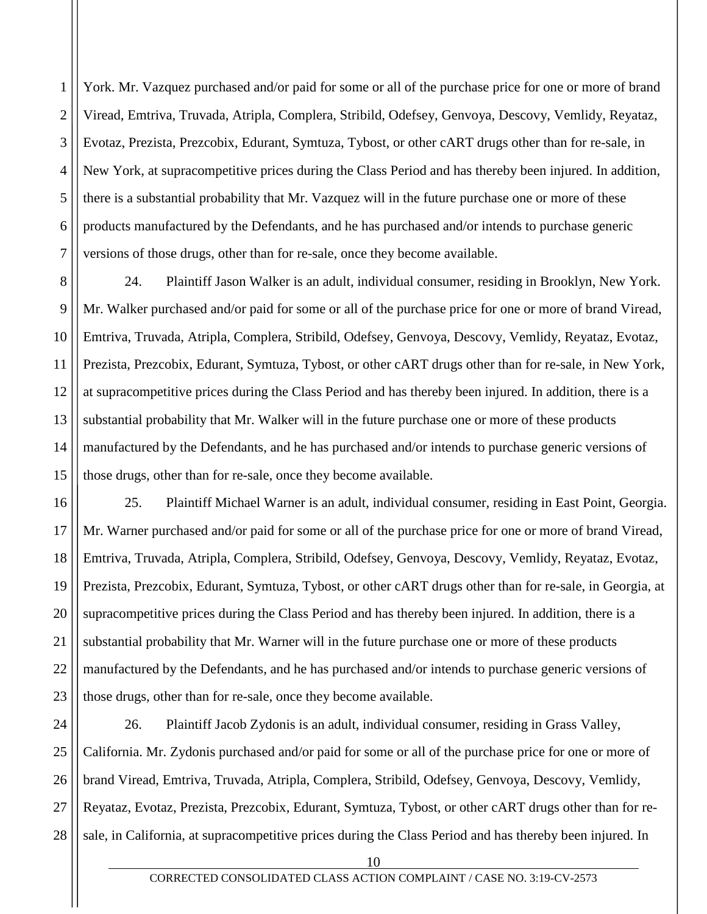York. Mr. Vazquez purchased and/or paid for some or all of the purchase price for one or more of brand Viread, Emtriva, Truvada, Atripla, Complera, Stribild, Odefsey, Genvoya, Descovy, Vemlidy, Reyataz, Evotaz, Prezista, Prezcobix, Edurant, Symtuza, Tybost, or other cART drugs other than for re-sale, in New York, at supracompetitive prices during the Class Period and has thereby been injured. In addition, there is a substantial probability that Mr. Vazquez will in the future purchase one or more of these products manufactured by the Defendants, and he has purchased and/or intends to purchase generic versions of those drugs, other than for re-sale, once they become available.

24. Plaintiff Jason Walker is an adult, individual consumer, residing in Brooklyn, New York. Mr. Walker purchased and/or paid for some or all of the purchase price for one or more of brand Viread, Emtriva, Truvada, Atripla, Complera, Stribild, Odefsey, Genvoya, Descovy, Vemlidy, Reyataz, Evotaz, Prezista, Prezcobix, Edurant, Symtuza, Tybost, or other cART drugs other than for re-sale, in New York, at supracompetitive prices during the Class Period and has thereby been injured. In addition, there is a substantial probability that Mr. Walker will in the future purchase one or more of these products manufactured by the Defendants, and he has purchased and/or intends to purchase generic versions of those drugs, other than for re-sale, once they become available.

25. Plaintiff Michael Warner is an adult, individual consumer, residing in East Point, Georgia. Mr. Warner purchased and/or paid for some or all of the purchase price for one or more of brand Viread, Emtriva, Truvada, Atripla, Complera, Stribild, Odefsey, Genvoya, Descovy, Vemlidy, Reyataz, Evotaz, Prezista, Prezcobix, Edurant, Symtuza, Tybost, or other cART drugs other than for re-sale, in Georgia, at supracompetitive prices during the Class Period and has thereby been injured. In addition, there is a substantial probability that Mr. Warner will in the future purchase one or more of these products manufactured by the Defendants, and he has purchased and/or intends to purchase generic versions of those drugs, other than for re-sale, once they become available.

26. Plaintiff Jacob Zydonis is an adult, individual consumer, residing in Grass Valley, California. Mr. Zydonis purchased and/or paid for some or all of the purchase price for one or more of brand Viread, Emtriva, Truvada, Atripla, Complera, Stribild, Odefsey, Genvoya, Descovy, Vemlidy, Reyataz, Evotaz, Prezista, Prezcobix, Edurant, Symtuza, Tybost, or other cART drugs other than for re-sale, in California, at supracompetitive prices during the Class Period and has thereby been injured. In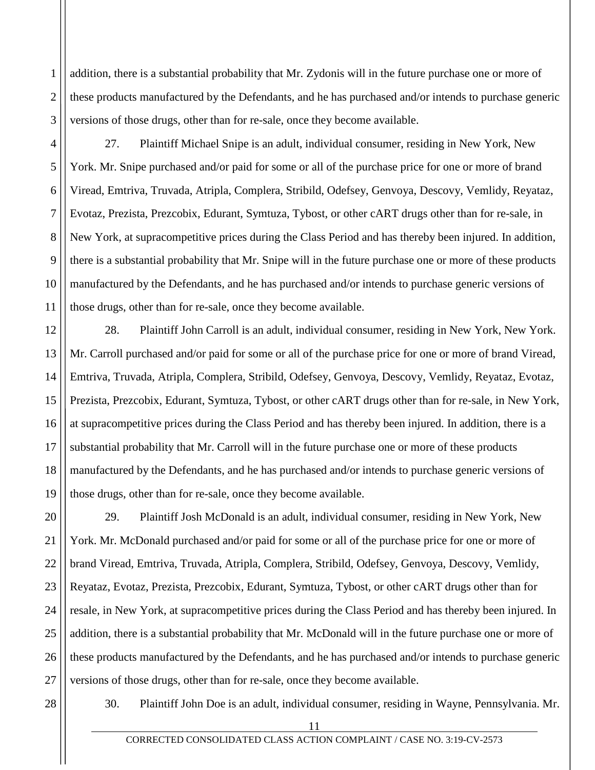addition, there is a substantial probability that Mr. Zydonis will in the future purchase one or more of these products manufactured by the Defendants, and he has purchased and/or intends to purchase generic versions of those drugs, other than for re-sale, once they become available.

27. Plaintiff Michael Snipe is an adult, individual consumer, residing in New York, New York. Mr. Snipe purchased and/or paid for some or all of the purchase price for one or more of brand Viread, Emtriva, Truvada, Atripla, Complera, Stribild, Odefsey, Genvoya, Descovy, Vemlidy, Reyataz, Evotaz, Prezista, Prezcobix, Edurant, Symtuza, Tybost, or other cART drugs other than for re-sale, in New York, at supracompetitive prices during the Class Period and has thereby been injured. In addition, there is a substantial probability that Mr. Snipe will in the future purchase one or more of these products manufactured by the Defendants, and he has purchased and/or intends to purchase generic versions of those drugs, other than for re-sale, once they become available.

28. Plaintiff John Carroll is an adult, individual consumer, residing in New York, New York. Mr. Carroll purchased and/or paid for some or all of the purchase price for one or more of brand Viread, Emtriva, Truvada, Atripla, Complera, Stribild, Odefsey, Genvoya, Descovy, Vemlidy, Reyataz, Evotaz, Prezista, Prezcobix, Edurant, Symtuza, Tybost, or other cART drugs other than for re-sale, in New York, at supracompetitive prices during the Class Period and has thereby been injured. In addition, there is a substantial probability that Mr. Carroll will in the future purchase one or more of these products manufactured by the Defendants, and he has purchased and/or intends to purchase generic versions of those drugs, other than for re-sale, once they become available.

29. Plaintiff Josh McDonald is an adult, individual consumer, residing in New York, New York. Mr. McDonald purchased and/or paid for some or all of the purchase price for one or more of brand Viread, Emtriva, Truvada, Atripla, Complera, Stribild, Odefsey, Genvoya, Descovy, Vemlidy, Reyataz, Evotaz, Prezista, Prezcobix, Edurant, Symtuza, Tybost, or other cART drugs other than for resale, in New York, at supracompetitive prices during the Class Period and has thereby been injured. In addition, there is a substantial probability that Mr. McDonald will in the future purchase one or more of these products manufactured by the Defendants, and he has purchased and/or intends to purchase generic versions of those drugs, other than for re-sale, once they become available.

30. Plaintiff John Doe is an adult, individual consumer, residing in Wayne, Pennsylvania. Mr.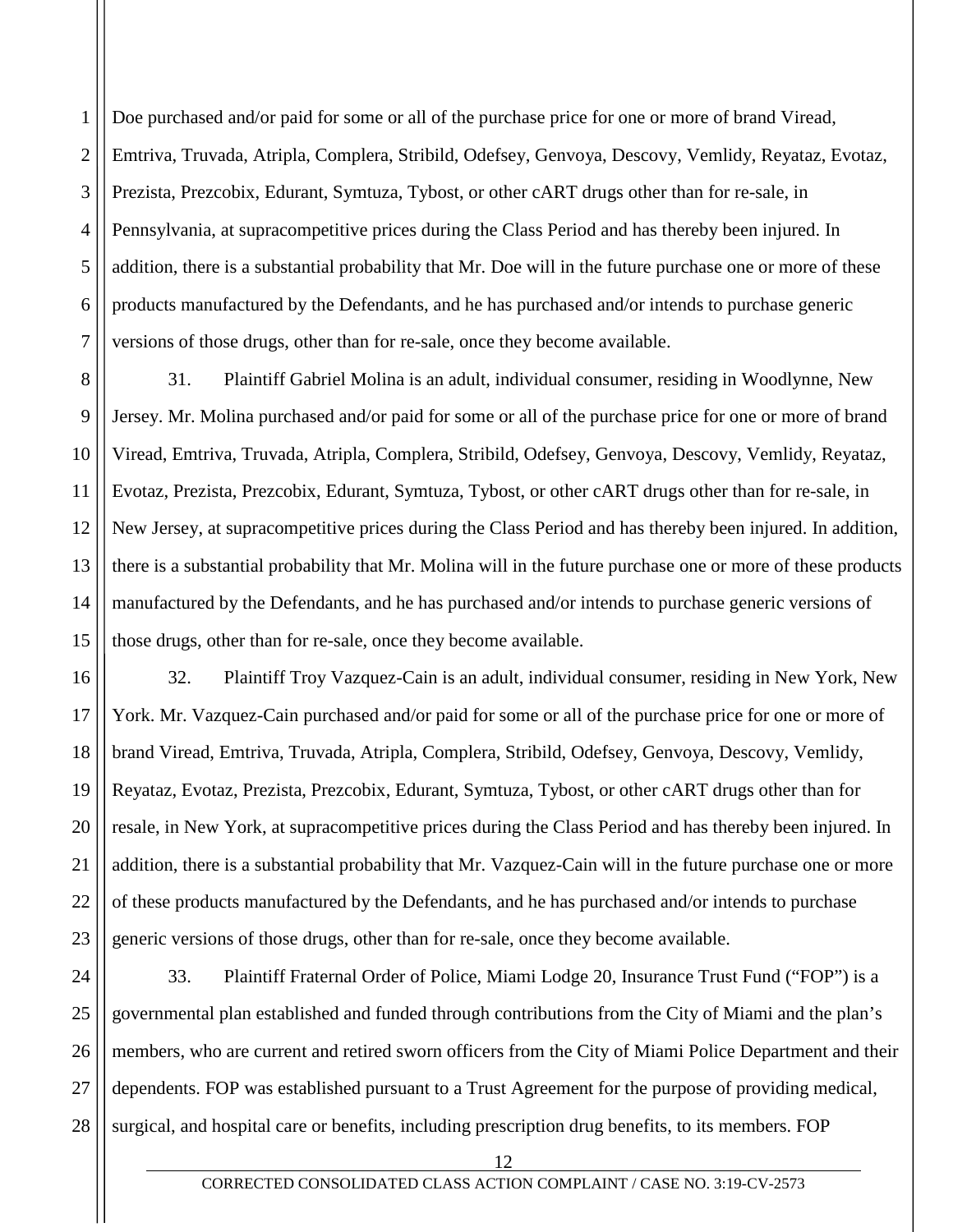Doe purchased and/or paid for some or all of the purchase price for one or more of brand Viread, Emtriva, Truvada, Atripla, Complera, Stribild, Odefsey, Genvoya, Descovy, Vemlidy, Reyataz, Evotaz, Prezista, Prezcobix, Edurant, Symtuza, Tybost, or other cART drugs other than for re-sale, in Pennsylvania, at supracompetitive prices during the Class Period and has thereby been injured. In addition, there is a substantial probability that Mr. Doe will in the future purchase one or more of these products manufactured by the Defendants, and he has purchased and/or intends to purchase generic versions of those drugs, other than for re-sale, once they become available.

31. Plaintiff Gabriel Molina is an adult, individual consumer, residing in Woodlynne, New Jersey. Mr. Molina purchased and/or paid for some or all of the purchase price for one or more of brand Viread, Emtriva, Truvada, Atripla, Complera, Stribild, Odefsey, Genvoya, Descovy, Vemlidy, Reyataz, Evotaz, Prezista, Prezcobix, Edurant, Symtuza, Tybost, or other cART drugs other than for re-sale, in New Jersey, at supracompetitive prices during the Class Period and has thereby been injured. In addition, there is a substantial probability that Mr. Molina will in the future purchase one or more of these products manufactured by the Defendants, and he has purchased and/or intends to purchase generic versions of those drugs, other than for re-sale, once they become available.

32. Plaintiff Troy Vazquez-Cain is an adult, individual consumer, residing in New York, New York. Mr. Vazquez-Cain purchased and/or paid for some or all of the purchase price for one or more of brand Viread, Emtriva, Truvada, Atripla, Complera, Stribild, Odefsey, Genvoya, Descovy, Vemlidy, Reyataz, Evotaz, Prezista, Prezcobix, Edurant, Symtuza, Tybost, or other cART drugs other than for resale, in New York, at supracompetitive prices during the Class Period and has thereby been injured. In addition, there is a substantial probability that Mr. Vazquez-Cain will in the future purchase one or more of these products manufactured by the Defendants, and he has purchased and/or intends to purchase generic versions of those drugs, other than for re-sale, once they become available.

33. Plaintiff Fraternal Order of Police, Miami Lodge 20, Insurance Trust Fund ("FOP") is a governmental plan established and funded through contributions from the City of Miami and the plan's members, who are current and retired sworn officers from the City of Miami Police Department and their dependents. FOP was established pursuant to a Trust Agreement for the purpose of providing medical, surgical, and hospital care or benefits, including prescription drug benefits, to its members. FOP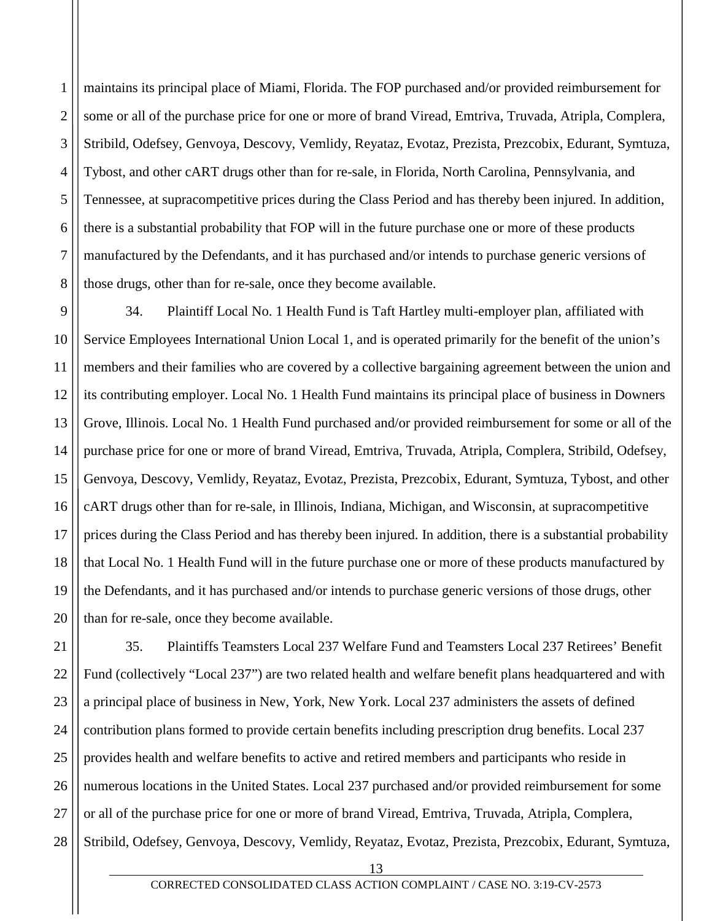maintains its principal place of Miami, Florida. The FOP purchased and/or provided reimbursement for some or all of the purchase price for one or more of brand Viread, Emtriva, Truvada, Atripla, Complera, Stribild, Odefsey, Genvoya, Descovy, Vemlidy, Reyataz, Evotaz, Prezista, Prezcobix, Edurant, Symtuza, Tybost, and other cART drugs other than for re-sale, in Florida, North Carolina, Pennsylvania, and Tennessee, at supracompetitive prices during the Class Period and has thereby been injured. In addition, there is a substantial probability that FOP will in the future purchase one or more of these products manufactured by the Defendants, and it has purchased and/or intends to purchase generic versions of those drugs, other than for re-sale, once they become available.

34. Plaintiff Local No. 1 Health Fund is Taft Hartley multi-employer plan, affiliated with Service Employees International Union Local 1, and is operated primarily for the benefit of the union's members and their families who are covered by a collective bargaining agreement between the union and its contributing employer. Local No. 1 Health Fund maintains its principal place of business in Downers Grove, Illinois. Local No. 1 Health Fund purchased and/or provided reimbursement for some or all of the purchase price for one or more of brand Viread, Emtriva, Truvada, Atripla, Complera, Stribild, Odefsey, Genvoya, Descovy, Vemlidy, Reyataz, Evotaz, Prezista, Prezcobix, Edurant, Symtuza, Tybost, and other cART drugs other than for re-sale, in Illinois, Indiana, Michigan, and Wisconsin, at supracompetitive prices during the Class Period and has thereby been injured. In addition, there is a substantial probability that Local No. 1 Health Fund will in the future purchase one or more of these products manufactured by the Defendants, and it has purchased and/or intends to purchase generic versions of those drugs, other than for re-sale, once they become available.

35. Plaintiffs Teamsters Local 237 Welfare Fund and Teamsters Local 237 Retirees' Benefit Fund (collectively "Local 237") are two related health and welfare benefit plans headquartered and with a principal place of business in New, York, New York. Local 237 administers the assets of defined contribution plans formed to provide certain benefits including prescription drug benefits. Local 237 provides health and welfare benefits to active and retired members and participants who reside in numerous locations in the United States. Local 237 purchased and/or provided reimbursement for some or all of the purchase price for one or more of brand Viread, Emtriva, Truvada, Atripla, Complera, Stribild, Odefsey, Genvoya, Descovy, Vemlidy, Reyataz, Evotaz, Prezista, Prezcobix, Edurant, Symtuza,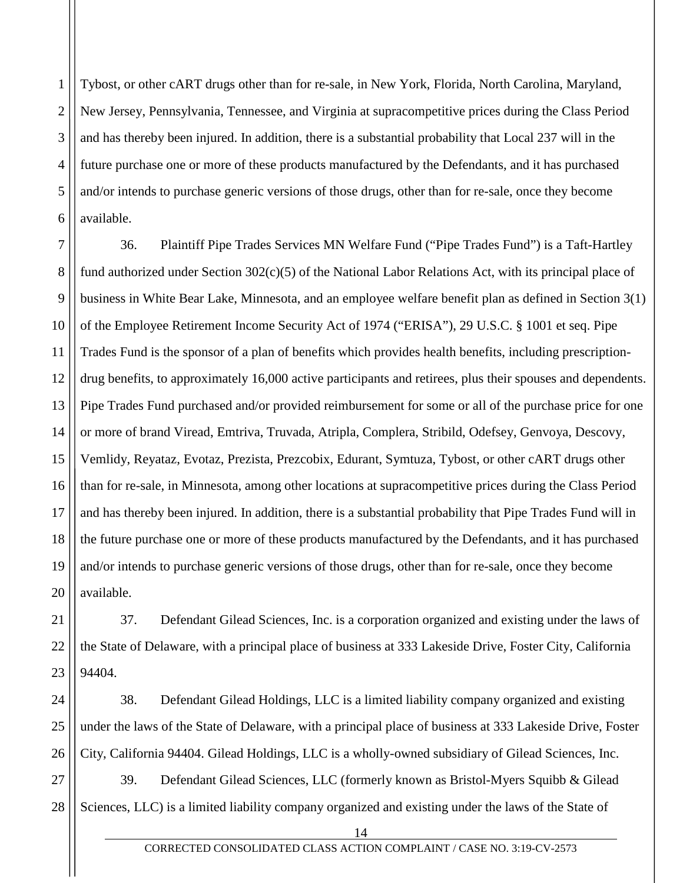Tybost, or other cART drugs other than for re-sale, in New York, Florida, North Carolina, Maryland, New Jersey, Pennsylvania, Tennessee, and Virginia at supracompetitive prices during the Class Period and has thereby been injured. In addition, there is a substantial probability that Local 237 will in the future purchase one or more of these products manufactured by the Defendants, and it has purchased and/or intends to purchase generic versions of those drugs, other than for re-sale, once they become available.

36. Plaintiff Pipe Trades Services MN Welfare Fund ("Pipe Trades Fund") is a Taft-Hartley fund authorized under Section 302(c)(5) of the National Labor Relations Act, with its principal place of business in White Bear Lake, Minnesota, and an employee welfare benefit plan as defined in Section 3(1) of the Employee Retirement Income Security Act of 1974 ("ERISA"), 29 U.S.C. § 1001 et seq. Pipe Trades Fund is the sponsor of a plan of benefits which provides health benefits, including prescription-drug benefits, to approximately 16,000 active participants and retirees, plus their spouses and dependents. Pipe Trades Fund purchased and/or provided reimbursement for some or all of the purchase price for one or more of brand Viread, Emtriva, Truvada, Atripla, Complera, Stribild, Odefsey, Genvoya, Descovy, Vemlidy, Reyataz, Evotaz, Prezista, Prezcobix, Edurant, Symtuza, Tybost, or other cART drugs other than for re-sale, in Minnesota, among other locations at supracompetitive prices during the Class Period and has thereby been injured. In addition, there is a substantial probability that Pipe Trades Fund will in the future purchase one or more of these products manufactured by the Defendants, and it has purchased and/or intends to purchase generic versions of those drugs, other than for re-sale, once they become available.

37. Defendant Gilead Sciences, Inc. is a corporation organized and existing under the laws of the State of Delaware, with a principal place of business at 333 Lakeside Drive, Foster City, California 94404.

38. Defendant Gilead Holdings, LLC is a limited liability company organized and existing under the laws of the State of Delaware, with a principal place of business at 333 Lakeside Drive, Foster City, California 94404. Gilead Holdings, LLC is a wholly-owned subsidiary of Gilead Sciences, Inc.

39. Defendant Gilead Sciences, LLC (formerly known as Bristol-Myers Squibb & Gilead Sciences, LLC) is a limited liability company organized and existing under the laws of the State of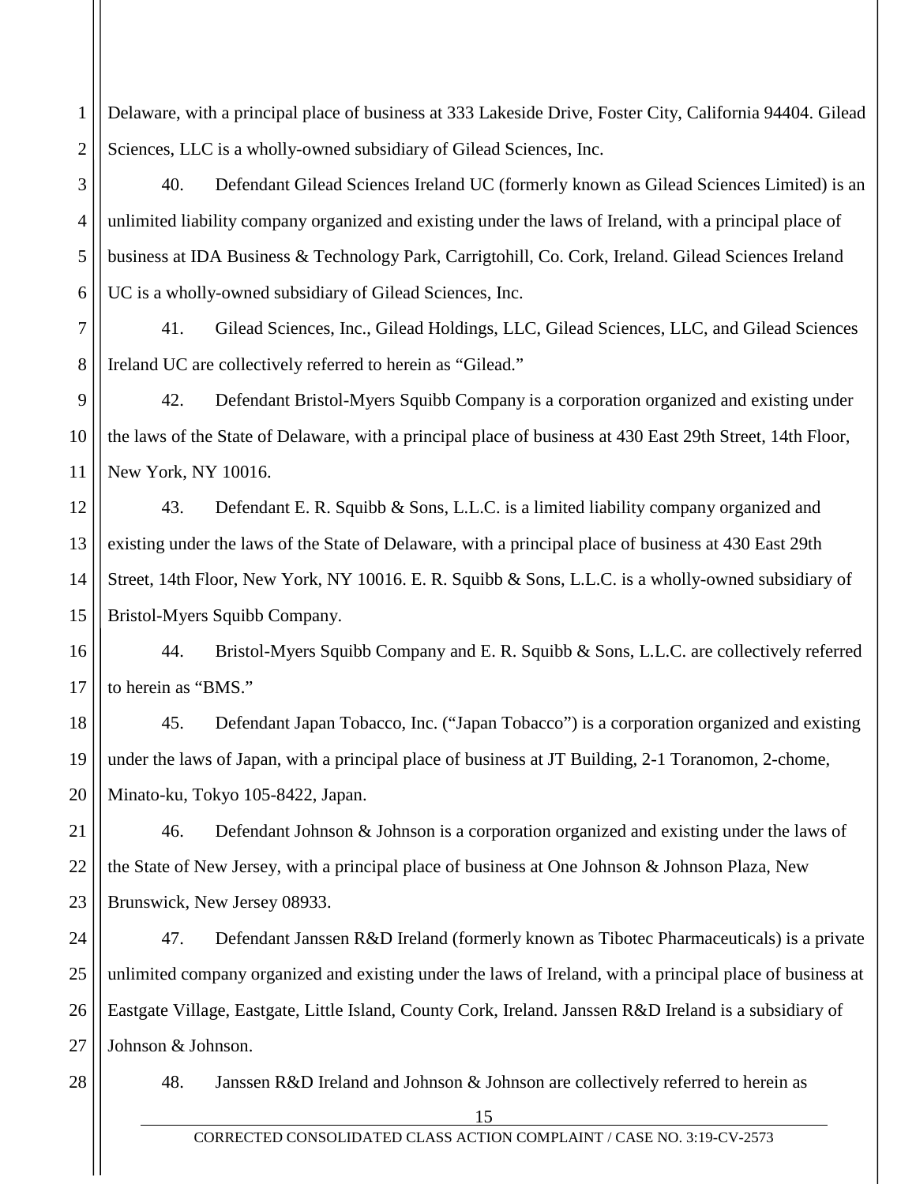Delaware, with a principal place of business at 333 Lakeside Drive, Foster City, California 94404. Gilead Sciences, LLC is a wholly-owned subsidiary of Gilead Sciences, Inc.

40. Defendant Gilead Sciences Ireland UC (formerly known as Gilead Sciences Limited) is an unlimited liability company organized and existing under the laws of Ireland, with a principal place of business at IDA Business & Technology Park, Carrigtohill, Co. Cork, Ireland. Gilead Sciences Ireland UC is a wholly-owned subsidiary of Gilead Sciences, Inc.

41. Gilead Sciences, Inc., Gilead Holdings, LLC, Gilead Sciences, LLC, and Gilead Sciences Ireland UC are collectively referred to herein as "Gilead."

42. Defendant Bristol-Myers Squibb Company is a corporation organized and existing under the laws of the State of Delaware, with a principal place of business at 430 East 29th Street, 14th Floor, New York, NY 10016.

43. Defendant E. R. Squibb & Sons, L.L.C. is a limited liability company organized and existing under the laws of the State of Delaware, with a principal place of business at 430 East 29th Street, 14th Floor, New York, NY 10016. E. R. Squibb & Sons, L.L.C. is a wholly-owned subsidiary of Bristol-Myers Squibb Company.

44. Bristol-Myers Squibb Company and E. R. Squibb & Sons, L.L.C. are collectively referred to herein as "BMS."

45. Defendant Japan Tobacco, Inc. ("Japan Tobacco") is a corporation organized and existing under the laws of Japan, with a principal place of business at JT Building, 2-1 Toranomon, 2-chome, Minato-ku, Tokyo 105-8422, Japan.

46. Defendant Johnson & Johnson is a corporation organized and existing under the laws of the State of New Jersey, with a principal place of business at One Johnson & Johnson Plaza, New Brunswick, New Jersey 08933.

47. Defendant Janssen R&D Ireland (formerly known as Tibotec Pharmaceuticals) is a private unlimited company organized and existing under the laws of Ireland, with a principal place of business at Eastgate Village, Eastgate, Little Island, County Cork, Ireland. Janssen R&D Ireland is a subsidiary of Johnson & Johnson.

48. Janssen R&D Ireland and Johnson & Johnson are collectively referred to herein as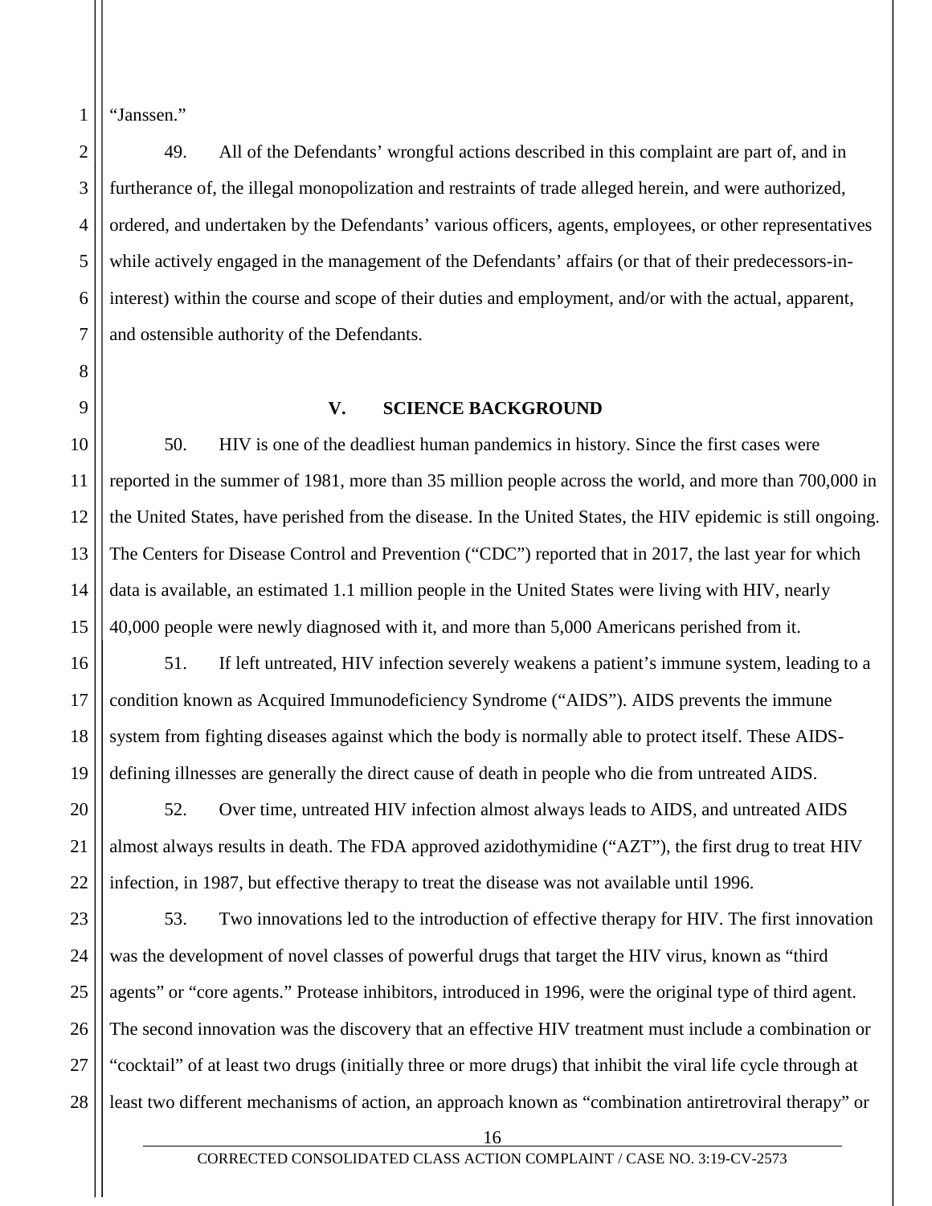"Janssen."

49. All of the Defendants' wrongful actions described in this complaint are part of, and in furtherance of, the illegal monopolization and restraints of trade alleged herein, and were authorized, ordered, and undertaken by the Defendants' various officers, agents, employees, or other representatives while actively engaged in the management of the Defendants' affairs (or that of their predecessors-in-interest) within the course and scope of their duties and employment, and/or with the actual, apparent, and ostensible authority of the Defendants.

## V. SCIENCE BACKGROUND

50. HIV is one of the deadliest human pandemics in history. Since the first cases were reported in the summer of 1981, more than 35 million people across the world, and more than 700,000 in the United States, have perished from the disease. In the United States, the HIV epidemic is still ongoing. The Centers for Disease Control and Prevention ("CDC") reported that in 2017, the last year for which data is available, an estimated 1.1 million people in the United States were living with HIV, nearly 40,000 people were newly diagnosed with it, and more than 5,000 Americans perished from it.

51. If left untreated, HIV infection severely weakens a patient's immune system, leading to a condition known as Acquired Immunodeficiency Syndrome ("AIDS"). AIDS prevents the immune system from fighting diseases against which the body is normally able to protect itself. These AIDS-defining illnesses are generally the direct cause of death in people who die from untreated AIDS.

52. Over time, untreated HIV infection almost always leads to AIDS, and untreated AIDS almost always results in death. The FDA approved azidothymidine ("AZT"), the first drug to treat HIV infection, in 1987, but effective therapy to treat the disease was not available until 1996.

53. Two innovations led to the introduction of effective therapy for HIV. The first innovation was the development of novel classes of powerful drugs that target the HIV virus, known as "third agents" or "core agents." Protease inhibitors, introduced in 1996, were the original type of third agent. The second innovation was the discovery that an effective HIV treatment must include a combination or "cocktail" of at least two drugs (initially three or more drugs) that inhibit the viral life cycle through at least two different mechanisms of action, an approach known as "combination antiretroviral therapy" or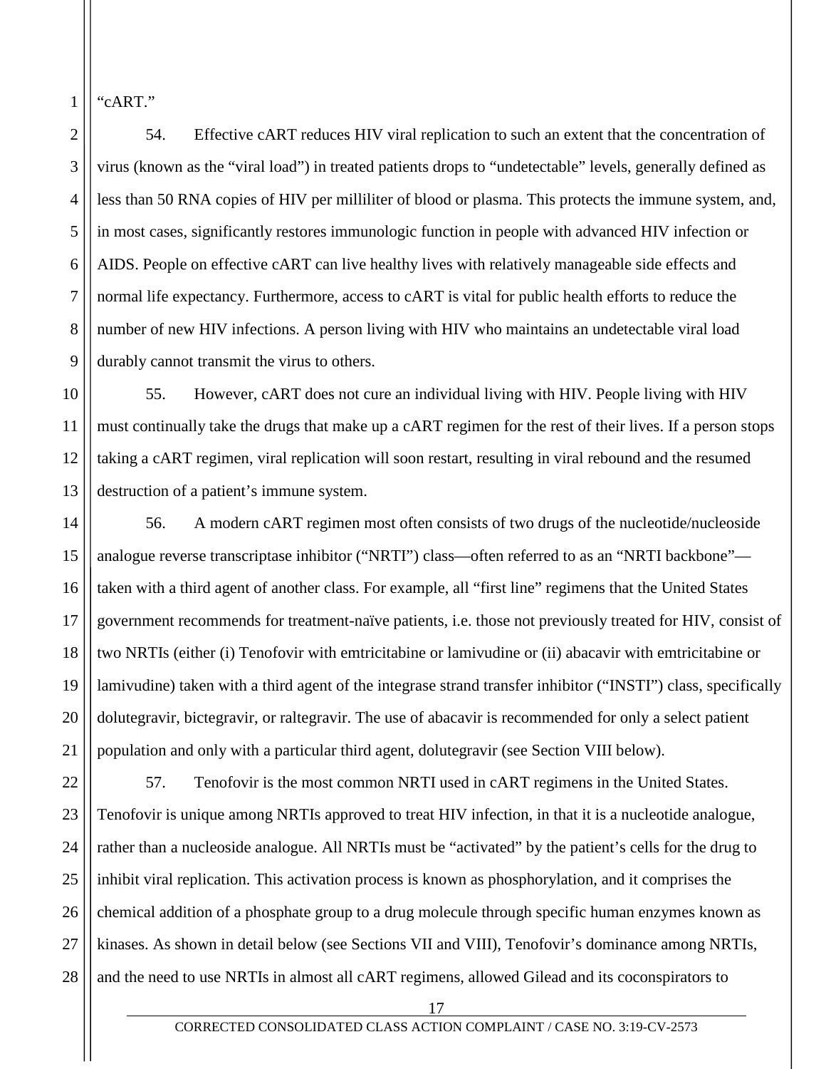"cART."

54. Effective cART reduces HIV viral replication to such an extent that the concentration of virus (known as the "viral load") in treated patients drops to "undetectable" levels, generally defined as less than 50 RNA copies of HIV per milliliter of blood or plasma. This protects the immune system, and, in most cases, significantly restores immunologic function in people with advanced HIV infection or AIDS. People on effective cART can live healthy lives with relatively manageable side effects and normal life expectancy. Furthermore, access to cART is vital for public health efforts to reduce the number of new HIV infections. A person living with HIV who maintains an undetectable viral load durably cannot transmit the virus to others.

55. However, cART does not cure an individual living with HIV. People living with HIV must continually take the drugs that make up a cART regimen for the rest of their lives. If a person stops taking a cART regimen, viral replication will soon restart, resulting in viral rebound and the resumed destruction of a patient's immune system.

56. A modern cART regimen most often consists of two drugs of the nucleotide/nucleoside analogue reverse transcriptase inhibitor ("NRTI") class—often referred to as an "NRTI backbone"—taken with a third agent of another class. For example, all "first line" regimens that the United States government recommends for treatment-naïve patients, i.e. those not previously treated for HIV, consist of two NRTIs (either (i) Tenofovir with emtricitabine or lamivudine or (ii) abacavir with emtricitabine or lamivudine) taken with a third agent of the integrase strand transfer inhibitor ("INSTI") class, specifically dolutegravir, bictegravir, or raltegravir. The use of abacavir is recommended for only a select patient population and only with a particular third agent, dolutegravir (see Section VIII below).

57. Tenofovir is the most common NRTI used in cART regimens in the United States. Tenofovir is unique among NRTIs approved to treat HIV infection, in that it is a nucleotide analogue, rather than a nucleoside analogue. All NRTIs must be "activated" by the patient's cells for the drug to inhibit viral replication. This activation process is known as phosphorylation, and it comprises the chemical addition of a phosphate group to a drug molecule through specific human enzymes known as kinases. As shown in detail below (see Sections VII and VIII), Tenofovir's dominance among NRTIs, and the need to use NRTIs in almost all cART regimens, allowed Gilead and its coconspirators to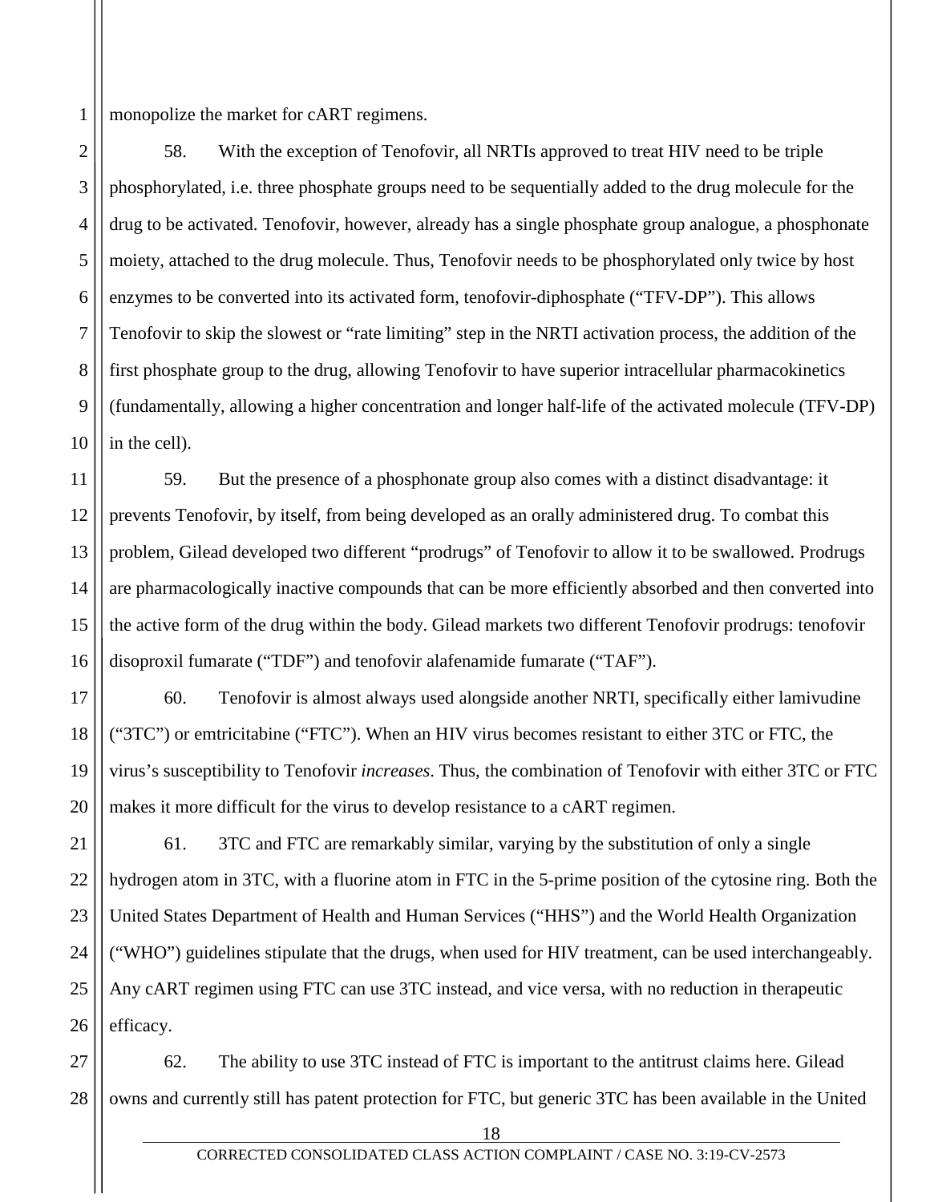monopolize the market for cART regimens.

58. With the exception of Tenofovir, all NRTIs approved to treat HIV need to be triple phosphorylated, i.e. three phosphate groups need to be sequentially added to the drug molecule for the drug to be activated. Tenofovir, however, already has a single phosphate group analogue, a phosphonate moiety, attached to the drug molecule. Thus, Tenofovir needs to be phosphorylated only twice by host enzymes to be converted into its activated form, tenofovir-diphosphate ("TFV-DP"). This allows Tenofovir to skip the slowest or "rate limiting" step in the NRTI activation process, the addition of the first phosphate group to the drug, allowing Tenofovir to have superior intracellular pharmacokinetics (fundamentally, allowing a higher concentration and longer half-life of the activated molecule (TFV-DP) in the cell).

59. But the presence of a phosphonate group also comes with a distinct disadvantage: it prevents Tenofovir, by itself, from being developed as an orally administered drug. To combat this problem, Gilead developed two different "prodrugs" of Tenofovir to allow it to be swallowed. Prodrugs are pharmacologically inactive compounds that can be more efficiently absorbed and then converted into the active form of the drug within the body. Gilead markets two different Tenofovir prodrugs: tenofovir disoproxil fumarate ("TDF") and tenofovir alafenamide fumarate ("TAF").

60. Tenofovir is almost always used alongside another NRTI, specifically either lamivudine ("3TC") or emtricitabine ("FTC"). When an HIV virus becomes resistant to either 3TC or FTC, the virus's susceptibility to Tenofovir *increases*. Thus, the combination of Tenofovir with either 3TC or FTC makes it more difficult for the virus to develop resistance to a cART regimen.

61. 3TC and FTC are remarkably similar, varying by the substitution of only a single hydrogen atom in 3TC, with a fluorine atom in FTC in the 5-prime position of the cytosine ring. Both the United States Department of Health and Human Services ("HHS") and the World Health Organization ("WHO") guidelines stipulate that the drugs, when used for HIV treatment, can be used interchangeably. Any cART regimen using FTC can use 3TC instead, and vice versa, with no reduction in therapeutic efficacy.

62. The ability to use 3TC instead of FTC is important to the antitrust claims here. Gilead owns and currently still has patent protection for FTC, but generic 3TC has been available in the United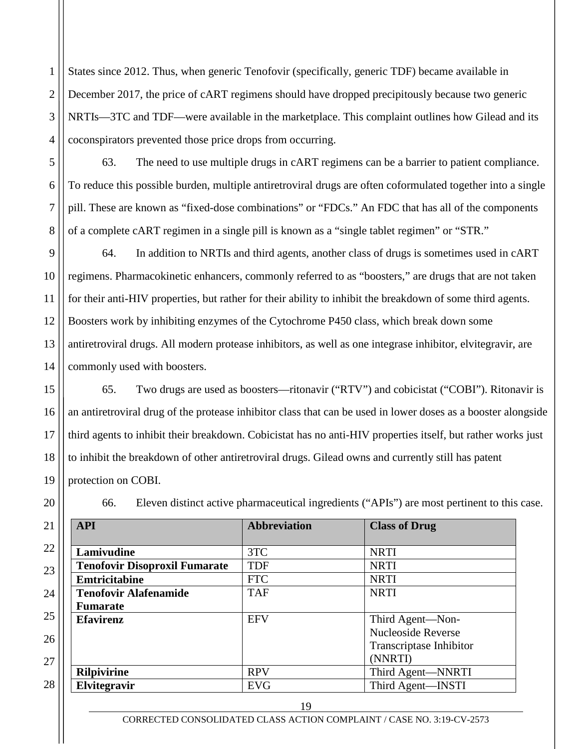States since 2012. Thus, when generic Tenofovir (specifically, generic TDF) became available in December 2017, the price of cART regimens should have dropped precipitously because two generic NRTIs—3TC and TDF—were available in the marketplace. This complaint outlines how Gilead and its coconspirators prevented those price drops from occurring.

63. The need to use multiple drugs in cART regimens can be a barrier to patient compliance. To reduce this possible burden, multiple antiretroviral drugs are often coformulated together into a single pill. These are known as "fixed-dose combinations" or "FDCs." An FDC that has all of the components of a complete cART regimen in a single pill is known as a "single tablet regimen" or "STR."

64. In addition to NRTIs and third agents, another class of drugs is sometimes used in cART regimens. Pharmacokinetic enhancers, commonly referred to as "boosters," are drugs that are not taken for their anti-HIV properties, but rather for their ability to inhibit the breakdown of some third agents. Boosters work by inhibiting enzymes of the Cytochrome P450 class, which break down some antiretroviral drugs. All modern protease inhibitors, as well as one integrase inhibitor, elvitegravir, are commonly used with boosters.

65. Two drugs are used as boosters—ritonavir ("RTV") and cobicistat ("COBI"). Ritonavir is an antiretroviral drug of the protease inhibitor class that can be used in lower doses as a booster alongside third agents to inhibit their breakdown. Cobicistat has no anti-HIV properties itself, but rather works just to inhibit the breakdown of other antiretroviral drugs. Gilead owns and currently still has patent protection on COBI.

66. Eleven distinct active pharmaceutical ingredients ("APIs") are most pertinent to this case.

| API | Abbreviation | Class of Drug |
|---|---|---|
| **Lamivudine** | 3TC | NRTI |
| **Tenofovir Disoproxil Fumarate** | TDF | NRTI |
| **Emtricitabine** | FTC | NRTI |
| **Tenofovir Alafenamide Fumarate** | TAF | NRTI |
| **Efavirenz** | EFV | Third Agent—Non-Nucleoside Reverse Transcriptase Inhibitor (NNRTI) |
| **Rilpivirine** | RPV | Third Agent—NNRTI |
| **Elvitegravir** | EVG | Third Agent—INSTI |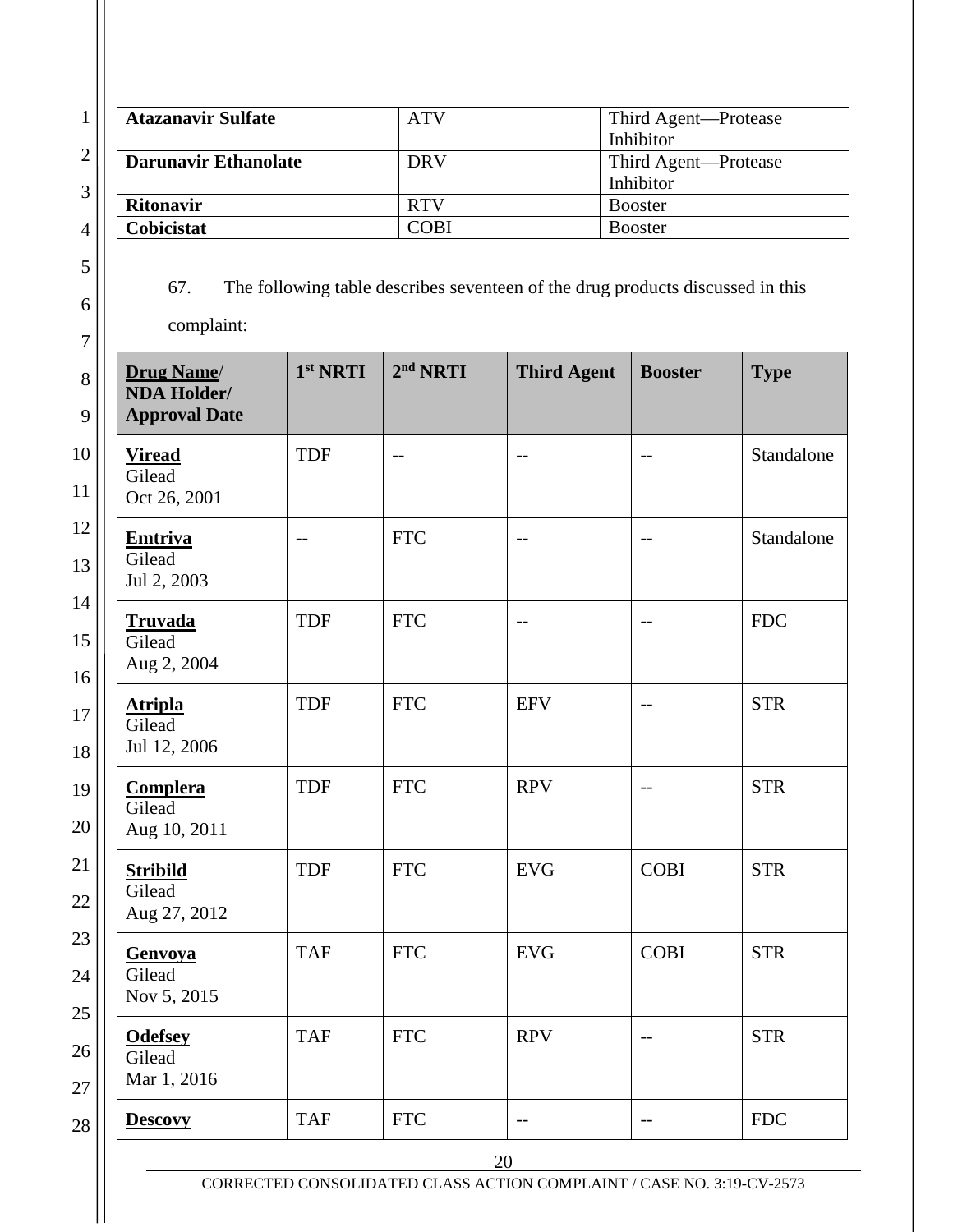| | | |
|---|---|---|
| **Atazanavir Sulfate** | ATV | Third Agent—Protease Inhibitor |
| **Darunavir Ethanolate** | DRV | Third Agent—Protease Inhibitor |
| **Ritonavir** | RTV | Booster |
| **Cobicistat** | COBI | Booster |

67. The following table describes seventeen of the drug products discussed in this complaint:

| **Drug Name/ NDA Holder/ Approval Date** | **1st NRTI** | **2nd NRTI** | **Third Agent** | **Booster** | **Type** |
|---|---|---|---|---|---|
| **Viread** Gilead Oct 26, 2001 | TDF | -- | -- | -- | Standalone |
| **Emtriva** Gilead Jul 2, 2003 | -- | FTC | -- | -- | Standalone |
| **Truvada** Gilead Aug 2, 2004 | TDF | FTC | -- | -- | FDC |
| **Atripla** Gilead Jul 12, 2006 | TDF | FTC | EFV | -- | STR |
| **Complera** Gilead Aug 10, 2011 | TDF | FTC | RPV | -- | STR |
| **Stribild** Gilead Aug 27, 2012 | TDF | FTC | EVG | COBI | STR |
| **Genvoya** Gilead Nov 5, 2015 | TAF | FTC | EVG | COBI | STR |
| **Odefsey** Gilead Mar 1, 2016 | TAF | FTC | RPV | -- | STR |
| **Descovy** | TAF | FTC | -- | -- | FDC |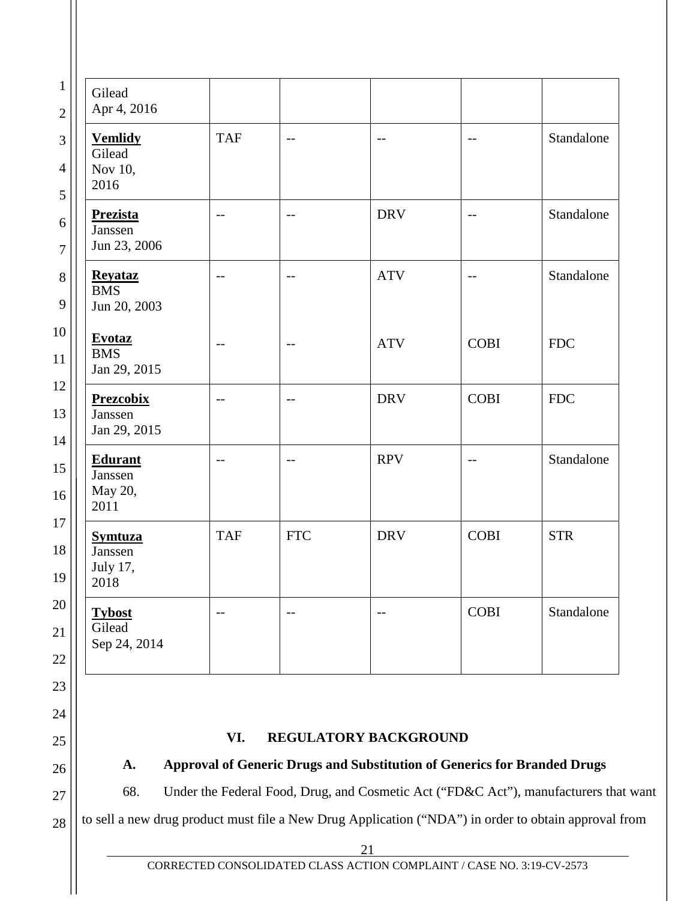| | | | | | |
|---|---|---|---|---|---|
| Gilead<br>Apr 4, 2016 | | | | | |
| **Vemlidy**<br>Gilead<br>Nov 10, 2016 | TAF | -- | -- | -- | Standalone |
| **Prezista**<br>Janssen<br>Jun 23, 2006 | -- | -- | DRV | -- | Standalone |
| **Reyataz**<br>BMS<br>Jun 20, 2003<br><br>**Evotaz**<br>BMS<br>Jan 29, 2015 | --<br><br>-- | --<br><br>-- | ATV<br><br>ATV | --<br><br>COBI | Standalone<br><br>FDC |
| **Prezcobix**<br>Janssen<br>Jan 29, 2015 | -- | -- | DRV | COBI | FDC |
| **Edurant**<br>Janssen<br>May 20, 2011 | -- | -- | RPV | -- | Standalone |
| **Symtuza**<br>Janssen<br>July 17, 2018 | TAF | FTC | DRV | COBI | STR |
| **Tybost**<br>Gilead<br>Sep 24, 2014 | -- | -- | -- | COBI | Standalone |

## VI. REGULATORY BACKGROUND

### A. Approval of Generic Drugs and Substitution of Generics for Branded Drugs

68. Under the Federal Food, Drug, and Cosmetic Act ("FD&C Act"), manufacturers that want to sell a new drug product must file a New Drug Application ("NDA") in order to obtain approval from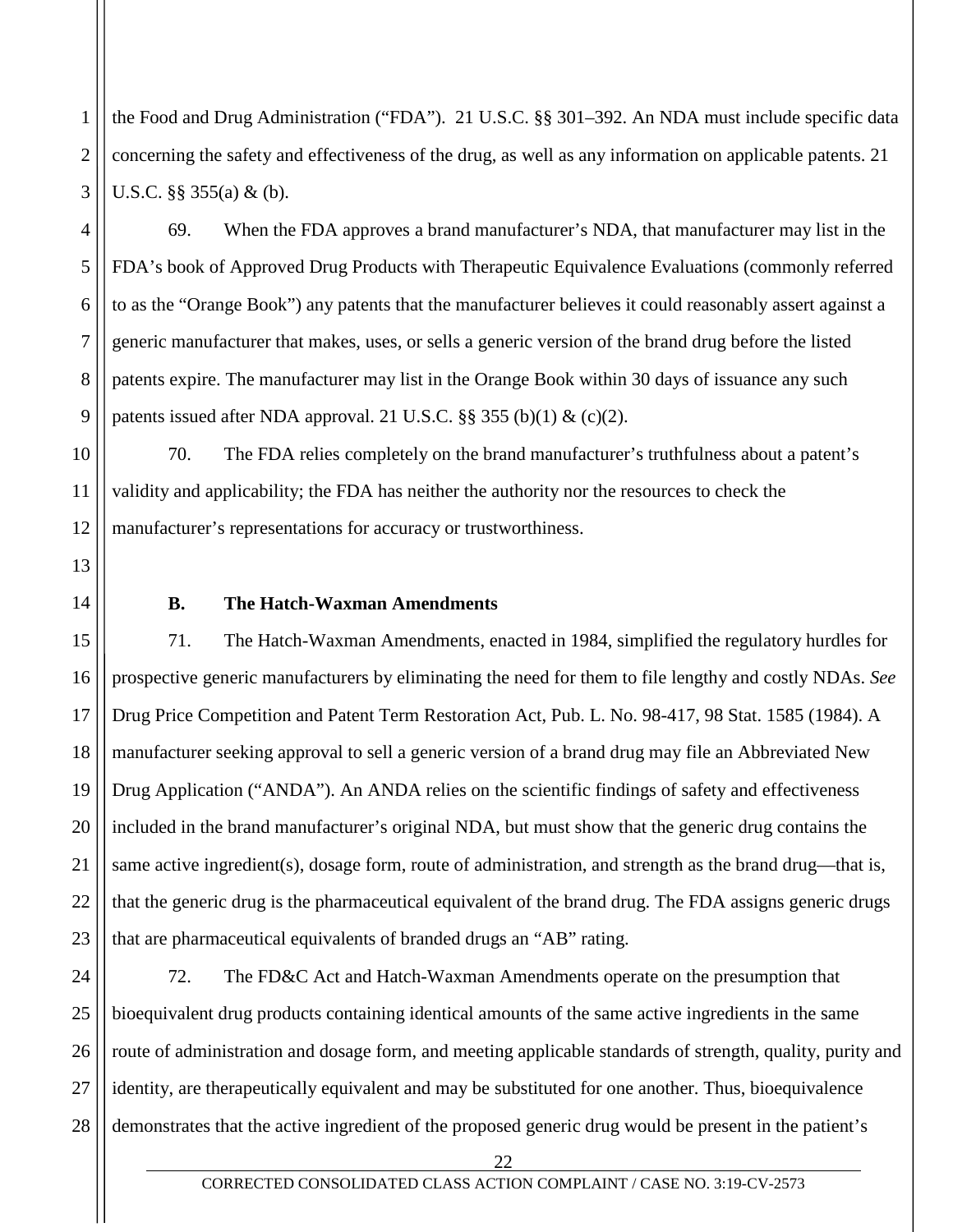the Food and Drug Administration ("FDA"). 21 U.S.C. §§ 301–392. An NDA must include specific data concerning the safety and effectiveness of the drug, as well as any information on applicable patents. 21 U.S.C. §§ 355(a) & (b).

69. When the FDA approves a brand manufacturer's NDA, that manufacturer may list in the FDA's book of Approved Drug Products with Therapeutic Equivalence Evaluations (commonly referred to as the "Orange Book") any patents that the manufacturer believes it could reasonably assert against a generic manufacturer that makes, uses, or sells a generic version of the brand drug before the listed patents expire. The manufacturer may list in the Orange Book within 30 days of issuance any such patents issued after NDA approval. 21 U.S.C. §§ 355 (b)(1) & (c)(2).

70. The FDA relies completely on the brand manufacturer's truthfulness about a patent's validity and applicability; the FDA has neither the authority nor the resources to check the manufacturer's representations for accuracy or trustworthiness.

### B. The Hatch-Waxman Amendments

71. The Hatch-Waxman Amendments, enacted in 1984, simplified the regulatory hurdles for prospective generic manufacturers by eliminating the need for them to file lengthy and costly NDAs. *See* Drug Price Competition and Patent Term Restoration Act, Pub. L. No. 98-417, 98 Stat. 1585 (1984). A manufacturer seeking approval to sell a generic version of a brand drug may file an Abbreviated New Drug Application ("ANDA"). An ANDA relies on the scientific findings of safety and effectiveness included in the brand manufacturer's original NDA, but must show that the generic drug contains the same active ingredient(s), dosage form, route of administration, and strength as the brand drug—that is, that the generic drug is the pharmaceutical equivalent of the brand drug. The FDA assigns generic drugs that are pharmaceutical equivalents of branded drugs an "AB" rating.

72. The FD&C Act and Hatch-Waxman Amendments operate on the presumption that bioequivalent drug products containing identical amounts of the same active ingredients in the same route of administration and dosage form, and meeting applicable standards of strength, quality, purity and identity, are therapeutically equivalent and may be substituted for one another. Thus, bioequivalence demonstrates that the active ingredient of the proposed generic drug would be present in the patient's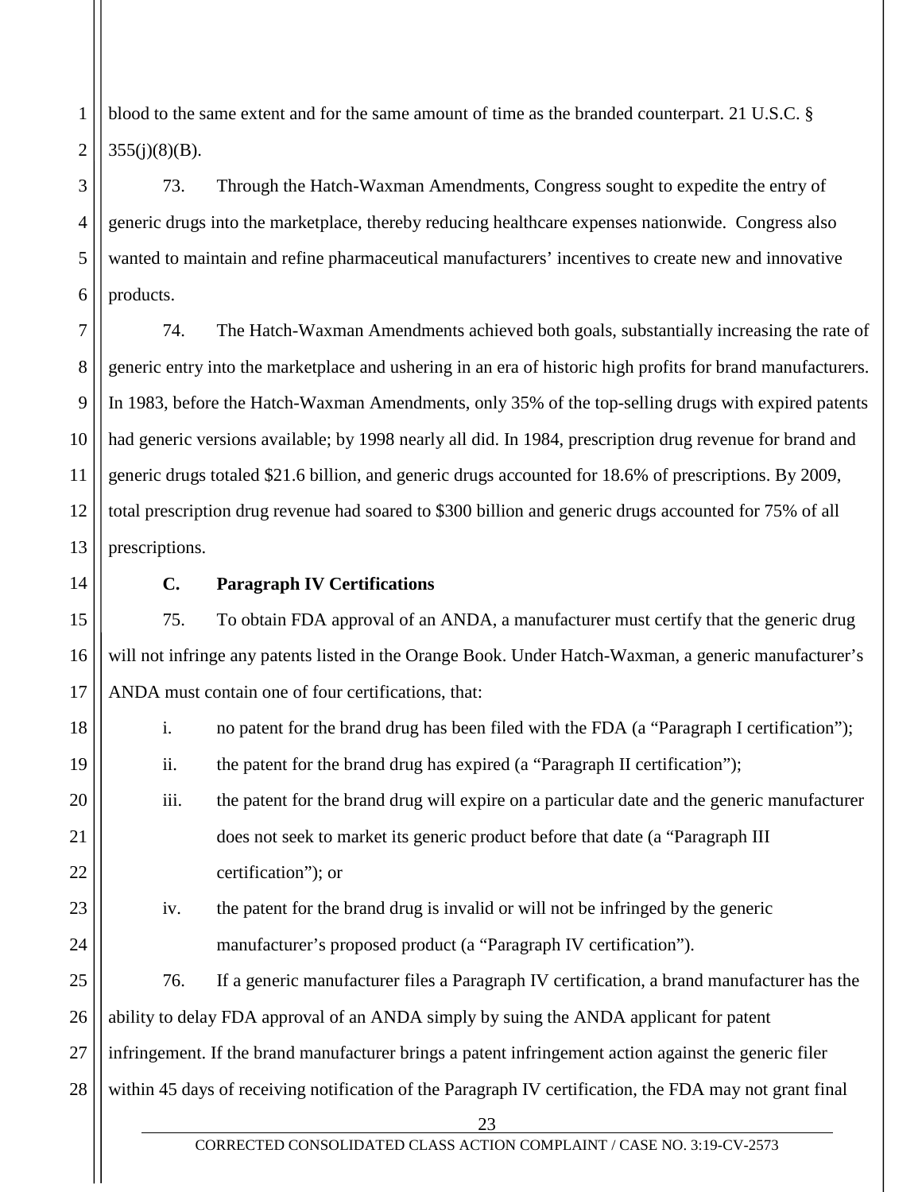blood to the same extent and for the same amount of time as the branded counterpart. 21 U.S.C. § 355(j)(8)(B).

73. Through the Hatch-Waxman Amendments, Congress sought to expedite the entry of generic drugs into the marketplace, thereby reducing healthcare expenses nationwide. Congress also wanted to maintain and refine pharmaceutical manufacturers' incentives to create new and innovative products.

74. The Hatch-Waxman Amendments achieved both goals, substantially increasing the rate of generic entry into the marketplace and ushering in an era of historic high profits for brand manufacturers. In 1983, before the Hatch-Waxman Amendments, only 35% of the top-selling drugs with expired patents had generic versions available; by 1998 nearly all did. In 1984, prescription drug revenue for brand and generic drugs totaled $21.6 billion, and generic drugs accounted for 18.6% of prescriptions. By 2009, total prescription drug revenue had soared to $300 billion and generic drugs accounted for 75% of all prescriptions.

**C. Paragraph IV Certifications**

75. To obtain FDA approval of an ANDA, a manufacturer must certify that the generic drug will not infringe any patents listed in the Orange Book. Under Hatch-Waxman, a generic manufacturer's ANDA must contain one of four certifications, that:

i. no patent for the brand drug has been filed with the FDA (a "Paragraph I certification");

ii. the patent for the brand drug has expired (a "Paragraph II certification");

iii. the patent for the brand drug will expire on a particular date and the generic manufacturer does not seek to market its generic product before that date (a "Paragraph III certification"); or

iv. the patent for the brand drug is invalid or will not be infringed by the generic manufacturer's proposed product (a "Paragraph IV certification").

76. If a generic manufacturer files a Paragraph IV certification, a brand manufacturer has the ability to delay FDA approval of an ANDA simply by suing the ANDA applicant for patent infringement. If the brand manufacturer brings a patent infringement action against the generic filer within 45 days of receiving notification of the Paragraph IV certification, the FDA may not grant final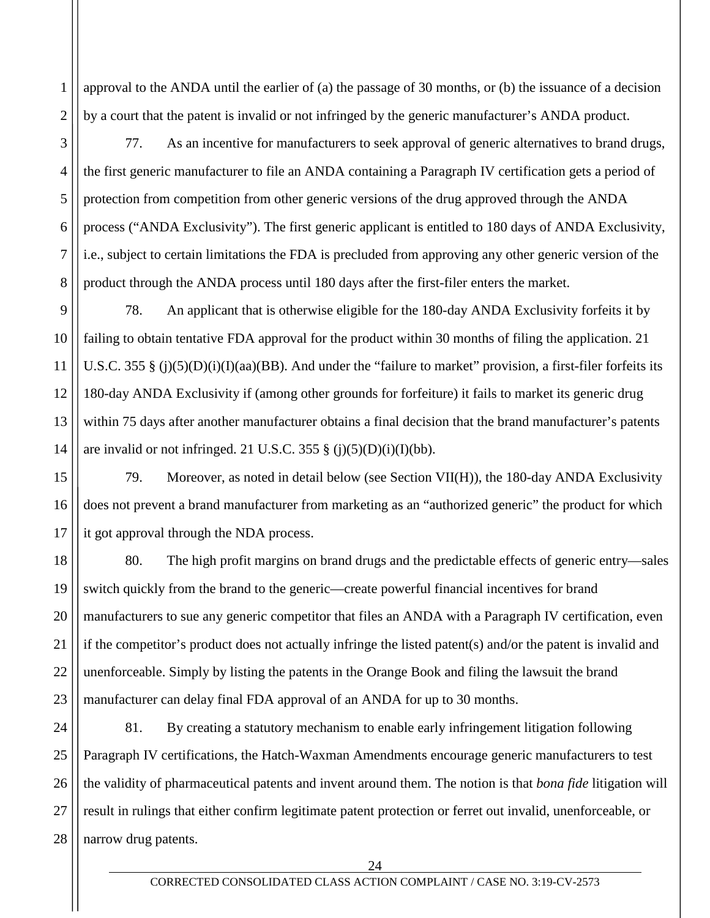approval to the ANDA until the earlier of (a) the passage of 30 months, or (b) the issuance of a decision by a court that the patent is invalid or not infringed by the generic manufacturer's ANDA product.

77. As an incentive for manufacturers to seek approval of generic alternatives to brand drugs, the first generic manufacturer to file an ANDA containing a Paragraph IV certification gets a period of protection from competition from other generic versions of the drug approved through the ANDA process ("ANDA Exclusivity"). The first generic applicant is entitled to 180 days of ANDA Exclusivity, i.e., subject to certain limitations the FDA is precluded from approving any other generic version of the product through the ANDA process until 180 days after the first-filer enters the market.

78. An applicant that is otherwise eligible for the 180-day ANDA Exclusivity forfeits it by failing to obtain tentative FDA approval for the product within 30 months of filing the application. 21 U.S.C. 355 § (j)(5)(D)(i)(I)(aa)(BB). And under the "failure to market" provision, a first-filer forfeits its 180-day ANDA Exclusivity if (among other grounds for forfeiture) it fails to market its generic drug within 75 days after another manufacturer obtains a final decision that the brand manufacturer's patents are invalid or not infringed. 21 U.S.C. 355 § (j)(5)(D)(i)(I)(bb).

79. Moreover, as noted in detail below (see Section VII(H)), the 180-day ANDA Exclusivity does not prevent a brand manufacturer from marketing as an "authorized generic" the product for which it got approval through the NDA process.

80. The high profit margins on brand drugs and the predictable effects of generic entry—sales switch quickly from the brand to the generic—create powerful financial incentives for brand manufacturers to sue any generic competitor that files an ANDA with a Paragraph IV certification, even if the competitor's product does not actually infringe the listed patent(s) and/or the patent is invalid and unenforceable. Simply by listing the patents in the Orange Book and filing the lawsuit the brand manufacturer can delay final FDA approval of an ANDA for up to 30 months.

81. By creating a statutory mechanism to enable early infringement litigation following Paragraph IV certifications, the Hatch-Waxman Amendments encourage generic manufacturers to test the validity of pharmaceutical patents and invent around them. The notion is that *bona fide* litigation will result in rulings that either confirm legitimate patent protection or ferret out invalid, unenforceable, or narrow drug patents.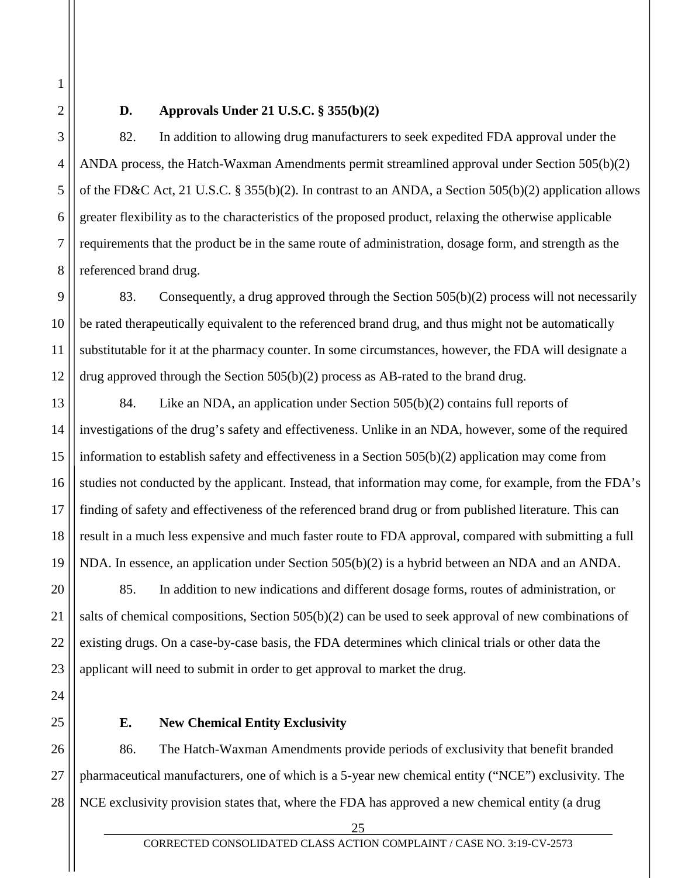### D. Approvals Under 21 U.S.C. § 355(b)(2)

82. In addition to allowing drug manufacturers to seek expedited FDA approval under the ANDA process, the Hatch-Waxman Amendments permit streamlined approval under Section 505(b)(2) of the FD&C Act, 21 U.S.C. § 355(b)(2). In contrast to an ANDA, a Section 505(b)(2) application allows greater flexibility as to the characteristics of the proposed product, relaxing the otherwise applicable requirements that the product be in the same route of administration, dosage form, and strength as the referenced brand drug.

83. Consequently, a drug approved through the Section 505(b)(2) process will not necessarily be rated therapeutically equivalent to the referenced brand drug, and thus might not be automatically substitutable for it at the pharmacy counter. In some circumstances, however, the FDA will designate a drug approved through the Section 505(b)(2) process as AB-rated to the brand drug.

84. Like an NDA, an application under Section 505(b)(2) contains full reports of investigations of the drug's safety and effectiveness. Unlike in an NDA, however, some of the required information to establish safety and effectiveness in a Section 505(b)(2) application may come from studies not conducted by the applicant. Instead, that information may come, for example, from the FDA's finding of safety and effectiveness of the referenced brand drug or from published literature. This can result in a much less expensive and much faster route to FDA approval, compared with submitting a full NDA. In essence, an application under Section 505(b)(2) is a hybrid between an NDA and an ANDA.

85. In addition to new indications and different dosage forms, routes of administration, or salts of chemical compositions, Section 505(b)(2) can be used to seek approval of new combinations of existing drugs. On a case-by-case basis, the FDA determines which clinical trials or other data the applicant will need to submit in order to get approval to market the drug.

### E. New Chemical Entity Exclusivity

86. The Hatch-Waxman Amendments provide periods of exclusivity that benefit branded pharmaceutical manufacturers, one of which is a 5-year new chemical entity ("NCE") exclusivity. The NCE exclusivity provision states that, where the FDA has approved a new chemical entity (a drug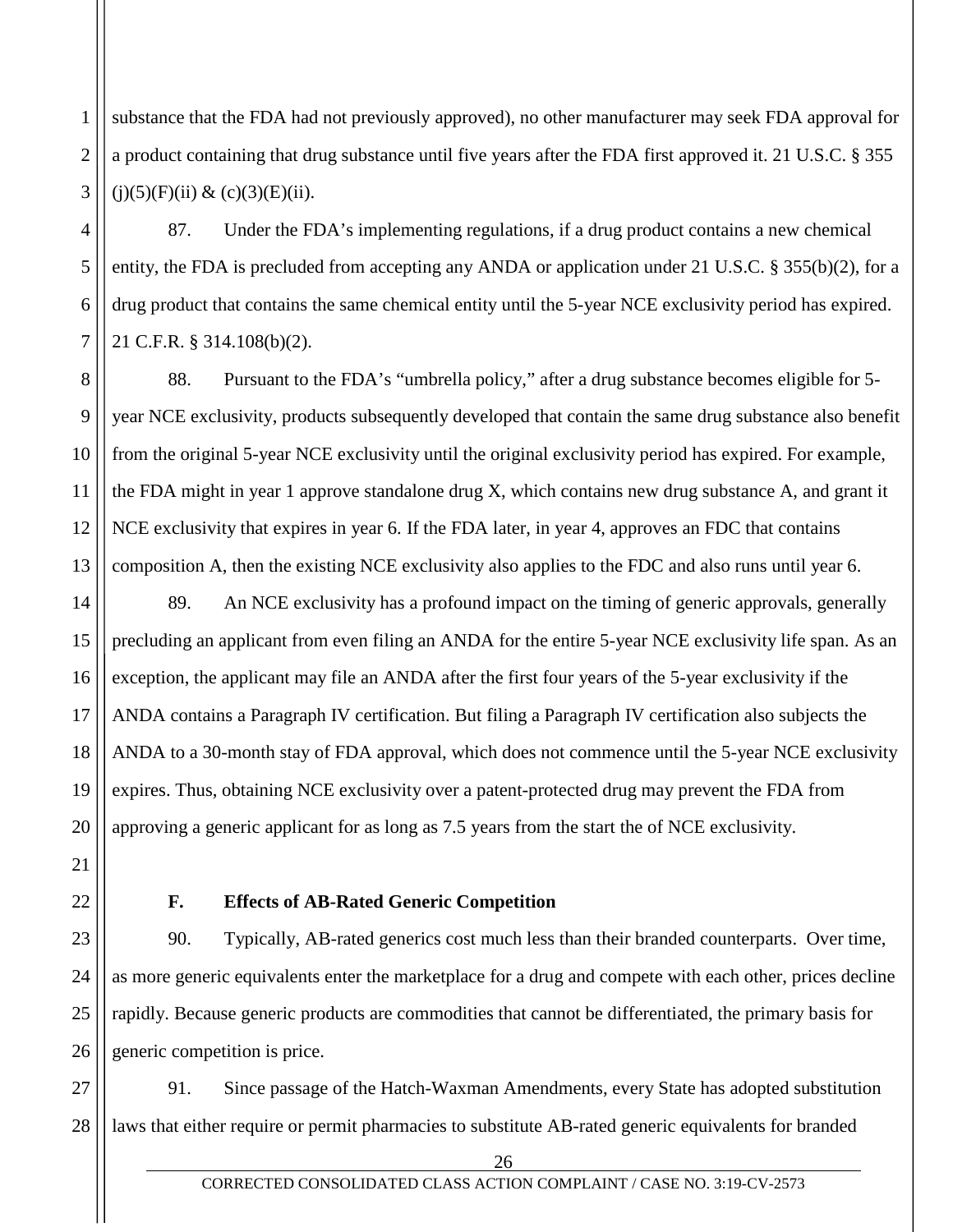substance that the FDA had not previously approved), no other manufacturer may seek FDA approval for a product containing that drug substance until five years after the FDA first approved it. 21 U.S.C. § 355 (j)(5)(F)(ii) & (c)(3)(E)(ii).

87. Under the FDA's implementing regulations, if a drug product contains a new chemical entity, the FDA is precluded from accepting any ANDA or application under 21 U.S.C. § 355(b)(2), for a drug product that contains the same chemical entity until the 5-year NCE exclusivity period has expired. 21 C.F.R. § 314.108(b)(2).

88. Pursuant to the FDA's "umbrella policy," after a drug substance becomes eligible for 5-year NCE exclusivity, products subsequently developed that contain the same drug substance also benefit from the original 5-year NCE exclusivity until the original exclusivity period has expired. For example, the FDA might in year 1 approve standalone drug X, which contains new drug substance A, and grant it NCE exclusivity that expires in year 6. If the FDA later, in year 4, approves an FDC that contains composition A, then the existing NCE exclusivity also applies to the FDC and also runs until year 6.

89. An NCE exclusivity has a profound impact on the timing of generic approvals, generally precluding an applicant from even filing an ANDA for the entire 5-year NCE exclusivity life span. As an exception, the applicant may file an ANDA after the first four years of the 5-year exclusivity if the ANDA contains a Paragraph IV certification. But filing a Paragraph IV certification also subjects the ANDA to a 30-month stay of FDA approval, which does not commence until the 5-year NCE exclusivity expires. Thus, obtaining NCE exclusivity over a patent-protected drug may prevent the FDA from approving a generic applicant for as long as 7.5 years from the start the of NCE exclusivity.

### F. Effects of AB-Rated Generic Competition

90. Typically, AB-rated generics cost much less than their branded counterparts. Over time, as more generic equivalents enter the marketplace for a drug and compete with each other, prices decline rapidly. Because generic products are commodities that cannot be differentiated, the primary basis for generic competition is price.

91. Since passage of the Hatch-Waxman Amendments, every State has adopted substitution laws that either require or permit pharmacies to substitute AB-rated generic equivalents for branded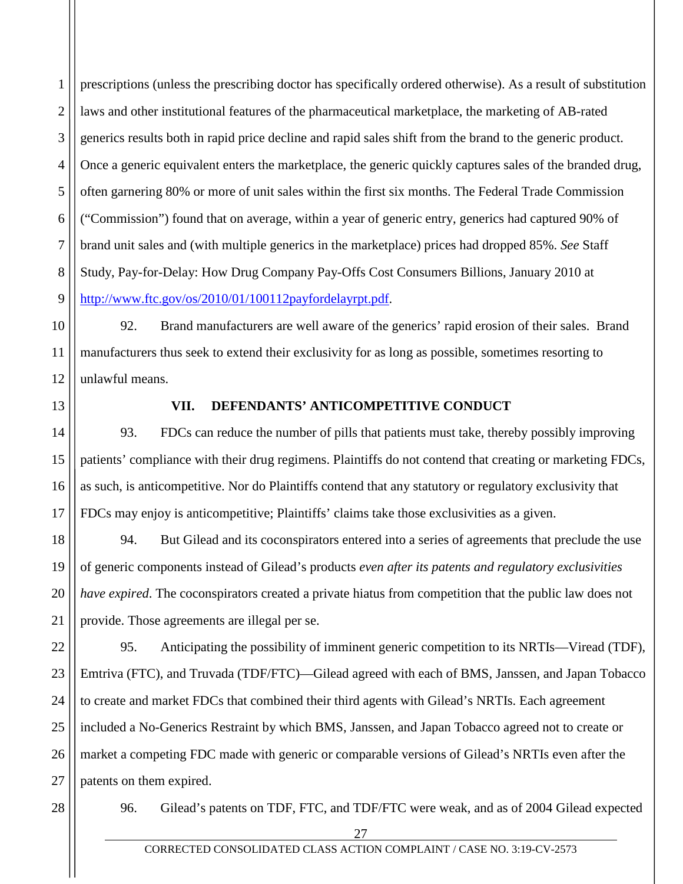prescriptions (unless the prescribing doctor has specifically ordered otherwise). As a result of substitution laws and other institutional features of the pharmaceutical marketplace, the marketing of AB-rated generics results both in rapid price decline and rapid sales shift from the brand to the generic product. Once a generic equivalent enters the marketplace, the generic quickly captures sales of the branded drug, often garnering 80% or more of unit sales within the first six months. The Federal Trade Commission ("Commission") found that on average, within a year of generic entry, generics had captured 90% of brand unit sales and (with multiple generics in the marketplace) prices had dropped 85%. *See* Staff Study, Pay-for-Delay: How Drug Company Pay-Offs Cost Consumers Billions, January 2010 at http://www.ftc.gov/os/2010/01/100112payfordelayrpt.pdf.

92. Brand manufacturers are well aware of the generics' rapid erosion of their sales. Brand manufacturers thus seek to extend their exclusivity for as long as possible, sometimes resorting to unlawful means.

## VII. DEFENDANTS' ANTICOMPETITIVE CONDUCT

93. FDCs can reduce the number of pills that patients must take, thereby possibly improving patients' compliance with their drug regimens. Plaintiffs do not contend that creating or marketing FDCs, as such, is anticompetitive. Nor do Plaintiffs contend that any statutory or regulatory exclusivity that FDCs may enjoy is anticompetitive; Plaintiffs' claims take those exclusivities as a given.

94. But Gilead and its coconspirators entered into a series of agreements that preclude the use of generic components instead of Gilead's products *even after its patents and regulatory exclusivities have expired*. The coconspirators created a private hiatus from competition that the public law does not provide. Those agreements are illegal per se.

95. Anticipating the possibility of imminent generic competition to its NRTIs—Viread (TDF), Emtriva (FTC), and Truvada (TDF/FTC)—Gilead agreed with each of BMS, Janssen, and Japan Tobacco to create and market FDCs that combined their third agents with Gilead's NRTIs. Each agreement included a No-Generics Restraint by which BMS, Janssen, and Japan Tobacco agreed not to create or market a competing FDC made with generic or comparable versions of Gilead's NRTIs even after the patents on them expired.

96. Gilead's patents on TDF, FTC, and TDF/FTC were weak, and as of 2004 Gilead expected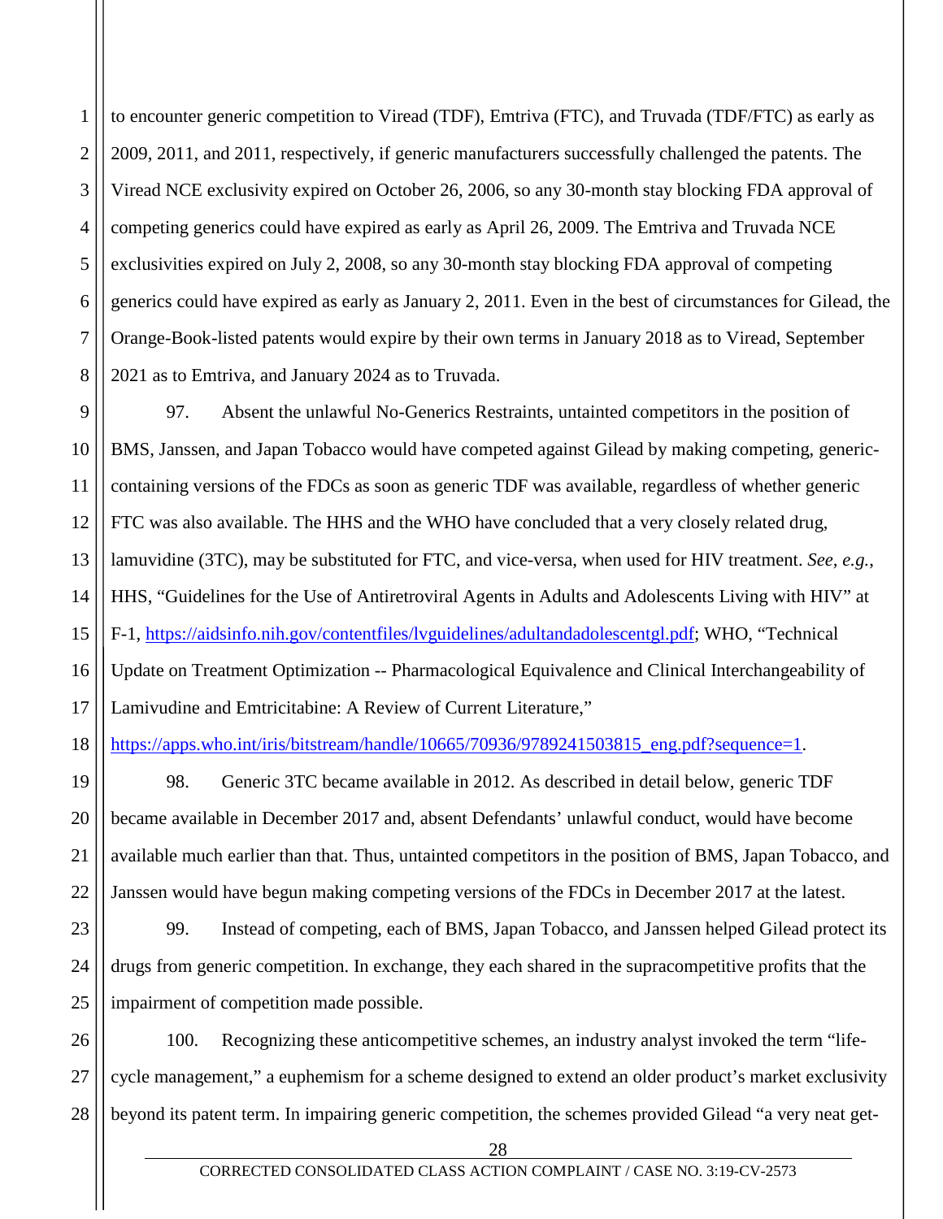to encounter generic competition to Viread (TDF), Emtriva (FTC), and Truvada (TDF/FTC) as early as 2009, 2011, and 2011, respectively, if generic manufacturers successfully challenged the patents. The Viread NCE exclusivity expired on October 26, 2006, so any 30-month stay blocking FDA approval of competing generics could have expired as early as April 26, 2009. The Emtriva and Truvada NCE exclusivities expired on July 2, 2008, so any 30-month stay blocking FDA approval of competing generics could have expired as early as January 2, 2011. Even in the best of circumstances for Gilead, the Orange-Book-listed patents would expire by their own terms in January 2018 as to Viread, September 2021 as to Emtriva, and January 2024 as to Truvada.

97. Absent the unlawful No-Generics Restraints, untainted competitors in the position of BMS, Janssen, and Japan Tobacco would have competed against Gilead by making competing, generic-containing versions of the FDCs as soon as generic TDF was available, regardless of whether generic FTC was also available. The HHS and the WHO have concluded that a very closely related drug, lamuvidine (3TC), may be substituted for FTC, and vice-versa, when used for HIV treatment. *See, e.g.*, HHS, "Guidelines for the Use of Antiretroviral Agents in Adults and Adolescents Living with HIV" at F-1, https://aidsinfo.nih.gov/contentfiles/lvguidelines/adultandadolescentgl.pdf; WHO, "Technical Update on Treatment Optimization -- Pharmacological Equivalence and Clinical Interchangeability of Lamivudine and Emtricitabine: A Review of Current Literature," https://apps.who.int/iris/bitstream/handle/10665/70936/9789241503815_eng.pdf?sequence=1.

98. Generic 3TC became available in 2012. As described in detail below, generic TDF became available in December 2017 and, absent Defendants' unlawful conduct, would have become available much earlier than that. Thus, untainted competitors in the position of BMS, Japan Tobacco, and Janssen would have begun making competing versions of the FDCs in December 2017 at the latest.

99. Instead of competing, each of BMS, Japan Tobacco, and Janssen helped Gilead protect its drugs from generic competition. In exchange, they each shared in the supracompetitive profits that the impairment of competition made possible.

100. Recognizing these anticompetitive schemes, an industry analyst invoked the term "life-cycle management," a euphemism for a scheme designed to extend an older product's market exclusivity beyond its patent term. In impairing generic competition, the schemes provided Gilead "a very neat get-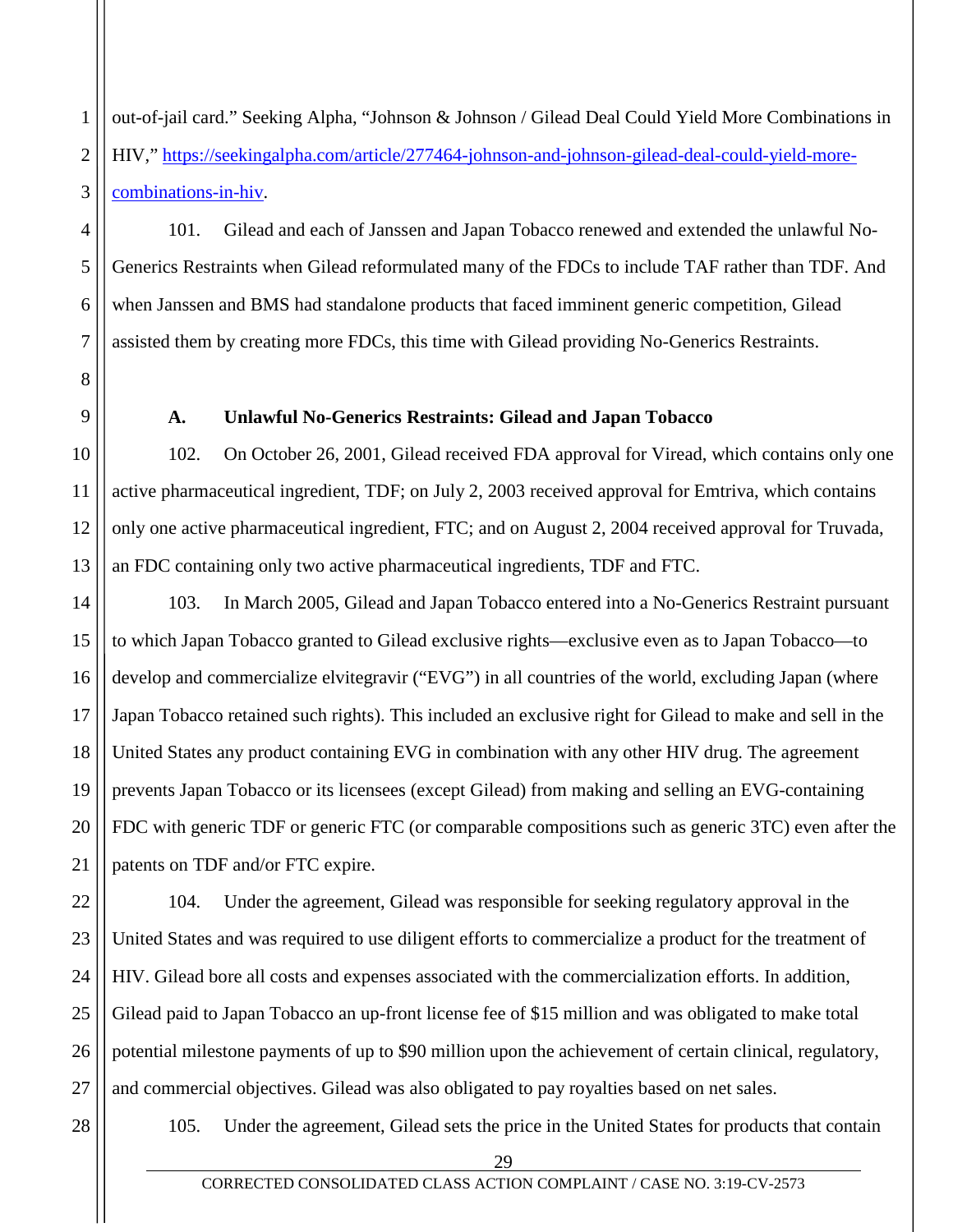out-of-jail card." Seeking Alpha, "Johnson & Johnson / Gilead Deal Could Yield More Combinations in HIV," [https://seekingalpha.com/article/277464-johnson-and-johnson-gilead-deal-could-yield-more-combinations-in-hiv](https://seekingalpha.com/article/277464-johnson-and-johnson-gilead-deal-could-yield-more-combinations-in-hiv).

101. Gilead and each of Janssen and Japan Tobacco renewed and extended the unlawful No-Generics Restraints when Gilead reformulated many of the FDCs to include TAF rather than TDF. And when Janssen and BMS had standalone products that faced imminent generic competition, Gilead assisted them by creating more FDCs, this time with Gilead providing No-Generics Restraints.

### A. Unlawful No-Generics Restraints: Gilead and Japan Tobacco

102. On October 26, 2001, Gilead received FDA approval for Viread, which contains only one active pharmaceutical ingredient, TDF; on July 2, 2003 received approval for Emtriva, which contains only one active pharmaceutical ingredient, FTC; and on August 2, 2004 received approval for Truvada, an FDC containing only two active pharmaceutical ingredients, TDF and FTC.

103. In March 2005, Gilead and Japan Tobacco entered into a No-Generics Restraint pursuant to which Japan Tobacco granted to Gilead exclusive rights—exclusive even as to Japan Tobacco—to develop and commercialize elvitegravir ("EVG") in all countries of the world, excluding Japan (where Japan Tobacco retained such rights). This included an exclusive right for Gilead to make and sell in the United States any product containing EVG in combination with any other HIV drug. The agreement prevents Japan Tobacco or its licensees (except Gilead) from making and selling an EVG-containing FDC with generic TDF or generic FTC (or comparable compositions such as generic 3TC) even after the patents on TDF and/or FTC expire.

104. Under the agreement, Gilead was responsible for seeking regulatory approval in the United States and was required to use diligent efforts to commercialize a product for the treatment of HIV. Gilead bore all costs and expenses associated with the commercialization efforts. In addition, Gilead paid to Japan Tobacco an up-front license fee of $15 million and was obligated to make total potential milestone payments of up to $90 million upon the achievement of certain clinical, regulatory, and commercial objectives. Gilead was also obligated to pay royalties based on net sales.

105. Under the agreement, Gilead sets the price in the United States for products that contain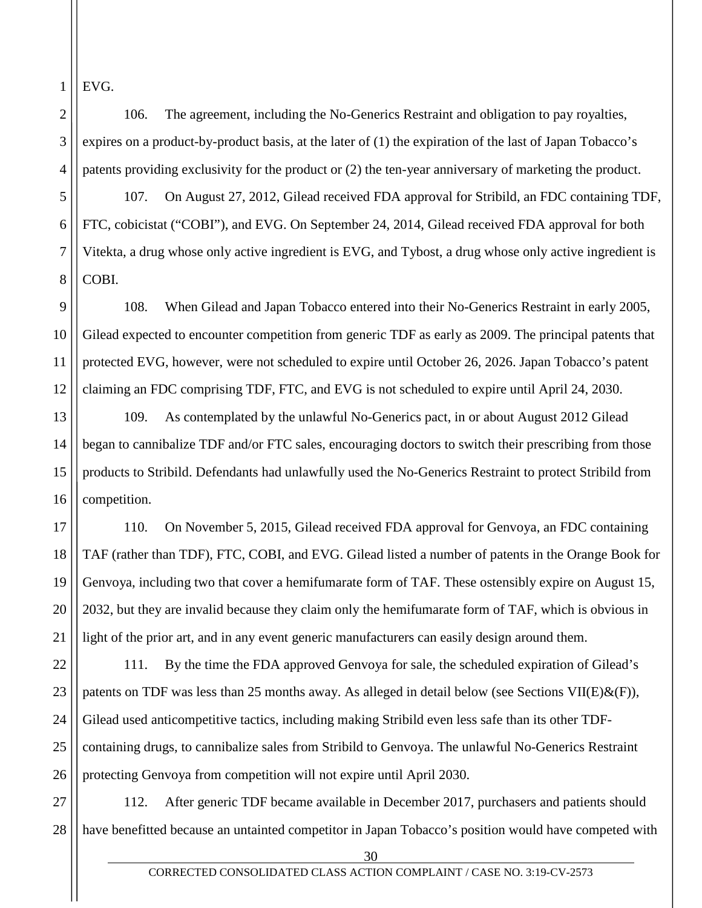EVG.

106. The agreement, including the No-Generics Restraint and obligation to pay royalties, expires on a product-by-product basis, at the later of (1) the expiration of the last of Japan Tobacco's patents providing exclusivity for the product or (2) the ten-year anniversary of marketing the product.

107. On August 27, 2012, Gilead received FDA approval for Stribild, an FDC containing TDF, FTC, cobicistat ("COBI"), and EVG. On September 24, 2014, Gilead received FDA approval for both Vitekta, a drug whose only active ingredient is EVG, and Tybost, a drug whose only active ingredient is COBI.

108. When Gilead and Japan Tobacco entered into their No-Generics Restraint in early 2005, Gilead expected to encounter competition from generic TDF as early as 2009. The principal patents that protected EVG, however, were not scheduled to expire until October 26, 2026. Japan Tobacco's patent claiming an FDC comprising TDF, FTC, and EVG is not scheduled to expire until April 24, 2030.

109. As contemplated by the unlawful No-Generics pact, in or about August 2012 Gilead began to cannibalize TDF and/or FTC sales, encouraging doctors to switch their prescribing from those products to Stribild. Defendants had unlawfully used the No-Generics Restraint to protect Stribild from competition.

110. On November 5, 2015, Gilead received FDA approval for Genvoya, an FDC containing TAF (rather than TDF), FTC, COBI, and EVG. Gilead listed a number of patents in the Orange Book for Genvoya, including two that cover a hemifumarate form of TAF. These ostensibly expire on August 15, 2032, but they are invalid because they claim only the hemifumarate form of TAF, which is obvious in light of the prior art, and in any event generic manufacturers can easily design around them.

111. By the time the FDA approved Genvoya for sale, the scheduled expiration of Gilead's patents on TDF was less than 25 months away. As alleged in detail below (see Sections VII(E)&(F)), Gilead used anticompetitive tactics, including making Stribild even less safe than its other TDF-containing drugs, to cannibalize sales from Stribild to Genvoya. The unlawful No-Generics Restraint protecting Genvoya from competition will not expire until April 2030.

112. After generic TDF became available in December 2017, purchasers and patients should have benefitted because an untainted competitor in Japan Tobacco's position would have competed with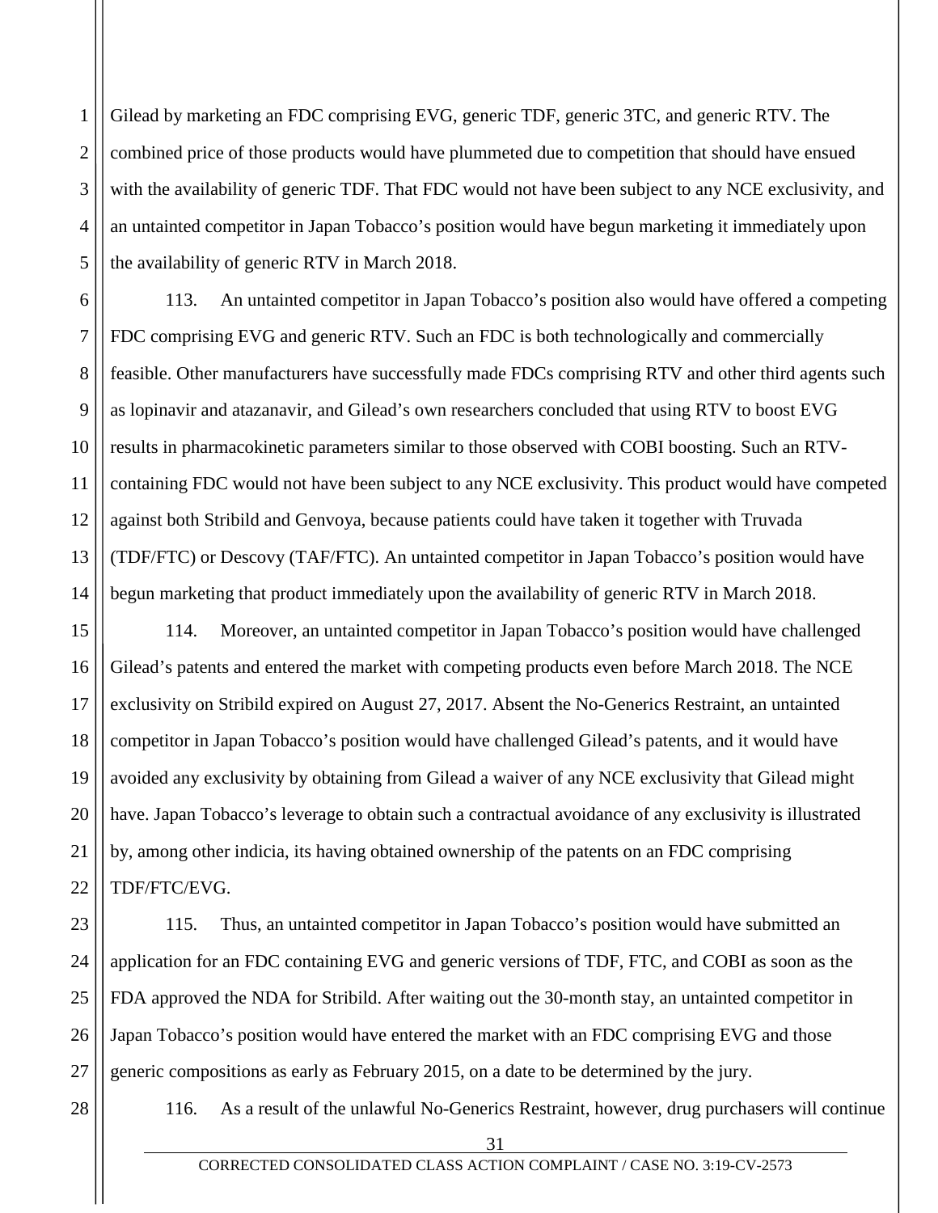Gilead by marketing an FDC comprising EVG, generic TDF, generic 3TC, and generic RTV. The combined price of those products would have plummeted due to competition that should have ensued with the availability of generic TDF. That FDC would not have been subject to any NCE exclusivity, and an untainted competitor in Japan Tobacco's position would have begun marketing it immediately upon the availability of generic RTV in March 2018.

113. An untainted competitor in Japan Tobacco's position also would have offered a competing FDC comprising EVG and generic RTV. Such an FDC is both technologically and commercially feasible. Other manufacturers have successfully made FDCs comprising RTV and other third agents such as lopinavir and atazanavir, and Gilead's own researchers concluded that using RTV to boost EVG results in pharmacokinetic parameters similar to those observed with COBI boosting. Such an RTV-containing FDC would not have been subject to any NCE exclusivity. This product would have competed against both Stribild and Genvoya, because patients could have taken it together with Truvada (TDF/FTC) or Descovy (TAF/FTC). An untainted competitor in Japan Tobacco's position would have begun marketing that product immediately upon the availability of generic RTV in March 2018.

114. Moreover, an untainted competitor in Japan Tobacco's position would have challenged Gilead's patents and entered the market with competing products even before March 2018. The NCE exclusivity on Stribild expired on August 27, 2017. Absent the No-Generics Restraint, an untainted competitor in Japan Tobacco's position would have challenged Gilead's patents, and it would have avoided any exclusivity by obtaining from Gilead a waiver of any NCE exclusivity that Gilead might have. Japan Tobacco's leverage to obtain such a contractual avoidance of any exclusivity is illustrated by, among other indicia, its having obtained ownership of the patents on an FDC comprising TDF/FTC/EVG.

115. Thus, an untainted competitor in Japan Tobacco's position would have submitted an application for an FDC containing EVG and generic versions of TDF, FTC, and COBI as soon as the FDA approved the NDA for Stribild. After waiting out the 30-month stay, an untainted competitor in Japan Tobacco's position would have entered the market with an FDC comprising EVG and those generic compositions as early as February 2015, on a date to be determined by the jury.

116. As a result of the unlawful No-Generics Restraint, however, drug purchasers will continue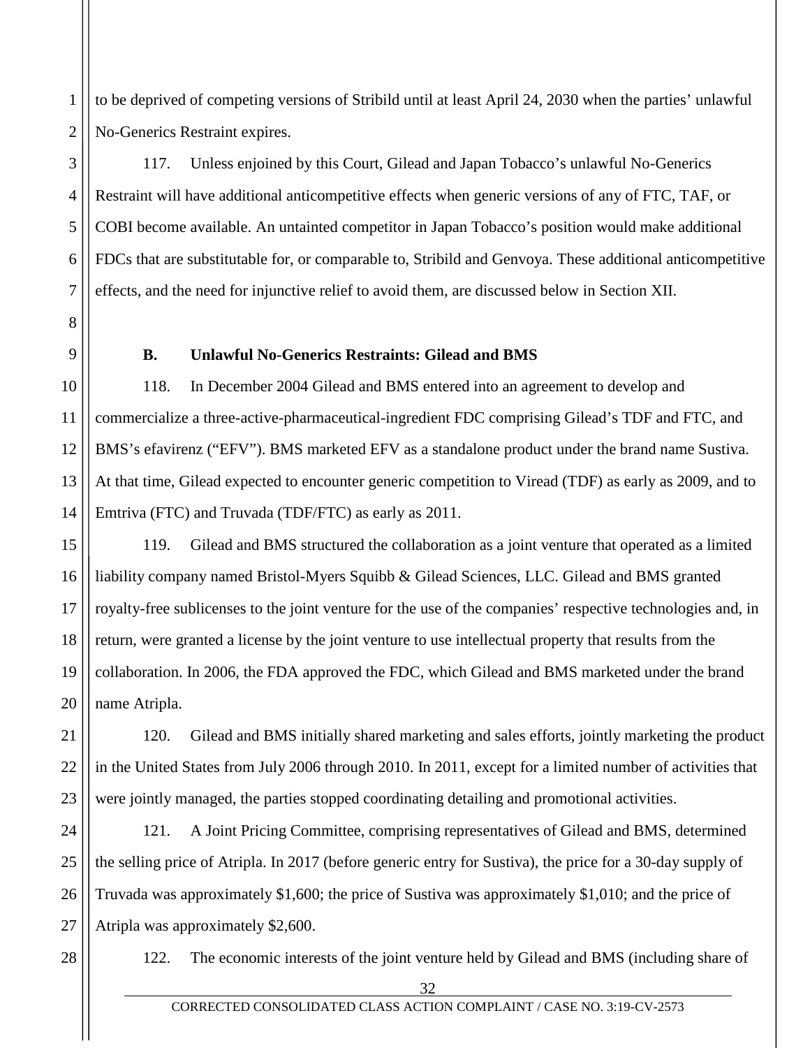to be deprived of competing versions of Stribild until at least April 24, 2030 when the parties' unlawful No-Generics Restraint expires.

117. Unless enjoined by this Court, Gilead and Japan Tobacco's unlawful No-Generics Restraint will have additional anticompetitive effects when generic versions of any of FTC, TAF, or COBI become available. An untainted competitor in Japan Tobacco's position would make additional FDCs that are substitutable for, or comparable to, Stribild and Genvoya. These additional anticompetitive effects, and the need for injunctive relief to avoid them, are discussed below in Section XII.

### B. Unlawful No-Generics Restraints: Gilead and BMS

118. In December 2004 Gilead and BMS entered into an agreement to develop and commercialize a three-active-pharmaceutical-ingredient FDC comprising Gilead's TDF and FTC, and BMS's efavirenz ("EFV"). BMS marketed EFV as a standalone product under the brand name Sustiva. At that time, Gilead expected to encounter generic competition to Viread (TDF) as early as 2009, and to Emtriva (FTC) and Truvada (TDF/FTC) as early as 2011.

119. Gilead and BMS structured the collaboration as a joint venture that operated as a limited liability company named Bristol-Myers Squibb & Gilead Sciences, LLC. Gilead and BMS granted royalty-free sublicenses to the joint venture for the use of the companies' respective technologies and, in return, were granted a license by the joint venture to use intellectual property that results from the collaboration. In 2006, the FDA approved the FDC, which Gilead and BMS marketed under the brand name Atripla.

120. Gilead and BMS initially shared marketing and sales efforts, jointly marketing the product in the United States from July 2006 through 2010. In 2011, except for a limited number of activities that were jointly managed, the parties stopped coordinating detailing and promotional activities.

121. A Joint Pricing Committee, comprising representatives of Gilead and BMS, determined the selling price of Atripla. In 2017 (before generic entry for Sustiva), the price for a 30-day supply of Truvada was approximately $1,600; the price of Sustiva was approximately $1,010; and the price of Atripla was approximately $2,600.

122. The economic interests of the joint venture held by Gilead and BMS (including share of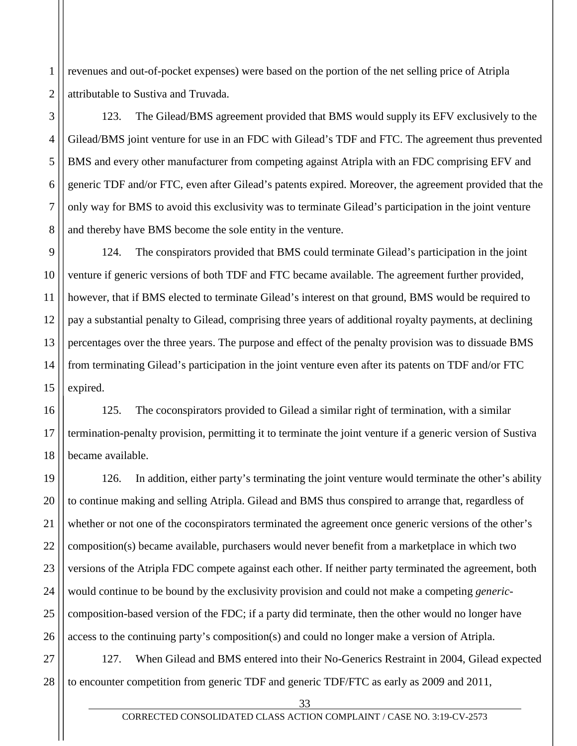revenues and out-of-pocket expenses) were based on the portion of the net selling price of Atripla attributable to Sustiva and Truvada.

123. The Gilead/BMS agreement provided that BMS would supply its EFV exclusively to the Gilead/BMS joint venture for use in an FDC with Gilead's TDF and FTC. The agreement thus prevented BMS and every other manufacturer from competing against Atripla with an FDC comprising EFV and generic TDF and/or FTC, even after Gilead's patents expired. Moreover, the agreement provided that the only way for BMS to avoid this exclusivity was to terminate Gilead's participation in the joint venture and thereby have BMS become the sole entity in the venture.

124. The conspirators provided that BMS could terminate Gilead's participation in the joint venture if generic versions of both TDF and FTC became available. The agreement further provided, however, that if BMS elected to terminate Gilead's interest on that ground, BMS would be required to pay a substantial penalty to Gilead, comprising three years of additional royalty payments, at declining percentages over the three years. The purpose and effect of the penalty provision was to dissuade BMS from terminating Gilead's participation in the joint venture even after its patents on TDF and/or FTC expired.

125. The coconspirators provided to Gilead a similar right of termination, with a similar termination-penalty provision, permitting it to terminate the joint venture if a generic version of Sustiva became available.

126. In addition, either party's terminating the joint venture would terminate the other's ability to continue making and selling Atripla. Gilead and BMS thus conspired to arrange that, regardless of whether or not one of the coconspirators terminated the agreement once generic versions of the other's composition(s) became available, purchasers would never benefit from a marketplace in which two versions of the Atripla FDC compete against each other. If neither party terminated the agreement, both would continue to be bound by the exclusivity provision and could not make a competing *generic*-composition-based version of the FDC; if a party did terminate, then the other would no longer have access to the continuing party's composition(s) and could no longer make a version of Atripla.

127. When Gilead and BMS entered into their No-Generics Restraint in 2004, Gilead expected to encounter competition from generic TDF and generic TDF/FTC as early as 2009 and 2011,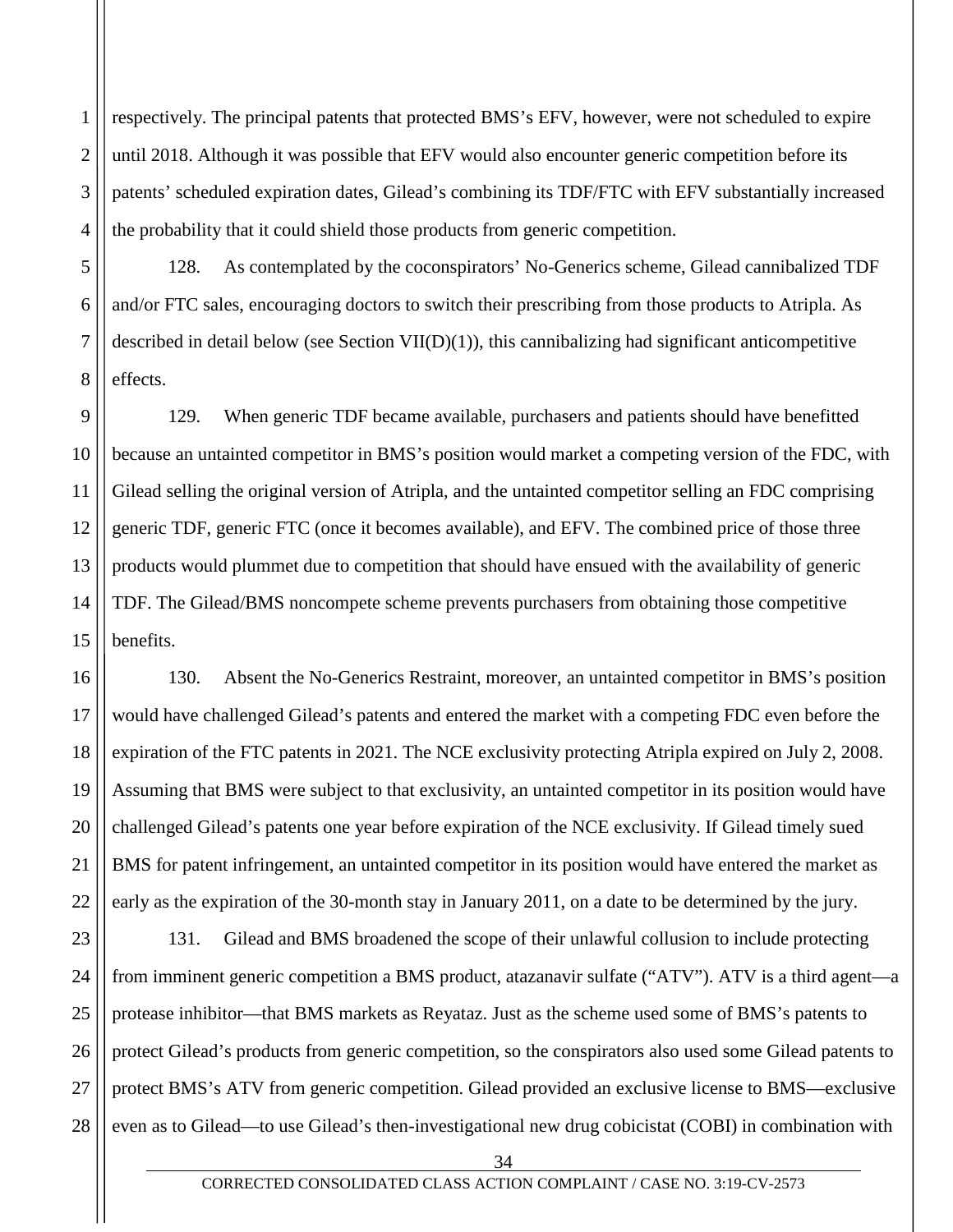respectively. The principal patents that protected BMS's EFV, however, were not scheduled to expire until 2018. Although it was possible that EFV would also encounter generic competition before its patents' scheduled expiration dates, Gilead's combining its TDF/FTC with EFV substantially increased the probability that it could shield those products from generic competition.

128. As contemplated by the coconspirators' No-Generics scheme, Gilead cannibalized TDF and/or FTC sales, encouraging doctors to switch their prescribing from those products to Atripla. As described in detail below (see Section VII(D)(1)), this cannibalizing had significant anticompetitive effects.

129. When generic TDF became available, purchasers and patients should have benefitted because an untainted competitor in BMS's position would market a competing version of the FDC, with Gilead selling the original version of Atripla, and the untainted competitor selling an FDC comprising generic TDF, generic FTC (once it becomes available), and EFV. The combined price of those three products would plummet due to competition that should have ensued with the availability of generic TDF. The Gilead/BMS noncompete scheme prevents purchasers from obtaining those competitive benefits.

130. Absent the No-Generics Restraint, moreover, an untainted competitor in BMS's position would have challenged Gilead's patents and entered the market with a competing FDC even before the expiration of the FTC patents in 2021. The NCE exclusivity protecting Atripla expired on July 2, 2008. Assuming that BMS were subject to that exclusivity, an untainted competitor in its position would have challenged Gilead's patents one year before expiration of the NCE exclusivity. If Gilead timely sued BMS for patent infringement, an untainted competitor in its position would have entered the market as early as the expiration of the 30-month stay in January 2011, on a date to be determined by the jury.

131. Gilead and BMS broadened the scope of their unlawful collusion to include protecting from imminent generic competition a BMS product, atazanavir sulfate ("ATV"). ATV is a third agent—a protease inhibitor—that BMS markets as Reyataz. Just as the scheme used some of BMS's patents to protect Gilead's products from generic competition, so the conspirators also used some Gilead patents to protect BMS's ATV from generic competition. Gilead provided an exclusive license to BMS—exclusive even as to Gilead—to use Gilead's then-investigational new drug cobicistat (COBI) in combination with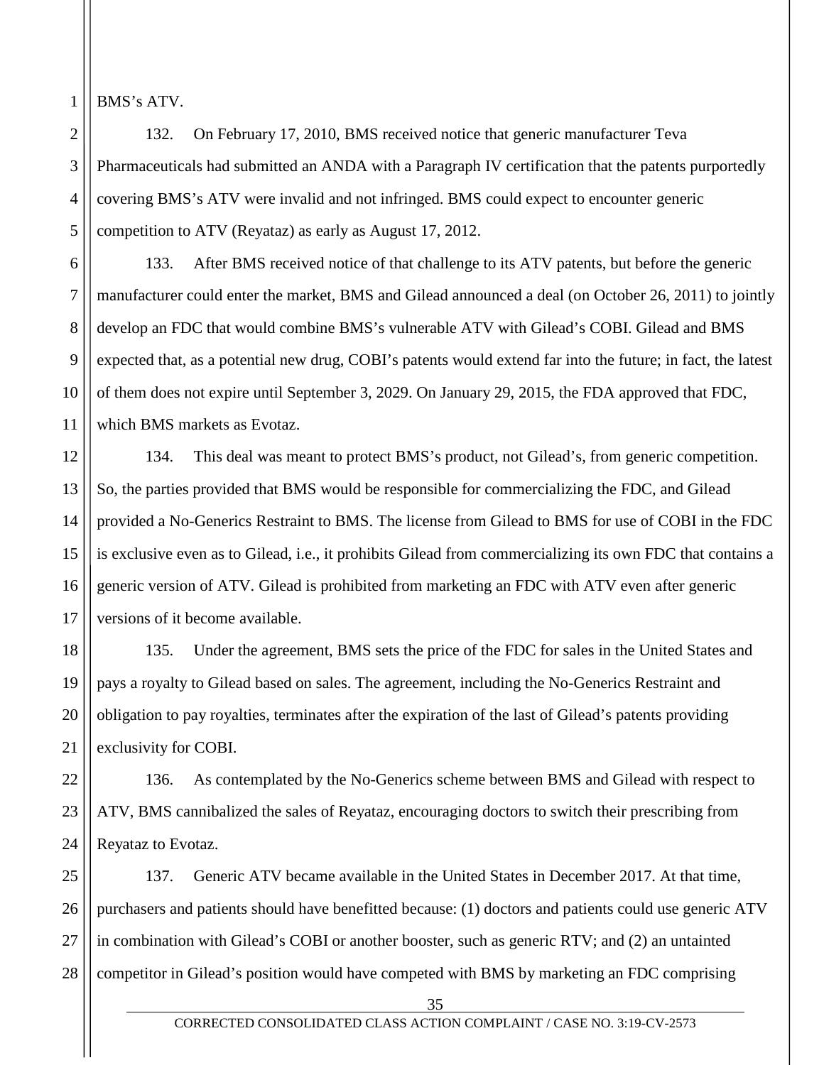BMS's ATV.

132. On February 17, 2010, BMS received notice that generic manufacturer Teva Pharmaceuticals had submitted an ANDA with a Paragraph IV certification that the patents purportedly covering BMS's ATV were invalid and not infringed. BMS could expect to encounter generic competition to ATV (Reyataz) as early as August 17, 2012.

133. After BMS received notice of that challenge to its ATV patents, but before the generic manufacturer could enter the market, BMS and Gilead announced a deal (on October 26, 2011) to jointly develop an FDC that would combine BMS's vulnerable ATV with Gilead's COBI. Gilead and BMS expected that, as a potential new drug, COBI's patents would extend far into the future; in fact, the latest of them does not expire until September 3, 2029. On January 29, 2015, the FDA approved that FDC, which BMS markets as Evotaz.

134. This deal was meant to protect BMS's product, not Gilead's, from generic competition. So, the parties provided that BMS would be responsible for commercializing the FDC, and Gilead provided a No-Generics Restraint to BMS. The license from Gilead to BMS for use of COBI in the FDC is exclusive even as to Gilead, i.e., it prohibits Gilead from commercializing its own FDC that contains a generic version of ATV. Gilead is prohibited from marketing an FDC with ATV even after generic versions of it become available.

135. Under the agreement, BMS sets the price of the FDC for sales in the United States and pays a royalty to Gilead based on sales. The agreement, including the No-Generics Restraint and obligation to pay royalties, terminates after the expiration of the last of Gilead's patents providing exclusivity for COBI.

136. As contemplated by the No-Generics scheme between BMS and Gilead with respect to ATV, BMS cannibalized the sales of Reyataz, encouraging doctors to switch their prescribing from Reyataz to Evotaz.

137. Generic ATV became available in the United States in December 2017. At that time, purchasers and patients should have benefitted because: (1) doctors and patients could use generic ATV in combination with Gilead's COBI or another booster, such as generic RTV; and (2) an untainted competitor in Gilead's position would have competed with BMS by marketing an FDC comprising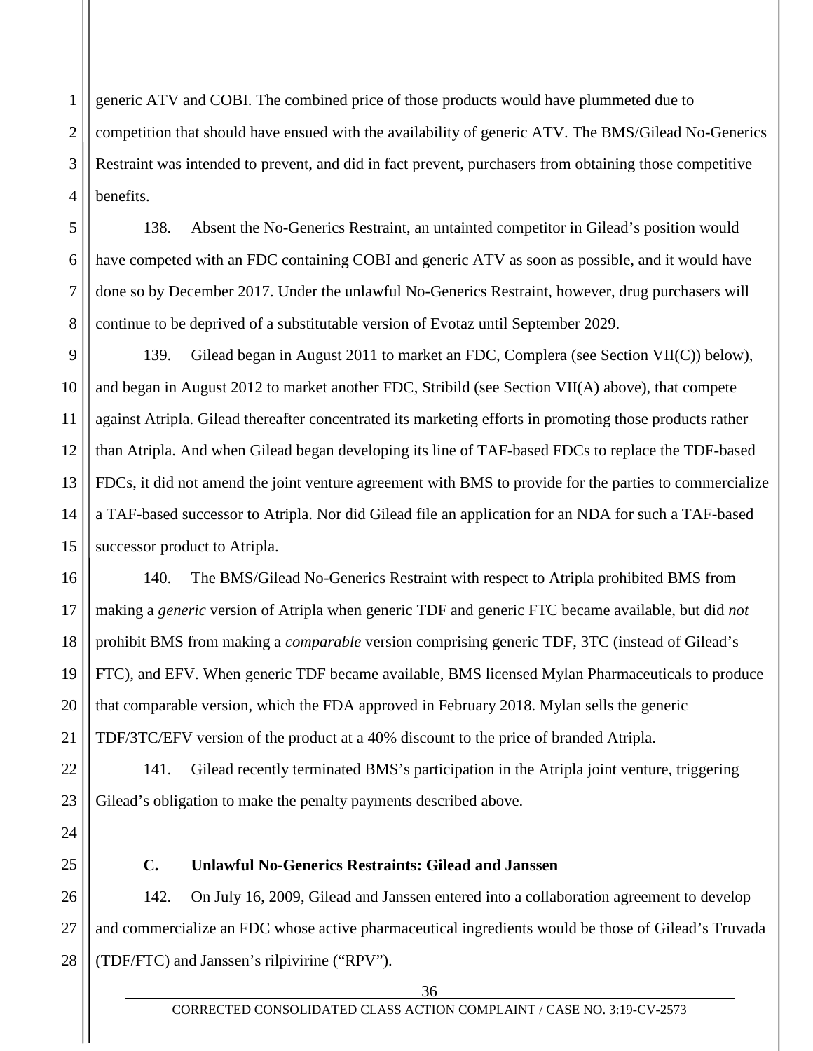generic ATV and COBI. The combined price of those products would have plummeted due to competition that should have ensued with the availability of generic ATV. The BMS/Gilead No-Generics Restraint was intended to prevent, and did in fact prevent, purchasers from obtaining those competitive benefits.

138. Absent the No-Generics Restraint, an untainted competitor in Gilead's position would have competed with an FDC containing COBI and generic ATV as soon as possible, and it would have done so by December 2017. Under the unlawful No-Generics Restraint, however, drug purchasers will continue to be deprived of a substitutable version of Evotaz until September 2029.

139. Gilead began in August 2011 to market an FDC, Complera (see Section VII(C)) below), and began in August 2012 to market another FDC, Stribild (see Section VII(A) above), that compete against Atripla. Gilead thereafter concentrated its marketing efforts in promoting those products rather than Atripla. And when Gilead began developing its line of TAF-based FDCs to replace the TDF-based FDCs, it did not amend the joint venture agreement with BMS to provide for the parties to commercialize a TAF-based successor to Atripla. Nor did Gilead file an application for an NDA for such a TAF-based successor product to Atripla.

140. The BMS/Gilead No-Generics Restraint with respect to Atripla prohibited BMS from making a *generic* version of Atripla when generic TDF and generic FTC became available, but did *not* prohibit BMS from making a *comparable* version comprising generic TDF, 3TC (instead of Gilead's FTC), and EFV. When generic TDF became available, BMS licensed Mylan Pharmaceuticals to produce that comparable version, which the FDA approved in February 2018. Mylan sells the generic TDF/3TC/EFV version of the product at a 40% discount to the price of branded Atripla.

141. Gilead recently terminated BMS's participation in the Atripla joint venture, triggering Gilead's obligation to make the penalty payments described above.

### C. Unlawful No-Generics Restraints: Gilead and Janssen

142. On July 16, 2009, Gilead and Janssen entered into a collaboration agreement to develop and commercialize an FDC whose active pharmaceutical ingredients would be those of Gilead's Truvada (TDF/FTC) and Janssen's rilpivirine ("RPV").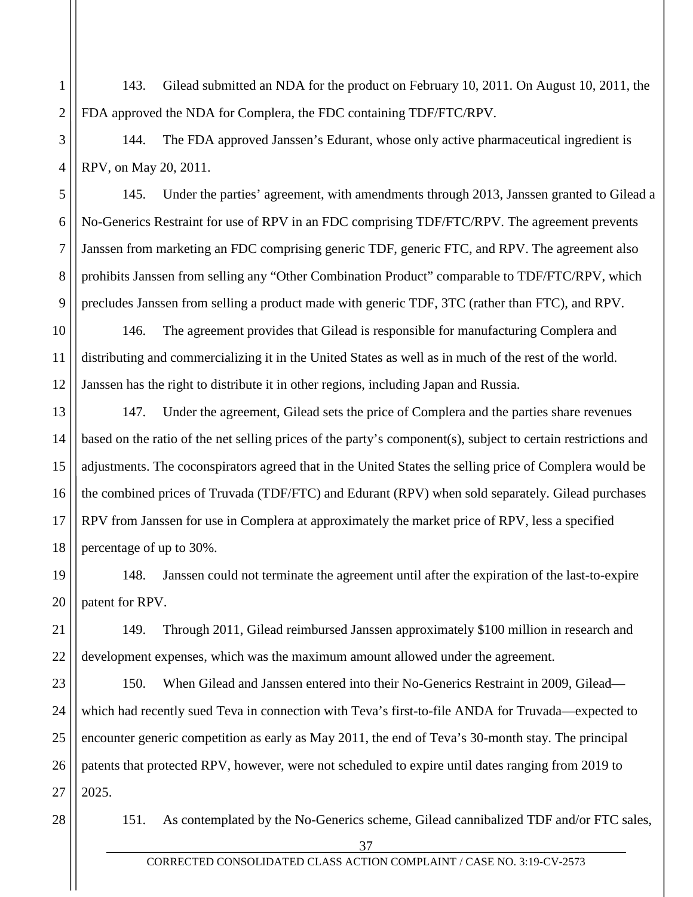143. Gilead submitted an NDA for the product on February 10, 2011. On August 10, 2011, the FDA approved the NDA for Complera, the FDC containing TDF/FTC/RPV.

144. The FDA approved Janssen's Edurant, whose only active pharmaceutical ingredient is RPV, on May 20, 2011.

145. Under the parties' agreement, with amendments through 2013, Janssen granted to Gilead a No-Generics Restraint for use of RPV in an FDC comprising TDF/FTC/RPV. The agreement prevents Janssen from marketing an FDC comprising generic TDF, generic FTC, and RPV. The agreement also prohibits Janssen from selling any "Other Combination Product" comparable to TDF/FTC/RPV, which precludes Janssen from selling a product made with generic TDF, 3TC (rather than FTC), and RPV.

146. The agreement provides that Gilead is responsible for manufacturing Complera and distributing and commercializing it in the United States as well as in much of the rest of the world. Janssen has the right to distribute it in other regions, including Japan and Russia.

147. Under the agreement, Gilead sets the price of Complera and the parties share revenues based on the ratio of the net selling prices of the party's component(s), subject to certain restrictions and adjustments. The coconspirators agreed that in the United States the selling price of Complera would be the combined prices of Truvada (TDF/FTC) and Edurant (RPV) when sold separately. Gilead purchases RPV from Janssen for use in Complera at approximately the market price of RPV, less a specified percentage of up to 30%.

148. Janssen could not terminate the agreement until after the expiration of the last-to-expire patent for RPV.

149. Through 2011, Gilead reimbursed Janssen approximately $100 million in research and development expenses, which was the maximum amount allowed under the agreement.

150. When Gilead and Janssen entered into their No-Generics Restraint in 2009, Gilead—which had recently sued Teva in connection with Teva's first-to-file ANDA for Truvada—expected to encounter generic competition as early as May 2011, the end of Teva's 30-month stay. The principal patents that protected RPV, however, were not scheduled to expire until dates ranging from 2019 to 2025.

151. As contemplated by the No-Generics scheme, Gilead cannibalized TDF and/or FTC sales,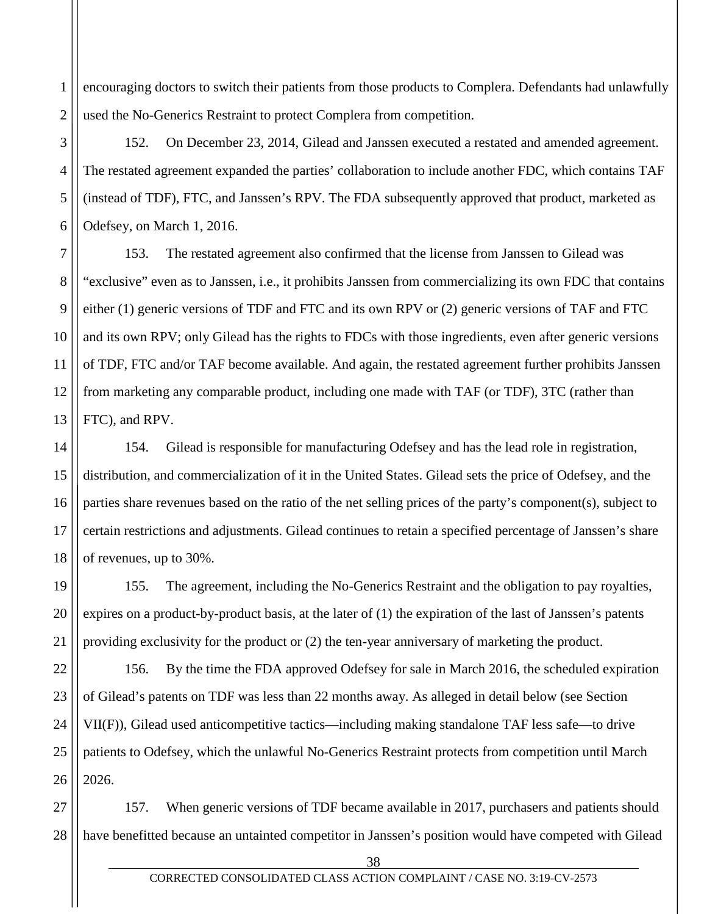encouraging doctors to switch their patients from those products to Complera. Defendants had unlawfully used the No-Generics Restraint to protect Complera from competition.

152. On December 23, 2014, Gilead and Janssen executed a restated and amended agreement. The restated agreement expanded the parties' collaboration to include another FDC, which contains TAF (instead of TDF), FTC, and Janssen's RPV. The FDA subsequently approved that product, marketed as Odefsey, on March 1, 2016.

153. The restated agreement also confirmed that the license from Janssen to Gilead was "exclusive" even as to Janssen, i.e., it prohibits Janssen from commercializing its own FDC that contains either (1) generic versions of TDF and FTC and its own RPV or (2) generic versions of TAF and FTC and its own RPV; only Gilead has the rights to FDCs with those ingredients, even after generic versions of TDF, FTC and/or TAF become available. And again, the restated agreement further prohibits Janssen from marketing any comparable product, including one made with TAF (or TDF), 3TC (rather than FTC), and RPV.

154. Gilead is responsible for manufacturing Odefsey and has the lead role in registration, distribution, and commercialization of it in the United States. Gilead sets the price of Odefsey, and the parties share revenues based on the ratio of the net selling prices of the party's component(s), subject to certain restrictions and adjustments. Gilead continues to retain a specified percentage of Janssen's share of revenues, up to 30%.

155. The agreement, including the No-Generics Restraint and the obligation to pay royalties, expires on a product-by-product basis, at the later of (1) the expiration of the last of Janssen's patents providing exclusivity for the product or (2) the ten-year anniversary of marketing the product.

156. By the time the FDA approved Odefsey for sale in March 2016, the scheduled expiration of Gilead's patents on TDF was less than 22 months away. As alleged in detail below (see Section VII(F)), Gilead used anticompetitive tactics—including making standalone TAF less safe—to drive patients to Odefsey, which the unlawful No-Generics Restraint protects from competition until March 2026.

157. When generic versions of TDF became available in 2017, purchasers and patients should have benefitted because an untainted competitor in Janssen's position would have competed with Gilead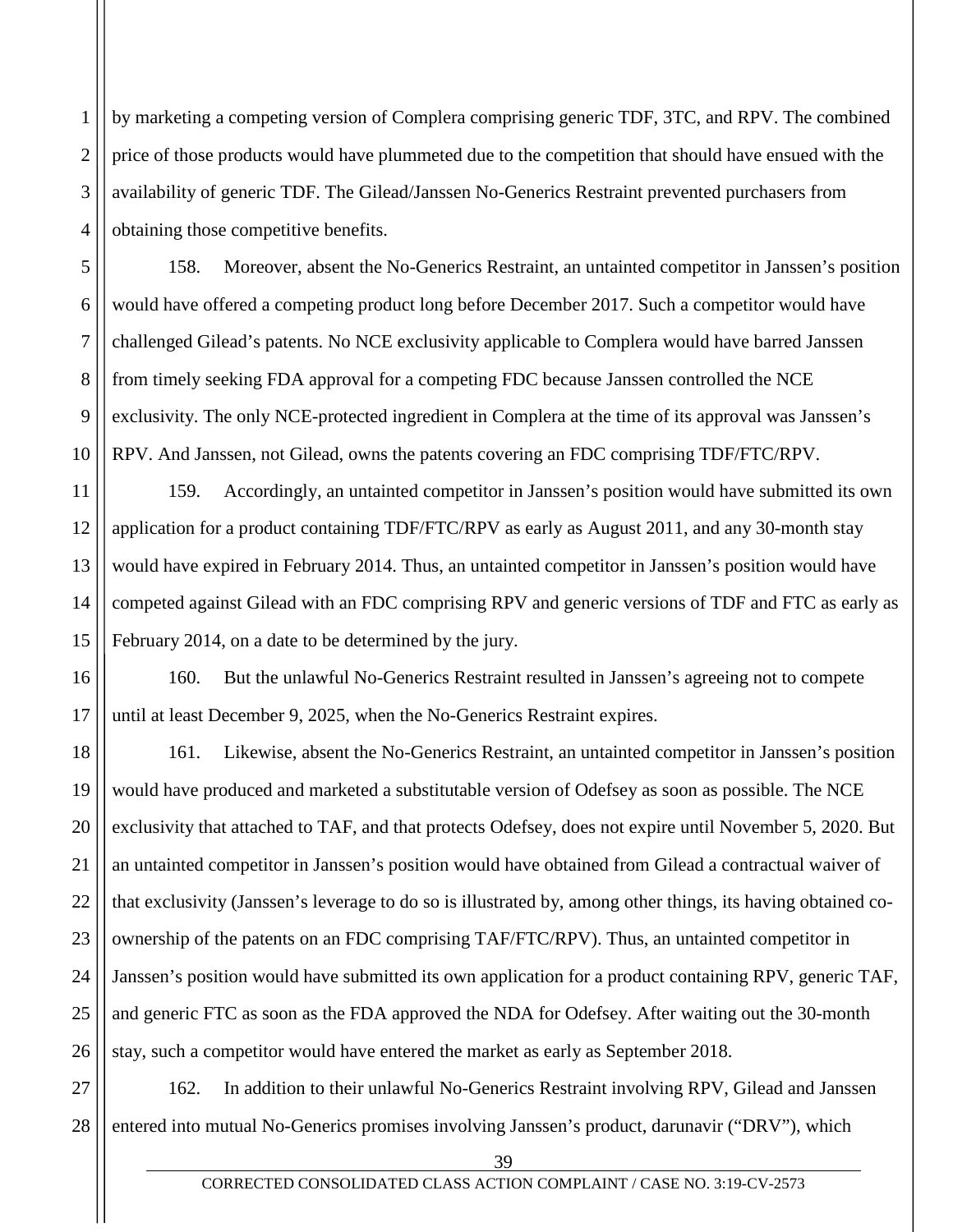by marketing a competing version of Complera comprising generic TDF, 3TC, and RPV. The combined price of those products would have plummeted due to the competition that should have ensued with the availability of generic TDF. The Gilead/Janssen No-Generics Restraint prevented purchasers from obtaining those competitive benefits.

158. Moreover, absent the No-Generics Restraint, an untainted competitor in Janssen's position would have offered a competing product long before December 2017. Such a competitor would have challenged Gilead's patents. No NCE exclusivity applicable to Complera would have barred Janssen from timely seeking FDA approval for a competing FDC because Janssen controlled the NCE exclusivity. The only NCE-protected ingredient in Complera at the time of its approval was Janssen's RPV. And Janssen, not Gilead, owns the patents covering an FDC comprising TDF/FTC/RPV.

159. Accordingly, an untainted competitor in Janssen's position would have submitted its own application for a product containing TDF/FTC/RPV as early as August 2011, and any 30-month stay would have expired in February 2014. Thus, an untainted competitor in Janssen's position would have competed against Gilead with an FDC comprising RPV and generic versions of TDF and FTC as early as February 2014, on a date to be determined by the jury.

160. But the unlawful No-Generics Restraint resulted in Janssen's agreeing not to compete until at least December 9, 2025, when the No-Generics Restraint expires.

161. Likewise, absent the No-Generics Restraint, an untainted competitor in Janssen's position would have produced and marketed a substitutable version of Odefsey as soon as possible. The NCE exclusivity that attached to TAF, and that protects Odefsey, does not expire until November 5, 2020. But an untainted competitor in Janssen's position would have obtained from Gilead a contractual waiver of that exclusivity (Janssen's leverage to do so is illustrated by, among other things, its having obtained co-ownership of the patents on an FDC comprising TAF/FTC/RPV). Thus, an untainted competitor in Janssen's position would have submitted its own application for a product containing RPV, generic TAF, and generic FTC as soon as the FDA approved the NDA for Odefsey. After waiting out the 30-month stay, such a competitor would have entered the market as early as September 2018.

162. In addition to their unlawful No-Generics Restraint involving RPV, Gilead and Janssen entered into mutual No-Generics promises involving Janssen's product, darunavir ("DRV"), which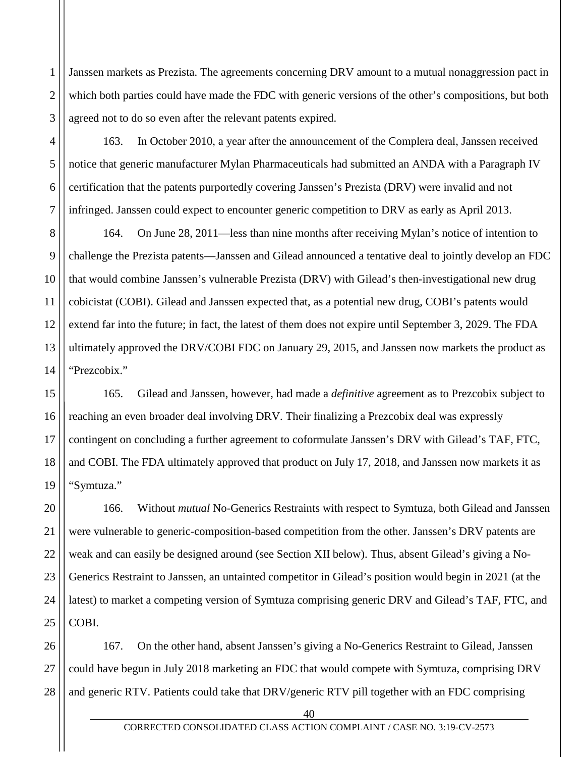Janssen markets as Prezista. The agreements concerning DRV amount to a mutual nonaggression pact in which both parties could have made the FDC with generic versions of the other's compositions, but both agreed not to do so even after the relevant patents expired.

163. In October 2010, a year after the announcement of the Complera deal, Janssen received notice that generic manufacturer Mylan Pharmaceuticals had submitted an ANDA with a Paragraph IV certification that the patents purportedly covering Janssen's Prezista (DRV) were invalid and not infringed. Janssen could expect to encounter generic competition to DRV as early as April 2013.

164. On June 28, 2011—less than nine months after receiving Mylan's notice of intention to challenge the Prezista patents—Janssen and Gilead announced a tentative deal to jointly develop an FDC that would combine Janssen's vulnerable Prezista (DRV) with Gilead's then-investigational new drug cobicistat (COBI). Gilead and Janssen expected that, as a potential new drug, COBI's patents would extend far into the future; in fact, the latest of them does not expire until September 3, 2029. The FDA ultimately approved the DRV/COBI FDC on January 29, 2015, and Janssen now markets the product as "Prezcobix."

165. Gilead and Janssen, however, had made a *definitive* agreement as to Prezcobix subject to reaching an even broader deal involving DRV. Their finalizing a Prezcobix deal was expressly contingent on concluding a further agreement to coformulate Janssen's DRV with Gilead's TAF, FTC, and COBI. The FDA ultimately approved that product on July 17, 2018, and Janssen now markets it as "Symtuza."

166. Without *mutual* No-Generics Restraints with respect to Symtuza, both Gilead and Janssen were vulnerable to generic-composition-based competition from the other. Janssen's DRV patents are weak and can easily be designed around (see Section XII below). Thus, absent Gilead's giving a No-Generics Restraint to Janssen, an untainted competitor in Gilead's position would begin in 2021 (at the latest) to market a competing version of Symtuza comprising generic DRV and Gilead's TAF, FTC, and COBI.

167. On the other hand, absent Janssen's giving a No-Generics Restraint to Gilead, Janssen could have begun in July 2018 marketing an FDC that would compete with Symtuza, comprising DRV and generic RTV. Patients could take that DRV/generic RTV pill together with an FDC comprising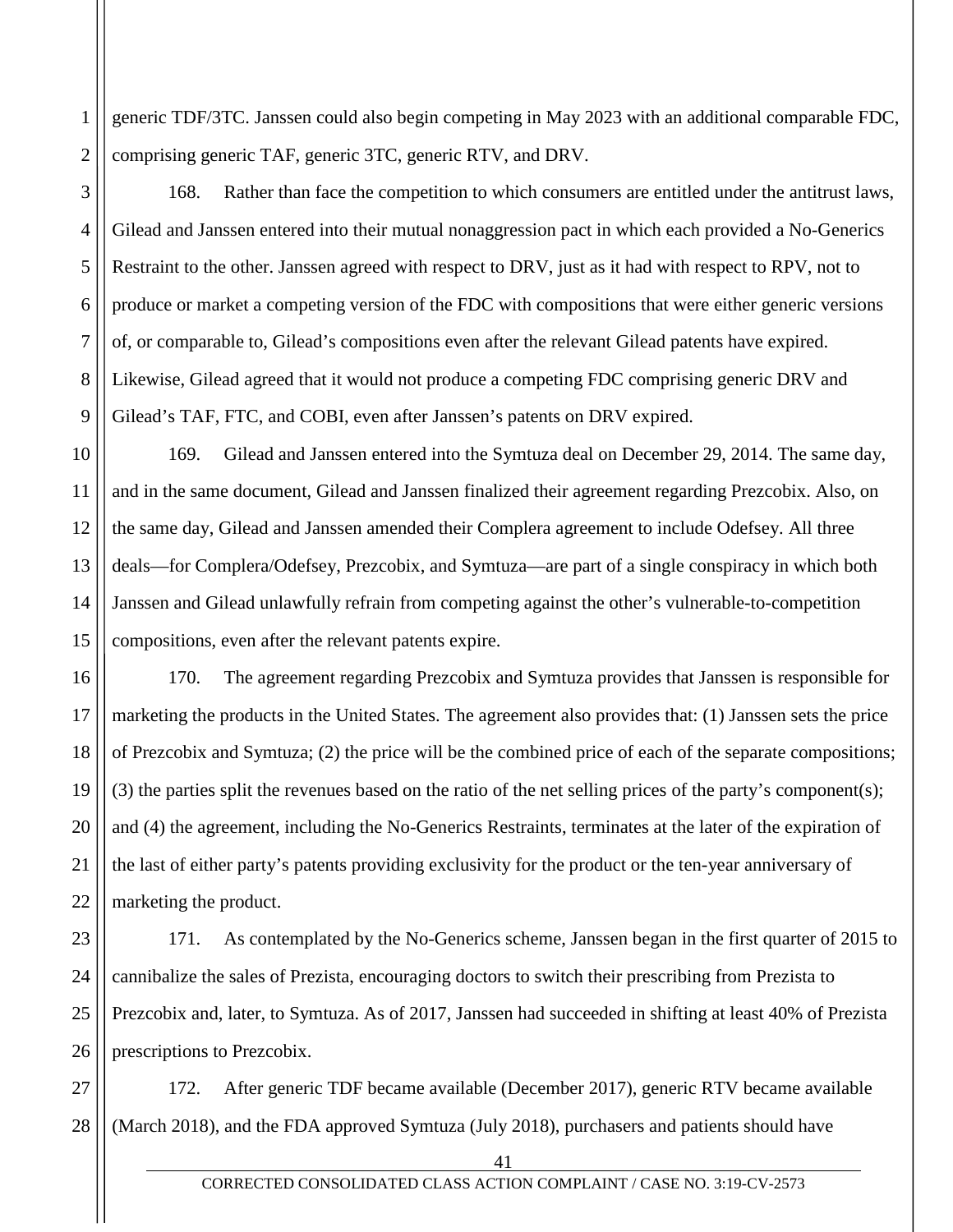generic TDF/3TC. Janssen could also begin competing in May 2023 with an additional comparable FDC, comprising generic TAF, generic 3TC, generic RTV, and DRV.

168. Rather than face the competition to which consumers are entitled under the antitrust laws, Gilead and Janssen entered into their mutual nonaggression pact in which each provided a No-Generics Restraint to the other. Janssen agreed with respect to DRV, just as it had with respect to RPV, not to produce or market a competing version of the FDC with compositions that were either generic versions of, or comparable to, Gilead's compositions even after the relevant Gilead patents have expired. Likewise, Gilead agreed that it would not produce a competing FDC comprising generic DRV and Gilead's TAF, FTC, and COBI, even after Janssen's patents on DRV expired.

169. Gilead and Janssen entered into the Symtuza deal on December 29, 2014. The same day, and in the same document, Gilead and Janssen finalized their agreement regarding Prezcobix. Also, on the same day, Gilead and Janssen amended their Complera agreement to include Odefsey. All three deals—for Complera/Odefsey, Prezcobix, and Symtuza—are part of a single conspiracy in which both Janssen and Gilead unlawfully refrain from competing against the other's vulnerable-to-competition compositions, even after the relevant patents expire.

170. The agreement regarding Prezcobix and Symtuza provides that Janssen is responsible for marketing the products in the United States. The agreement also provides that: (1) Janssen sets the price of Prezcobix and Symtuza; (2) the price will be the combined price of each of the separate compositions; (3) the parties split the revenues based on the ratio of the net selling prices of the party's component(s); and (4) the agreement, including the No-Generics Restraints, terminates at the later of the expiration of the last of either party's patents providing exclusivity for the product or the ten-year anniversary of marketing the product.

171. As contemplated by the No-Generics scheme, Janssen began in the first quarter of 2015 to cannibalize the sales of Prezista, encouraging doctors to switch their prescribing from Prezista to Prezcobix and, later, to Symtuza. As of 2017, Janssen had succeeded in shifting at least 40% of Prezista prescriptions to Prezcobix.

172. After generic TDF became available (December 2017), generic RTV became available (March 2018), and the FDA approved Symtuza (July 2018), purchasers and patients should have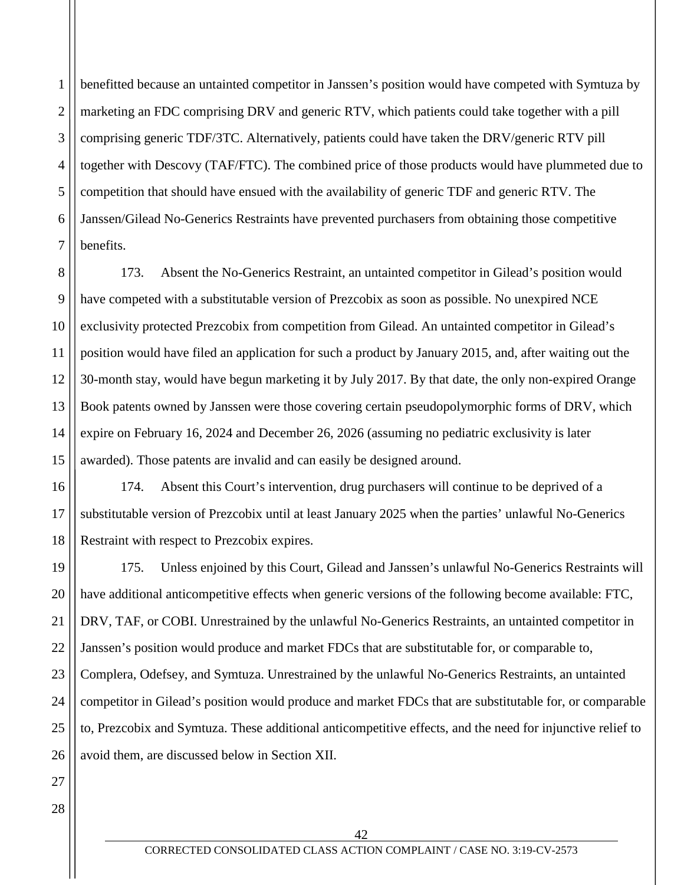benefitted because an untainted competitor in Janssen's position would have competed with Symtuza by marketing an FDC comprising DRV and generic RTV, which patients could take together with a pill comprising generic TDF/3TC. Alternatively, patients could have taken the DRV/generic RTV pill together with Descovy (TAF/FTC). The combined price of those products would have plummeted due to competition that should have ensued with the availability of generic TDF and generic RTV. The Janssen/Gilead No-Generics Restraints have prevented purchasers from obtaining those competitive benefits.

173. Absent the No-Generics Restraint, an untainted competitor in Gilead's position would have competed with a substitutable version of Prezcobix as soon as possible. No unexpired NCE exclusivity protected Prezcobix from competition from Gilead. An untainted competitor in Gilead's position would have filed an application for such a product by January 2015, and, after waiting out the 30-month stay, would have begun marketing it by July 2017. By that date, the only non-expired Orange Book patents owned by Janssen were those covering certain pseudopolymorphic forms of DRV, which expire on February 16, 2024 and December 26, 2026 (assuming no pediatric exclusivity is later awarded). Those patents are invalid and can easily be designed around.

174. Absent this Court's intervention, drug purchasers will continue to be deprived of a substitutable version of Prezcobix until at least January 2025 when the parties' unlawful No-Generics Restraint with respect to Prezcobix expires.

175. Unless enjoined by this Court, Gilead and Janssen's unlawful No-Generics Restraints will have additional anticompetitive effects when generic versions of the following become available: FTC, DRV, TAF, or COBI. Unrestrained by the unlawful No-Generics Restraints, an untainted competitor in Janssen's position would produce and market FDCs that are substitutable for, or comparable to, Complera, Odefsey, and Symtuza. Unrestrained by the unlawful No-Generics Restraints, an untainted competitor in Gilead's position would produce and market FDCs that are substitutable for, or comparable to, Prezcobix and Symtuza. These additional anticompetitive effects, and the need for injunctive relief to avoid them, are discussed below in Section XII.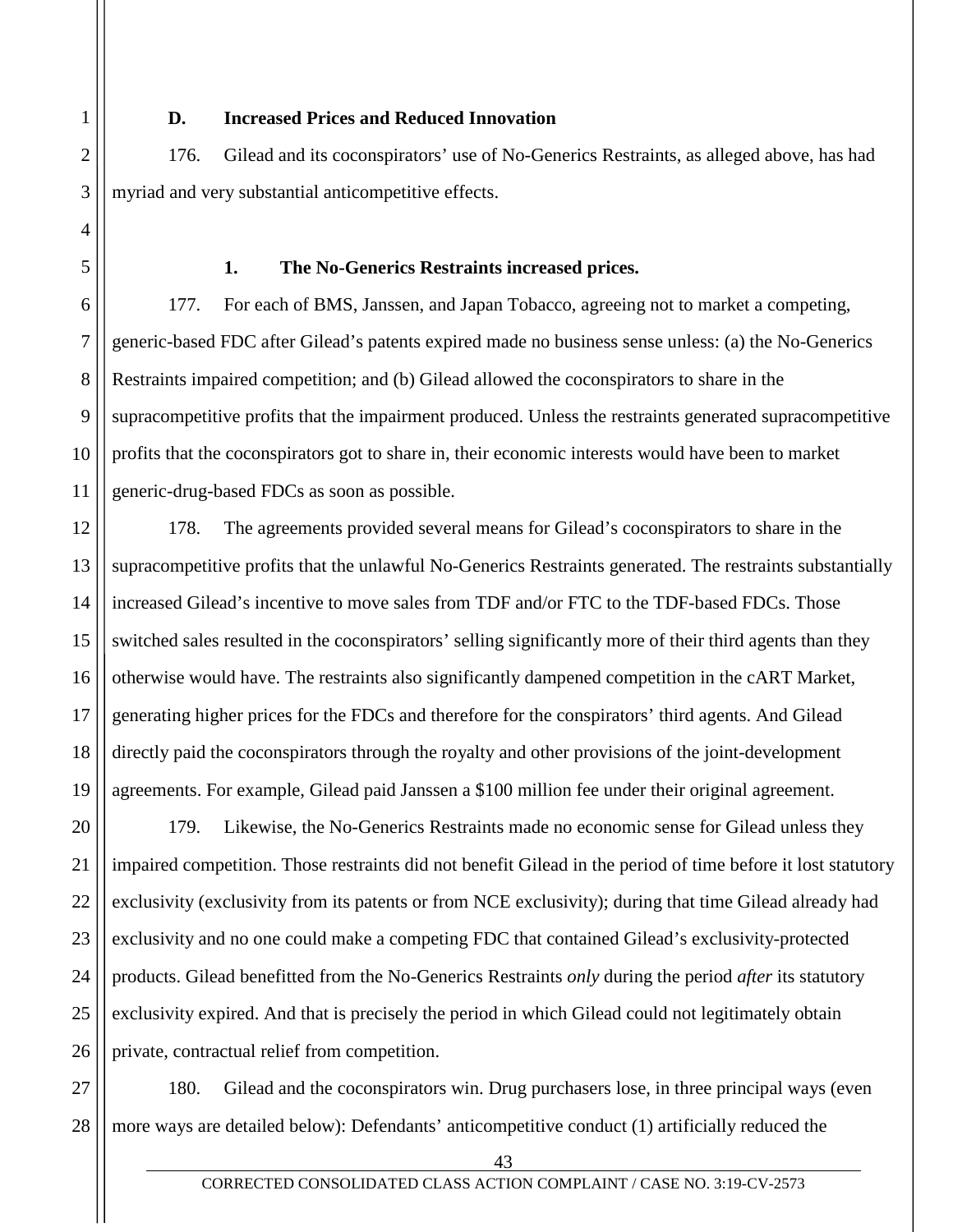### D. Increased Prices and Reduced Innovation

176. Gilead and its coconspirators' use of No-Generics Restraints, as alleged above, has had myriad and very substantial anticompetitive effects.

#### 1. The No-Generics Restraints increased prices.

177. For each of BMS, Janssen, and Japan Tobacco, agreeing not to market a competing, generic-based FDC after Gilead's patents expired made no business sense unless: (a) the No-Generics Restraints impaired competition; and (b) Gilead allowed the coconspirators to share in the supracompetitive profits that the impairment produced. Unless the restraints generated supracompetitive profits that the coconspirators got to share in, their economic interests would have been to market generic-drug-based FDCs as soon as possible.

178. The agreements provided several means for Gilead's coconspirators to share in the supracompetitive profits that the unlawful No-Generics Restraints generated. The restraints substantially increased Gilead's incentive to move sales from TDF and/or FTC to the TDF-based FDCs. Those switched sales resulted in the coconspirators' selling significantly more of their third agents than they otherwise would have. The restraints also significantly dampened competition in the cART Market, generating higher prices for the FDCs and therefore for the conspirators' third agents. And Gilead directly paid the coconspirators through the royalty and other provisions of the joint-development agreements. For example, Gilead paid Janssen a $100 million fee under their original agreement.

179. Likewise, the No-Generics Restraints made no economic sense for Gilead unless they impaired competition. Those restraints did not benefit Gilead in the period of time before it lost statutory exclusivity (exclusivity from its patents or from NCE exclusivity); during that time Gilead already had exclusivity and no one could make a competing FDC that contained Gilead's exclusivity-protected products. Gilead benefitted from the No-Generics Restraints *only* during the period *after* its statutory exclusivity expired. And that is precisely the period in which Gilead could not legitimately obtain private, contractual relief from competition.

180. Gilead and the coconspirators win. Drug purchasers lose, in three principal ways (even more ways are detailed below): Defendants' anticompetitive conduct (1) artificially reduced the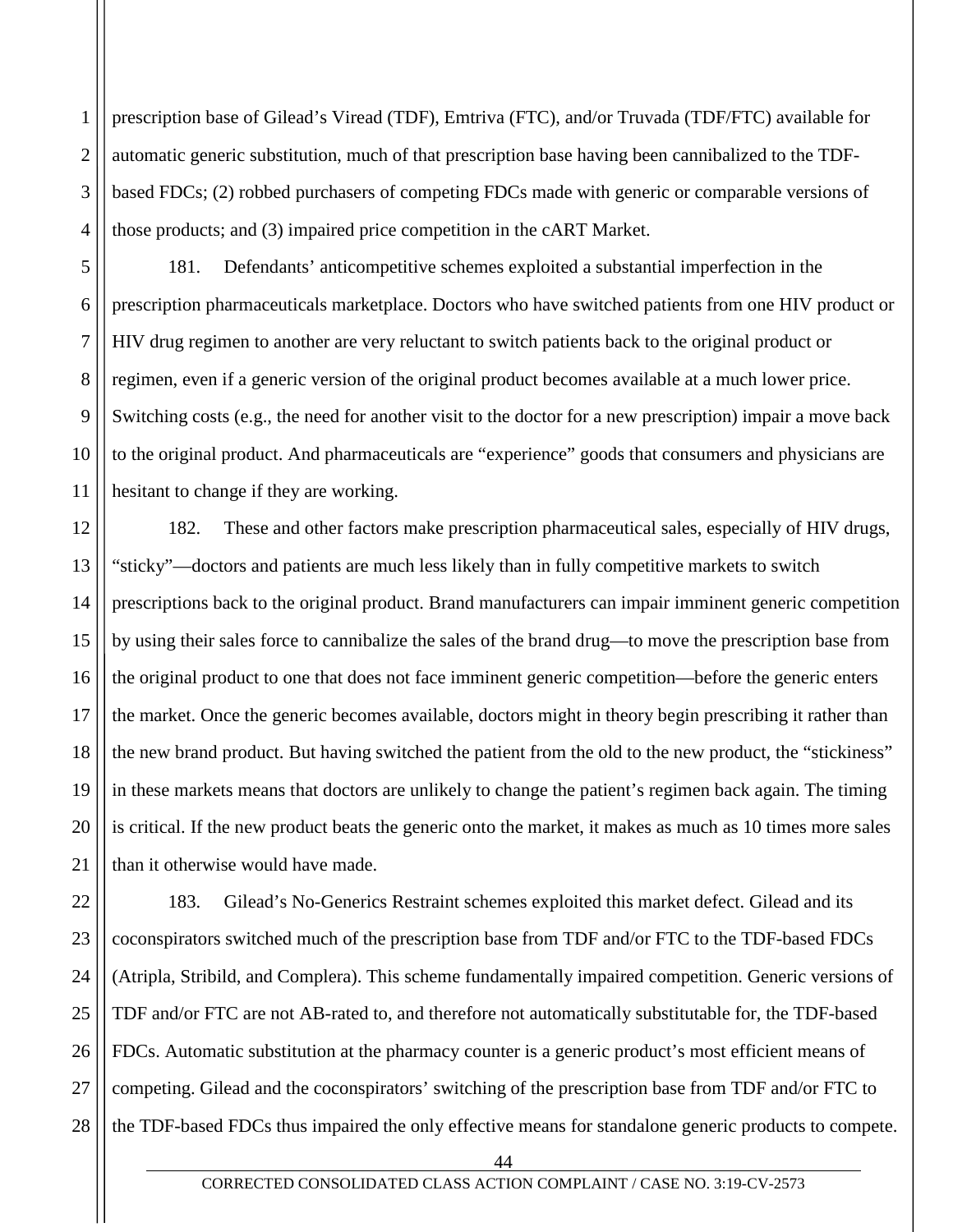prescription base of Gilead's Viread (TDF), Emtriva (FTC), and/or Truvada (TDF/FTC) available for automatic generic substitution, much of that prescription base having been cannibalized to the TDF-based FDCs; (2) robbed purchasers of competing FDCs made with generic or comparable versions of those products; and (3) impaired price competition in the cART Market.

181. Defendants' anticompetitive schemes exploited a substantial imperfection in the prescription pharmaceuticals marketplace. Doctors who have switched patients from one HIV product or HIV drug regimen to another are very reluctant to switch patients back to the original product or regimen, even if a generic version of the original product becomes available at a much lower price. Switching costs (e.g., the need for another visit to the doctor for a new prescription) impair a move back to the original product. And pharmaceuticals are "experience" goods that consumers and physicians are hesitant to change if they are working.

182. These and other factors make prescription pharmaceutical sales, especially of HIV drugs, "sticky"—doctors and patients are much less likely than in fully competitive markets to switch prescriptions back to the original product. Brand manufacturers can impair imminent generic competition by using their sales force to cannibalize the sales of the brand drug—to move the prescription base from the original product to one that does not face imminent generic competition—before the generic enters the market. Once the generic becomes available, doctors might in theory begin prescribing it rather than the new brand product. But having switched the patient from the old to the new product, the "stickiness" in these markets means that doctors are unlikely to change the patient's regimen back again. The timing is critical. If the new product beats the generic onto the market, it makes as much as 10 times more sales than it otherwise would have made.

183. Gilead's No-Generics Restraint schemes exploited this market defect. Gilead and its coconspirators switched much of the prescription base from TDF and/or FTC to the TDF-based FDCs (Atripla, Stribild, and Complera). This scheme fundamentally impaired competition. Generic versions of TDF and/or FTC are not AB-rated to, and therefore not automatically substitutable for, the TDF-based FDCs. Automatic substitution at the pharmacy counter is a generic product's most efficient means of competing. Gilead and the coconspirators' switching of the prescription base from TDF and/or FTC to the TDF-based FDCs thus impaired the only effective means for standalone generic products to compete.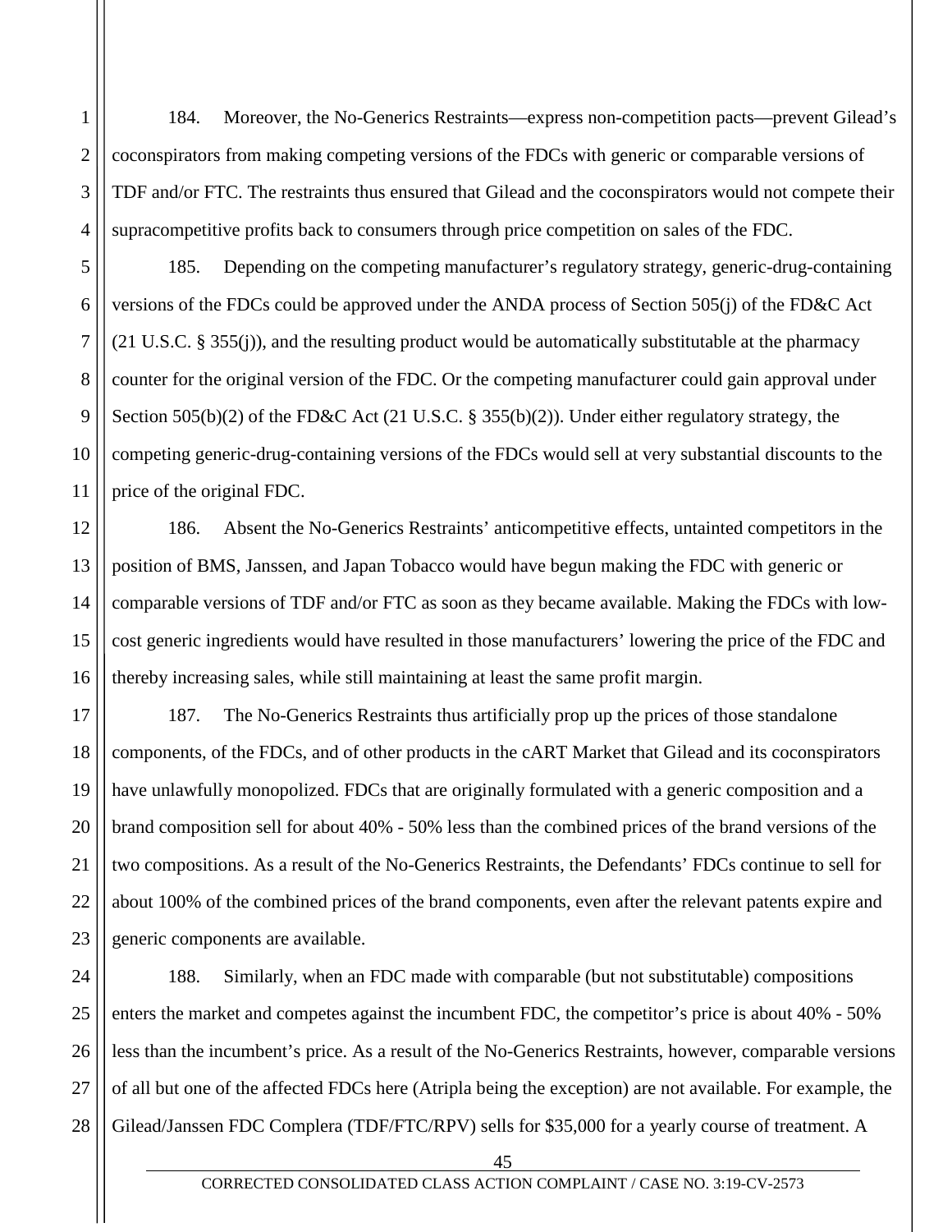184. Moreover, the No-Generics Restraints—express non-competition pacts—prevent Gilead's coconspirators from making competing versions of the FDCs with generic or comparable versions of TDF and/or FTC. The restraints thus ensured that Gilead and the coconspirators would not compete their supracompetitive profits back to consumers through price competition on sales of the FDC.

185. Depending on the competing manufacturer's regulatory strategy, generic-drug-containing versions of the FDCs could be approved under the ANDA process of Section 505(j) of the FD&C Act (21 U.S.C. § 355(j)), and the resulting product would be automatically substitutable at the pharmacy counter for the original version of the FDC. Or the competing manufacturer could gain approval under Section 505(b)(2) of the FD&C Act (21 U.S.C. § 355(b)(2)). Under either regulatory strategy, the competing generic-drug-containing versions of the FDCs would sell at very substantial discounts to the price of the original FDC.

186. Absent the No-Generics Restraints' anticompetitive effects, untainted competitors in the position of BMS, Janssen, and Japan Tobacco would have begun making the FDC with generic or comparable versions of TDF and/or FTC as soon as they became available. Making the FDCs with low-cost generic ingredients would have resulted in those manufacturers' lowering the price of the FDC and thereby increasing sales, while still maintaining at least the same profit margin.

187. The No-Generics Restraints thus artificially prop up the prices of those standalone components, of the FDCs, and of other products in the cART Market that Gilead and its coconspirators have unlawfully monopolized. FDCs that are originally formulated with a generic composition and a brand composition sell for about 40% - 50% less than the combined prices of the brand versions of the two compositions. As a result of the No-Generics Restraints, the Defendants' FDCs continue to sell for about 100% of the combined prices of the brand components, even after the relevant patents expire and generic components are available.

188. Similarly, when an FDC made with comparable (but not substitutable) compositions enters the market and competes against the incumbent FDC, the competitor's price is about 40% - 50% less than the incumbent's price. As a result of the No-Generics Restraints, however, comparable versions of all but one of the affected FDCs here (Atripla being the exception) are not available. For example, the Gilead/Janssen FDC Complera (TDF/FTC/RPV) sells for $35,000 for a yearly course of treatment. A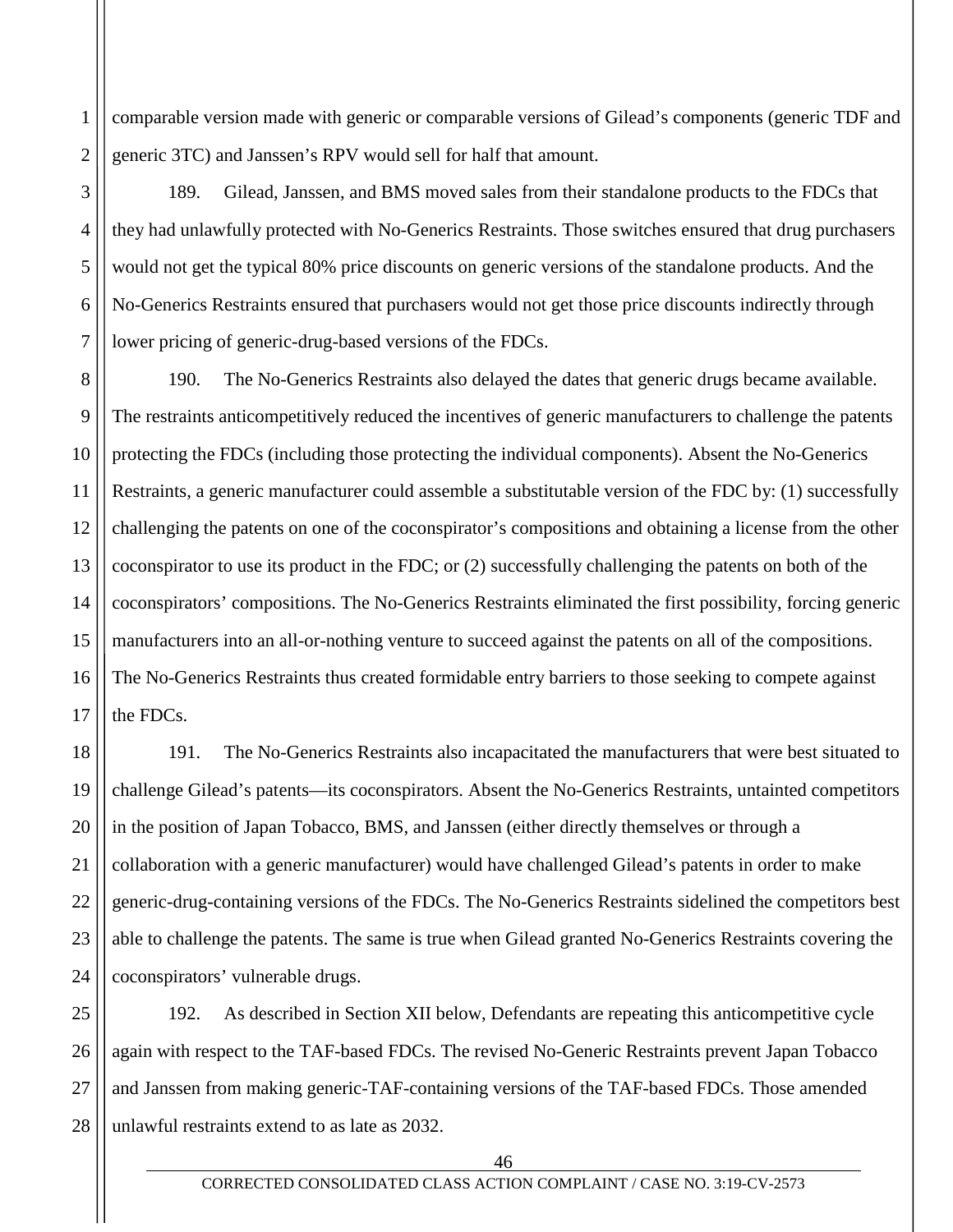comparable version made with generic or comparable versions of Gilead's components (generic TDF and generic 3TC) and Janssen's RPV would sell for half that amount.

189. Gilead, Janssen, and BMS moved sales from their standalone products to the FDCs that they had unlawfully protected with No-Generics Restraints. Those switches ensured that drug purchasers would not get the typical 80% price discounts on generic versions of the standalone products. And the No-Generics Restraints ensured that purchasers would not get those price discounts indirectly through lower pricing of generic-drug-based versions of the FDCs.

190. The No-Generics Restraints also delayed the dates that generic drugs became available. The restraints anticompetitively reduced the incentives of generic manufacturers to challenge the patents protecting the FDCs (including those protecting the individual components). Absent the No-Generics Restraints, a generic manufacturer could assemble a substitutable version of the FDC by: (1) successfully challenging the patents on one of the coconspirator's compositions and obtaining a license from the other coconspirator to use its product in the FDC; or (2) successfully challenging the patents on both of the coconspirators' compositions. The No-Generics Restraints eliminated the first possibility, forcing generic manufacturers into an all-or-nothing venture to succeed against the patents on all of the compositions. The No-Generics Restraints thus created formidable entry barriers to those seeking to compete against the FDCs.

191. The No-Generics Restraints also incapacitated the manufacturers that were best situated to challenge Gilead's patents—its coconspirators. Absent the No-Generics Restraints, untainted competitors in the position of Japan Tobacco, BMS, and Janssen (either directly themselves or through a collaboration with a generic manufacturer) would have challenged Gilead's patents in order to make generic-drug-containing versions of the FDCs. The No-Generics Restraints sidelined the competitors best able to challenge the patents. The same is true when Gilead granted No-Generics Restraints covering the coconspirators' vulnerable drugs.

192. As described in Section XII below, Defendants are repeating this anticompetitive cycle again with respect to the TAF-based FDCs. The revised No-Generic Restraints prevent Japan Tobacco and Janssen from making generic-TAF-containing versions of the TAF-based FDCs. Those amended unlawful restraints extend to as late as 2032.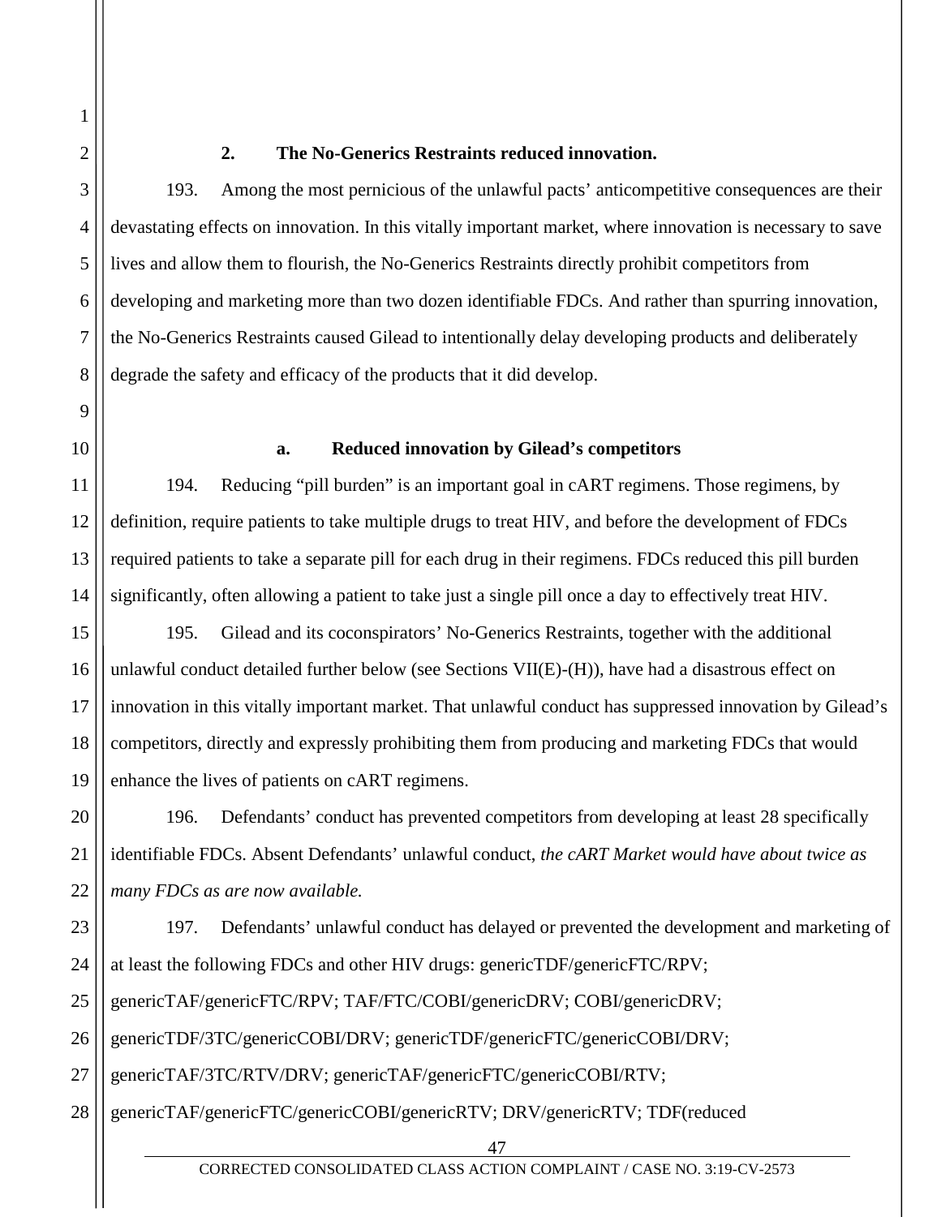### 2. The No-Generics Restraints reduced innovation.

193. Among the most pernicious of the unlawful pacts' anticompetitive consequences are their devastating effects on innovation. In this vitally important market, where innovation is necessary to save lives and allow them to flourish, the No-Generics Restraints directly prohibit competitors from developing and marketing more than two dozen identifiable FDCs. And rather than spurring innovation, the No-Generics Restraints caused Gilead to intentionally delay developing products and deliberately degrade the safety and efficacy of the products that it did develop.

#### a. Reduced innovation by Gilead's competitors

194. Reducing "pill burden" is an important goal in cART regimens. Those regimens, by definition, require patients to take multiple drugs to treat HIV, and before the development of FDCs required patients to take a separate pill for each drug in their regimens. FDCs reduced this pill burden significantly, often allowing a patient to take just a single pill once a day to effectively treat HIV.

195. Gilead and its coconspirators' No-Generics Restraints, together with the additional unlawful conduct detailed further below (see Sections VII(E)-(H)), have had a disastrous effect on innovation in this vitally important market. That unlawful conduct has suppressed innovation by Gilead's competitors, directly and expressly prohibiting them from producing and marketing FDCs that would enhance the lives of patients on cART regimens.

196. Defendants' conduct has prevented competitors from developing at least 28 specifically identifiable FDCs. Absent Defendants' unlawful conduct, *the cART Market would have about twice as many FDCs as are now available.*

197. Defendants' unlawful conduct has delayed or prevented the development and marketing of at least the following FDCs and other HIV drugs: genericTDF/genericFTC/RPV; genericTAF/genericFTC/RPV; TAF/FTC/COBI/genericDRV; COBI/genericDRV; genericTDF/3TC/genericCOBI/DRV; genericTDF/genericFTC/genericCOBI/DRV; genericTAF/3TC/RTV/DRV; genericTAF/genericFTC/genericCOBI/RTV; genericTAF/genericFTC/genericCOBI/genericRTV; DRV/genericRTV; TDF(reduced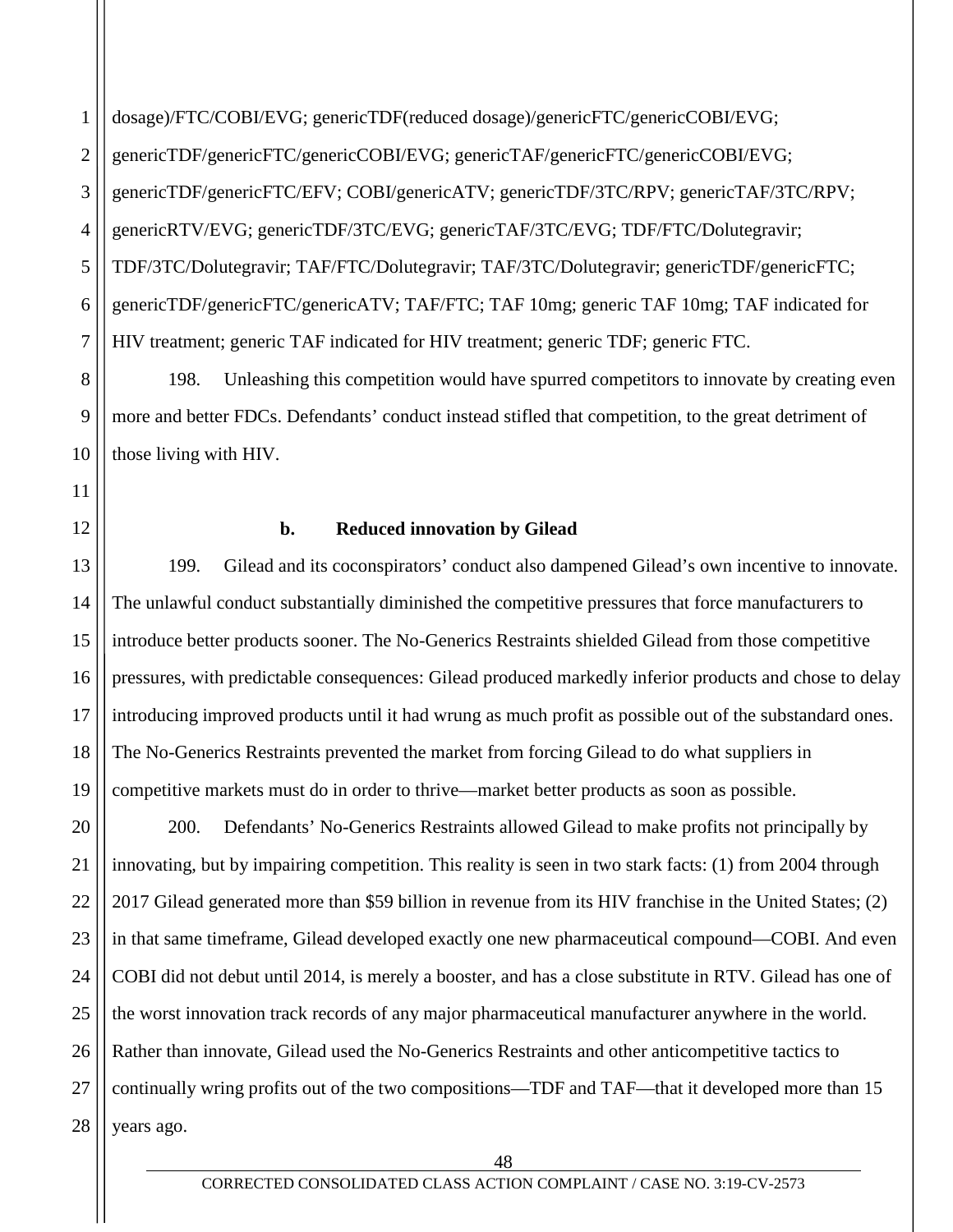dosage)/FTC/COBI/EVG; genericTDF(reduced dosage)/genericFTC/genericCOBI/EVG; genericTDF/genericFTC/genericCOBI/EVG; genericTAF/genericFTC/genericCOBI/EVG; genericTDF/genericFTC/EFV; COBI/genericATV; genericTDF/3TC/RPV; genericTAF/3TC/RPV; genericRTV/EVG; genericTDF/3TC/EVG; genericTAF/3TC/EVG; TDF/FTC/Dolutegravir; TDF/3TC/Dolutegravir; TAF/FTC/Dolutegravir; TAF/3TC/Dolutegravir; genericTDF/genericFTC; genericTDF/genericFTC/genericATV; TAF/FTC; TAF 10mg; generic TAF 10mg; TAF indicated for HIV treatment; generic TAF indicated for HIV treatment; generic TDF; generic FTC.

198. Unleashing this competition would have spurred competitors to innovate by creating even more and better FDCs. Defendants' conduct instead stifled that competition, to the great detriment of those living with HIV.

#### b. Reduced innovation by Gilead

199. Gilead and its coconspirators' conduct also dampened Gilead's own incentive to innovate. The unlawful conduct substantially diminished the competitive pressures that force manufacturers to introduce better products sooner. The No-Generics Restraints shielded Gilead from those competitive pressures, with predictable consequences: Gilead produced markedly inferior products and chose to delay introducing improved products until it had wrung as much profit as possible out of the substandard ones. The No-Generics Restraints prevented the market from forcing Gilead to do what suppliers in competitive markets must do in order to thrive—market better products as soon as possible.

200. Defendants' No-Generics Restraints allowed Gilead to make profits not principally by innovating, but by impairing competition. This reality is seen in two stark facts: (1) from 2004 through 2017 Gilead generated more than $59 billion in revenue from its HIV franchise in the United States; (2) in that same timeframe, Gilead developed exactly one new pharmaceutical compound—COBI. And even COBI did not debut until 2014, is merely a booster, and has a close substitute in RTV. Gilead has one of the worst innovation track records of any major pharmaceutical manufacturer anywhere in the world. Rather than innovate, Gilead used the No-Generics Restraints and other anticompetitive tactics to continually wring profits out of the two compositions—TDF and TAF—that it developed more than 15 years ago.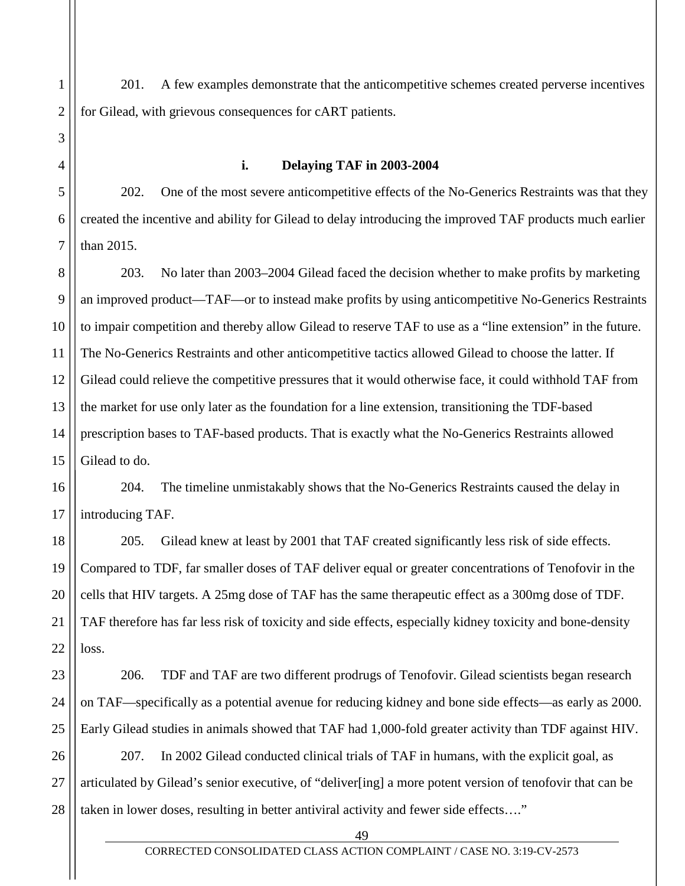201. A few examples demonstrate that the anticompetitive schemes created perverse incentives for Gilead, with grievous consequences for cART patients.

#### i. Delaying TAF in 2003-2004

202. One of the most severe anticompetitive effects of the No-Generics Restraints was that they created the incentive and ability for Gilead to delay introducing the improved TAF products much earlier than 2015.

203. No later than 2003–2004 Gilead faced the decision whether to make profits by marketing an improved product—TAF—or to instead make profits by using anticompetitive No-Generics Restraints to impair competition and thereby allow Gilead to reserve TAF to use as a "line extension" in the future. The No-Generics Restraints and other anticompetitive tactics allowed Gilead to choose the latter. If Gilead could relieve the competitive pressures that it would otherwise face, it could withhold TAF from the market for use only later as the foundation for a line extension, transitioning the TDF-based prescription bases to TAF-based products. That is exactly what the No-Generics Restraints allowed Gilead to do.

204. The timeline unmistakably shows that the No-Generics Restraints caused the delay in introducing TAF.

205. Gilead knew at least by 2001 that TAF created significantly less risk of side effects. Compared to TDF, far smaller doses of TAF deliver equal or greater concentrations of Tenofovir in the cells that HIV targets. A 25mg dose of TAF has the same therapeutic effect as a 300mg dose of TDF. TAF therefore has far less risk of toxicity and side effects, especially kidney toxicity and bone-density loss.

206. TDF and TAF are two different prodrugs of Tenofovir. Gilead scientists began research on TAF—specifically as a potential avenue for reducing kidney and bone side effects—as early as 2000. Early Gilead studies in animals showed that TAF had 1,000-fold greater activity than TDF against HIV.

207. In 2002 Gilead conducted clinical trials of TAF in humans, with the explicit goal, as articulated by Gilead's senior executive, of "deliver[ing] a more potent version of tenofovir that can be taken in lower doses, resulting in better antiviral activity and fewer side effects…."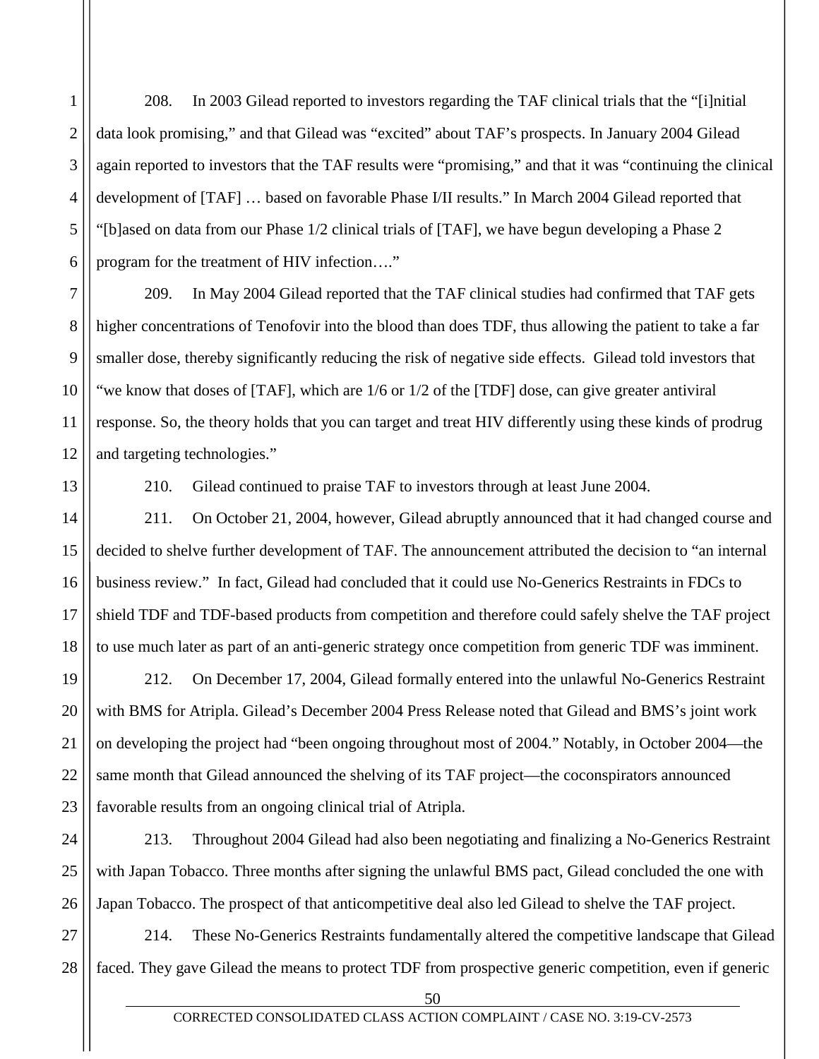208. In 2003 Gilead reported to investors regarding the TAF clinical trials that the "[i]nitial data look promising," and that Gilead was "excited" about TAF's prospects. In January 2004 Gilead again reported to investors that the TAF results were "promising," and that it was "continuing the clinical development of [TAF] … based on favorable Phase I/II results." In March 2004 Gilead reported that "[b]ased on data from our Phase 1/2 clinical trials of [TAF], we have begun developing a Phase 2 program for the treatment of HIV infection…."

209. In May 2004 Gilead reported that the TAF clinical studies had confirmed that TAF gets higher concentrations of Tenofovir into the blood than does TDF, thus allowing the patient to take a far smaller dose, thereby significantly reducing the risk of negative side effects. Gilead told investors that "we know that doses of [TAF], which are 1/6 or 1/2 of the [TDF] dose, can give greater antiviral response. So, the theory holds that you can target and treat HIV differently using these kinds of prodrug and targeting technologies."

210. Gilead continued to praise TAF to investors through at least June 2004.

211. On October 21, 2004, however, Gilead abruptly announced that it had changed course and decided to shelve further development of TAF. The announcement attributed the decision to "an internal business review." In fact, Gilead had concluded that it could use No-Generics Restraints in FDCs to shield TDF and TDF-based products from competition and therefore could safely shelve the TAF project to use much later as part of an anti-generic strategy once competition from generic TDF was imminent.

212. On December 17, 2004, Gilead formally entered into the unlawful No-Generics Restraint with BMS for Atripla. Gilead's December 2004 Press Release noted that Gilead and BMS's joint work on developing the project had "been ongoing throughout most of 2004." Notably, in October 2004—the same month that Gilead announced the shelving of its TAF project—the coconspirators announced favorable results from an ongoing clinical trial of Atripla.

213. Throughout 2004 Gilead had also been negotiating and finalizing a No-Generics Restraint with Japan Tobacco. Three months after signing the unlawful BMS pact, Gilead concluded the one with Japan Tobacco. The prospect of that anticompetitive deal also led Gilead to shelve the TAF project.

214. These No-Generics Restraints fundamentally altered the competitive landscape that Gilead faced. They gave Gilead the means to protect TDF from prospective generic competition, even if generic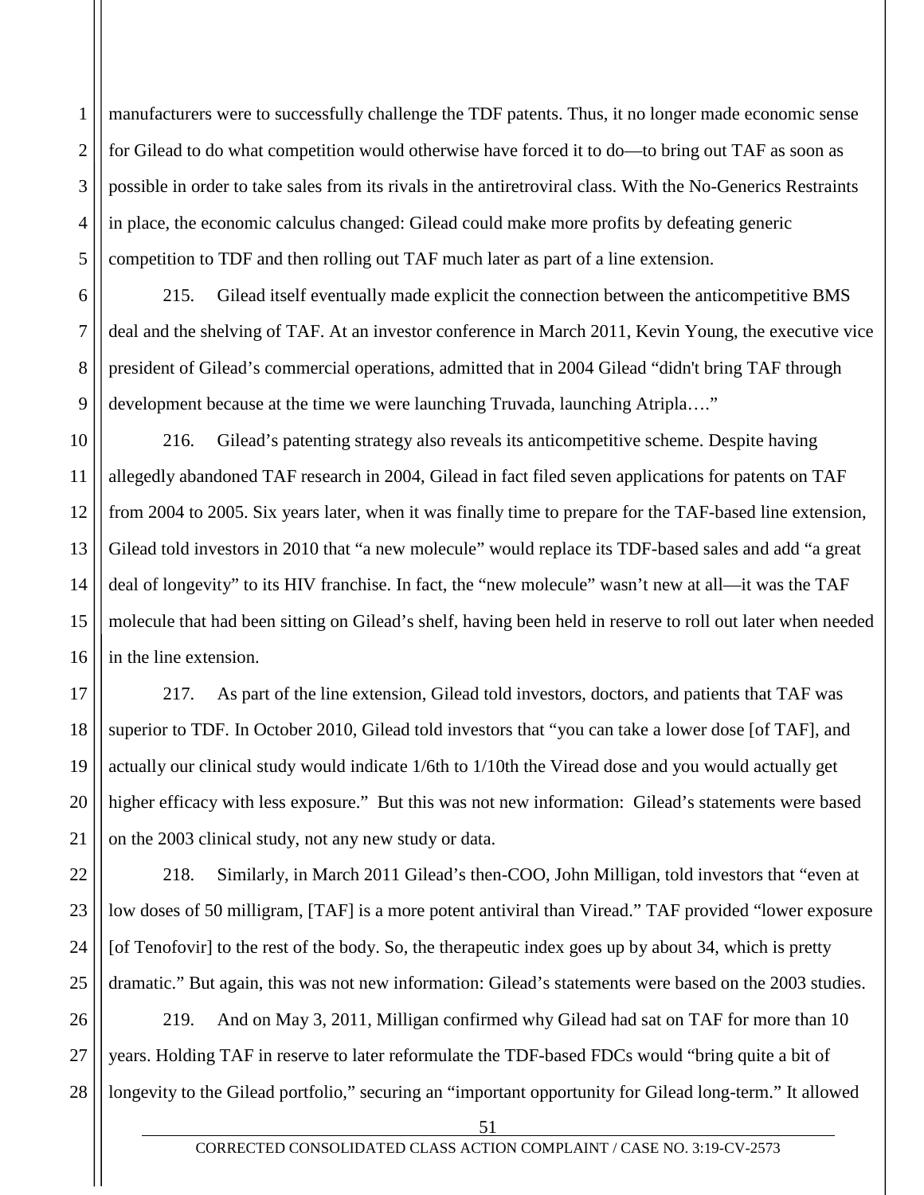manufacturers were to successfully challenge the TDF patents. Thus, it no longer made economic sense for Gilead to do what competition would otherwise have forced it to do—to bring out TAF as soon as possible in order to take sales from its rivals in the antiretroviral class. With the No-Generics Restraints in place, the economic calculus changed: Gilead could make more profits by defeating generic competition to TDF and then rolling out TAF much later as part of a line extension.

215. Gilead itself eventually made explicit the connection between the anticompetitive BMS deal and the shelving of TAF. At an investor conference in March 2011, Kevin Young, the executive vice president of Gilead's commercial operations, admitted that in 2004 Gilead "didn't bring TAF through development because at the time we were launching Truvada, launching Atripla…."

216. Gilead's patenting strategy also reveals its anticompetitive scheme. Despite having allegedly abandoned TAF research in 2004, Gilead in fact filed seven applications for patents on TAF from 2004 to 2005. Six years later, when it was finally time to prepare for the TAF-based line extension, Gilead told investors in 2010 that "a new molecule" would replace its TDF-based sales and add "a great deal of longevity" to its HIV franchise. In fact, the "new molecule" wasn't new at all—it was the TAF molecule that had been sitting on Gilead's shelf, having been held in reserve to roll out later when needed in the line extension.

217. As part of the line extension, Gilead told investors, doctors, and patients that TAF was superior to TDF. In October 2010, Gilead told investors that "you can take a lower dose [of TAF], and actually our clinical study would indicate 1/6th to 1/10th the Viread dose and you would actually get higher efficacy with less exposure." But this was not new information: Gilead's statements were based on the 2003 clinical study, not any new study or data.

218. Similarly, in March 2011 Gilead's then-COO, John Milligan, told investors that "even at low doses of 50 milligram, [TAF] is a more potent antiviral than Viread." TAF provided "lower exposure [of Tenofovir] to the rest of the body. So, the therapeutic index goes up by about 34, which is pretty dramatic." But again, this was not new information: Gilead's statements were based on the 2003 studies.

219. And on May 3, 2011, Milligan confirmed why Gilead had sat on TAF for more than 10 years. Holding TAF in reserve to later reformulate the TDF-based FDCs would "bring quite a bit of longevity to the Gilead portfolio," securing an "important opportunity for Gilead long-term." It allowed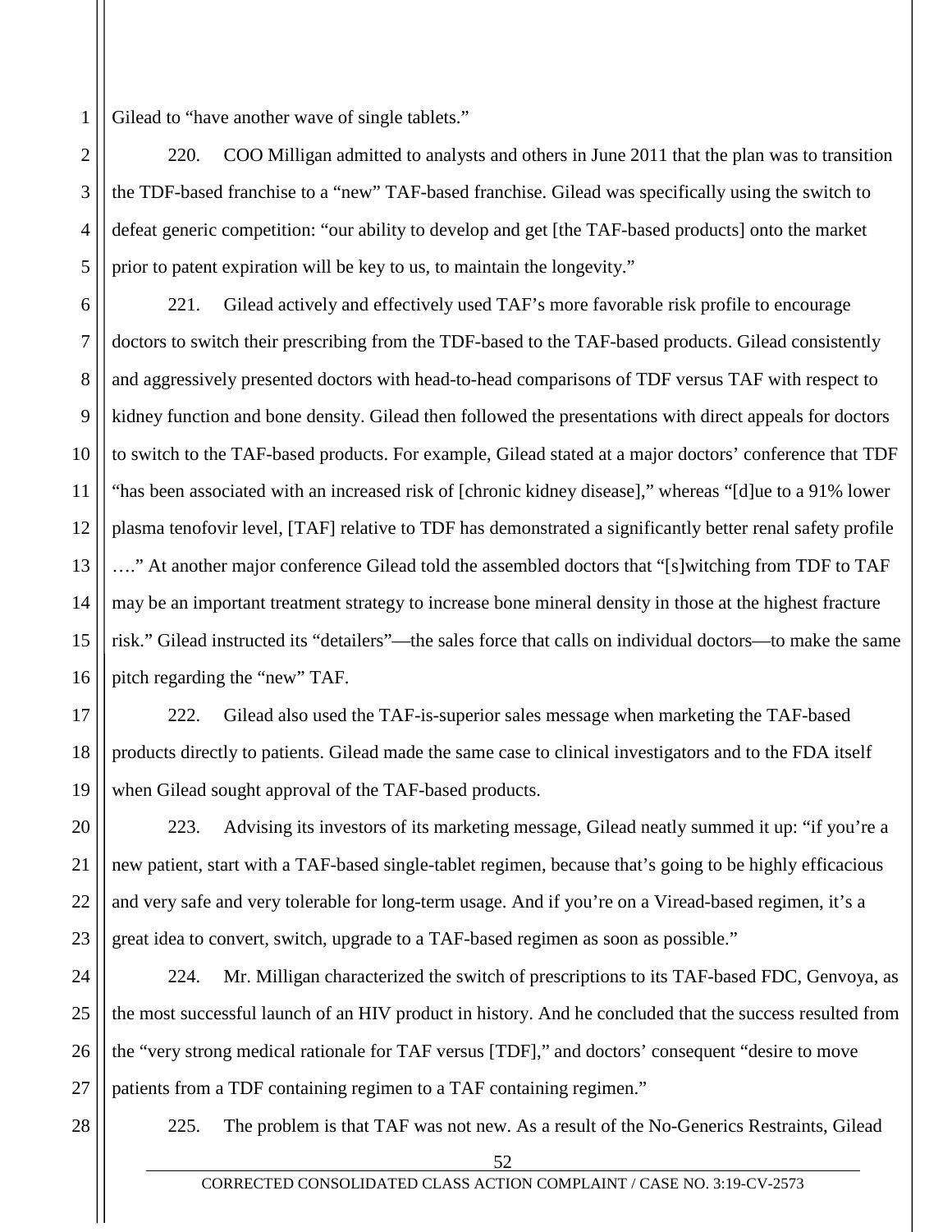Gilead to "have another wave of single tablets."

220. COO Milligan admitted to analysts and others in June 2011 that the plan was to transition the TDF-based franchise to a "new" TAF-based franchise. Gilead was specifically using the switch to defeat generic competition: "our ability to develop and get [the TAF-based products] onto the market prior to patent expiration will be key to us, to maintain the longevity."

221. Gilead actively and effectively used TAF's more favorable risk profile to encourage doctors to switch their prescribing from the TDF-based to the TAF-based products. Gilead consistently and aggressively presented doctors with head-to-head comparisons of TDF versus TAF with respect to kidney function and bone density. Gilead then followed the presentations with direct appeals for doctors to switch to the TAF-based products. For example, Gilead stated at a major doctors' conference that TDF "has been associated with an increased risk of [chronic kidney disease]," whereas "[d]ue to a 91% lower plasma tenofovir level, [TAF] relative to TDF has demonstrated a significantly better renal safety profile …." At another major conference Gilead told the assembled doctors that "[s]witching from TDF to TAF may be an important treatment strategy to increase bone mineral density in those at the highest fracture risk." Gilead instructed its "detailers"—the sales force that calls on individual doctors—to make the same pitch regarding the "new" TAF.

222. Gilead also used the TAF-is-superior sales message when marketing the TAF-based products directly to patients. Gilead made the same case to clinical investigators and to the FDA itself when Gilead sought approval of the TAF-based products.

223. Advising its investors of its marketing message, Gilead neatly summed it up: "if you're a new patient, start with a TAF-based single-tablet regimen, because that's going to be highly efficacious and very safe and very tolerable for long-term usage. And if you're on a Viread-based regimen, it's a great idea to convert, switch, upgrade to a TAF-based regimen as soon as possible."

224. Mr. Milligan characterized the switch of prescriptions to its TAF-based FDC, Genvoya, as the most successful launch of an HIV product in history. And he concluded that the success resulted from the "very strong medical rationale for TAF versus [TDF]," and doctors' consequent "desire to move patients from a TDF containing regimen to a TAF containing regimen."

225. The problem is that TAF was not new. As a result of the No-Generics Restraints, Gilead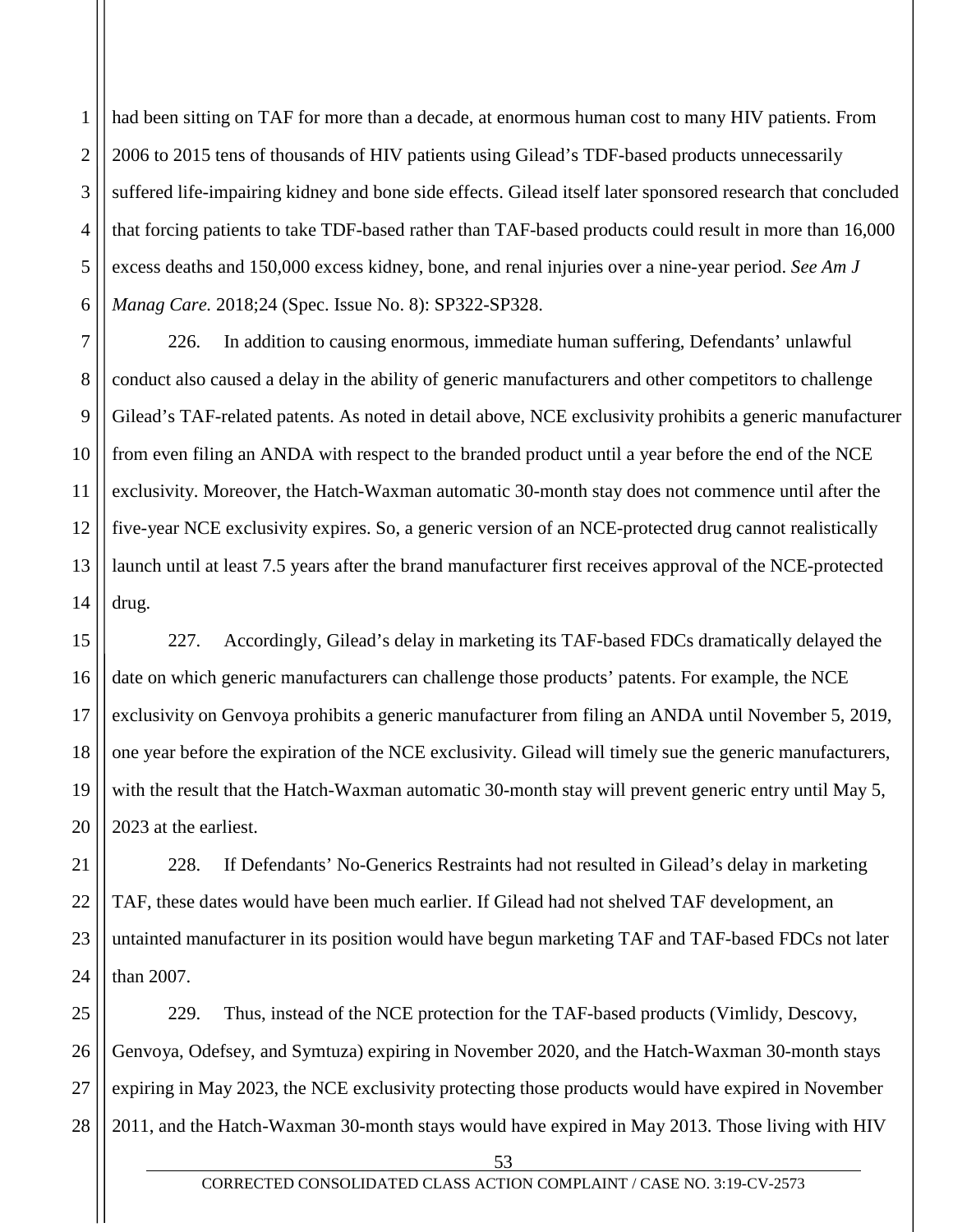had been sitting on TAF for more than a decade, at enormous human cost to many HIV patients. From 2006 to 2015 tens of thousands of HIV patients using Gilead's TDF-based products unnecessarily suffered life-impairing kidney and bone side effects. Gilead itself later sponsored research that concluded that forcing patients to take TDF-based rather than TAF-based products could result in more than 16,000 excess deaths and 150,000 excess kidney, bone, and renal injuries over a nine-year period. *See Am J Manag Care.* 2018;24 (Spec. Issue No. 8): SP322-SP328.

226. In addition to causing enormous, immediate human suffering, Defendants' unlawful conduct also caused a delay in the ability of generic manufacturers and other competitors to challenge Gilead's TAF-related patents. As noted in detail above, NCE exclusivity prohibits a generic manufacturer from even filing an ANDA with respect to the branded product until a year before the end of the NCE exclusivity. Moreover, the Hatch-Waxman automatic 30-month stay does not commence until after the five-year NCE exclusivity expires. So, a generic version of an NCE-protected drug cannot realistically launch until at least 7.5 years after the brand manufacturer first receives approval of the NCE-protected drug.

227. Accordingly, Gilead's delay in marketing its TAF-based FDCs dramatically delayed the date on which generic manufacturers can challenge those products' patents. For example, the NCE exclusivity on Genvoya prohibits a generic manufacturer from filing an ANDA until November 5, 2019, one year before the expiration of the NCE exclusivity. Gilead will timely sue the generic manufacturers, with the result that the Hatch-Waxman automatic 30-month stay will prevent generic entry until May 5, 2023 at the earliest.

228. If Defendants' No-Generics Restraints had not resulted in Gilead's delay in marketing TAF, these dates would have been much earlier. If Gilead had not shelved TAF development, an untainted manufacturer in its position would have begun marketing TAF and TAF-based FDCs not later than 2007.

229. Thus, instead of the NCE protection for the TAF-based products (Vimlidy, Descovy, Genvoya, Odefsey, and Symtuza) expiring in November 2020, and the Hatch-Waxman 30-month stays expiring in May 2023, the NCE exclusivity protecting those products would have expired in November 2011, and the Hatch-Waxman 30-month stays would have expired in May 2013. Those living with HIV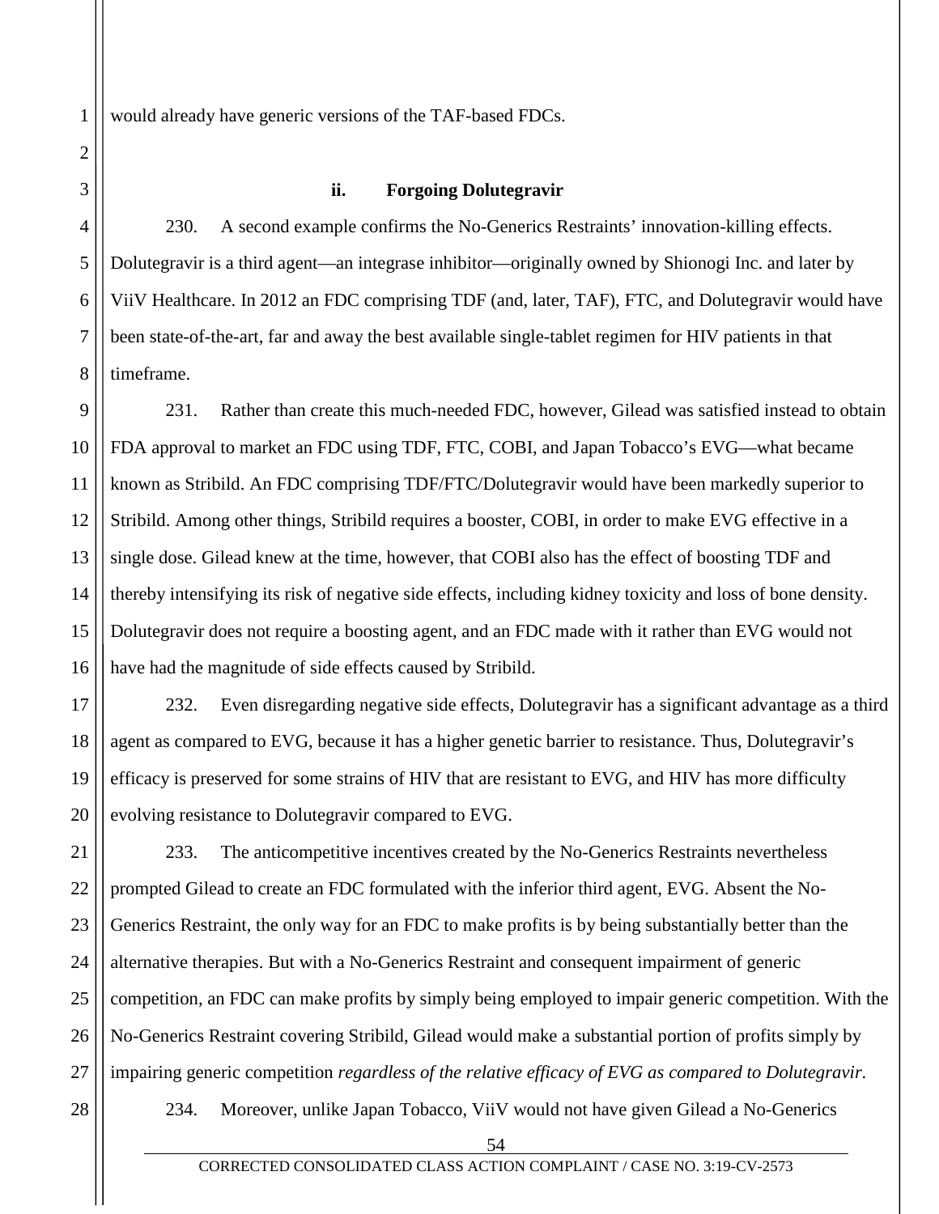would already have generic versions of the TAF-based FDCs.

### ii. Forgoing Dolutegravir

230. A second example confirms the No-Generics Restraints' innovation-killing effects. Dolutegravir is a third agent—an integrase inhibitor—originally owned by Shionogi Inc. and later by ViiV Healthcare. In 2012 an FDC comprising TDF (and, later, TAF), FTC, and Dolutegravir would have been state-of-the-art, far and away the best available single-tablet regimen for HIV patients in that timeframe.

231. Rather than create this much-needed FDC, however, Gilead was satisfied instead to obtain FDA approval to market an FDC using TDF, FTC, COBI, and Japan Tobacco's EVG—what became known as Stribild. An FDC comprising TDF/FTC/Dolutegravir would have been markedly superior to Stribild. Among other things, Stribild requires a booster, COBI, in order to make EVG effective in a single dose. Gilead knew at the time, however, that COBI also has the effect of boosting TDF and thereby intensifying its risk of negative side effects, including kidney toxicity and loss of bone density. Dolutegravir does not require a boosting agent, and an FDC made with it rather than EVG would not have had the magnitude of side effects caused by Stribild.

232. Even disregarding negative side effects, Dolutegravir has a significant advantage as a third agent as compared to EVG, because it has a higher genetic barrier to resistance. Thus, Dolutegravir's efficacy is preserved for some strains of HIV that are resistant to EVG, and HIV has more difficulty evolving resistance to Dolutegravir compared to EVG.

233. The anticompetitive incentives created by the No-Generics Restraints nevertheless prompted Gilead to create an FDC formulated with the inferior third agent, EVG. Absent the No-Generics Restraint, the only way for an FDC to make profits is by being substantially better than the alternative therapies. But with a No-Generics Restraint and consequent impairment of generic competition, an FDC can make profits by simply being employed to impair generic competition. With the No-Generics Restraint covering Stribild, Gilead would make a substantial portion of profits simply by impairing generic competition *regardless of the relative efficacy of EVG as compared to Dolutegravir.*

234. Moreover, unlike Japan Tobacco, ViiV would not have given Gilead a No-Generics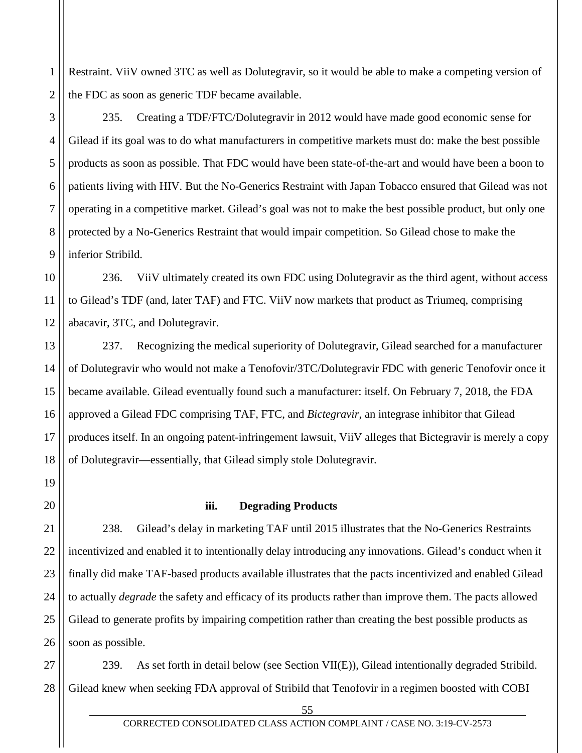Restraint. ViiV owned 3TC as well as Dolutegravir, so it would be able to make a competing version of the FDC as soon as generic TDF became available.

235. Creating a TDF/FTC/Dolutegravir in 2012 would have made good economic sense for Gilead if its goal was to do what manufacturers in competitive markets must do: make the best possible products as soon as possible. That FDC would have been state-of-the-art and would have been a boon to patients living with HIV. But the No-Generics Restraint with Japan Tobacco ensured that Gilead was not operating in a competitive market. Gilead's goal was not to make the best possible product, but only one protected by a No-Generics Restraint that would impair competition. So Gilead chose to make the inferior Stribild.

236. ViiV ultimately created its own FDC using Dolutegravir as the third agent, without access to Gilead's TDF (and, later TAF) and FTC. ViiV now markets that product as Triumeq, comprising abacavir, 3TC, and Dolutegravir.

237. Recognizing the medical superiority of Dolutegravir, Gilead searched for a manufacturer of Dolutegravir who would not make a Tenofovir/3TC/Dolutegravir FDC with generic Tenofovir once it became available. Gilead eventually found such a manufacturer: itself. On February 7, 2018, the FDA approved a Gilead FDC comprising TAF, FTC, and *Bictegravir*, an integrase inhibitor that Gilead produces itself. In an ongoing patent-infringement lawsuit, ViiV alleges that Bictegravir is merely a copy of Dolutegravir—essentially, that Gilead simply stole Dolutegravir.

**iii. Degrading Products**

238. Gilead's delay in marketing TAF until 2015 illustrates that the No-Generics Restraints incentivized and enabled it to intentionally delay introducing any innovations. Gilead's conduct when it finally did make TAF-based products available illustrates that the pacts incentivized and enabled Gilead to actually *degrade* the safety and efficacy of its products rather than improve them. The pacts allowed Gilead to generate profits by impairing competition rather than creating the best possible products as soon as possible.

239. As set forth in detail below (see Section VII(E)), Gilead intentionally degraded Stribild. Gilead knew when seeking FDA approval of Stribild that Tenofovir in a regimen boosted with COBI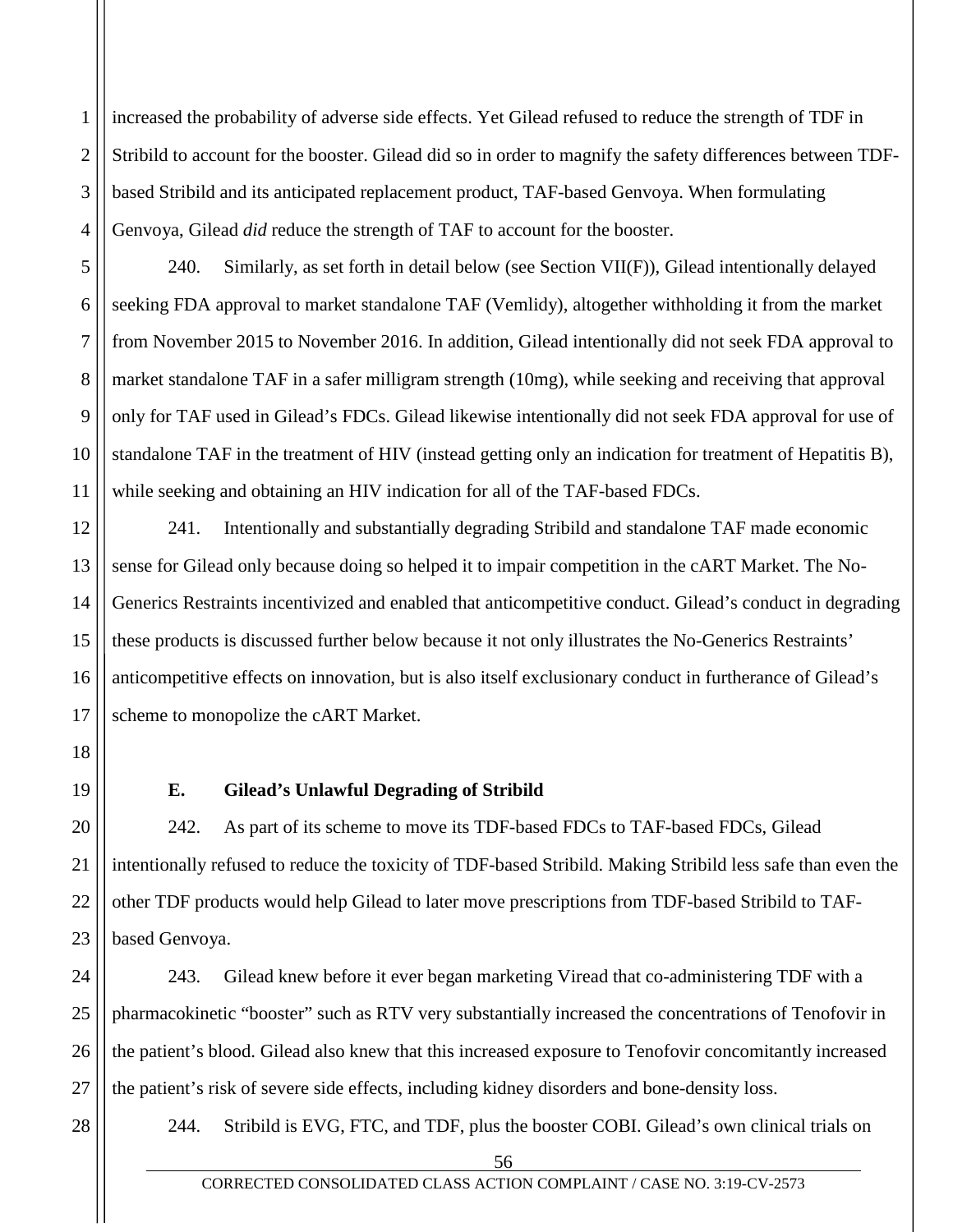increased the probability of adverse side effects. Yet Gilead refused to reduce the strength of TDF in Stribild to account for the booster. Gilead did so in order to magnify the safety differences between TDF-based Stribild and its anticipated replacement product, TAF-based Genvoya. When formulating Genvoya, Gilead *did* reduce the strength of TAF to account for the booster.

240. Similarly, as set forth in detail below (see Section VII(F)), Gilead intentionally delayed seeking FDA approval to market standalone TAF (Vemlidy), altogether withholding it from the market from November 2015 to November 2016. In addition, Gilead intentionally did not seek FDA approval to market standalone TAF in a safer milligram strength (10mg), while seeking and receiving that approval only for TAF used in Gilead's FDCs. Gilead likewise intentionally did not seek FDA approval for use of standalone TAF in the treatment of HIV (instead getting only an indication for treatment of Hepatitis B), while seeking and obtaining an HIV indication for all of the TAF-based FDCs.

241. Intentionally and substantially degrading Stribild and standalone TAF made economic sense for Gilead only because doing so helped it to impair competition in the cART Market. The No-Generics Restraints incentivized and enabled that anticompetitive conduct. Gilead's conduct in degrading these products is discussed further below because it not only illustrates the No-Generics Restraints' anticompetitive effects on innovation, but is also itself exclusionary conduct in furtherance of Gilead's scheme to monopolize the cART Market.

### E. Gilead's Unlawful Degrading of Stribild

242. As part of its scheme to move its TDF-based FDCs to TAF-based FDCs, Gilead intentionally refused to reduce the toxicity of TDF-based Stribild. Making Stribild less safe than even the other TDF products would help Gilead to later move prescriptions from TDF-based Stribild to TAF-based Genvoya.

243. Gilead knew before it ever began marketing Viread that co-administering TDF with a pharmacokinetic "booster" such as RTV very substantially increased the concentrations of Tenofovir in the patient's blood. Gilead also knew that this increased exposure to Tenofovir concomitantly increased the patient's risk of severe side effects, including kidney disorders and bone-density loss.

244. Stribild is EVG, FTC, and TDF, plus the booster COBI. Gilead's own clinical trials on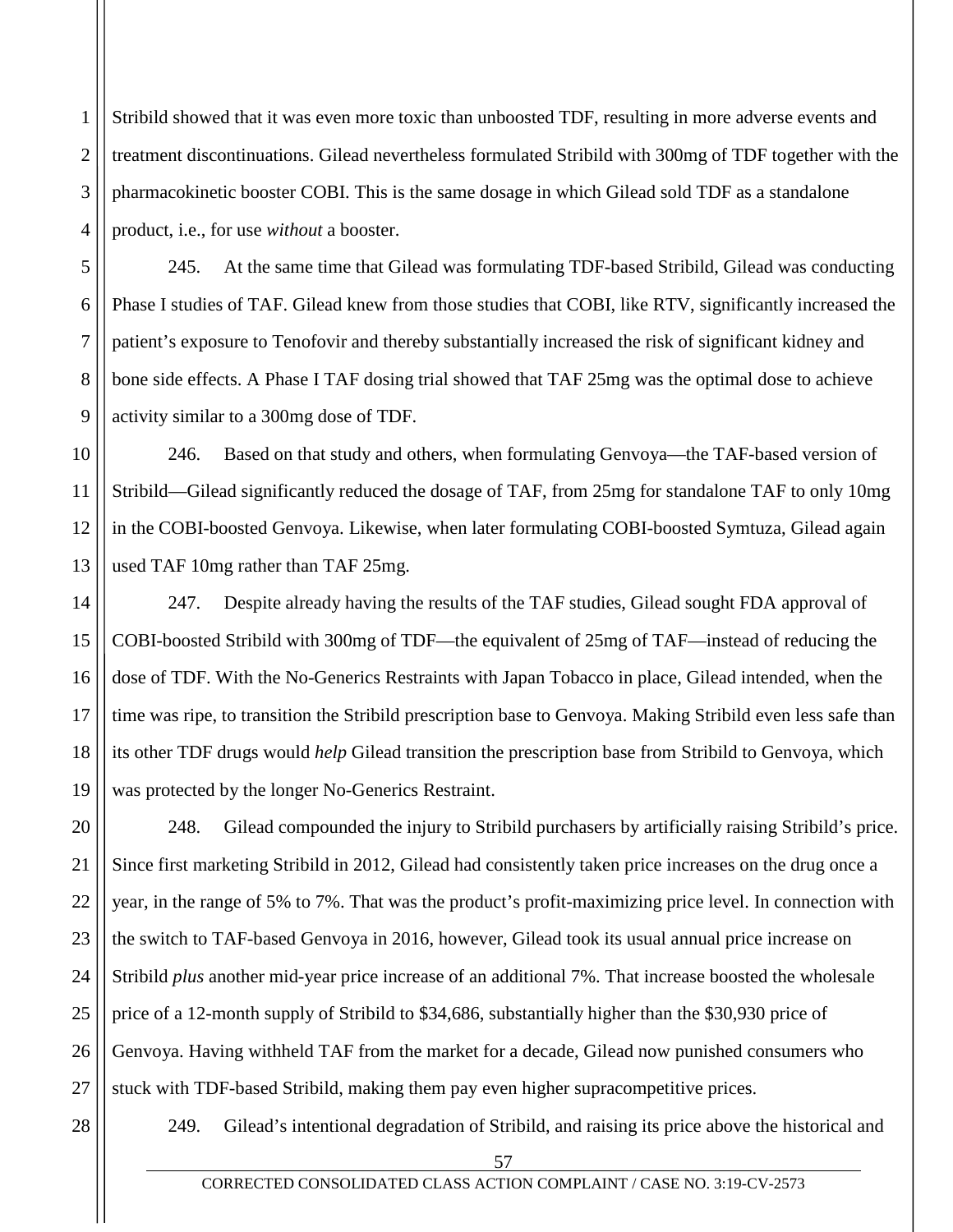Stribild showed that it was even more toxic than unboosted TDF, resulting in more adverse events and treatment discontinuations. Gilead nevertheless formulated Stribild with 300mg of TDF together with the pharmacokinetic booster COBI. This is the same dosage in which Gilead sold TDF as a standalone product, i.e., for use *without* a booster.

245. At the same time that Gilead was formulating TDF-based Stribild, Gilead was conducting Phase I studies of TAF. Gilead knew from those studies that COBI, like RTV, significantly increased the patient's exposure to Tenofovir and thereby substantially increased the risk of significant kidney and bone side effects. A Phase I TAF dosing trial showed that TAF 25mg was the optimal dose to achieve activity similar to a 300mg dose of TDF.

246. Based on that study and others, when formulating Genvoya—the TAF-based version of Stribild—Gilead significantly reduced the dosage of TAF, from 25mg for standalone TAF to only 10mg in the COBI-boosted Genvoya. Likewise, when later formulating COBI-boosted Symtuza, Gilead again used TAF 10mg rather than TAF 25mg.

247. Despite already having the results of the TAF studies, Gilead sought FDA approval of COBI-boosted Stribild with 300mg of TDF—the equivalent of 25mg of TAF—instead of reducing the dose of TDF. With the No-Generics Restraints with Japan Tobacco in place, Gilead intended, when the time was ripe, to transition the Stribild prescription base to Genvoya. Making Stribild even less safe than its other TDF drugs would *help* Gilead transition the prescription base from Stribild to Genvoya, which was protected by the longer No-Generics Restraint.

248. Gilead compounded the injury to Stribild purchasers by artificially raising Stribild's price. Since first marketing Stribild in 2012, Gilead had consistently taken price increases on the drug once a year, in the range of 5% to 7%. That was the product's profit-maximizing price level. In connection with the switch to TAF-based Genvoya in 2016, however, Gilead took its usual annual price increase on Stribild *plus* another mid-year price increase of an additional 7%. That increase boosted the wholesale price of a 12-month supply of Stribild to $34,686, substantially higher than the $30,930 price of Genvoya. Having withheld TAF from the market for a decade, Gilead now punished consumers who stuck with TDF-based Stribild, making them pay even higher supracompetitive prices.

249. Gilead's intentional degradation of Stribild, and raising its price above the historical and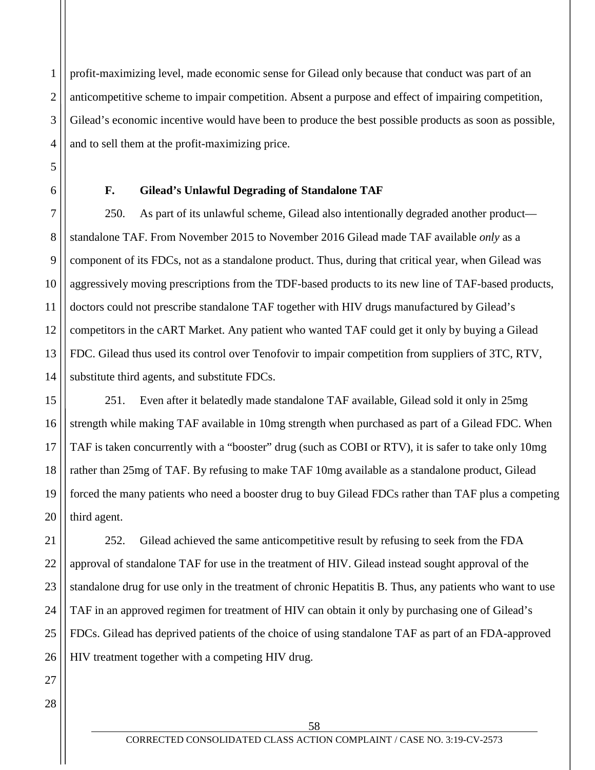profit-maximizing level, made economic sense for Gilead only because that conduct was part of an anticompetitive scheme to impair competition. Absent a purpose and effect of impairing competition, Gilead's economic incentive would have been to produce the best possible products as soon as possible, and to sell them at the profit-maximizing price.

### F. Gilead's Unlawful Degrading of Standalone TAF

250. As part of its unlawful scheme, Gilead also intentionally degraded another product—standalone TAF. From November 2015 to November 2016 Gilead made TAF available *only* as a component of its FDCs, not as a standalone product. Thus, during that critical year, when Gilead was aggressively moving prescriptions from the TDF-based products to its new line of TAF-based products, doctors could not prescribe standalone TAF together with HIV drugs manufactured by Gilead's competitors in the cART Market. Any patient who wanted TAF could get it only by buying a Gilead FDC. Gilead thus used its control over Tenofovir to impair competition from suppliers of 3TC, RTV, substitute third agents, and substitute FDCs.

251. Even after it belatedly made standalone TAF available, Gilead sold it only in 25mg strength while making TAF available in 10mg strength when purchased as part of a Gilead FDC. When TAF is taken concurrently with a "booster" drug (such as COBI or RTV), it is safer to take only 10mg rather than 25mg of TAF. By refusing to make TAF 10mg available as a standalone product, Gilead forced the many patients who need a booster drug to buy Gilead FDCs rather than TAF plus a competing third agent.

252. Gilead achieved the same anticompetitive result by refusing to seek from the FDA approval of standalone TAF for use in the treatment of HIV. Gilead instead sought approval of the standalone drug for use only in the treatment of chronic Hepatitis B. Thus, any patients who want to use TAF in an approved regimen for treatment of HIV can obtain it only by purchasing one of Gilead's FDCs. Gilead has deprived patients of the choice of using standalone TAF as part of an FDA-approved HIV treatment together with a competing HIV drug.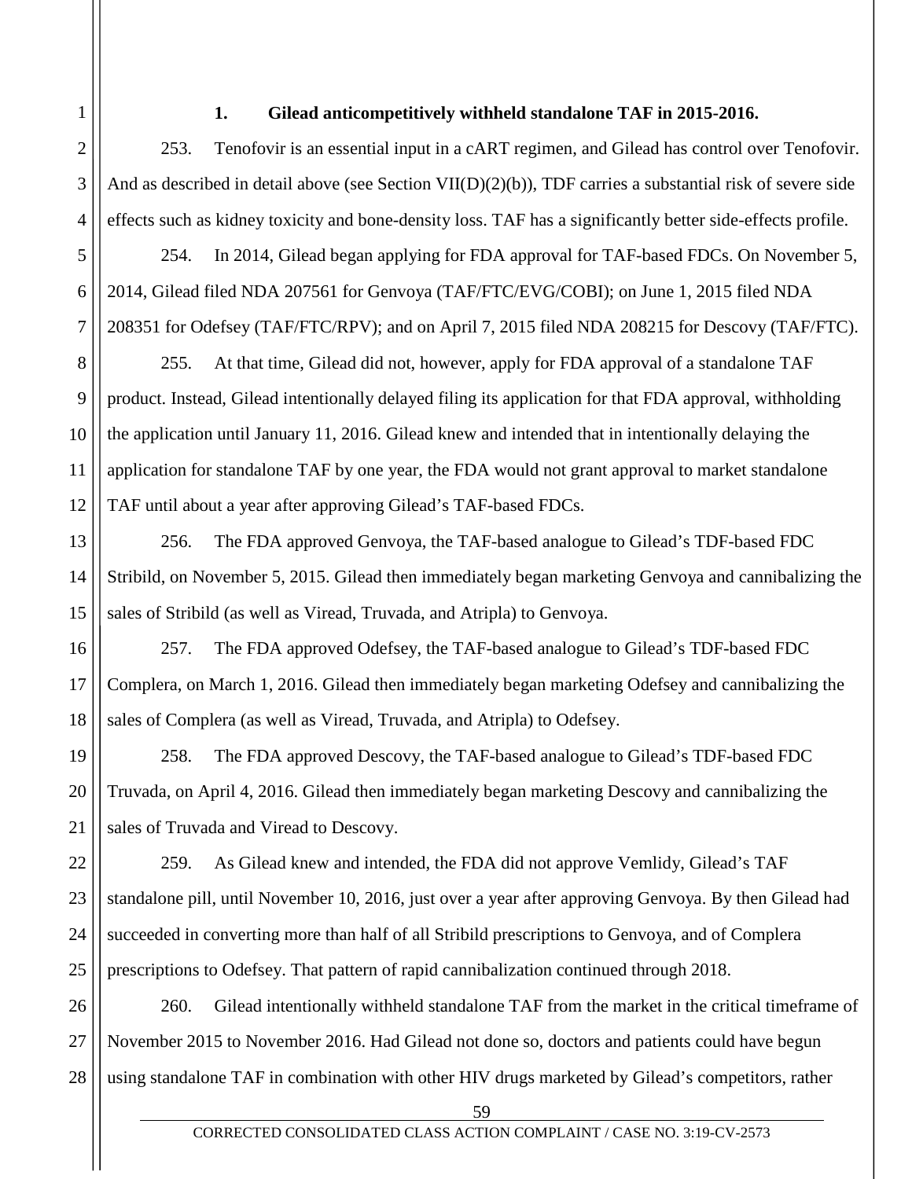### 1. Gilead anticompetitively withheld standalone TAF in 2015-2016.

253. Tenofovir is an essential input in a cART regimen, and Gilead has control over Tenofovir. And as described in detail above (see Section VII(D)(2)(b)), TDF carries a substantial risk of severe side effects such as kidney toxicity and bone-density loss. TAF has a significantly better side-effects profile.

254. In 2014, Gilead began applying for FDA approval for TAF-based FDCs. On November 5, 2014, Gilead filed NDA 207561 for Genvoya (TAF/FTC/EVG/COBI); on June 1, 2015 filed NDA 208351 for Odefsey (TAF/FTC/RPV); and on April 7, 2015 filed NDA 208215 for Descovy (TAF/FTC).

255. At that time, Gilead did not, however, apply for FDA approval of a standalone TAF product. Instead, Gilead intentionally delayed filing its application for that FDA approval, withholding the application until January 11, 2016. Gilead knew and intended that in intentionally delaying the application for standalone TAF by one year, the FDA would not grant approval to market standalone TAF until about a year after approving Gilead's TAF-based FDCs.

256. The FDA approved Genvoya, the TAF-based analogue to Gilead's TDF-based FDC Stribild, on November 5, 2015. Gilead then immediately began marketing Genvoya and cannibalizing the sales of Stribild (as well as Viread, Truvada, and Atripla) to Genvoya.

257. The FDA approved Odefsey, the TAF-based analogue to Gilead's TDF-based FDC Complera, on March 1, 2016. Gilead then immediately began marketing Odefsey and cannibalizing the sales of Complera (as well as Viread, Truvada, and Atripla) to Odefsey.

258. The FDA approved Descovy, the TAF-based analogue to Gilead's TDF-based FDC Truvada, on April 4, 2016. Gilead then immediately began marketing Descovy and cannibalizing the sales of Truvada and Viread to Descovy.

259. As Gilead knew and intended, the FDA did not approve Vemlidy, Gilead's TAF standalone pill, until November 10, 2016, just over a year after approving Genvoya. By then Gilead had succeeded in converting more than half of all Stribild prescriptions to Genvoya, and of Complera prescriptions to Odefsey. That pattern of rapid cannibalization continued through 2018.

260. Gilead intentionally withheld standalone TAF from the market in the critical timeframe of November 2015 to November 2016. Had Gilead not done so, doctors and patients could have begun using standalone TAF in combination with other HIV drugs marketed by Gilead's competitors, rather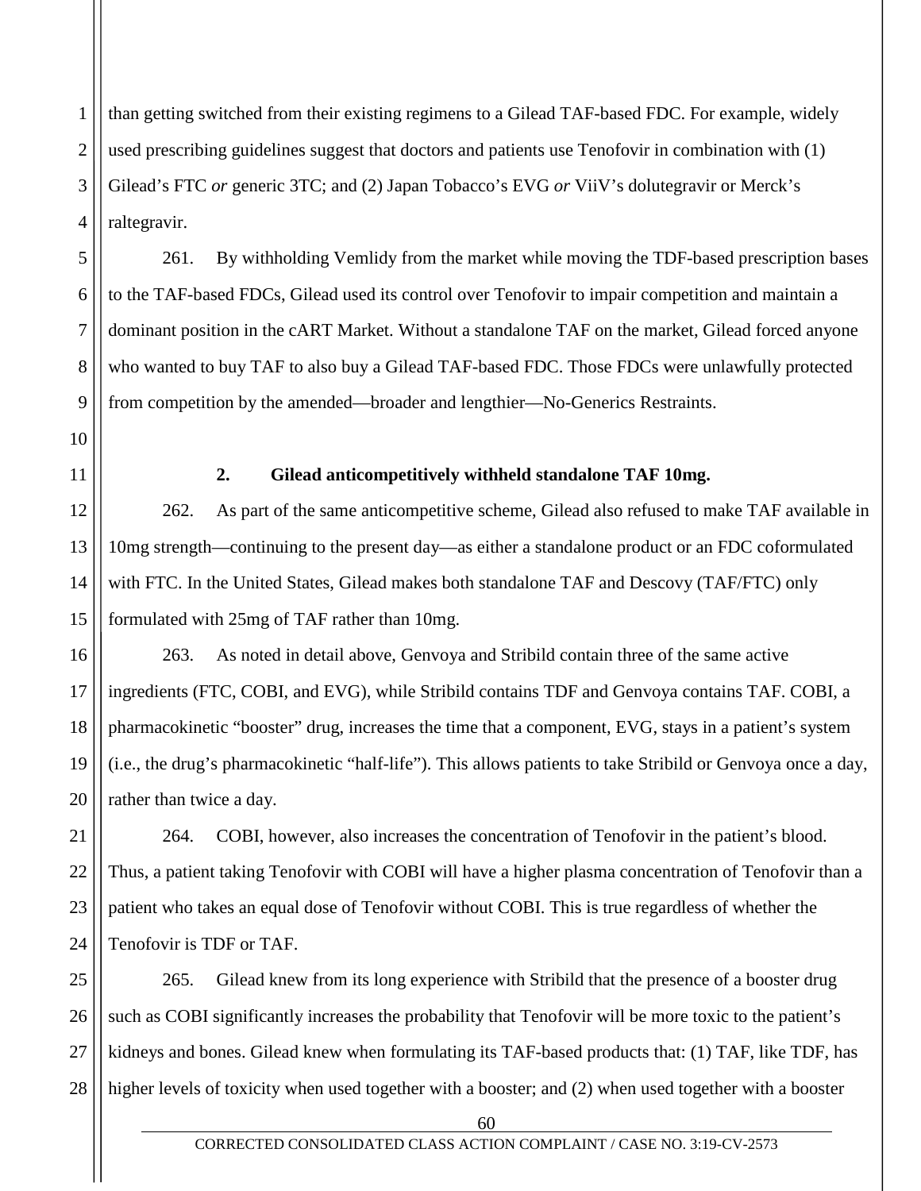than getting switched from their existing regimens to a Gilead TAF-based FDC. For example, widely used prescribing guidelines suggest that doctors and patients use Tenofovir in combination with (1) Gilead's FTC *or* generic 3TC; and (2) Japan Tobacco's EVG *or* ViiV's dolutegravir or Merck's raltegravir.

261. By withholding Vemlidy from the market while moving the TDF-based prescription bases to the TAF-based FDCs, Gilead used its control over Tenofovir to impair competition and maintain a dominant position in the cART Market. Without a standalone TAF on the market, Gilead forced anyone who wanted to buy TAF to also buy a Gilead TAF-based FDC. Those FDCs were unlawfully protected from competition by the amended—broader and lengthier—No-Generics Restraints.

**2. Gilead anticompetitively withheld standalone TAF 10mg.**

262. As part of the same anticompetitive scheme, Gilead also refused to make TAF available in 10mg strength—continuing to the present day—as either a standalone product or an FDC coformulated with FTC. In the United States, Gilead makes both standalone TAF and Descovy (TAF/FTC) only formulated with 25mg of TAF rather than 10mg.

263. As noted in detail above, Genvoya and Stribild contain three of the same active ingredients (FTC, COBI, and EVG), while Stribild contains TDF and Genvoya contains TAF. COBI, a pharmacokinetic "booster" drug, increases the time that a component, EVG, stays in a patient's system (i.e., the drug's pharmacokinetic "half-life"). This allows patients to take Stribild or Genvoya once a day, rather than twice a day.

264. COBI, however, also increases the concentration of Tenofovir in the patient's blood. Thus, a patient taking Tenofovir with COBI will have a higher plasma concentration of Tenofovir than a patient who takes an equal dose of Tenofovir without COBI. This is true regardless of whether the Tenofovir is TDF or TAF.

265. Gilead knew from its long experience with Stribild that the presence of a booster drug such as COBI significantly increases the probability that Tenofovir will be more toxic to the patient's kidneys and bones. Gilead knew when formulating its TAF-based products that: (1) TAF, like TDF, has higher levels of toxicity when used together with a booster; and (2) when used together with a booster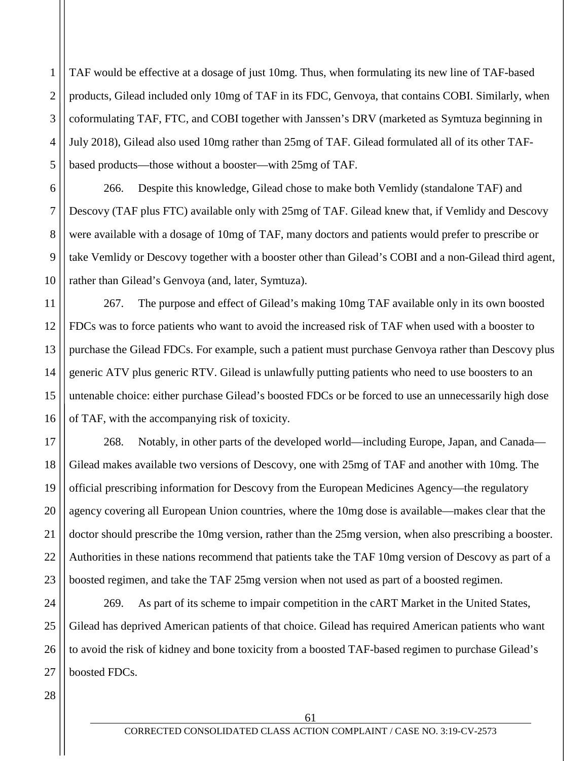TAF would be effective at a dosage of just 10mg. Thus, when formulating its new line of TAF-based products, Gilead included only 10mg of TAF in its FDC, Genvoya, that contains COBI. Similarly, when coformulating TAF, FTC, and COBI together with Janssen's DRV (marketed as Symtuza beginning in July 2018), Gilead also used 10mg rather than 25mg of TAF. Gilead formulated all of its other TAF-based products—those without a booster—with 25mg of TAF.

266. Despite this knowledge, Gilead chose to make both Vemlidy (standalone TAF) and Descovy (TAF plus FTC) available only with 25mg of TAF. Gilead knew that, if Vemlidy and Descovy were available with a dosage of 10mg of TAF, many doctors and patients would prefer to prescribe or take Vemlidy or Descovy together with a booster other than Gilead's COBI and a non-Gilead third agent, rather than Gilead's Genvoya (and, later, Symtuza).

267. The purpose and effect of Gilead's making 10mg TAF available only in its own boosted FDCs was to force patients who want to avoid the increased risk of TAF when used with a booster to purchase the Gilead FDCs. For example, such a patient must purchase Genvoya rather than Descovy plus generic ATV plus generic RTV. Gilead is unlawfully putting patients who need to use boosters to an untenable choice: either purchase Gilead's boosted FDCs or be forced to use an unnecessarily high dose of TAF, with the accompanying risk of toxicity.

268. Notably, in other parts of the developed world—including Europe, Japan, and Canada—Gilead makes available two versions of Descovy, one with 25mg of TAF and another with 10mg. The official prescribing information for Descovy from the European Medicines Agency—the regulatory agency covering all European Union countries, where the 10mg dose is available—makes clear that the doctor should prescribe the 10mg version, rather than the 25mg version, when also prescribing a booster. Authorities in these nations recommend that patients take the TAF 10mg version of Descovy as part of a boosted regimen, and take the TAF 25mg version when not used as part of a boosted regimen.

269. As part of its scheme to impair competition in the cART Market in the United States, Gilead has deprived American patients of that choice. Gilead has required American patients who want to avoid the risk of kidney and bone toxicity from a boosted TAF-based regimen to purchase Gilead's boosted FDCs.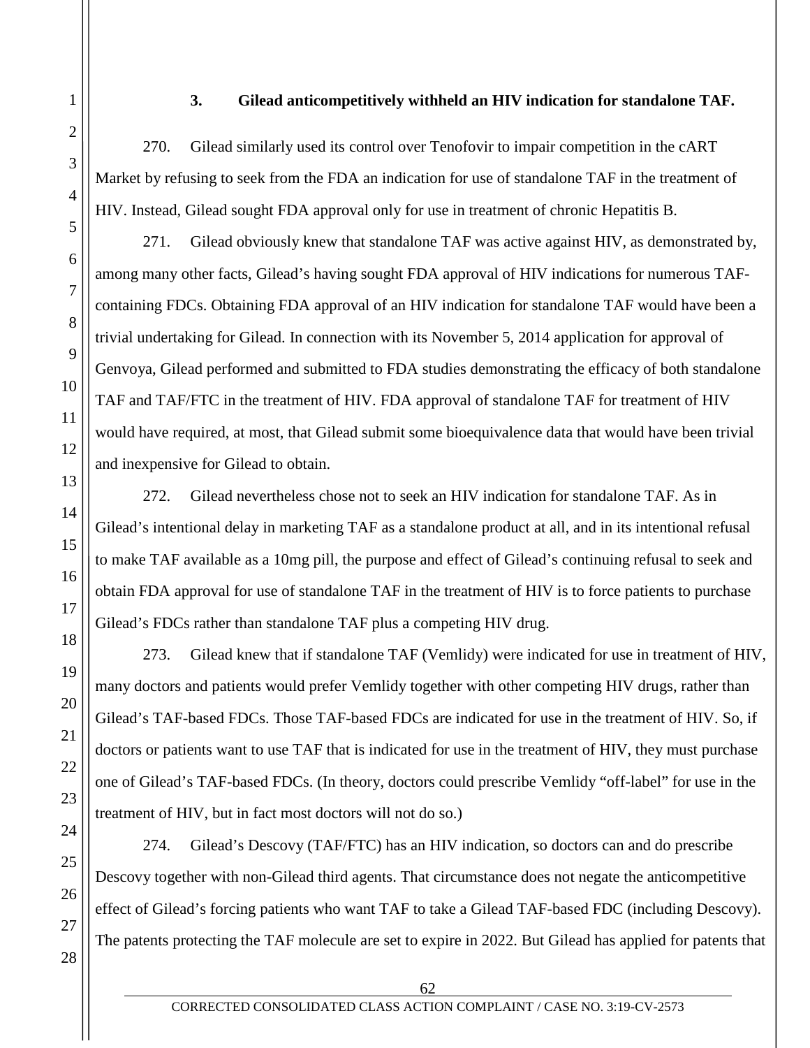### 3. Gilead anticompetitively withheld an HIV indication for standalone TAF.

270. Gilead similarly used its control over Tenofovir to impair competition in the cART Market by refusing to seek from the FDA an indication for use of standalone TAF in the treatment of HIV. Instead, Gilead sought FDA approval only for use in treatment of chronic Hepatitis B.

271. Gilead obviously knew that standalone TAF was active against HIV, as demonstrated by, among many other facts, Gilead's having sought FDA approval of HIV indications for numerous TAF-containing FDCs. Obtaining FDA approval of an HIV indication for standalone TAF would have been a trivial undertaking for Gilead. In connection with its November 5, 2014 application for approval of Genvoya, Gilead performed and submitted to FDA studies demonstrating the efficacy of both standalone TAF and TAF/FTC in the treatment of HIV. FDA approval of standalone TAF for treatment of HIV would have required, at most, that Gilead submit some bioequivalence data that would have been trivial and inexpensive for Gilead to obtain.

272. Gilead nevertheless chose not to seek an HIV indication for standalone TAF. As in Gilead's intentional delay in marketing TAF as a standalone product at all, and in its intentional refusal to make TAF available as a 10mg pill, the purpose and effect of Gilead's continuing refusal to seek and obtain FDA approval for use of standalone TAF in the treatment of HIV is to force patients to purchase Gilead's FDCs rather than standalone TAF plus a competing HIV drug.

273. Gilead knew that if standalone TAF (Vemlidy) were indicated for use in treatment of HIV, many doctors and patients would prefer Vemlidy together with other competing HIV drugs, rather than Gilead's TAF-based FDCs. Those TAF-based FDCs are indicated for use in the treatment of HIV. So, if doctors or patients want to use TAF that is indicated for use in the treatment of HIV, they must purchase one of Gilead's TAF-based FDCs. (In theory, doctors could prescribe Vemlidy "off-label" for use in the treatment of HIV, but in fact most doctors will not do so.)

274. Gilead's Descovy (TAF/FTC) has an HIV indication, so doctors can and do prescribe Descovy together with non-Gilead third agents. That circumstance does not negate the anticompetitive effect of Gilead's forcing patients who want TAF to take a Gilead TAF-based FDC (including Descovy). The patents protecting the TAF molecule are set to expire in 2022. But Gilead has applied for patents that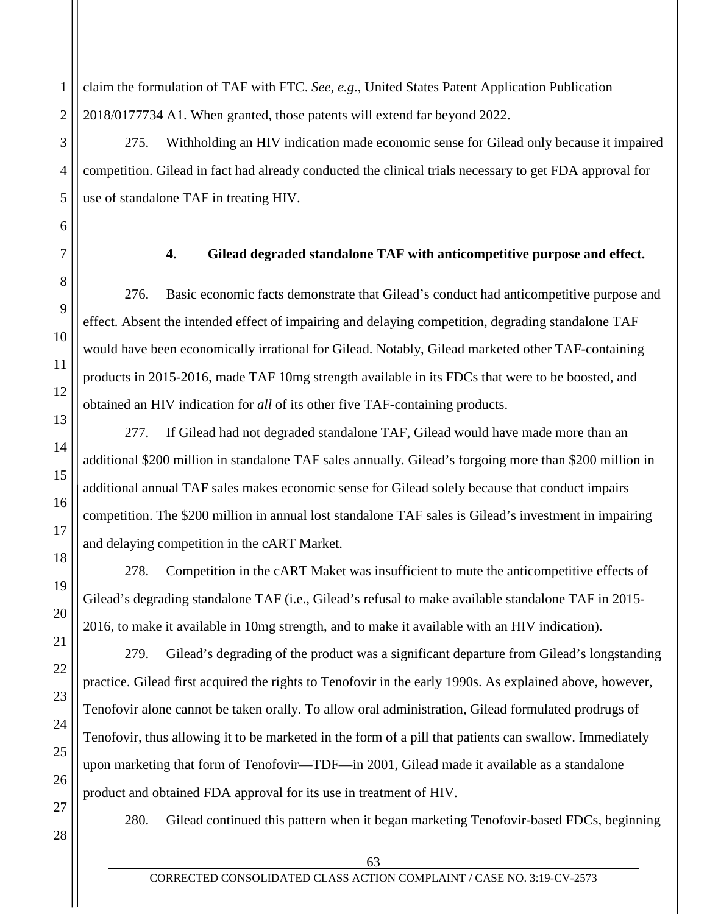claim the formulation of TAF with FTC. *See, e.g.*, United States Patent Application Publication 2018/0177734 A1. When granted, those patents will extend far beyond 2022.

275. Withholding an HIV indication made economic sense for Gilead only because it impaired competition. Gilead in fact had already conducted the clinical trials necessary to get FDA approval for use of standalone TAF in treating HIV.

#### 4. Gilead degraded standalone TAF with anticompetitive purpose and effect.

276. Basic economic facts demonstrate that Gilead's conduct had anticompetitive purpose and effect. Absent the intended effect of impairing and delaying competition, degrading standalone TAF would have been economically irrational for Gilead. Notably, Gilead marketed other TAF-containing products in 2015-2016, made TAF 10mg strength available in its FDCs that were to be boosted, and obtained an HIV indication for *all* of its other five TAF-containing products.

277. If Gilead had not degraded standalone TAF, Gilead would have made more than an additional $200 million in standalone TAF sales annually. Gilead's forgoing more than $200 million in additional annual TAF sales makes economic sense for Gilead solely because that conduct impairs competition. The $200 million in annual lost standalone TAF sales is Gilead's investment in impairing and delaying competition in the cART Market.

278. Competition in the cART Maket was insufficient to mute the anticompetitive effects of Gilead's degrading standalone TAF (i.e., Gilead's refusal to make available standalone TAF in 2015-2016, to make it available in 10mg strength, and to make it available with an HIV indication).

279. Gilead's degrading of the product was a significant departure from Gilead's longstanding practice. Gilead first acquired the rights to Tenofovir in the early 1990s. As explained above, however, Tenofovir alone cannot be taken orally. To allow oral administration, Gilead formulated prodrugs of Tenofovir, thus allowing it to be marketed in the form of a pill that patients can swallow. Immediately upon marketing that form of Tenofovir—TDF—in 2001, Gilead made it available as a standalone product and obtained FDA approval for its use in treatment of HIV.

280. Gilead continued this pattern when it began marketing Tenofovir-based FDCs, beginning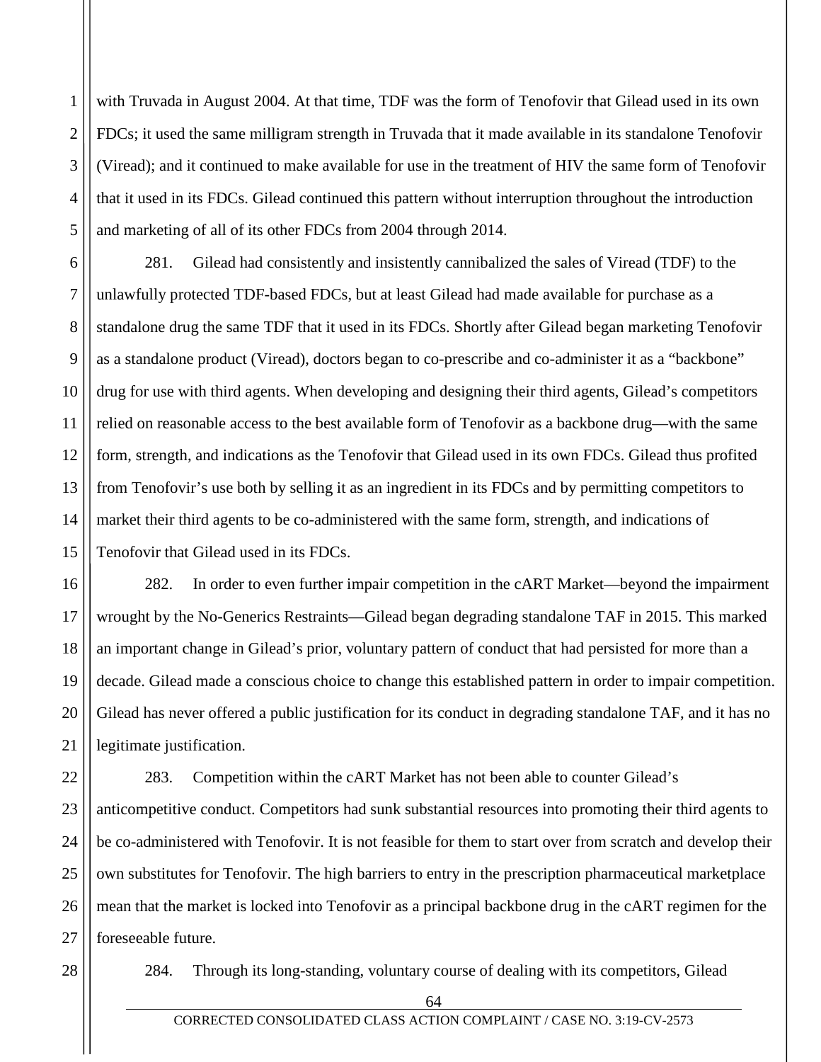with Truvada in August 2004. At that time, TDF was the form of Tenofovir that Gilead used in its own FDCs; it used the same milligram strength in Truvada that it made available in its standalone Tenofovir (Viread); and it continued to make available for use in the treatment of HIV the same form of Tenofovir that it used in its FDCs. Gilead continued this pattern without interruption throughout the introduction and marketing of all of its other FDCs from 2004 through 2014.

281. Gilead had consistently and insistently cannibalized the sales of Viread (TDF) to the unlawfully protected TDF-based FDCs, but at least Gilead had made available for purchase as a standalone drug the same TDF that it used in its FDCs. Shortly after Gilead began marketing Tenofovir as a standalone product (Viread), doctors began to co-prescribe and co-administer it as a "backbone" drug for use with third agents. When developing and designing their third agents, Gilead's competitors relied on reasonable access to the best available form of Tenofovir as a backbone drug—with the same form, strength, and indications as the Tenofovir that Gilead used in its own FDCs. Gilead thus profited from Tenofovir's use both by selling it as an ingredient in its FDCs and by permitting competitors to market their third agents to be co-administered with the same form, strength, and indications of Tenofovir that Gilead used in its FDCs.

282. In order to even further impair competition in the cART Market—beyond the impairment wrought by the No-Generics Restraints—Gilead began degrading standalone TAF in 2015. This marked an important change in Gilead's prior, voluntary pattern of conduct that had persisted for more than a decade. Gilead made a conscious choice to change this established pattern in order to impair competition. Gilead has never offered a public justification for its conduct in degrading standalone TAF, and it has no legitimate justification.

283. Competition within the cART Market has not been able to counter Gilead's anticompetitive conduct. Competitors had sunk substantial resources into promoting their third agents to be co-administered with Tenofovir. It is not feasible for them to start over from scratch and develop their own substitutes for Tenofovir. The high barriers to entry in the prescription pharmaceutical marketplace mean that the market is locked into Tenofovir as a principal backbone drug in the cART regimen for the foreseeable future.

284. Through its long-standing, voluntary course of dealing with its competitors, Gilead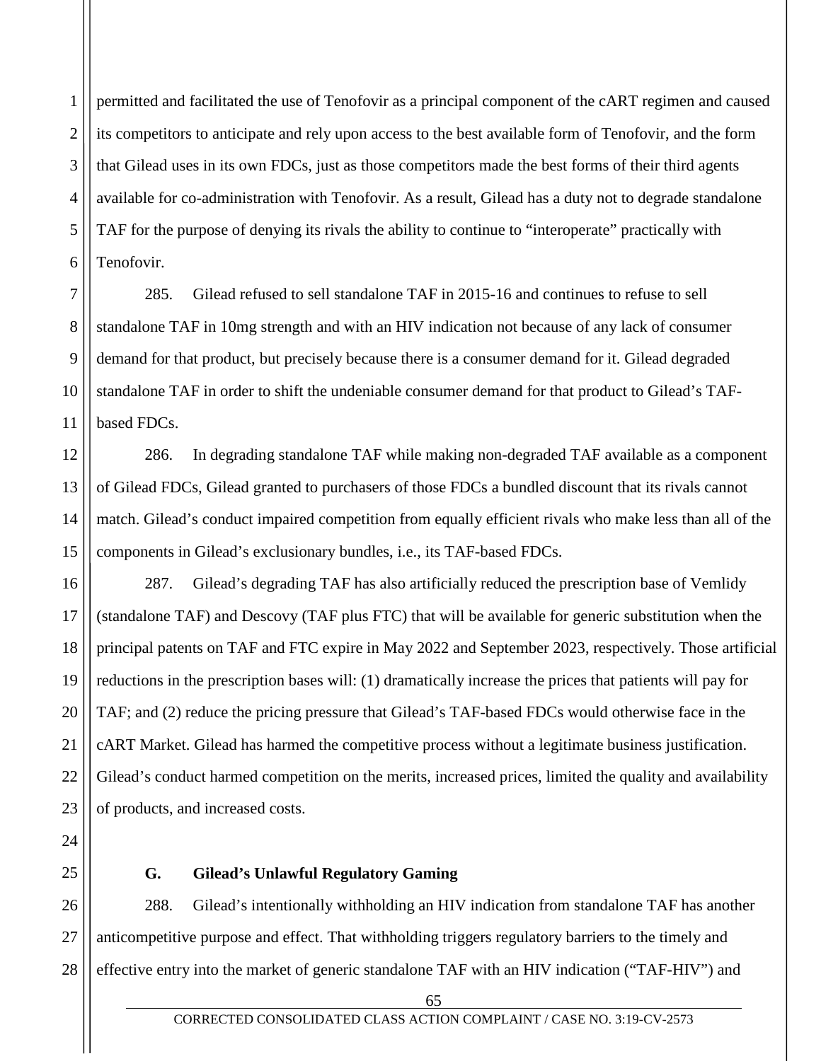permitted and facilitated the use of Tenofovir as a principal component of the cART regimen and caused its competitors to anticipate and rely upon access to the best available form of Tenofovir, and the form that Gilead uses in its own FDCs, just as those competitors made the best forms of their third agents available for co-administration with Tenofovir. As a result, Gilead has a duty not to degrade standalone TAF for the purpose of denying its rivals the ability to continue to "interoperate" practically with Tenofovir.

285. Gilead refused to sell standalone TAF in 2015-16 and continues to refuse to sell standalone TAF in 10mg strength and with an HIV indication not because of any lack of consumer demand for that product, but precisely because there is a consumer demand for it. Gilead degraded standalone TAF in order to shift the undeniable consumer demand for that product to Gilead's TAF-based FDCs.

286. In degrading standalone TAF while making non-degraded TAF available as a component of Gilead FDCs, Gilead granted to purchasers of those FDCs a bundled discount that its rivals cannot match. Gilead's conduct impaired competition from equally efficient rivals who make less than all of the components in Gilead's exclusionary bundles, i.e., its TAF-based FDCs.

287. Gilead's degrading TAF has also artificially reduced the prescription base of Vemlidy (standalone TAF) and Descovy (TAF plus FTC) that will be available for generic substitution when the principal patents on TAF and FTC expire in May 2022 and September 2023, respectively. Those artificial reductions in the prescription bases will: (1) dramatically increase the prices that patients will pay for TAF; and (2) reduce the pricing pressure that Gilead's TAF-based FDCs would otherwise face in the cART Market. Gilead has harmed the competitive process without a legitimate business justification. Gilead's conduct harmed competition on the merits, increased prices, limited the quality and availability of products, and increased costs.

## G. Gilead's Unlawful Regulatory Gaming

288. Gilead's intentionally withholding an HIV indication from standalone TAF has another anticompetitive purpose and effect. That withholding triggers regulatory barriers to the timely and effective entry into the market of generic standalone TAF with an HIV indication ("TAF-HIV") and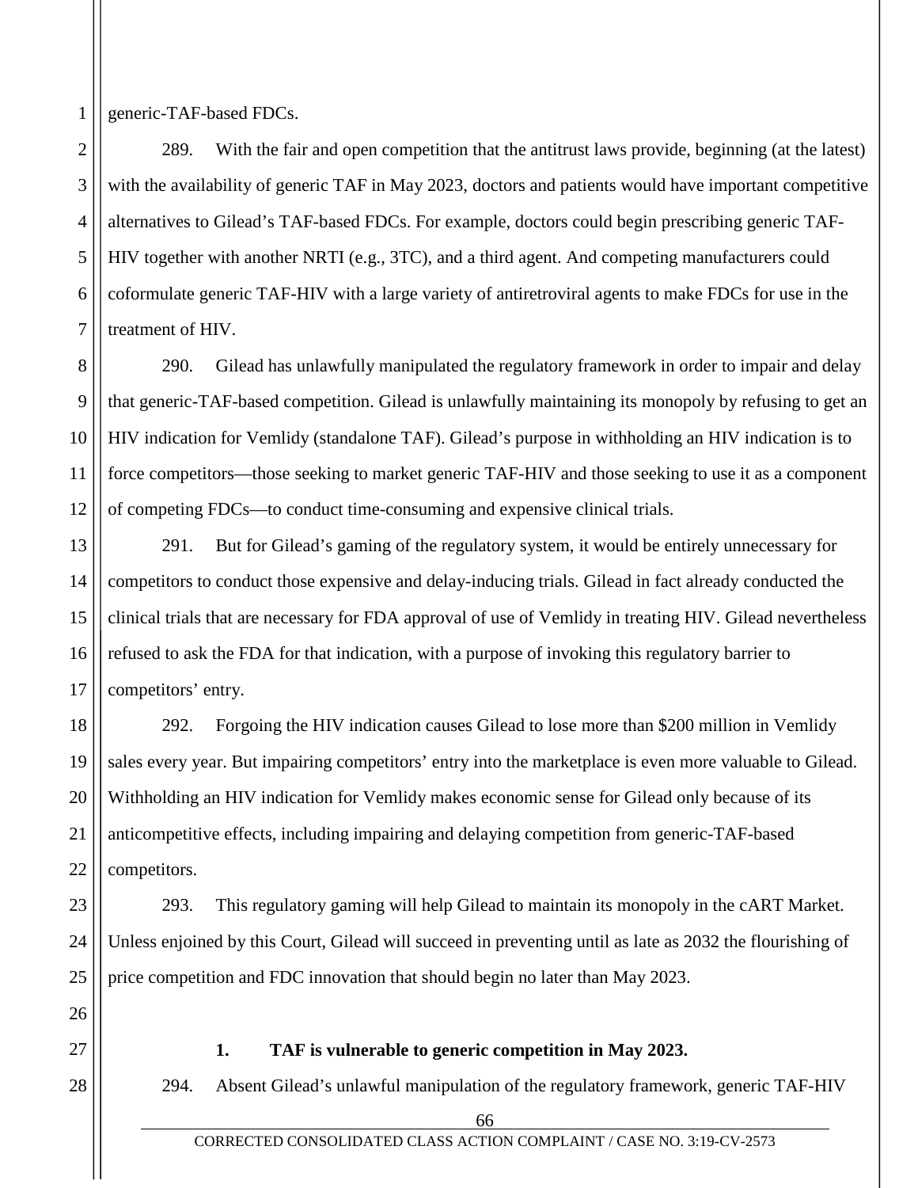generic-TAF-based FDCs.

289. With the fair and open competition that the antitrust laws provide, beginning (at the latest) with the availability of generic TAF in May 2023, doctors and patients would have important competitive alternatives to Gilead's TAF-based FDCs. For example, doctors could begin prescribing generic TAF-HIV together with another NRTI (e.g., 3TC), and a third agent. And competing manufacturers could coformulate generic TAF-HIV with a large variety of antiretroviral agents to make FDCs for use in the treatment of HIV.

290. Gilead has unlawfully manipulated the regulatory framework in order to impair and delay that generic-TAF-based competition. Gilead is unlawfully maintaining its monopoly by refusing to get an HIV indication for Vemlidy (standalone TAF). Gilead's purpose in withholding an HIV indication is to force competitors—those seeking to market generic TAF-HIV and those seeking to use it as a component of competing FDCs—to conduct time-consuming and expensive clinical trials.

291. But for Gilead's gaming of the regulatory system, it would be entirely unnecessary for competitors to conduct those expensive and delay-inducing trials. Gilead in fact already conducted the clinical trials that are necessary for FDA approval of use of Vemlidy in treating HIV. Gilead nevertheless refused to ask the FDA for that indication, with a purpose of invoking this regulatory barrier to competitors' entry.

292. Forgoing the HIV indication causes Gilead to lose more than $200 million in Vemlidy sales every year. But impairing competitors' entry into the marketplace is even more valuable to Gilead. Withholding an HIV indication for Vemlidy makes economic sense for Gilead only because of its anticompetitive effects, including impairing and delaying competition from generic-TAF-based competitors.

293. This regulatory gaming will help Gilead to maintain its monopoly in the cART Market. Unless enjoined by this Court, Gilead will succeed in preventing until as late as 2032 the flourishing of price competition and FDC innovation that should begin no later than May 2023.

**1. TAF is vulnerable to generic competition in May 2023.**

294. Absent Gilead's unlawful manipulation of the regulatory framework, generic TAF-HIV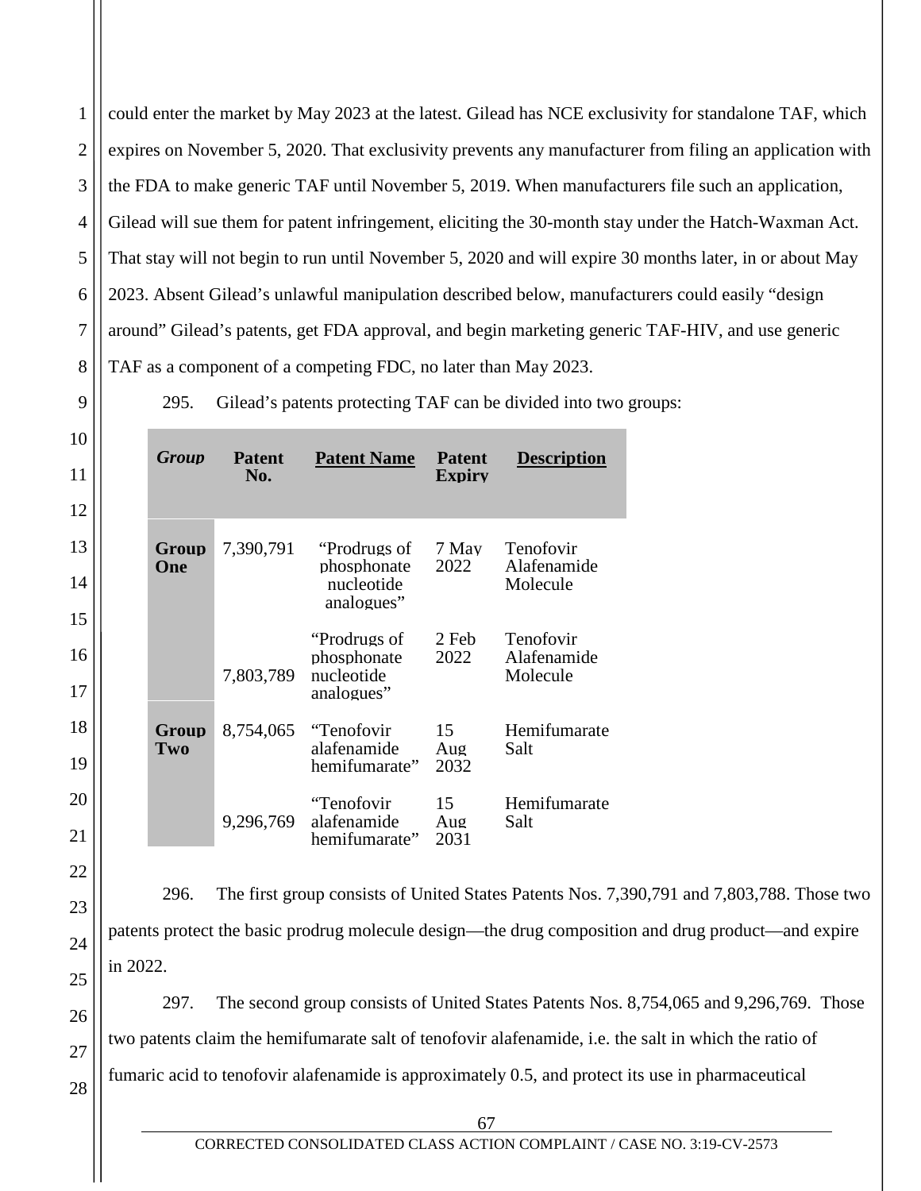could enter the market by May 2023 at the latest. Gilead has NCE exclusivity for standalone TAF, which expires on November 5, 2020. That exclusivity prevents any manufacturer from filing an application with the FDA to make generic TAF until November 5, 2019. When manufacturers file such an application, Gilead will sue them for patent infringement, eliciting the 30-month stay under the Hatch-Waxman Act. That stay will not begin to run until November 5, 2020 and will expire 30 months later, in or about May 2023. Absent Gilead's unlawful manipulation described below, manufacturers could easily "design around" Gilead's patents, get FDA approval, and begin marketing generic TAF-HIV, and use generic TAF as a component of a competing FDC, no later than May 2023.

295. Gilead's patents protecting TAF can be divided into two groups:

| *Group* | Patent No. | Patent Name | Patent Expiry | Description |
|---|---|---|---|---|
| **Group One** | 7,390,791 | "Prodrugs of phosphonate nucleotide analogues" | 7 May 2022 | Tenofovir Alafenamide Molecule |
| | 7,803,789 | "Prodrugs of phosphonate nucleotide analogues" | 2 Feb 2022 | Tenofovir Alafenamide Molecule |
| **Group Two** | 8,754,065 | "Tenofovir alafenamide hemifumarate" | 15 Aug 2032 | Hemifumarate Salt |
| | 9,296,769 | "Tenofovir alafenamide hemifumarate" | 15 Aug 2031 | Hemifumarate Salt |

296. The first group consists of United States Patents Nos. 7,390,791 and 7,803,788. Those two patents protect the basic prodrug molecule design—the drug composition and drug product—and expire in 2022.

297. The second group consists of United States Patents Nos. 8,754,065 and 9,296,769. Those two patents claim the hemifumarate salt of tenofovir alafenamide, i.e. the salt in which the ratio of fumaric acid to tenofovir alafenamide is approximately 0.5, and protect its use in pharmaceutical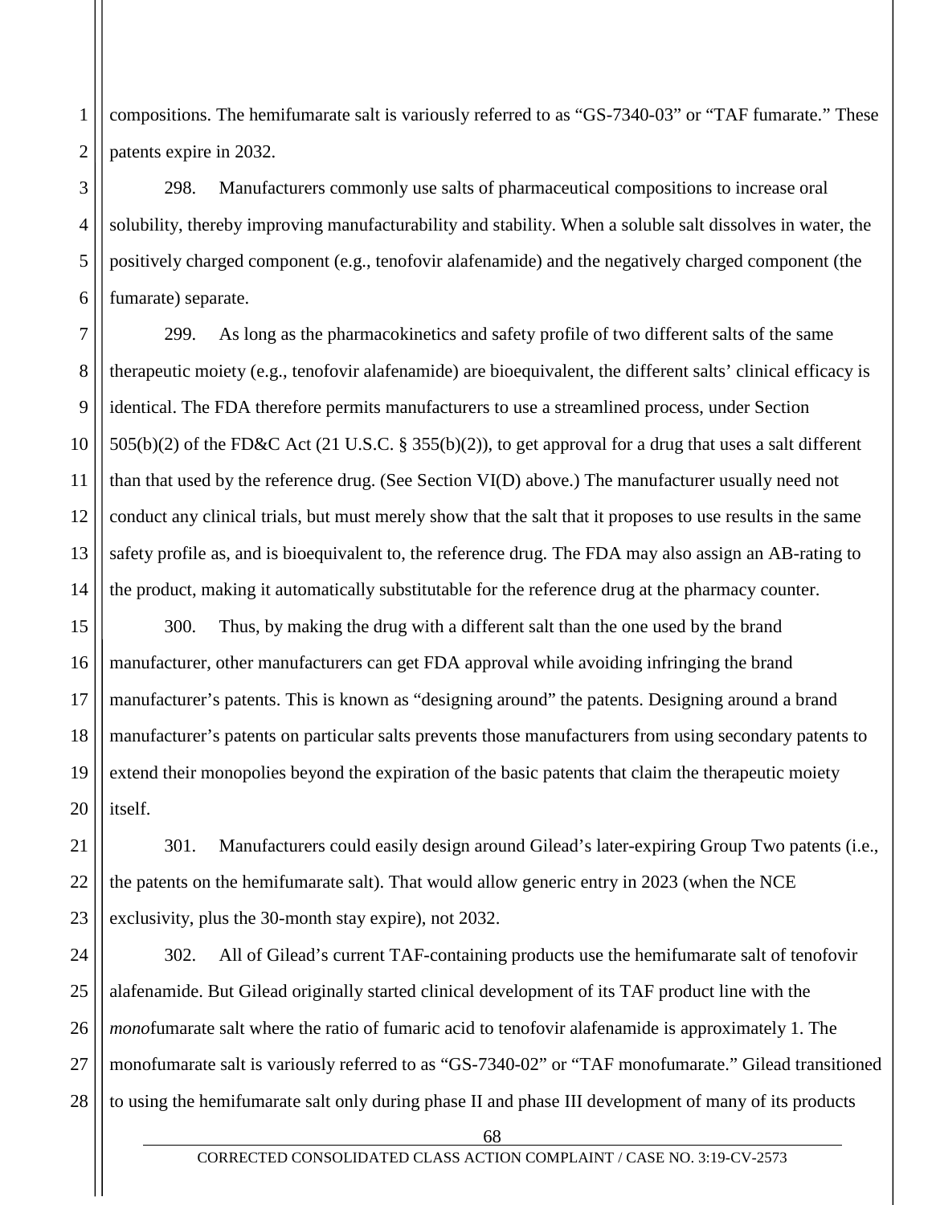compositions. The hemifumarate salt is variously referred to as "GS-7340-03" or "TAF fumarate." These patents expire in 2032.

298. Manufacturers commonly use salts of pharmaceutical compositions to increase oral solubility, thereby improving manufacturability and stability. When a soluble salt dissolves in water, the positively charged component (e.g., tenofovir alafenamide) and the negatively charged component (the fumarate) separate.

299. As long as the pharmacokinetics and safety profile of two different salts of the same therapeutic moiety (e.g., tenofovir alafenamide) are bioequivalent, the different salts' clinical efficacy is identical. The FDA therefore permits manufacturers to use a streamlined process, under Section 505(b)(2) of the FD&C Act (21 U.S.C. § 355(b)(2)), to get approval for a drug that uses a salt different than that used by the reference drug. (See Section VI(D) above.) The manufacturer usually need not conduct any clinical trials, but must merely show that the salt that it proposes to use results in the same safety profile as, and is bioequivalent to, the reference drug. The FDA may also assign an AB-rating to the product, making it automatically substitutable for the reference drug at the pharmacy counter.

300. Thus, by making the drug with a different salt than the one used by the brand manufacturer, other manufacturers can get FDA approval while avoiding infringing the brand manufacturer's patents. This is known as "designing around" the patents. Designing around a brand manufacturer's patents on particular salts prevents those manufacturers from using secondary patents to extend their monopolies beyond the expiration of the basic patents that claim the therapeutic moiety itself.

301. Manufacturers could easily design around Gilead's later-expiring Group Two patents (i.e., the patents on the hemifumarate salt). That would allow generic entry in 2023 (when the NCE exclusivity, plus the 30-month stay expire), not 2032.

302. All of Gilead's current TAF-containing products use the hemifumarate salt of tenofovir alafenamide. But Gilead originally started clinical development of its TAF product line with the *mono*fumarate salt where the ratio of fumaric acid to tenofovir alafenamide is approximately 1. The monofumarate salt is variously referred to as "GS-7340-02" or "TAF monofumarate." Gilead transitioned to using the hemifumarate salt only during phase II and phase III development of many of its products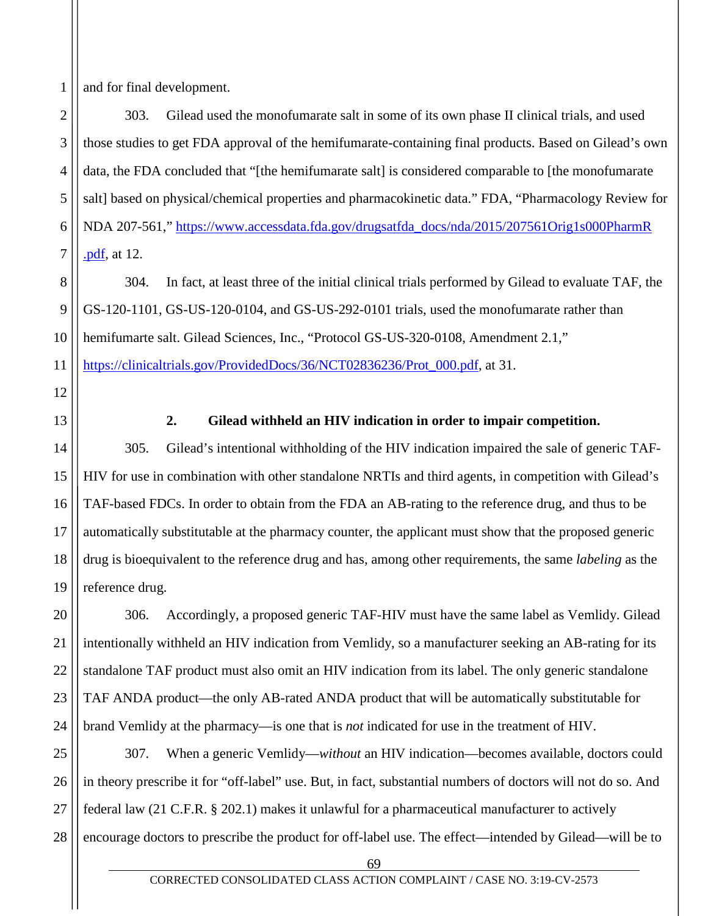and for final development.

303. Gilead used the monofumarate salt in some of its own phase II clinical trials, and used those studies to get FDA approval of the hemifumarate-containing final products. Based on Gilead's own data, the FDA concluded that "[the hemifumarate salt] is considered comparable to [the monofumarate salt] based on physical/chemical properties and pharmacokinetic data." FDA, "Pharmacology Review for NDA 207-561," https://www.accessdata.fda.gov/drugsatfda_docs/nda/2015/207561Orig1s000PharmR.pdf, at 12.

304. In fact, at least three of the initial clinical trials performed by Gilead to evaluate TAF, the GS-120-1101, GS-US-120-0104, and GS-US-292-0101 trials, used the monofumarate rather than hemifumarte salt. Gilead Sciences, Inc., "Protocol GS-US-320-0108, Amendment 2.1," https://clinicaltrials.gov/ProvidedDocs/36/NCT02836236/Prot_000.pdf, at 31.

### 2. Gilead withheld an HIV indication in order to impair competition.

305. Gilead's intentional withholding of the HIV indication impaired the sale of generic TAF-HIV for use in combination with other standalone NRTIs and third agents, in competition with Gilead's TAF-based FDCs. In order to obtain from the FDA an AB-rating to the reference drug, and thus to be automatically substitutable at the pharmacy counter, the applicant must show that the proposed generic drug is bioequivalent to the reference drug and has, among other requirements, the same *labeling* as the reference drug.

306. Accordingly, a proposed generic TAF-HIV must have the same label as Vemlidy. Gilead intentionally withheld an HIV indication from Vemlidy, so a manufacturer seeking an AB-rating for its standalone TAF product must also omit an HIV indication from its label. The only generic standalone TAF ANDA product—the only AB-rated ANDA product that will be automatically substitutable for brand Vemlidy at the pharmacy—is one that is *not* indicated for use in the treatment of HIV.

307. When a generic Vemlidy—*without* an HIV indication—becomes available, doctors could in theory prescribe it for "off-label" use. But, in fact, substantial numbers of doctors will not do so. And federal law (21 C.F.R. § 202.1) makes it unlawful for a pharmaceutical manufacturer to actively encourage doctors to prescribe the product for off-label use. The effect—intended by Gilead—will be to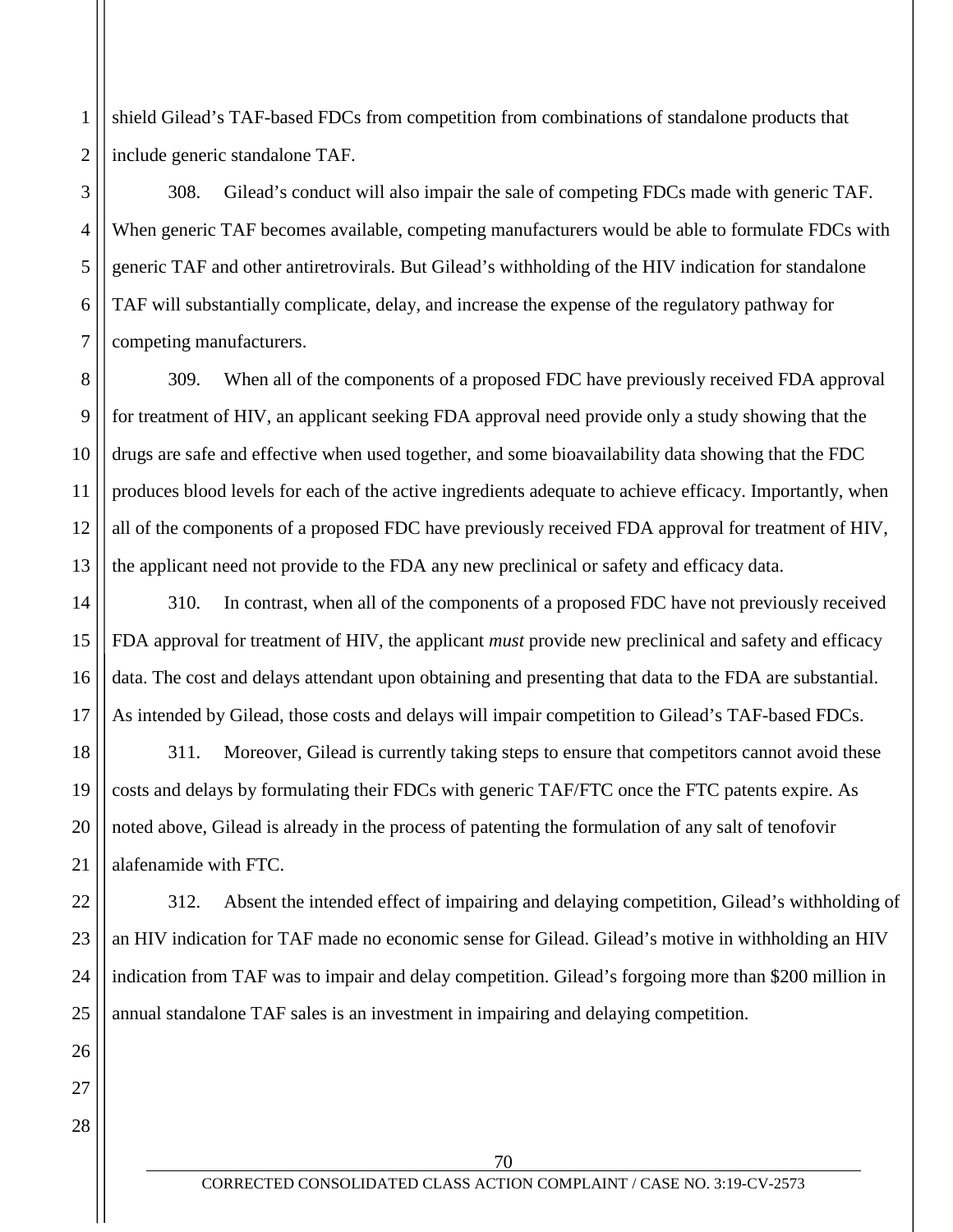shield Gilead's TAF-based FDCs from competition from combinations of standalone products that include generic standalone TAF.

308. Gilead's conduct will also impair the sale of competing FDCs made with generic TAF. When generic TAF becomes available, competing manufacturers would be able to formulate FDCs with generic TAF and other antiretrovirals. But Gilead's withholding of the HIV indication for standalone TAF will substantially complicate, delay, and increase the expense of the regulatory pathway for competing manufacturers.

309. When all of the components of a proposed FDC have previously received FDA approval for treatment of HIV, an applicant seeking FDA approval need provide only a study showing that the drugs are safe and effective when used together, and some bioavailability data showing that the FDC produces blood levels for each of the active ingredients adequate to achieve efficacy. Importantly, when all of the components of a proposed FDC have previously received FDA approval for treatment of HIV, the applicant need not provide to the FDA any new preclinical or safety and efficacy data.

310. In contrast, when all of the components of a proposed FDC have not previously received FDA approval for treatment of HIV, the applicant *must* provide new preclinical and safety and efficacy data. The cost and delays attendant upon obtaining and presenting that data to the FDA are substantial. As intended by Gilead, those costs and delays will impair competition to Gilead's TAF-based FDCs.

311. Moreover, Gilead is currently taking steps to ensure that competitors cannot avoid these costs and delays by formulating their FDCs with generic TAF/FTC once the FTC patents expire. As noted above, Gilead is already in the process of patenting the formulation of any salt of tenofovir alafenamide with FTC.

312. Absent the intended effect of impairing and delaying competition, Gilead's withholding of an HIV indication for TAF made no economic sense for Gilead. Gilead's motive in withholding an HIV indication from TAF was to impair and delay competition. Gilead's forgoing more than $200 million in annual standalone TAF sales is an investment in impairing and delaying competition.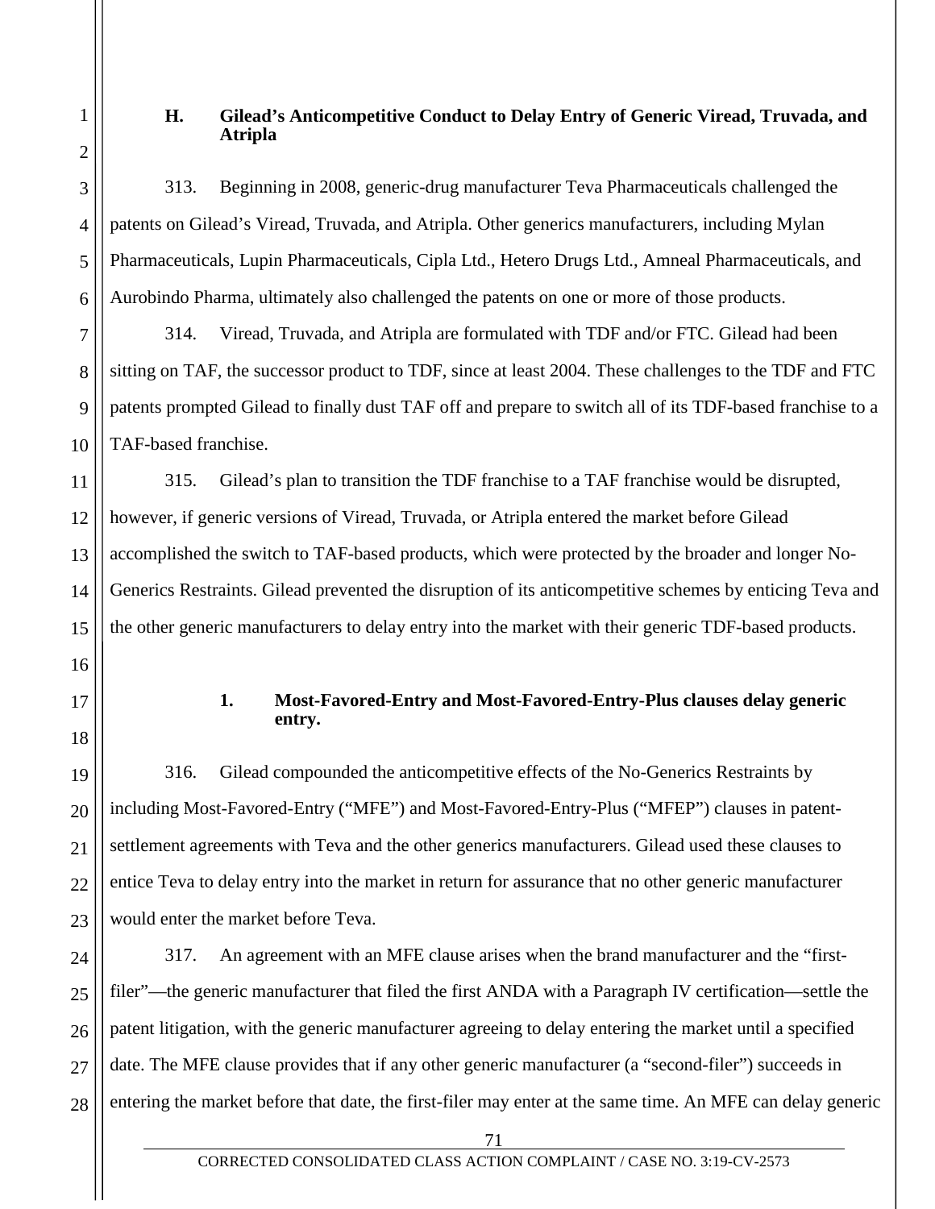### H. Gilead's Anticompetitive Conduct to Delay Entry of Generic Viread, Truvada, and Atripla

313. Beginning in 2008, generic-drug manufacturer Teva Pharmaceuticals challenged the patents on Gilead's Viread, Truvada, and Atripla. Other generics manufacturers, including Mylan Pharmaceuticals, Lupin Pharmaceuticals, Cipla Ltd., Hetero Drugs Ltd., Amneal Pharmaceuticals, and Aurobindo Pharma, ultimately also challenged the patents on one or more of those products.

314. Viread, Truvada, and Atripla are formulated with TDF and/or FTC. Gilead had been sitting on TAF, the successor product to TDF, since at least 2004. These challenges to the TDF and FTC patents prompted Gilead to finally dust TAF off and prepare to switch all of its TDF-based franchise to a TAF-based franchise.

315. Gilead's plan to transition the TDF franchise to a TAF franchise would be disrupted, however, if generic versions of Viread, Truvada, or Atripla entered the market before Gilead accomplished the switch to TAF-based products, which were protected by the broader and longer No-Generics Restraints. Gilead prevented the disruption of its anticompetitive schemes by enticing Teva and the other generic manufacturers to delay entry into the market with their generic TDF-based products.

#### 1. Most-Favored-Entry and Most-Favored-Entry-Plus clauses delay generic entry.

316. Gilead compounded the anticompetitive effects of the No-Generics Restraints by including Most-Favored-Entry ("MFE") and Most-Favored-Entry-Plus ("MFEP") clauses in patent-settlement agreements with Teva and the other generics manufacturers. Gilead used these clauses to entice Teva to delay entry into the market in return for assurance that no other generic manufacturer would enter the market before Teva.

317. An agreement with an MFE clause arises when the brand manufacturer and the "first-filer"—the generic manufacturer that filed the first ANDA with a Paragraph IV certification—settle the patent litigation, with the generic manufacturer agreeing to delay entering the market until a specified date. The MFE clause provides that if any other generic manufacturer (a "second-filer") succeeds in entering the market before that date, the first-filer may enter at the same time. An MFE can delay generic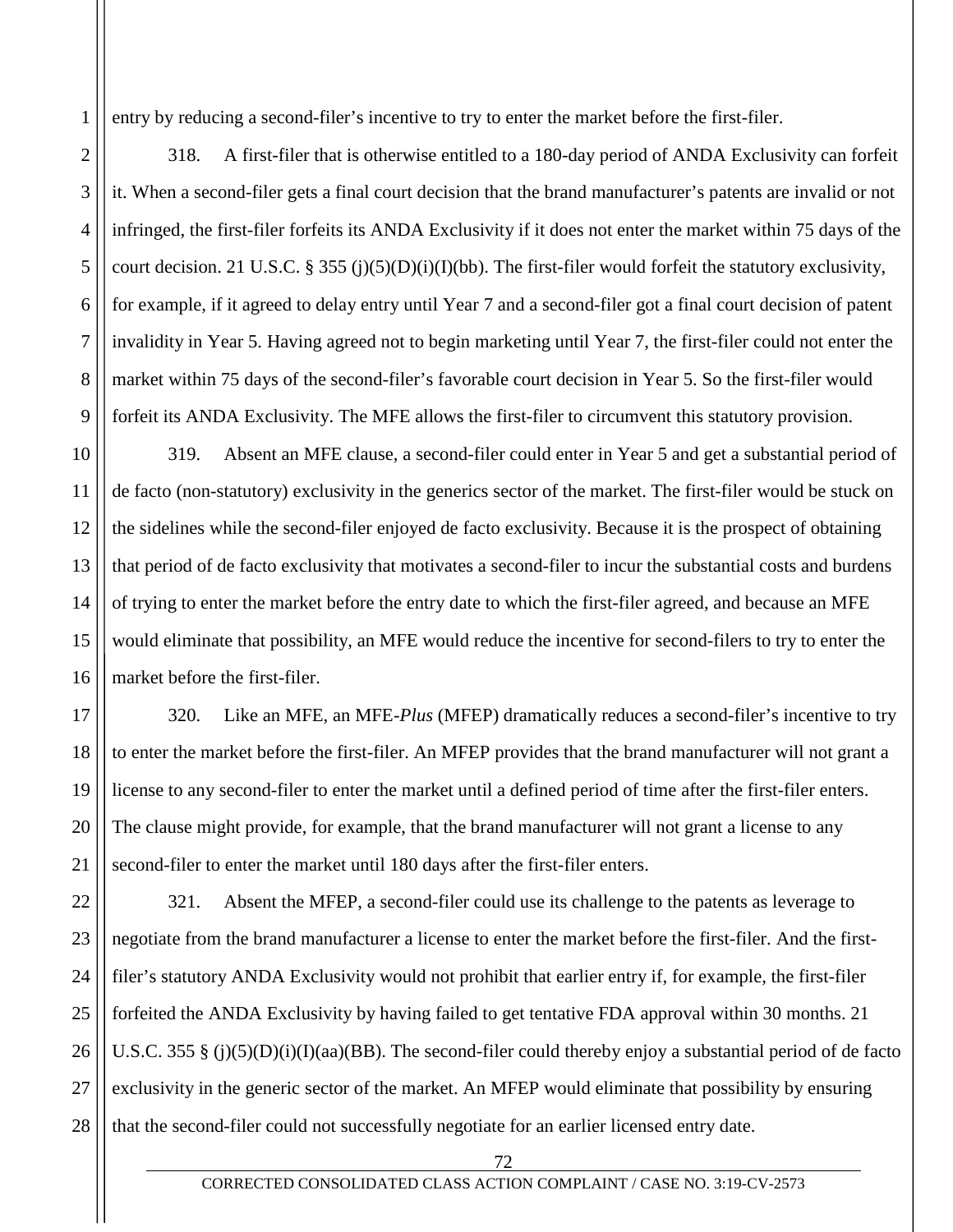entry by reducing a second-filer's incentive to try to enter the market before the first-filer.

318. A first-filer that is otherwise entitled to a 180-day period of ANDA Exclusivity can forfeit it. When a second-filer gets a final court decision that the brand manufacturer's patents are invalid or not infringed, the first-filer forfeits its ANDA Exclusivity if it does not enter the market within 75 days of the court decision. 21 U.S.C. § 355 (j)(5)(D)(i)(I)(bb). The first-filer would forfeit the statutory exclusivity, for example, if it agreed to delay entry until Year 7 and a second-filer got a final court decision of patent invalidity in Year 5. Having agreed not to begin marketing until Year 7, the first-filer could not enter the market within 75 days of the second-filer's favorable court decision in Year 5. So the first-filer would forfeit its ANDA Exclusivity. The MFE allows the first-filer to circumvent this statutory provision.

319. Absent an MFE clause, a second-filer could enter in Year 5 and get a substantial period of de facto (non-statutory) exclusivity in the generics sector of the market. The first-filer would be stuck on the sidelines while the second-filer enjoyed de facto exclusivity. Because it is the prospect of obtaining that period of de facto exclusivity that motivates a second-filer to incur the substantial costs and burdens of trying to enter the market before the entry date to which the first-filer agreed, and because an MFE would eliminate that possibility, an MFE would reduce the incentive for second-filers to try to enter the market before the first-filer.

320. Like an MFE, an MFE-*Plus* (MFEP) dramatically reduces a second-filer's incentive to try to enter the market before the first-filer. An MFEP provides that the brand manufacturer will not grant a license to any second-filer to enter the market until a defined period of time after the first-filer enters. The clause might provide, for example, that the brand manufacturer will not grant a license to any second-filer to enter the market until 180 days after the first-filer enters.

321. Absent the MFEP, a second-filer could use its challenge to the patents as leverage to negotiate from the brand manufacturer a license to enter the market before the first-filer. And the first-filer's statutory ANDA Exclusivity would not prohibit that earlier entry if, for example, the first-filer forfeited the ANDA Exclusivity by having failed to get tentative FDA approval within 30 months. 21 U.S.C. 355 § (j)(5)(D)(i)(I)(aa)(BB). The second-filer could thereby enjoy a substantial period of de facto exclusivity in the generic sector of the market. An MFEP would eliminate that possibility by ensuring that the second-filer could not successfully negotiate for an earlier licensed entry date.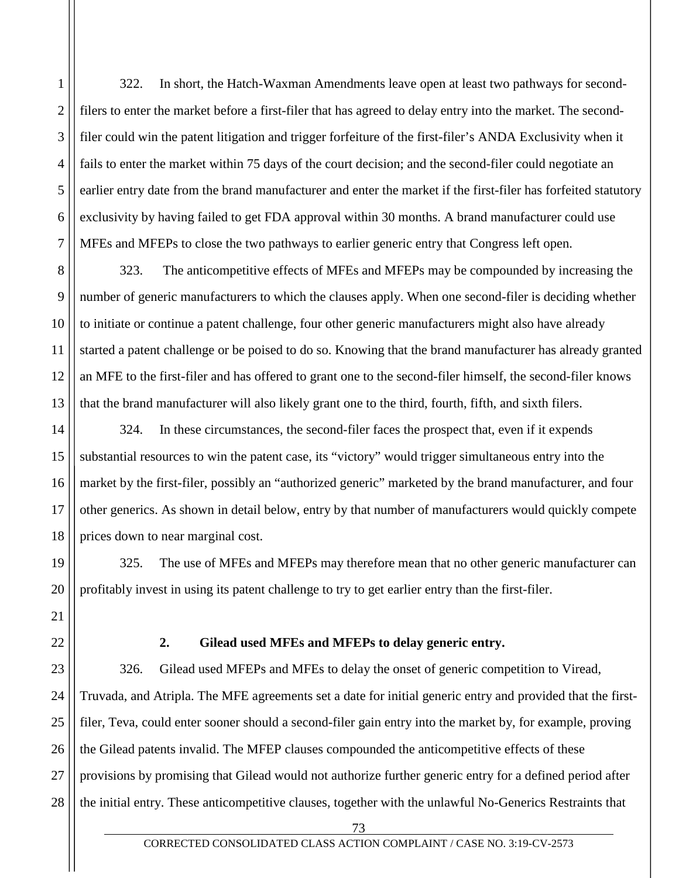322. In short, the Hatch-Waxman Amendments leave open at least two pathways for second-filers to enter the market before a first-filer that has agreed to delay entry into the market. The second-filer could win the patent litigation and trigger forfeiture of the first-filer's ANDA Exclusivity when it fails to enter the market within 75 days of the court decision; and the second-filer could negotiate an earlier entry date from the brand manufacturer and enter the market if the first-filer has forfeited statutory exclusivity by having failed to get FDA approval within 30 months. A brand manufacturer could use MFEs and MFEPs to close the two pathways to earlier generic entry that Congress left open.

323. The anticompetitive effects of MFEs and MFEPs may be compounded by increasing the number of generic manufacturers to which the clauses apply. When one second-filer is deciding whether to initiate or continue a patent challenge, four other generic manufacturers might also have already started a patent challenge or be poised to do so. Knowing that the brand manufacturer has already granted an MFE to the first-filer and has offered to grant one to the second-filer himself, the second-filer knows that the brand manufacturer will also likely grant one to the third, fourth, fifth, and sixth filers.

324. In these circumstances, the second-filer faces the prospect that, even if it expends substantial resources to win the patent case, its "victory" would trigger simultaneous entry into the market by the first-filer, possibly an "authorized generic" marketed by the brand manufacturer, and four other generics. As shown in detail below, entry by that number of manufacturers would quickly compete prices down to near marginal cost.

325. The use of MFEs and MFEPs may therefore mean that no other generic manufacturer can profitably invest in using its patent challenge to try to get earlier entry than the first-filer.

### 2. Gilead used MFEs and MFEPs to delay generic entry.

326. Gilead used MFEPs and MFEs to delay the onset of generic competition to Viread, Truvada, and Atripla. The MFE agreements set a date for initial generic entry and provided that the first-filer, Teva, could enter sooner should a second-filer gain entry into the market by, for example, proving the Gilead patents invalid. The MFEP clauses compounded the anticompetitive effects of these provisions by promising that Gilead would not authorize further generic entry for a defined period after the initial entry. These anticompetitive clauses, together with the unlawful No-Generics Restraints that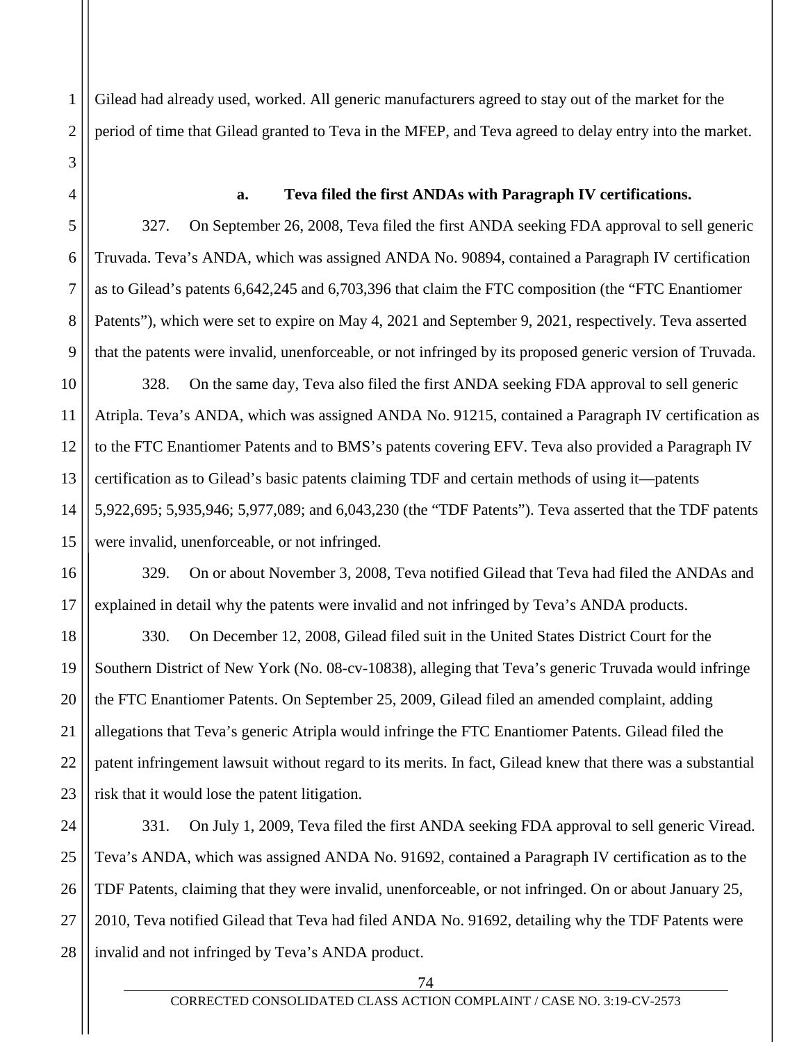Gilead had already used, worked. All generic manufacturers agreed to stay out of the market for the period of time that Gilead granted to Teva in the MFEP, and Teva agreed to delay entry into the market.

**a. Teva filed the first ANDAs with Paragraph IV certifications.**

327. On September 26, 2008, Teva filed the first ANDA seeking FDA approval to sell generic Truvada. Teva's ANDA, which was assigned ANDA No. 90894, contained a Paragraph IV certification as to Gilead's patents 6,642,245 and 6,703,396 that claim the FTC composition (the "FTC Enantiomer Patents"), which were set to expire on May 4, 2021 and September 9, 2021, respectively. Teva asserted that the patents were invalid, unenforceable, or not infringed by its proposed generic version of Truvada.

328. On the same day, Teva also filed the first ANDA seeking FDA approval to sell generic Atripla. Teva's ANDA, which was assigned ANDA No. 91215, contained a Paragraph IV certification as to the FTC Enantiomer Patents and to BMS's patents covering EFV. Teva also provided a Paragraph IV certification as to Gilead's basic patents claiming TDF and certain methods of using it—patents 5,922,695; 5,935,946; 5,977,089; and 6,043,230 (the "TDF Patents"). Teva asserted that the TDF patents were invalid, unenforceable, or not infringed.

329. On or about November 3, 2008, Teva notified Gilead that Teva had filed the ANDAs and explained in detail why the patents were invalid and not infringed by Teva's ANDA products.

330. On December 12, 2008, Gilead filed suit in the United States District Court for the Southern District of New York (No. 08-cv-10838), alleging that Teva's generic Truvada would infringe the FTC Enantiomer Patents. On September 25, 2009, Gilead filed an amended complaint, adding allegations that Teva's generic Atripla would infringe the FTC Enantiomer Patents. Gilead filed the patent infringement lawsuit without regard to its merits. In fact, Gilead knew that there was a substantial risk that it would lose the patent litigation.

331. On July 1, 2009, Teva filed the first ANDA seeking FDA approval to sell generic Viread. Teva's ANDA, which was assigned ANDA No. 91692, contained a Paragraph IV certification as to the TDF Patents, claiming that they were invalid, unenforceable, or not infringed. On or about January 25, 2010, Teva notified Gilead that Teva had filed ANDA No. 91692, detailing why the TDF Patents were invalid and not infringed by Teva's ANDA product.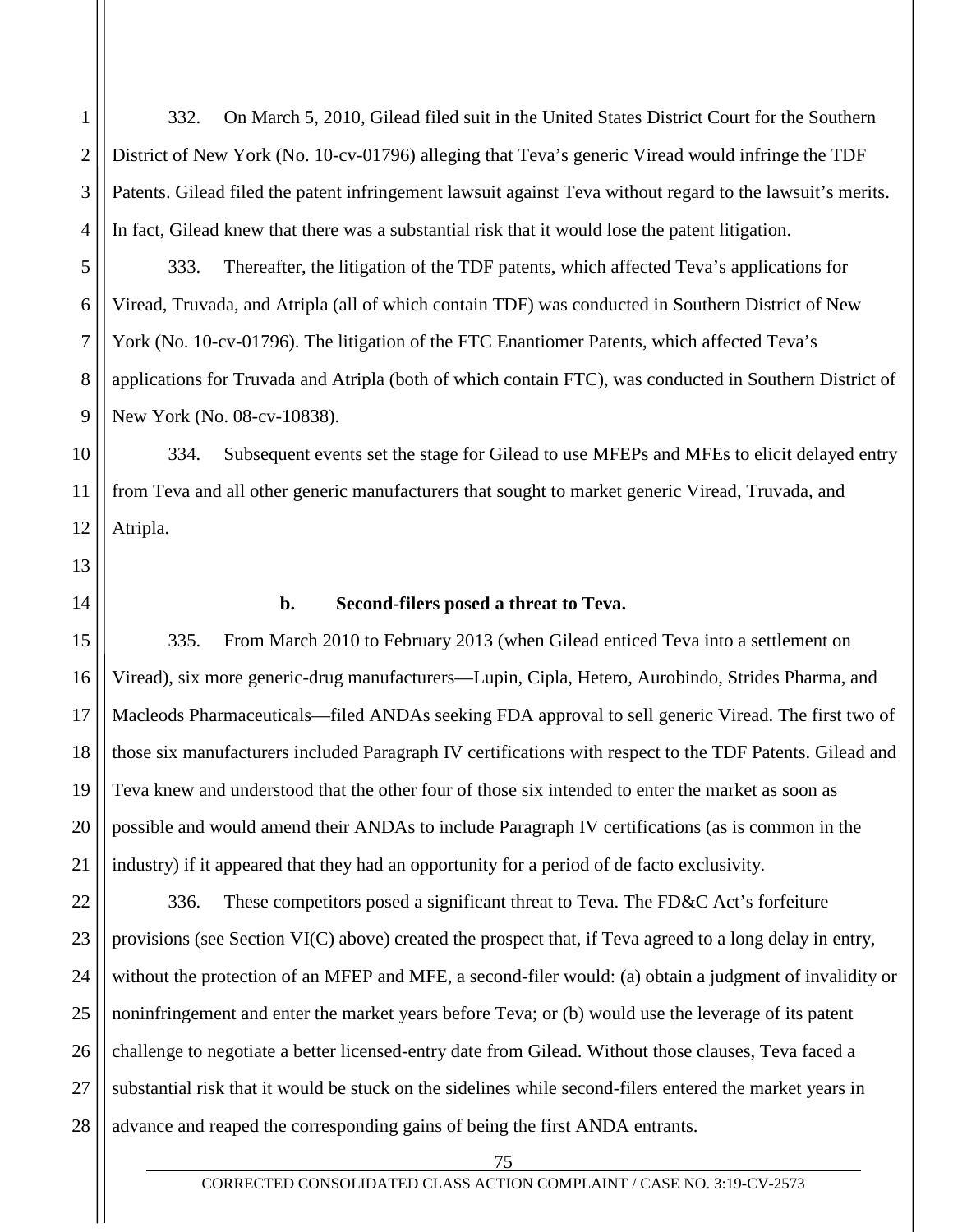332. On March 5, 2010, Gilead filed suit in the United States District Court for the Southern District of New York (No. 10-cv-01796) alleging that Teva's generic Viread would infringe the TDF Patents. Gilead filed the patent infringement lawsuit against Teva without regard to the lawsuit's merits. In fact, Gilead knew that there was a substantial risk that it would lose the patent litigation.

333. Thereafter, the litigation of the TDF patents, which affected Teva's applications for Viread, Truvada, and Atripla (all of which contain TDF) was conducted in Southern District of New York (No. 10-cv-01796). The litigation of the FTC Enantiomer Patents, which affected Teva's applications for Truvada and Atripla (both of which contain FTC), was conducted in Southern District of New York (No. 08-cv-10838).

334. Subsequent events set the stage for Gilead to use MFEPs and MFEs to elicit delayed entry from Teva and all other generic manufacturers that sought to market generic Viread, Truvada, and Atripla.

### b. Second-filers posed a threat to Teva.

335. From March 2010 to February 2013 (when Gilead enticed Teva into a settlement on Viread), six more generic-drug manufacturers—Lupin, Cipla, Hetero, Aurobindo, Strides Pharma, and Macleods Pharmaceuticals—filed ANDAs seeking FDA approval to sell generic Viread. The first two of those six manufacturers included Paragraph IV certifications with respect to the TDF Patents. Gilead and Teva knew and understood that the other four of those six intended to enter the market as soon as possible and would amend their ANDAs to include Paragraph IV certifications (as is common in the industry) if it appeared that they had an opportunity for a period of de facto exclusivity.

336. These competitors posed a significant threat to Teva. The FD&C Act's forfeiture provisions (see Section VI(C) above) created the prospect that, if Teva agreed to a long delay in entry, without the protection of an MFEP and MFE, a second-filer would: (a) obtain a judgment of invalidity or noninfringement and enter the market years before Teva; or (b) would use the leverage of its patent challenge to negotiate a better licensed-entry date from Gilead. Without those clauses, Teva faced a substantial risk that it would be stuck on the sidelines while second-filers entered the market years in advance and reaped the corresponding gains of being the first ANDA entrants.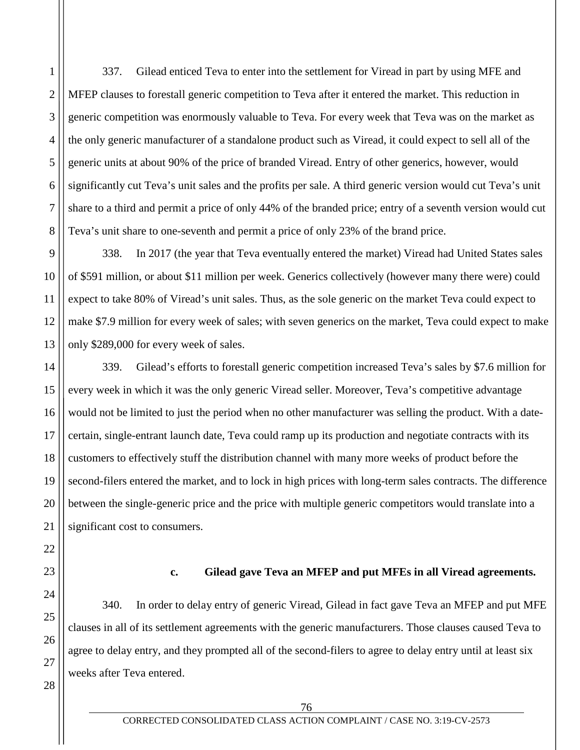337. Gilead enticed Teva to enter into the settlement for Viread in part by using MFE and MFEP clauses to forestall generic competition to Teva after it entered the market. This reduction in generic competition was enormously valuable to Teva. For every week that Teva was on the market as the only generic manufacturer of a standalone product such as Viread, it could expect to sell all of the generic units at about 90% of the price of branded Viread. Entry of other generics, however, would significantly cut Teva's unit sales and the profits per sale. A third generic version would cut Teva's unit share to a third and permit a price of only 44% of the branded price; entry of a seventh version would cut Teva's unit share to one-seventh and permit a price of only 23% of the brand price.

338. In 2017 (the year that Teva eventually entered the market) Viread had United States sales of $591 million, or about $11 million per week. Generics collectively (however many there were) could expect to take 80% of Viread's unit sales. Thus, as the sole generic on the market Teva could expect to make $7.9 million for every week of sales; with seven generics on the market, Teva could expect to make only $289,000 for every week of sales.

339. Gilead's efforts to forestall generic competition increased Teva's sales by $7.6 million for every week in which it was the only generic Viread seller. Moreover, Teva's competitive advantage would not be limited to just the period when no other manufacturer was selling the product. With a date-certain, single-entrant launch date, Teva could ramp up its production and negotiate contracts with its customers to effectively stuff the distribution channel with many more weeks of product before the second-filers entered the market, and to lock in high prices with long-term sales contracts. The difference between the single-generic price and the price with multiple generic competitors would translate into a significant cost to consumers.

#### c. Gilead gave Teva an MFEP and put MFEs in all Viread agreements.

340. In order to delay entry of generic Viread, Gilead in fact gave Teva an MFEP and put MFE clauses in all of its settlement agreements with the generic manufacturers. Those clauses caused Teva to agree to delay entry, and they prompted all of the second-filers to agree to delay entry until at least six weeks after Teva entered.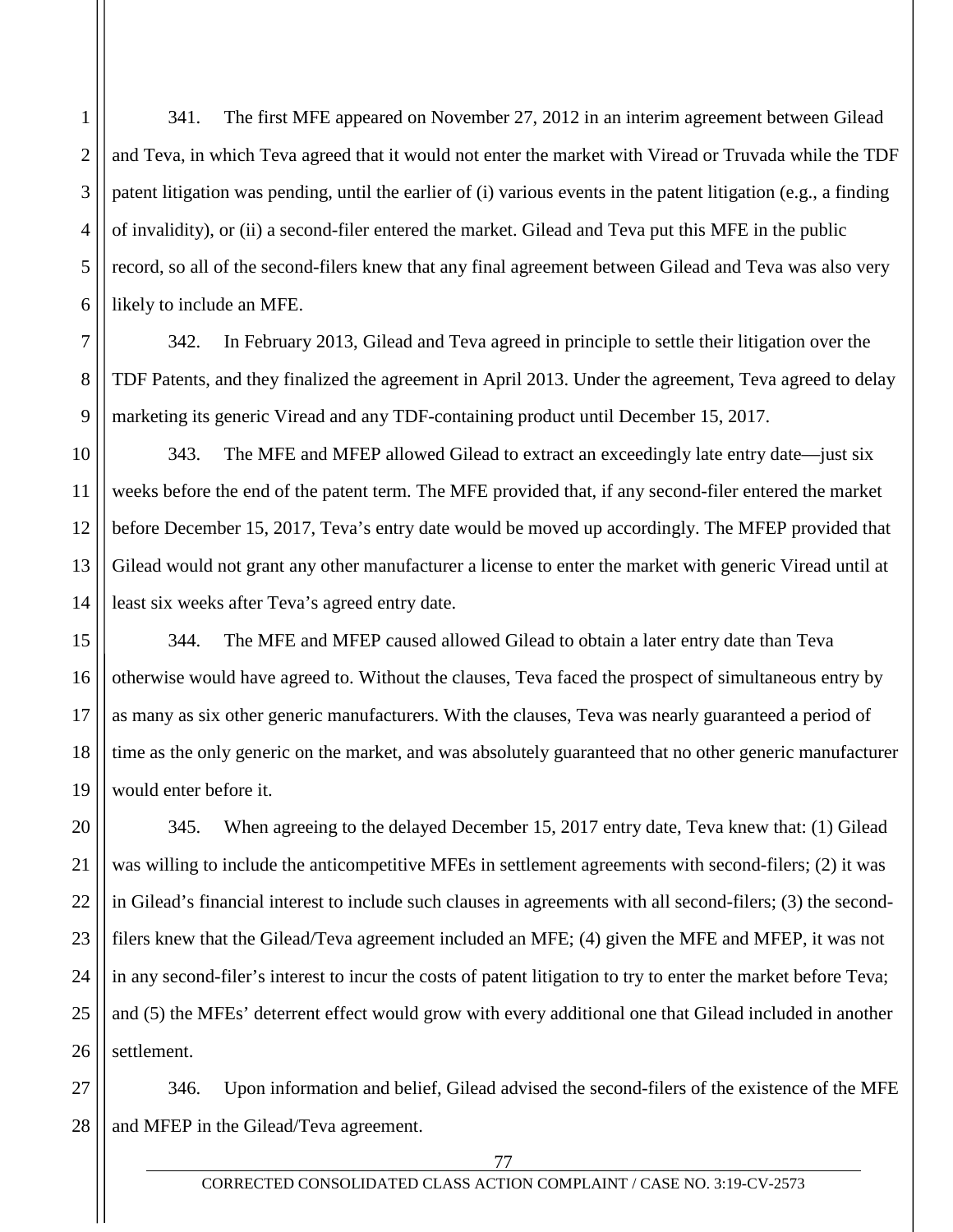341. The first MFE appeared on November 27, 2012 in an interim agreement between Gilead and Teva, in which Teva agreed that it would not enter the market with Viread or Truvada while the TDF patent litigation was pending, until the earlier of (i) various events in the patent litigation (e.g., a finding of invalidity), or (ii) a second-filer entered the market. Gilead and Teva put this MFE in the public record, so all of the second-filers knew that any final agreement between Gilead and Teva was also very likely to include an MFE.

342. In February 2013, Gilead and Teva agreed in principle to settle their litigation over the TDF Patents, and they finalized the agreement in April 2013. Under the agreement, Teva agreed to delay marketing its generic Viread and any TDF-containing product until December 15, 2017.

343. The MFE and MFEP allowed Gilead to extract an exceedingly late entry date—just six weeks before the end of the patent term. The MFE provided that, if any second-filer entered the market before December 15, 2017, Teva's entry date would be moved up accordingly. The MFEP provided that Gilead would not grant any other manufacturer a license to enter the market with generic Viread until at least six weeks after Teva's agreed entry date.

344. The MFE and MFEP caused allowed Gilead to obtain a later entry date than Teva otherwise would have agreed to. Without the clauses, Teva faced the prospect of simultaneous entry by as many as six other generic manufacturers. With the clauses, Teva was nearly guaranteed a period of time as the only generic on the market, and was absolutely guaranteed that no other generic manufacturer would enter before it.

345. When agreeing to the delayed December 15, 2017 entry date, Teva knew that: (1) Gilead was willing to include the anticompetitive MFEs in settlement agreements with second-filers; (2) it was in Gilead's financial interest to include such clauses in agreements with all second-filers; (3) the second-filers knew that the Gilead/Teva agreement included an MFE; (4) given the MFE and MFEP, it was not in any second-filer's interest to incur the costs of patent litigation to try to enter the market before Teva; and (5) the MFEs' deterrent effect would grow with every additional one that Gilead included in another settlement.

346. Upon information and belief, Gilead advised the second-filers of the existence of the MFE and MFEP in the Gilead/Teva agreement.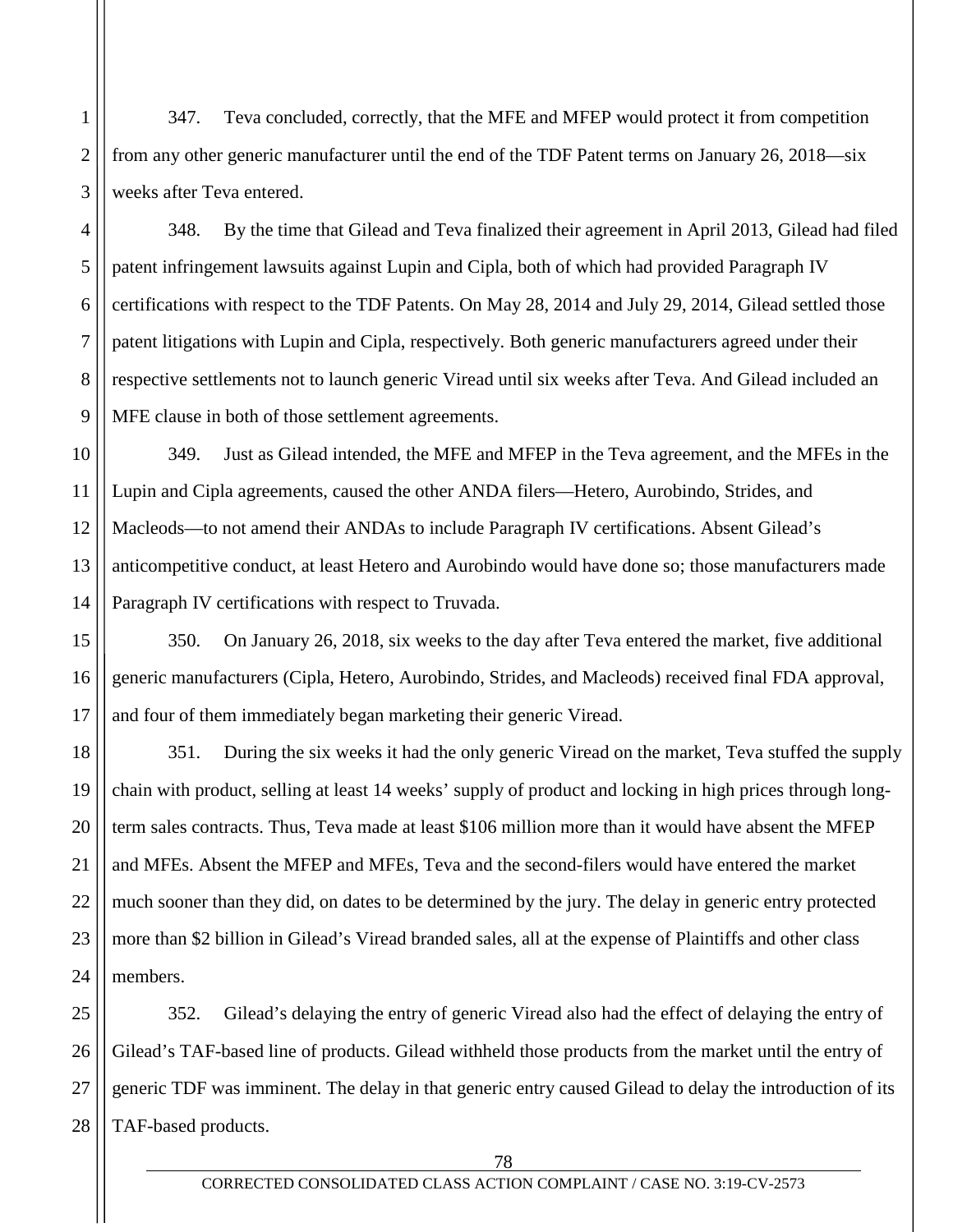347. Teva concluded, correctly, that the MFE and MFEP would protect it from competition from any other generic manufacturer until the end of the TDF Patent terms on January 26, 2018—six weeks after Teva entered.

348. By the time that Gilead and Teva finalized their agreement in April 2013, Gilead had filed patent infringement lawsuits against Lupin and Cipla, both of which had provided Paragraph IV certifications with respect to the TDF Patents. On May 28, 2014 and July 29, 2014, Gilead settled those patent litigations with Lupin and Cipla, respectively. Both generic manufacturers agreed under their respective settlements not to launch generic Viread until six weeks after Teva. And Gilead included an MFE clause in both of those settlement agreements.

349. Just as Gilead intended, the MFE and MFEP in the Teva agreement, and the MFEs in the Lupin and Cipla agreements, caused the other ANDA filers—Hetero, Aurobindo, Strides, and Macleods—to not amend their ANDAs to include Paragraph IV certifications. Absent Gilead's anticompetitive conduct, at least Hetero and Aurobindo would have done so; those manufacturers made Paragraph IV certifications with respect to Truvada.

350. On January 26, 2018, six weeks to the day after Teva entered the market, five additional generic manufacturers (Cipla, Hetero, Aurobindo, Strides, and Macleods) received final FDA approval, and four of them immediately began marketing their generic Viread.

351. During the six weeks it had the only generic Viread on the market, Teva stuffed the supply chain with product, selling at least 14 weeks' supply of product and locking in high prices through long-term sales contracts. Thus, Teva made at least \$106 million more than it would have absent the MFEP and MFEs. Absent the MFEP and MFEs, Teva and the second-filers would have entered the market much sooner than they did, on dates to be determined by the jury. The delay in generic entry protected more than \$2 billion in Gilead's Viread branded sales, all at the expense of Plaintiffs and other class members.

352. Gilead's delaying the entry of generic Viread also had the effect of delaying the entry of Gilead's TAF-based line of products. Gilead withheld those products from the market until the entry of generic TDF was imminent. The delay in that generic entry caused Gilead to delay the introduction of its TAF-based products.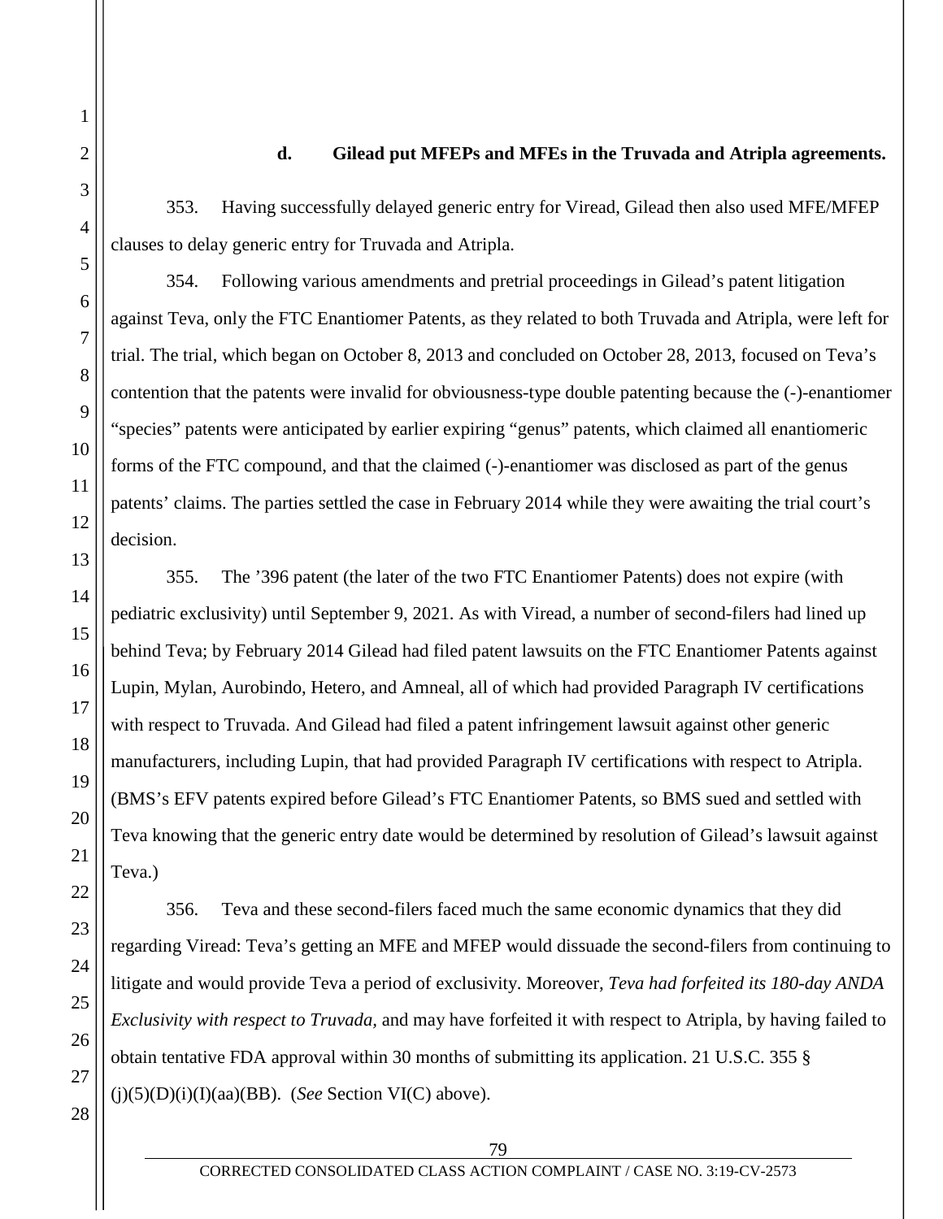#### d. Gilead put MFEPs and MFEs in the Truvada and Atripla agreements.

353. Having successfully delayed generic entry for Viread, Gilead then also used MFE/MFEP clauses to delay generic entry for Truvada and Atripla.

354. Following various amendments and pretrial proceedings in Gilead's patent litigation against Teva, only the FTC Enantiomer Patents, as they related to both Truvada and Atripla, were left for trial. The trial, which began on October 8, 2013 and concluded on October 28, 2013, focused on Teva's contention that the patents were invalid for obviousness-type double patenting because the (-)-enantiomer "species" patents were anticipated by earlier expiring "genus" patents, which claimed all enantiomeric forms of the FTC compound, and that the claimed (-)-enantiomer was disclosed as part of the genus patents' claims. The parties settled the case in February 2014 while they were awaiting the trial court's decision.

355. The '396 patent (the later of the two FTC Enantiomer Patents) does not expire (with pediatric exclusivity) until September 9, 2021. As with Viread, a number of second-filers had lined up behind Teva; by February 2014 Gilead had filed patent lawsuits on the FTC Enantiomer Patents against Lupin, Mylan, Aurobindo, Hetero, and Amneal, all of which had provided Paragraph IV certifications with respect to Truvada. And Gilead had filed a patent infringement lawsuit against other generic manufacturers, including Lupin, that had provided Paragraph IV certifications with respect to Atripla. (BMS's EFV patents expired before Gilead's FTC Enantiomer Patents, so BMS sued and settled with Teva knowing that the generic entry date would be determined by resolution of Gilead's lawsuit against Teva.)

356. Teva and these second-filers faced much the same economic dynamics that they did regarding Viread: Teva's getting an MFE and MFEP would dissuade the second-filers from continuing to litigate and would provide Teva a period of exclusivity. Moreover, *Teva had forfeited its 180-day ANDA Exclusivity with respect to Truvada,* and may have forfeited it with respect to Atripla, by having failed to obtain tentative FDA approval within 30 months of submitting its application. 21 U.S.C. 355 § (j)(5)(D)(i)(I)(aa)(BB). (*See* Section VI(C) above).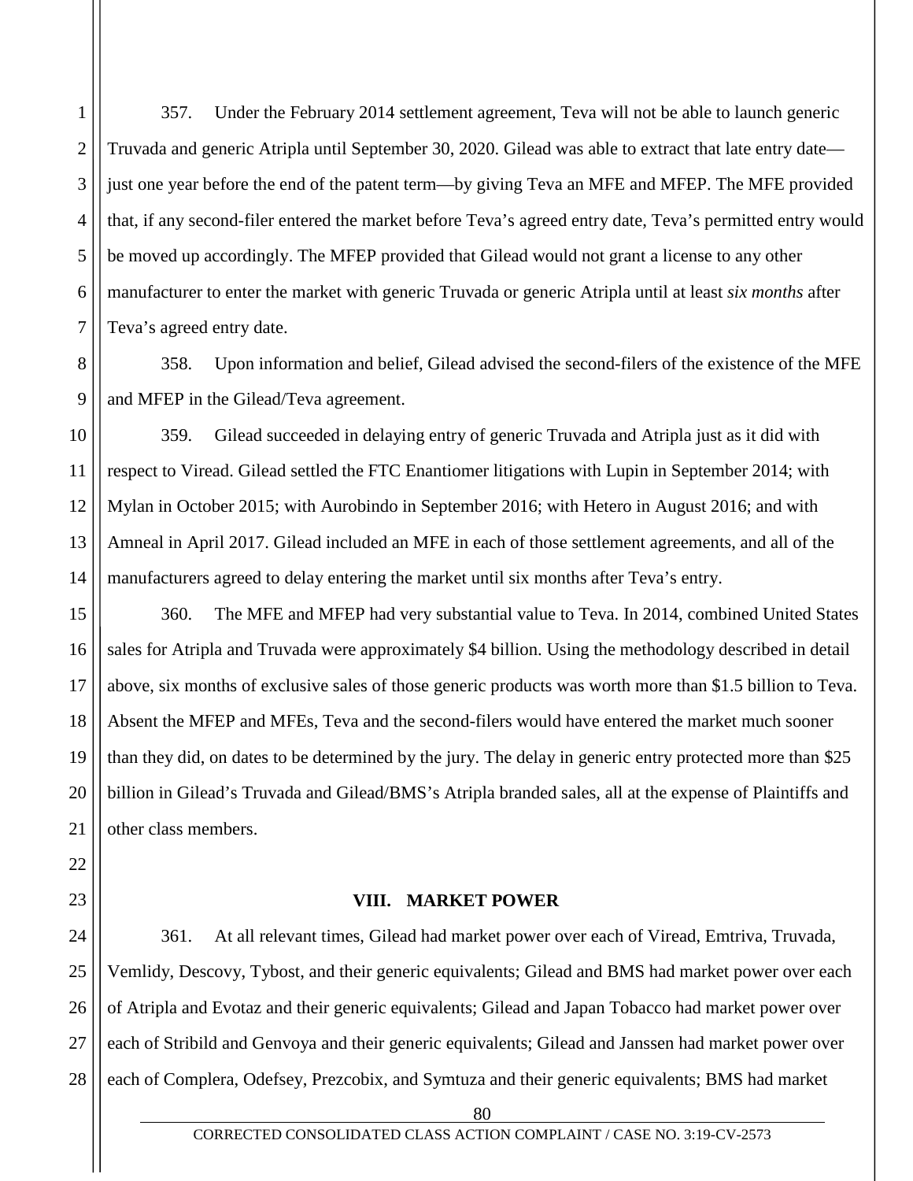357. Under the February 2014 settlement agreement, Teva will not be able to launch generic Truvada and generic Atripla until September 30, 2020. Gilead was able to extract that late entry date—just one year before the end of the patent term—by giving Teva an MFE and MFEP. The MFE provided that, if any second-filer entered the market before Teva's agreed entry date, Teva's permitted entry would be moved up accordingly. The MFEP provided that Gilead would not grant a license to any other manufacturer to enter the market with generic Truvada or generic Atripla until at least *six months* after Teva's agreed entry date.

358. Upon information and belief, Gilead advised the second-filers of the existence of the MFE and MFEP in the Gilead/Teva agreement.

359. Gilead succeeded in delaying entry of generic Truvada and Atripla just as it did with respect to Viread. Gilead settled the FTC Enantiomer litigations with Lupin in September 2014; with Mylan in October 2015; with Aurobindo in September 2016; with Hetero in August 2016; and with Amneal in April 2017. Gilead included an MFE in each of those settlement agreements, and all of the manufacturers agreed to delay entering the market until six months after Teva's entry.

360. The MFE and MFEP had very substantial value to Teva. In 2014, combined United States sales for Atripla and Truvada were approximately $4 billion. Using the methodology described in detail above, six months of exclusive sales of those generic products was worth more than $1.5 billion to Teva. Absent the MFEP and MFEs, Teva and the second-filers would have entered the market much sooner than they did, on dates to be determined by the jury. The delay in generic entry protected more than $25 billion in Gilead's Truvada and Gilead/BMS's Atripla branded sales, all at the expense of Plaintiffs and other class members.

## VIII. MARKET POWER

361. At all relevant times, Gilead had market power over each of Viread, Emtriva, Truvada, Vemlidy, Descovy, Tybost, and their generic equivalents; Gilead and BMS had market power over each of Atripla and Evotaz and their generic equivalents; Gilead and Japan Tobacco had market power over each of Stribild and Genvoya and their generic equivalents; Gilead and Janssen had market power over each of Complera, Odefsey, Prezcobix, and Symtuza and their generic equivalents; BMS had market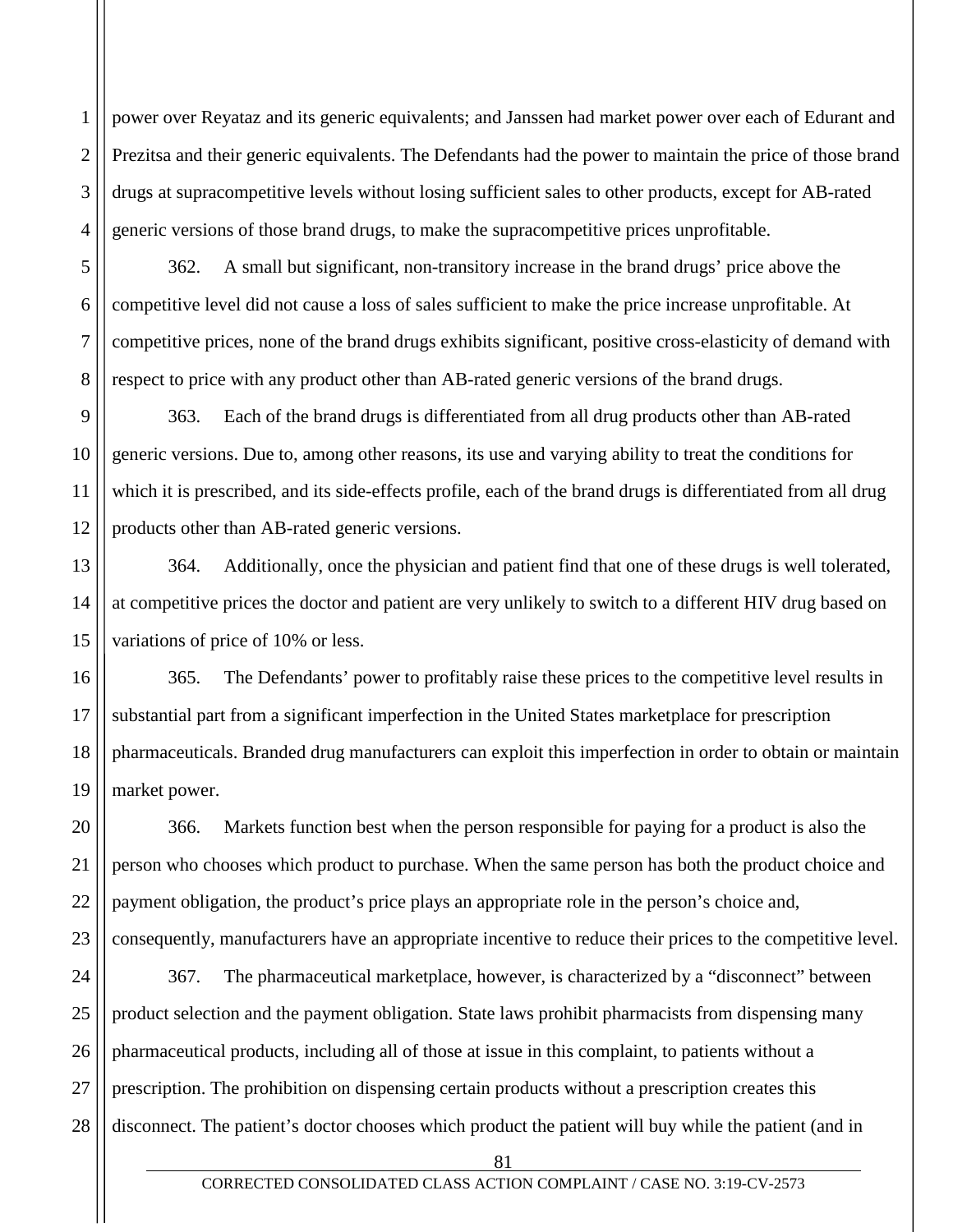power over Reyataz and its generic equivalents; and Janssen had market power over each of Edurant and Prezitsa and their generic equivalents. The Defendants had the power to maintain the price of those brand drugs at supracompetitive levels without losing sufficient sales to other products, except for AB-rated generic versions of those brand drugs, to make the supracompetitive prices unprofitable.

362. A small but significant, non-transitory increase in the brand drugs' price above the competitive level did not cause a loss of sales sufficient to make the price increase unprofitable. At competitive prices, none of the brand drugs exhibits significant, positive cross-elasticity of demand with respect to price with any product other than AB-rated generic versions of the brand drugs.

363. Each of the brand drugs is differentiated from all drug products other than AB-rated generic versions. Due to, among other reasons, its use and varying ability to treat the conditions for which it is prescribed, and its side-effects profile, each of the brand drugs is differentiated from all drug products other than AB-rated generic versions.

364. Additionally, once the physician and patient find that one of these drugs is well tolerated, at competitive prices the doctor and patient are very unlikely to switch to a different HIV drug based on variations of price of 10% or less.

365. The Defendants' power to profitably raise these prices to the competitive level results in substantial part from a significant imperfection in the United States marketplace for prescription pharmaceuticals. Branded drug manufacturers can exploit this imperfection in order to obtain or maintain market power.

366. Markets function best when the person responsible for paying for a product is also the person who chooses which product to purchase. When the same person has both the product choice and payment obligation, the product's price plays an appropriate role in the person's choice and, consequently, manufacturers have an appropriate incentive to reduce their prices to the competitive level.

367. The pharmaceutical marketplace, however, is characterized by a "disconnect" between product selection and the payment obligation. State laws prohibit pharmacists from dispensing many pharmaceutical products, including all of those at issue in this complaint, to patients without a prescription. The prohibition on dispensing certain products without a prescription creates this disconnect. The patient's doctor chooses which product the patient will buy while the patient (and in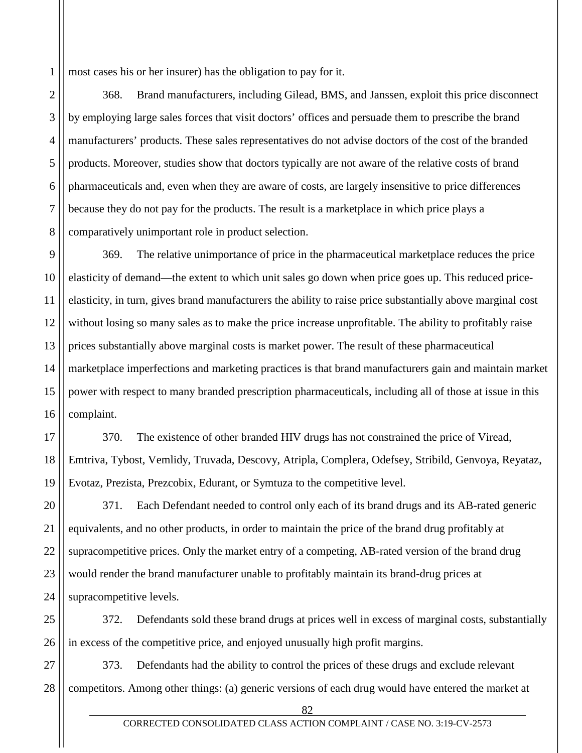most cases his or her insurer) has the obligation to pay for it.

368. Brand manufacturers, including Gilead, BMS, and Janssen, exploit this price disconnect by employing large sales forces that visit doctors' offices and persuade them to prescribe the brand manufacturers' products. These sales representatives do not advise doctors of the cost of the branded products. Moreover, studies show that doctors typically are not aware of the relative costs of brand pharmaceuticals and, even when they are aware of costs, are largely insensitive to price differences because they do not pay for the products. The result is a marketplace in which price plays a comparatively unimportant role in product selection.

369. The relative unimportance of price in the pharmaceutical marketplace reduces the price elasticity of demand—the extent to which unit sales go down when price goes up. This reduced price-elasticity, in turn, gives brand manufacturers the ability to raise price substantially above marginal cost without losing so many sales as to make the price increase unprofitable. The ability to profitably raise prices substantially above marginal costs is market power. The result of these pharmaceutical marketplace imperfections and marketing practices is that brand manufacturers gain and maintain market power with respect to many branded prescription pharmaceuticals, including all of those at issue in this complaint.

370. The existence of other branded HIV drugs has not constrained the price of Viread, Emtriva, Tybost, Vemlidy, Truvada, Descovy, Atripla, Complera, Odefsey, Stribild, Genvoya, Reyataz, Evotaz, Prezista, Prezcobix, Edurant, or Symtuza to the competitive level.

371. Each Defendant needed to control only each of its brand drugs and its AB-rated generic equivalents, and no other products, in order to maintain the price of the brand drug profitably at supracompetitive prices. Only the market entry of a competing, AB-rated version of the brand drug would render the brand manufacturer unable to profitably maintain its brand-drug prices at supracompetitive levels.

372. Defendants sold these brand drugs at prices well in excess of marginal costs, substantially in excess of the competitive price, and enjoyed unusually high profit margins.

373. Defendants had the ability to control the prices of these drugs and exclude relevant competitors. Among other things: (a) generic versions of each drug would have entered the market at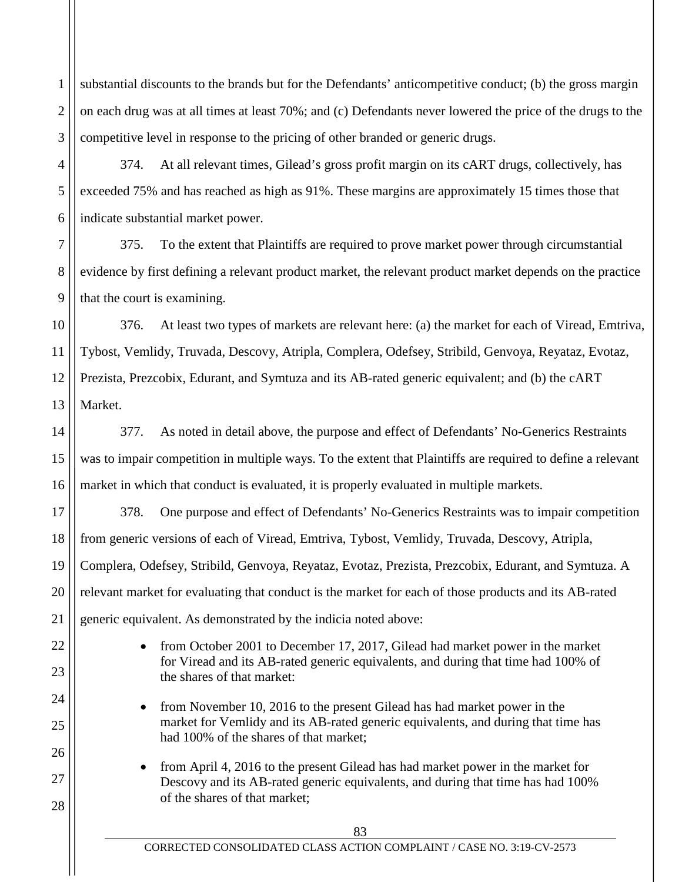substantial discounts to the brands but for the Defendants' anticompetitive conduct; (b) the gross margin on each drug was at all times at least 70%; and (c) Defendants never lowered the price of the drugs to the competitive level in response to the pricing of other branded or generic drugs.

374. At all relevant times, Gilead's gross profit margin on its cART drugs, collectively, has exceeded 75% and has reached as high as 91%. These margins are approximately 15 times those that indicate substantial market power.

375. To the extent that Plaintiffs are required to prove market power through circumstantial evidence by first defining a relevant product market, the relevant product market depends on the practice that the court is examining.

376. At least two types of markets are relevant here: (a) the market for each of Viread, Emtriva, Tybost, Vemlidy, Truvada, Descovy, Atripla, Complera, Odefsey, Stribild, Genvoya, Reyataz, Evotaz, Prezista, Prezcobix, Edurant, and Symtuza and its AB-rated generic equivalent; and (b) the cART Market.

377. As noted in detail above, the purpose and effect of Defendants' No-Generics Restraints was to impair competition in multiple ways. To the extent that Plaintiffs are required to define a relevant market in which that conduct is evaluated, it is properly evaluated in multiple markets.

378. One purpose and effect of Defendants' No-Generics Restraints was to impair competition from generic versions of each of Viread, Emtriva, Tybost, Vemlidy, Truvada, Descovy, Atripla, Complera, Odefsey, Stribild, Genvoya, Reyataz, Evotaz, Prezista, Prezcobix, Edurant, and Symtuza. A relevant market for evaluating that conduct is the market for each of those products and its AB-rated generic equivalent. As demonstrated by the indicia noted above:

- from October 2001 to December 17, 2017, Gilead had market power in the market for Viread and its AB-rated generic equivalents, and during that time had 100% of the shares of that market:
- from November 10, 2016 to the present Gilead has had market power in the market for Vemlidy and its AB-rated generic equivalents, and during that time has had 100% of the shares of that market;
- from April 4, 2016 to the present Gilead has had market power in the market for Descovy and its AB-rated generic equivalents, and during that time has had 100% of the shares of that market;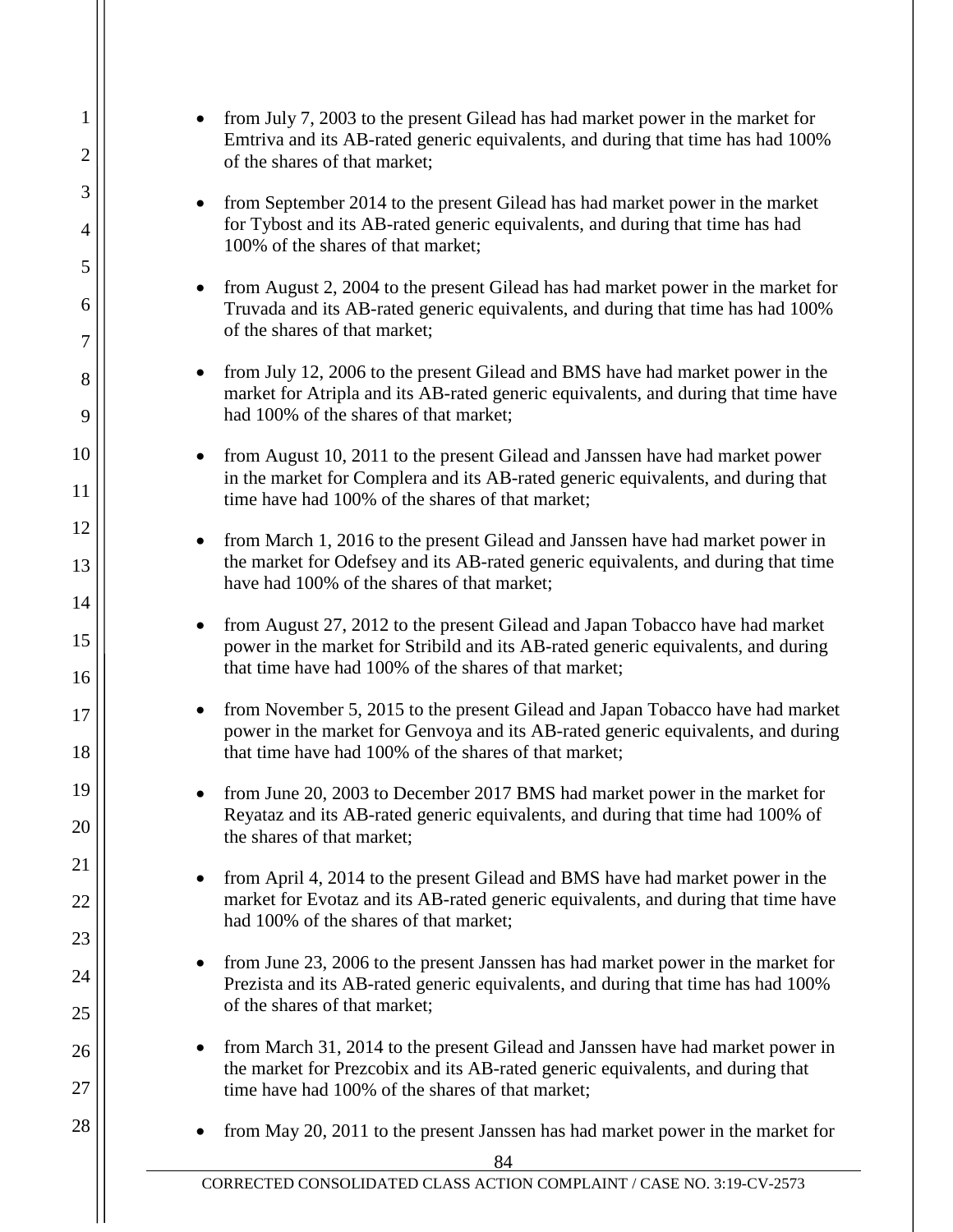- from July 7, 2003 to the present Gilead has had market power in the market for Emtriva and its AB-rated generic equivalents, and during that time has had 100% of the shares of that market;

- from September 2014 to the present Gilead has had market power in the market for Tybost and its AB-rated generic equivalents, and during that time has had 100% of the shares of that market;

- from August 2, 2004 to the present Gilead has had market power in the market for Truvada and its AB-rated generic equivalents, and during that time has had 100% of the shares of that market;

- from July 12, 2006 to the present Gilead and BMS have had market power in the market for Atripla and its AB-rated generic equivalents, and during that time have had 100% of the shares of that market;

- from August 10, 2011 to the present Gilead and Janssen have had market power in the market for Complera and its AB-rated generic equivalents, and during that time have had 100% of the shares of that market;

- from March 1, 2016 to the present Gilead and Janssen have had market power in the market for Odefsey and its AB-rated generic equivalents, and during that time have had 100% of the shares of that market;

- from August 27, 2012 to the present Gilead and Japan Tobacco have had market power in the market for Stribild and its AB-rated generic equivalents, and during that time have had 100% of the shares of that market;

- from November 5, 2015 to the present Gilead and Japan Tobacco have had market power in the market for Genvoya and its AB-rated generic equivalents, and during that time have had 100% of the shares of that market;

- from June 20, 2003 to December 2017 BMS had market power in the market for Reyataz and its AB-rated generic equivalents, and during that time had 100% of the shares of that market;

- from April 4, 2014 to the present Gilead and BMS have had market power in the market for Evotaz and its AB-rated generic equivalents, and during that time have had 100% of the shares of that market;

- from June 23, 2006 to the present Janssen has had market power in the market for Prezista and its AB-rated generic equivalents, and during that time has had 100% of the shares of that market;

- from March 31, 2014 to the present Gilead and Janssen have had market power in the market for Prezcobix and its AB-rated generic equivalents, and during that time have had 100% of the shares of that market;

- from May 20, 2011 to the present Janssen has had market power in the market for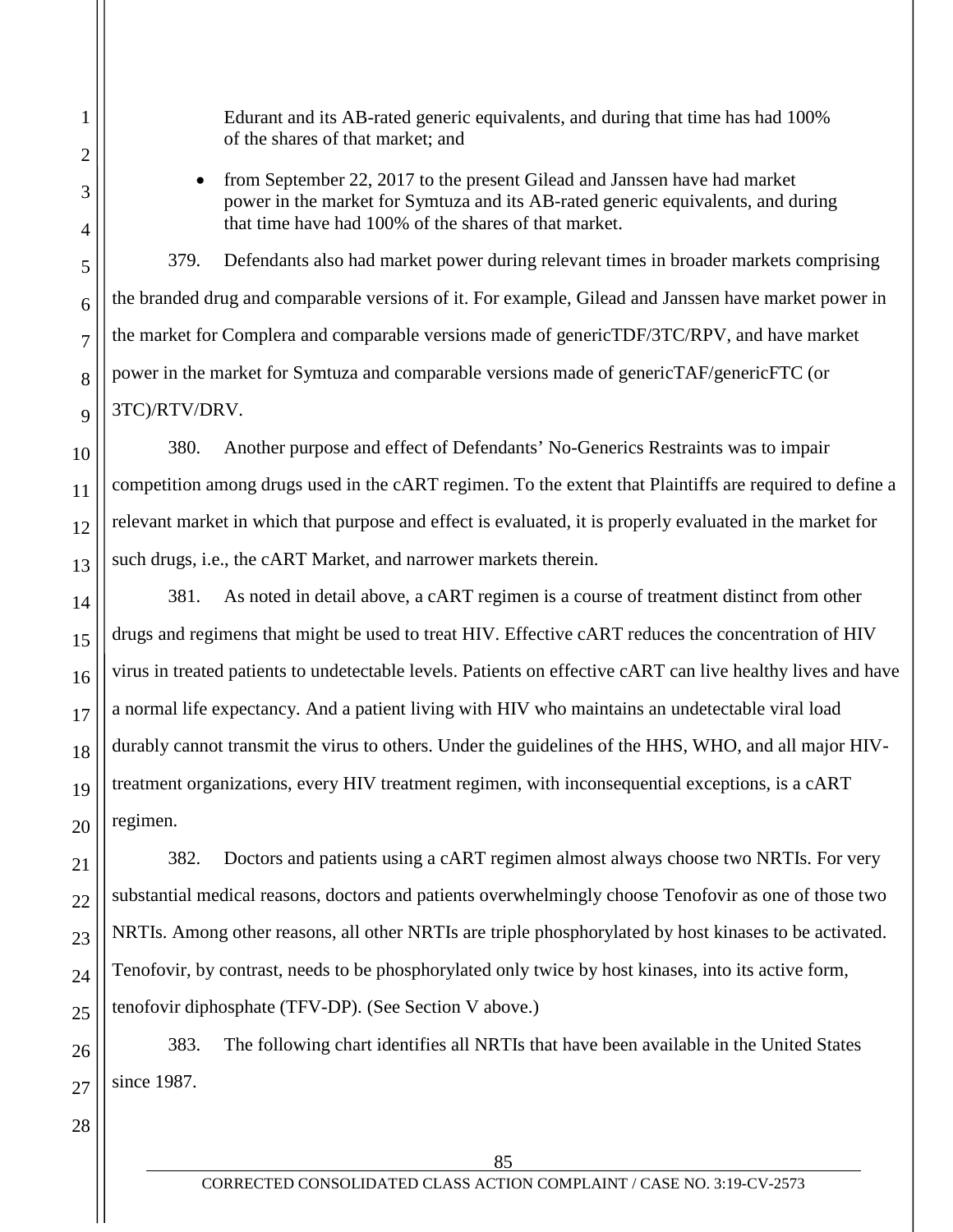Edurant and its AB-rated generic equivalents, and during that time has had 100% of the shares of that market; and

- from September 22, 2017 to the present Gilead and Janssen have had market power in the market for Symtuza and its AB-rated generic equivalents, and during that time have had 100% of the shares of that market.

379. Defendants also had market power during relevant times in broader markets comprising the branded drug and comparable versions of it. For example, Gilead and Janssen have market power in the market for Complera and comparable versions made of genericTDF/3TC/RPV, and have market power in the market for Symtuza and comparable versions made of genericTAF/genericFTC (or 3TC)/RTV/DRV.

380. Another purpose and effect of Defendants' No-Generics Restraints was to impair competition among drugs used in the cART regimen. To the extent that Plaintiffs are required to define a relevant market in which that purpose and effect is evaluated, it is properly evaluated in the market for such drugs, i.e., the cART Market, and narrower markets therein.

381. As noted in detail above, a cART regimen is a course of treatment distinct from other drugs and regimens that might be used to treat HIV. Effective cART reduces the concentration of HIV virus in treated patients to undetectable levels. Patients on effective cART can live healthy lives and have a normal life expectancy. And a patient living with HIV who maintains an undetectable viral load durably cannot transmit the virus to others. Under the guidelines of the HHS, WHO, and all major HIV-treatment organizations, every HIV treatment regimen, with inconsequential exceptions, is a cART regimen.

382. Doctors and patients using a cART regimen almost always choose two NRTIs. For very substantial medical reasons, doctors and patients overwhelmingly choose Tenofovir as one of those two NRTIs. Among other reasons, all other NRTIs are triple phosphorylated by host kinases to be activated. Tenofovir, by contrast, needs to be phosphorylated only twice by host kinases, into its active form, tenofovir diphosphate (TFV-DP). (See Section V above.)

383. The following chart identifies all NRTIs that have been available in the United States since 1987.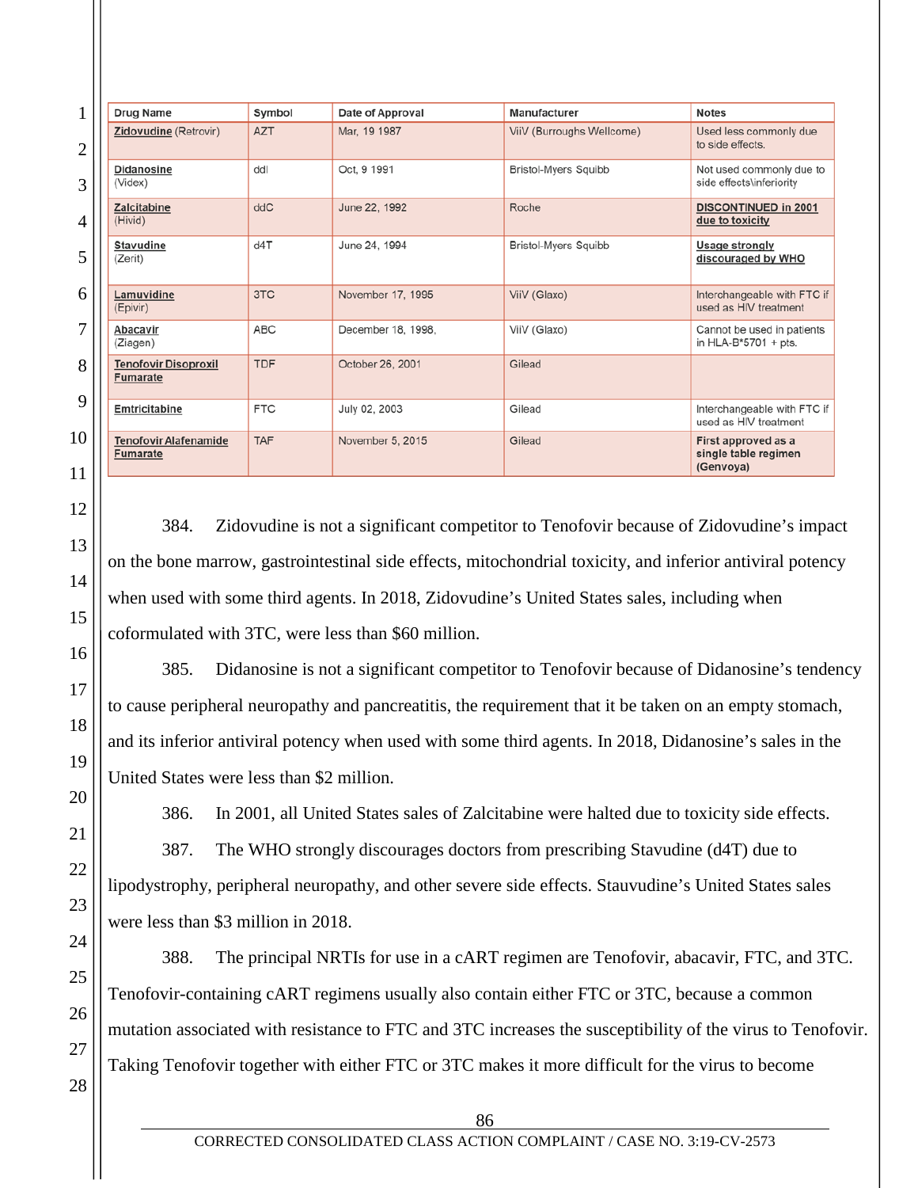| Drug Name | Symbol | Date of Approval | Manufacturer | Notes |
|---|---|---|---|---|
| Zidovudine (Retrovir) | AZT | Mar, 19 1987 | ViiV (Burroughs Wellcome) | Used less commonly due to side effects. |
| Didanosine (Videx) | ddI | Oct, 9 1991 | Bristol-Myers Squibb | Not used commonly due to side effects\inferiority |
| Zalcitabine (Hivid) | ddC | June 22, 1992 | Roche | **DISCONTINUED in 2001 due to toxicity** |
| Stavudine (Zerit) | d4T | June 24, 1994 | Bristol-Myers Squibb | **Usage strongly discouraged by WHO** |
| Lamuvidine (Epivir) | 3TC | November 17, 1995 | ViiV (Glaxo) | Interchangeable with FTC if used as HIV treatment |
| Abacavir (Ziagen) | ABC | December 18, 1998, | ViiV (Glaxo) | Cannot be used in patients in HLA-B*5701 + pts. |
| Tenofovir Disoproxil Fumarate | TDF | October 26, 2001 | Gilead | |
| Emtricitabine | FTC | July 02, 2003 | Gilead | Interchangeable with FTC if used as HIV treatment |
| Tenofovir Alafenamide Fumarate | TAF | November 5, 2015 | Gilead | **First approved as a single table regimen (Genvoya)** |

384. Zidovudine is not a significant competitor to Tenofovir because of Zidovudine's impact on the bone marrow, gastrointestinal side effects, mitochondrial toxicity, and inferior antiviral potency when used with some third agents. In 2018, Zidovudine's United States sales, including when coformulated with 3TC, were less than $60 million.

385. Didanosine is not a significant competitor to Tenofovir because of Didanosine's tendency to cause peripheral neuropathy and pancreatitis, the requirement that it be taken on an empty stomach, and its inferior antiviral potency when used with some third agents. In 2018, Didanosine's sales in the United States were less than $2 million.

386. In 2001, all United States sales of Zalcitabine were halted due to toxicity side effects.

387. The WHO strongly discourages doctors from prescribing Stavudine (d4T) due to lipodystrophy, peripheral neuropathy, and other severe side effects. Stauvudine's United States sales were less than $3 million in 2018.

388. The principal NRTIs for use in a cART regimen are Tenofovir, abacavir, FTC, and 3TC. Tenofovir-containing cART regimens usually also contain either FTC or 3TC, because a common mutation associated with resistance to FTC and 3TC increases the susceptibility of the virus to Tenofovir. Taking Tenofovir together with either FTC or 3TC makes it more difficult for the virus to become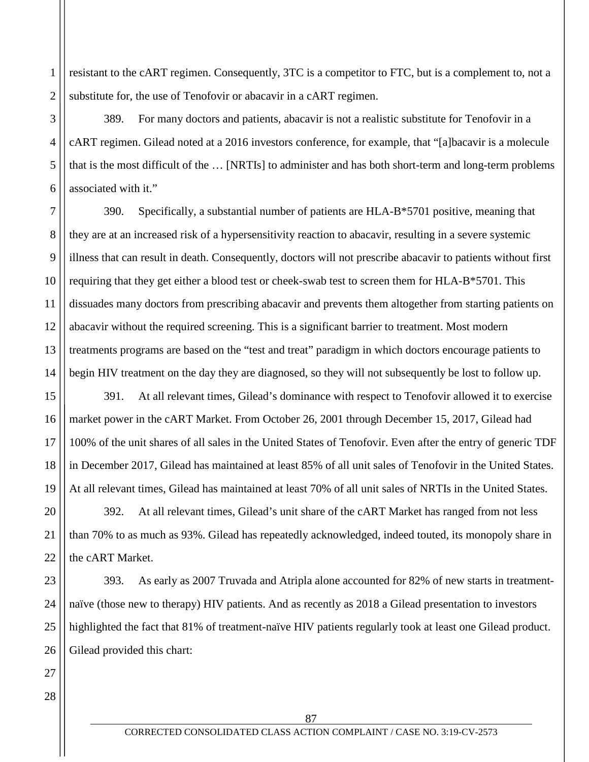resistant to the cART regimen. Consequently, 3TC is a competitor to FTC, but is a complement to, not a substitute for, the use of Tenofovir or abacavir in a cART regimen.

389. For many doctors and patients, abacavir is not a realistic substitute for Tenofovir in a cART regimen. Gilead noted at a 2016 investors conference, for example, that "[a]bacavir is a molecule that is the most difficult of the … [NRTIs] to administer and has both short-term and long-term problems associated with it."

390. Specifically, a substantial number of patients are HLA-B*5701 positive, meaning that they are at an increased risk of a hypersensitivity reaction to abacavir, resulting in a severe systemic illness that can result in death. Consequently, doctors will not prescribe abacavir to patients without first requiring that they get either a blood test or cheek-swab test to screen them for HLA-B*5701. This dissuades many doctors from prescribing abacavir and prevents them altogether from starting patients on abacavir without the required screening. This is a significant barrier to treatment. Most modern treatments programs are based on the "test and treat" paradigm in which doctors encourage patients to begin HIV treatment on the day they are diagnosed, so they will not subsequently be lost to follow up.

391. At all relevant times, Gilead's dominance with respect to Tenofovir allowed it to exercise market power in the cART Market. From October 26, 2001 through December 15, 2017, Gilead had 100% of the unit shares of all sales in the United States of Tenofovir. Even after the entry of generic TDF in December 2017, Gilead has maintained at least 85% of all unit sales of Tenofovir in the United States. At all relevant times, Gilead has maintained at least 70% of all unit sales of NRTIs in the United States.

392. At all relevant times, Gilead's unit share of the cART Market has ranged from not less than 70% to as much as 93%. Gilead has repeatedly acknowledged, indeed touted, its monopoly share in the cART Market.

393. As early as 2007 Truvada and Atripla alone accounted for 82% of new starts in treatment-naïve (those new to therapy) HIV patients. And as recently as 2018 a Gilead presentation to investors highlighted the fact that 81% of treatment-naïve HIV patients regularly took at least one Gilead product. Gilead provided this chart: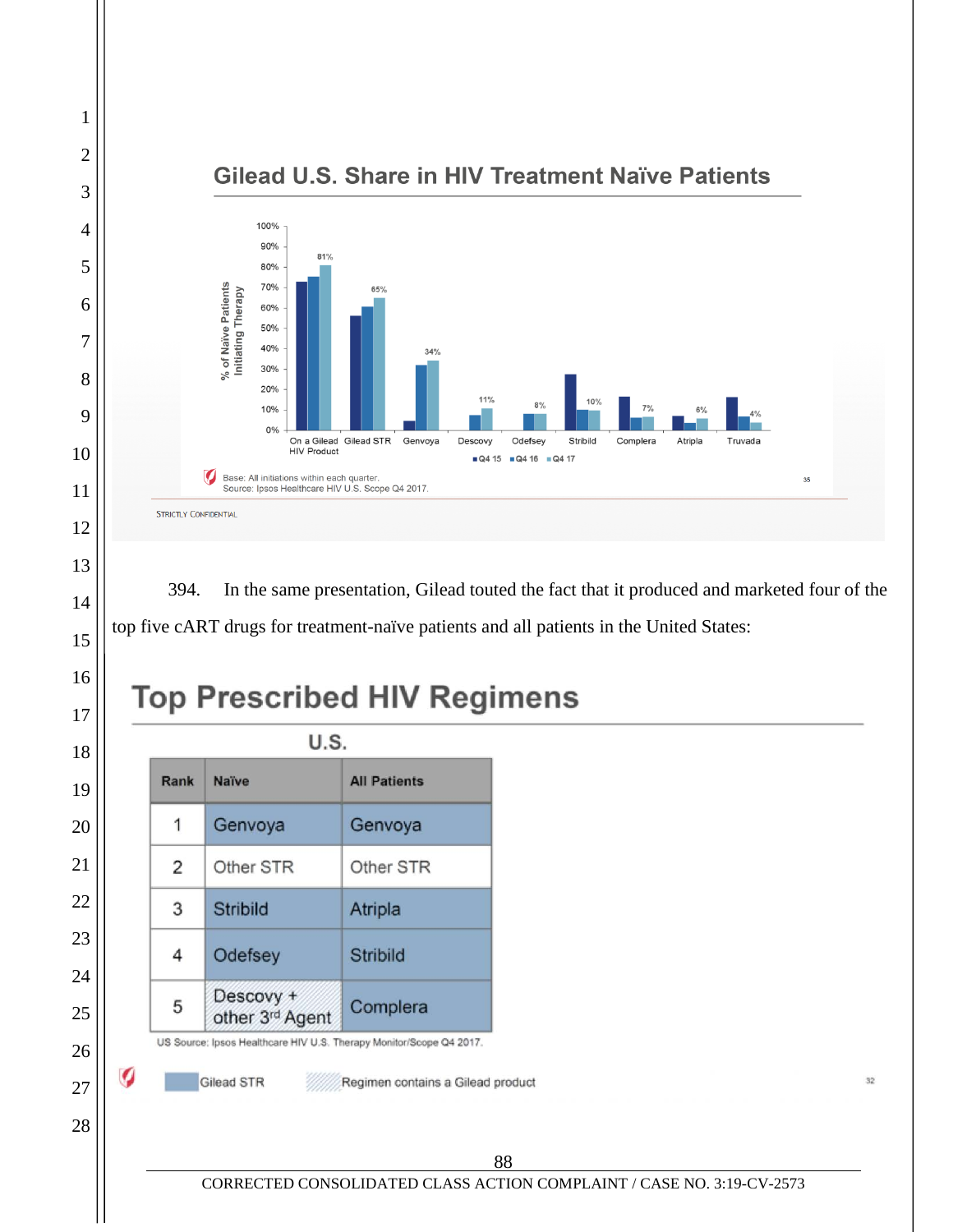## Gilead U.S. Share in HIV Treatment Naïve Patients

| % of Naïve Patients Initiating Therapy | Q4 15 | Q4 16 | Q4 17 |
|---|---|---|---|
| On a Gilead HIV Product | | | 81% |
| Gilead STR | | | 65% |
| Genvoya | | | 34% |
| Descovy | | | 11% |
| Odefsey | | | 8% |
| Stribild | | | 10% |
| Complera | | | 7% |
| Atripla | | | 6% |
| Truvada | | | 4% |

Base: All initiations within each quarter.
Source: Ipsos Healthcare HIV U.S. Scope Q4 2017.

STRICTLY CONFIDENTIAL

394. In the same presentation, Gilead touted the fact that it produced and marketed four of the top five cART drugs for treatment-naïve patients and all patients in the United States:

## Top Prescribed HIV Regimens

U.S.

| Rank | Naïve | All Patients |
|---|---|---|
| 1 | Genvoya | Genvoya |
| 2 | Other STR | Other STR |
| 3 | Stribild | Atripla |
| 4 | Odefsey | Stribild |
| 5 | Descovy + other 3rd Agent | Complera |

US Source: Ipsos Healthcare HIV U.S. Therapy Monitor/Scope Q4 2017.

Gilead STR    Regimen contains a Gilead product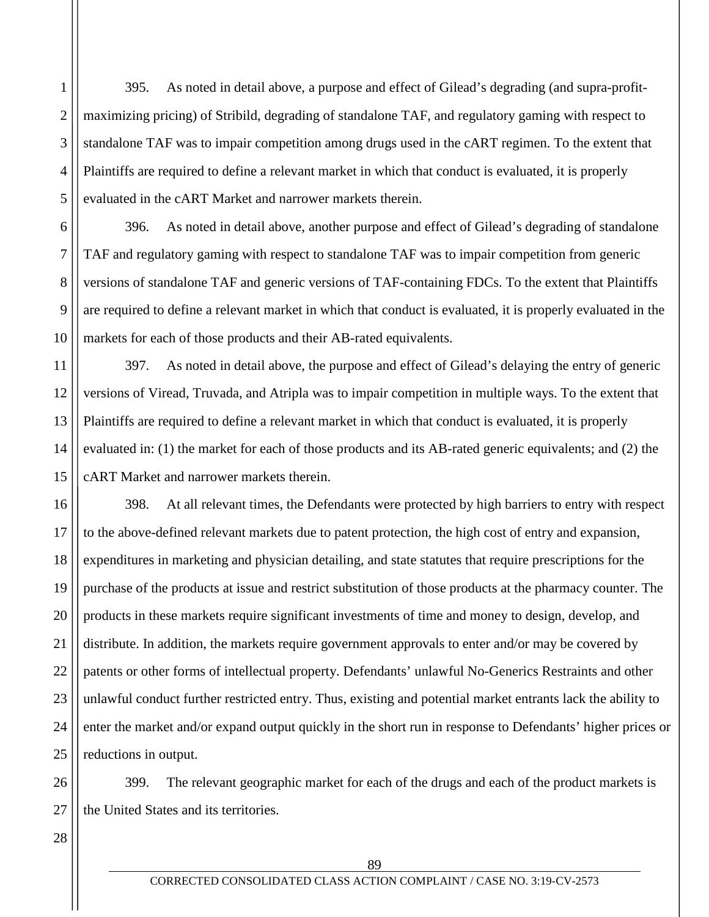395. As noted in detail above, a purpose and effect of Gilead's degrading (and supra-profit-maximizing pricing) of Stribild, degrading of standalone TAF, and regulatory gaming with respect to standalone TAF was to impair competition among drugs used in the cART regimen. To the extent that Plaintiffs are required to define a relevant market in which that conduct is evaluated, it is properly evaluated in the cART Market and narrower markets therein.

396. As noted in detail above, another purpose and effect of Gilead's degrading of standalone TAF and regulatory gaming with respect to standalone TAF was to impair competition from generic versions of standalone TAF and generic versions of TAF-containing FDCs. To the extent that Plaintiffs are required to define a relevant market in which that conduct is evaluated, it is properly evaluated in the markets for each of those products and their AB-rated equivalents.

397. As noted in detail above, the purpose and effect of Gilead's delaying the entry of generic versions of Viread, Truvada, and Atripla was to impair competition in multiple ways. To the extent that Plaintiffs are required to define a relevant market in which that conduct is evaluated, it is properly evaluated in: (1) the market for each of those products and its AB-rated generic equivalents; and (2) the cART Market and narrower markets therein.

398. At all relevant times, the Defendants were protected by high barriers to entry with respect to the above-defined relevant markets due to patent protection, the high cost of entry and expansion, expenditures in marketing and physician detailing, and state statutes that require prescriptions for the purchase of the products at issue and restrict substitution of those products at the pharmacy counter. The products in these markets require significant investments of time and money to design, develop, and distribute. In addition, the markets require government approvals to enter and/or may be covered by patents or other forms of intellectual property. Defendants' unlawful No-Generics Restraints and other unlawful conduct further restricted entry. Thus, existing and potential market entrants lack the ability to enter the market and/or expand output quickly in the short run in response to Defendants' higher prices or reductions in output.

399. The relevant geographic market for each of the drugs and each of the product markets is the United States and its territories.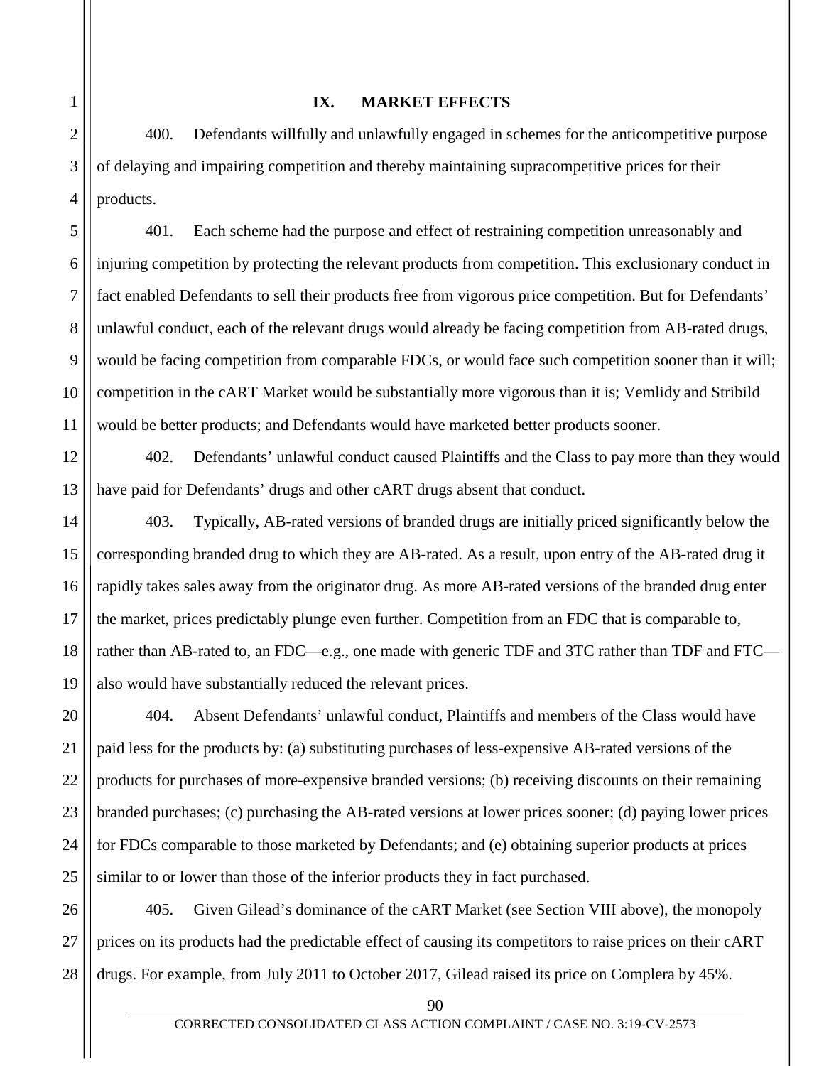## IX. MARKET EFFECTS

400. Defendants willfully and unlawfully engaged in schemes for the anticompetitive purpose of delaying and impairing competition and thereby maintaining supracompetitive prices for their products.

401. Each scheme had the purpose and effect of restraining competition unreasonably and injuring competition by protecting the relevant products from competition. This exclusionary conduct in fact enabled Defendants to sell their products free from vigorous price competition. But for Defendants' unlawful conduct, each of the relevant drugs would already be facing competition from AB-rated drugs, would be facing competition from comparable FDCs, or would face such competition sooner than it will; competition in the cART Market would be substantially more vigorous than it is; Vemlidy and Stribild would be better products; and Defendants would have marketed better products sooner.

402. Defendants' unlawful conduct caused Plaintiffs and the Class to pay more than they would have paid for Defendants' drugs and other cART drugs absent that conduct.

403. Typically, AB-rated versions of branded drugs are initially priced significantly below the corresponding branded drug to which they are AB-rated. As a result, upon entry of the AB-rated drug it rapidly takes sales away from the originator drug. As more AB-rated versions of the branded drug enter the market, prices predictably plunge even further. Competition from an FDC that is comparable to, rather than AB-rated to, an FDC—e.g., one made with generic TDF and 3TC rather than TDF and FTC—also would have substantially reduced the relevant prices.

404. Absent Defendants' unlawful conduct, Plaintiffs and members of the Class would have paid less for the products by: (a) substituting purchases of less-expensive AB-rated versions of the products for purchases of more-expensive branded versions; (b) receiving discounts on their remaining branded purchases; (c) purchasing the AB-rated versions at lower prices sooner; (d) paying lower prices for FDCs comparable to those marketed by Defendants; and (e) obtaining superior products at prices similar to or lower than those of the inferior products they in fact purchased.

405. Given Gilead's dominance of the cART Market (see Section VIII above), the monopoly prices on its products had the predictable effect of causing its competitors to raise prices on their cART drugs. For example, from July 2011 to October 2017, Gilead raised its price on Complera by 45%.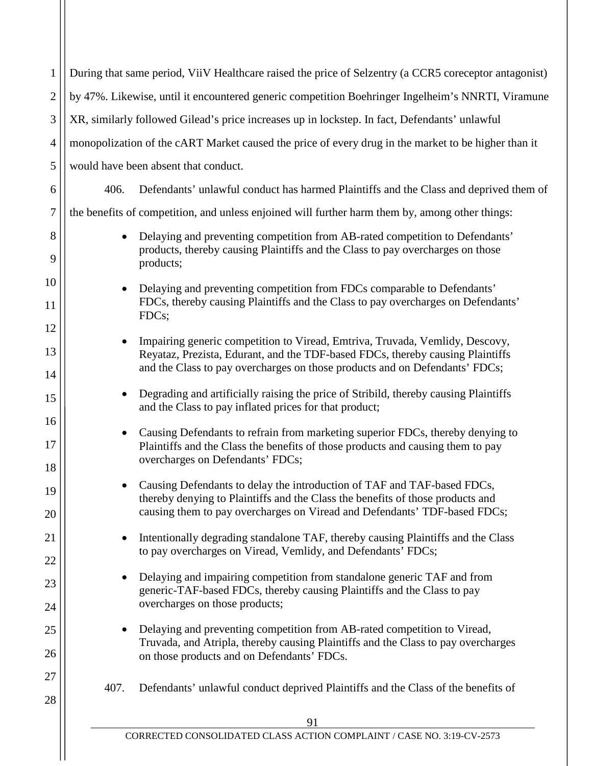During that same period, ViiV Healthcare raised the price of Selzentry (a CCR5 coreceptor antagonist) by 47%. Likewise, until it encountered generic competition Boehringer Ingelheim's NNRTI, Viramune XR, similarly followed Gilead's price increases up in lockstep. In fact, Defendants' unlawful monopolization of the cART Market caused the price of every drug in the market to be higher than it would have been absent that conduct.

406. Defendants' unlawful conduct has harmed Plaintiffs and the Class and deprived them of the benefits of competition, and unless enjoined will further harm them by, among other things:

- Delaying and preventing competition from AB-rated competition to Defendants' products, thereby causing Plaintiffs and the Class to pay overcharges on those products;
- Delaying and preventing competition from FDCs comparable to Defendants' FDCs, thereby causing Plaintiffs and the Class to pay overcharges on Defendants' FDCs;
- Impairing generic competition to Viread, Emtriva, Truvada, Vemlidy, Descovy, Reyataz, Prezista, Edurant, and the TDF-based FDCs, thereby causing Plaintiffs and the Class to pay overcharges on those products and on Defendants' FDCs;
- Degrading and artificially raising the price of Stribild, thereby causing Plaintiffs and the Class to pay inflated prices for that product;
- Causing Defendants to refrain from marketing superior FDCs, thereby denying to Plaintiffs and the Class the benefits of those products and causing them to pay overcharges on Defendants' FDCs;
- Causing Defendants to delay the introduction of TAF and TAF-based FDCs, thereby denying to Plaintiffs and the Class the benefits of those products and causing them to pay overcharges on Viread and Defendants' TDF-based FDCs;
- Intentionally degrading standalone TAF, thereby causing Plaintiffs and the Class to pay overcharges on Viread, Vemlidy, and Defendants' FDCs;
- Delaying and impairing competition from standalone generic TAF and from generic-TAF-based FDCs, thereby causing Plaintiffs and the Class to pay overcharges on those products;
- Delaying and preventing competition from AB-rated competition to Viread, Truvada, and Atripla, thereby causing Plaintiffs and the Class to pay overcharges on those products and on Defendants' FDCs.

407. Defendants' unlawful conduct deprived Plaintiffs and the Class of the benefits of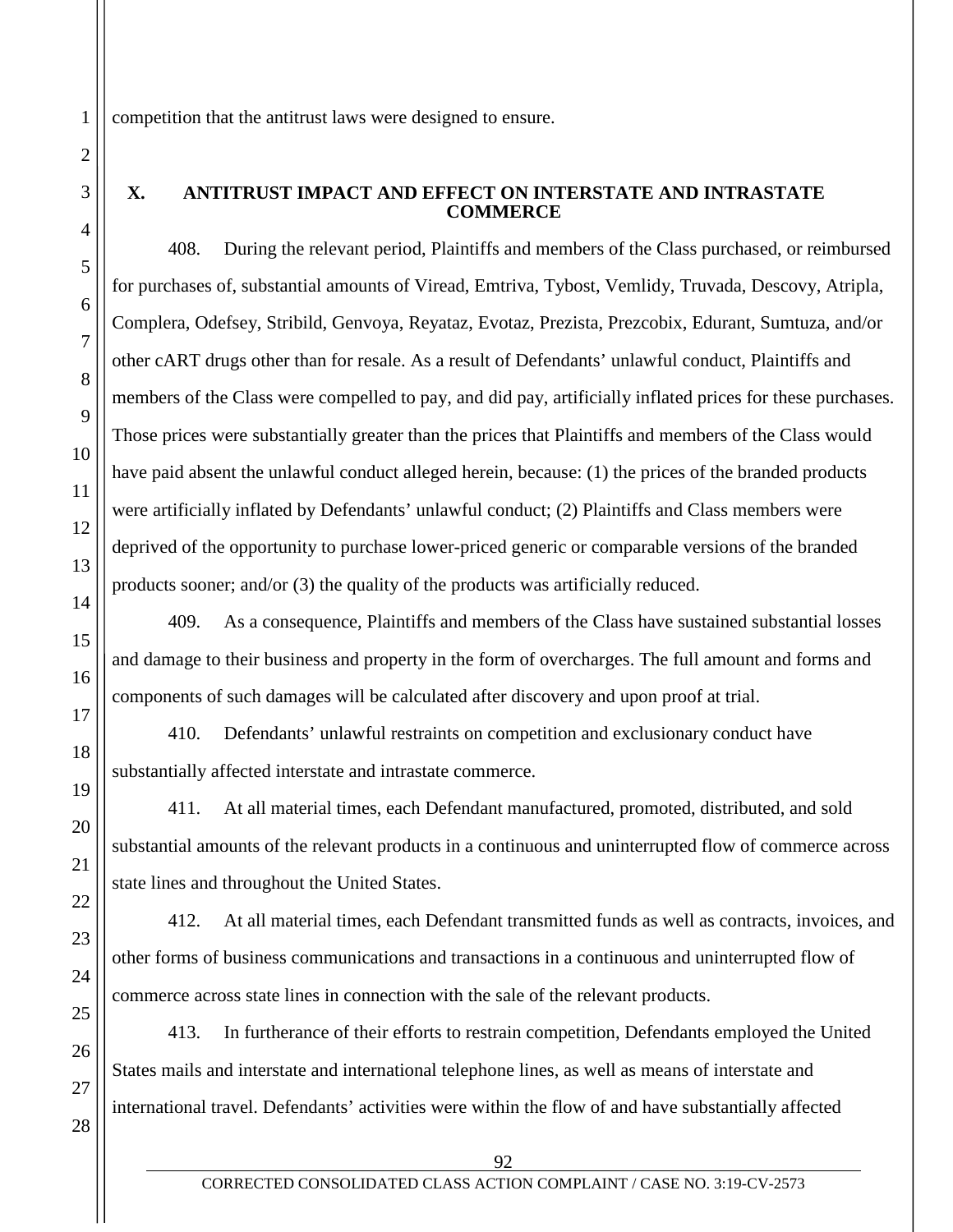competition that the antitrust laws were designed to ensure.

## X. ANTITRUST IMPACT AND EFFECT ON INTERSTATE AND INTRASTATE COMMERCE

408. During the relevant period, Plaintiffs and members of the Class purchased, or reimbursed for purchases of, substantial amounts of Viread, Emtriva, Tybost, Vemlidy, Truvada, Descovy, Atripla, Complera, Odefsey, Stribild, Genvoya, Reyataz, Evotaz, Prezista, Prezcobix, Edurant, Sumtuza, and/or other cART drugs other than for resale. As a result of Defendants' unlawful conduct, Plaintiffs and members of the Class were compelled to pay, and did pay, artificially inflated prices for these purchases. Those prices were substantially greater than the prices that Plaintiffs and members of the Class would have paid absent the unlawful conduct alleged herein, because: (1) the prices of the branded products were artificially inflated by Defendants' unlawful conduct; (2) Plaintiffs and Class members were deprived of the opportunity to purchase lower-priced generic or comparable versions of the branded products sooner; and/or (3) the quality of the products was artificially reduced.

409. As a consequence, Plaintiffs and members of the Class have sustained substantial losses and damage to their business and property in the form of overcharges. The full amount and forms and components of such damages will be calculated after discovery and upon proof at trial.

410. Defendants' unlawful restraints on competition and exclusionary conduct have substantially affected interstate and intrastate commerce.

411. At all material times, each Defendant manufactured, promoted, distributed, and sold substantial amounts of the relevant products in a continuous and uninterrupted flow of commerce across state lines and throughout the United States.

412. At all material times, each Defendant transmitted funds as well as contracts, invoices, and other forms of business communications and transactions in a continuous and uninterrupted flow of commerce across state lines in connection with the sale of the relevant products.

413. In furtherance of their efforts to restrain competition, Defendants employed the United States mails and interstate and international telephone lines, as well as means of interstate and international travel. Defendants' activities were within the flow of and have substantially affected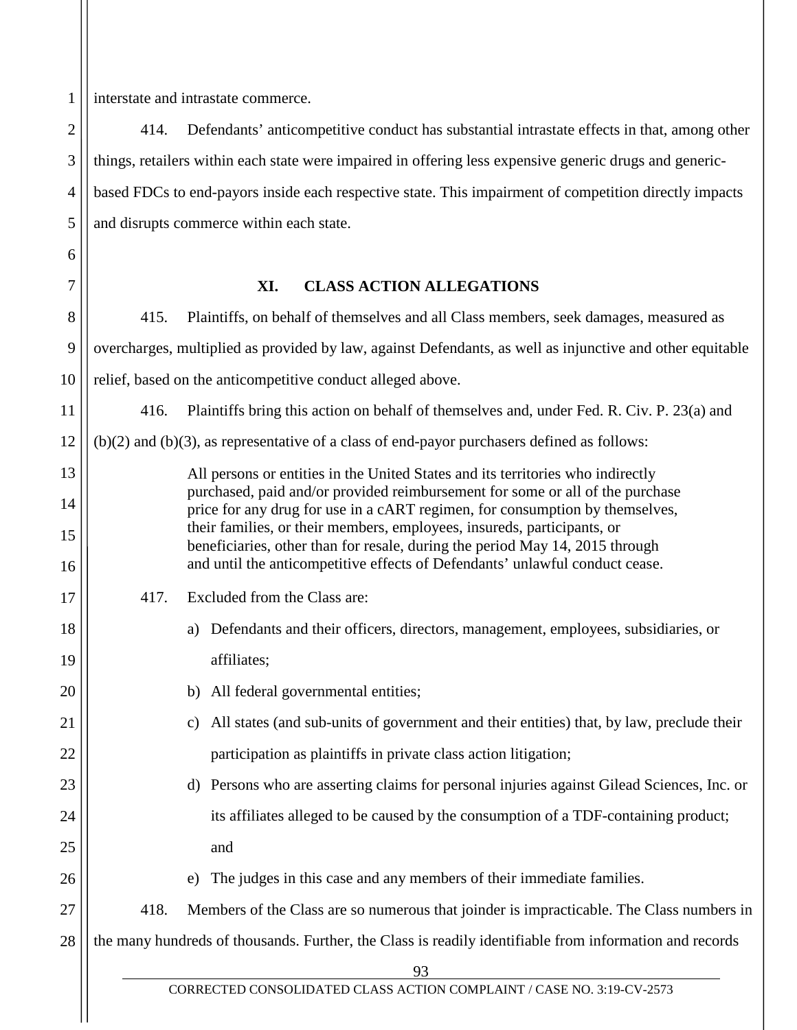interstate and intrastate commerce.

414. Defendants' anticompetitive conduct has substantial intrastate effects in that, among other things, retailers within each state were impaired in offering less expensive generic drugs and generic-based FDCs to end-payors inside each respective state. This impairment of competition directly impacts and disrupts commerce within each state.

## XI. CLASS ACTION ALLEGATIONS

415. Plaintiffs, on behalf of themselves and all Class members, seek damages, measured as overcharges, multiplied as provided by law, against Defendants, as well as injunctive and other equitable relief, based on the anticompetitive conduct alleged above.

416. Plaintiffs bring this action on behalf of themselves and, under Fed. R. Civ. P. 23(a) and (b)(2) and (b)(3), as representative of a class of end-payor purchasers defined as follows:

> All persons or entities in the United States and its territories who indirectly purchased, paid and/or provided reimbursement for some or all of the purchase price for any drug for use in a cART regimen, for consumption by themselves, their families, or their members, employees, insureds, participants, or beneficiaries, other than for resale, during the period May 14, 2015 through and until the anticompetitive effects of Defendants' unlawful conduct cease.

417. Excluded from the Class are:

a) Defendants and their officers, directors, management, employees, subsidiaries, or affiliates;

b) All federal governmental entities;

c) All states (and sub-units of government and their entities) that, by law, preclude their participation as plaintiffs in private class action litigation;

d) Persons who are asserting claims for personal injuries against Gilead Sciences, Inc. or its affiliates alleged to be caused by the consumption of a TDF-containing product; and

e) The judges in this case and any members of their immediate families.

418. Members of the Class are so numerous that joinder is impracticable. The Class numbers in the many hundreds of thousands. Further, the Class is readily identifiable from information and records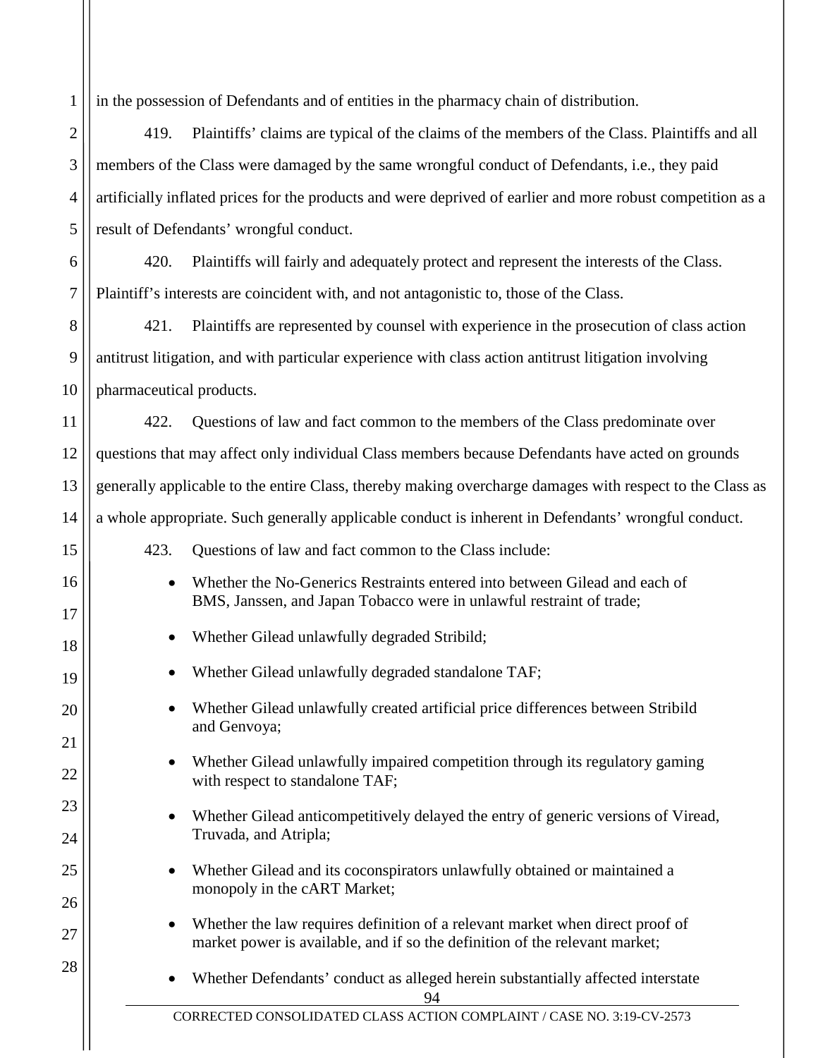in the possession of Defendants and of entities in the pharmacy chain of distribution.

419. Plaintiffs' claims are typical of the claims of the members of the Class. Plaintiffs and all members of the Class were damaged by the same wrongful conduct of Defendants, i.e., they paid artificially inflated prices for the products and were deprived of earlier and more robust competition as a result of Defendants' wrongful conduct.

420. Plaintiffs will fairly and adequately protect and represent the interests of the Class. Plaintiff's interests are coincident with, and not antagonistic to, those of the Class.

421. Plaintiffs are represented by counsel with experience in the prosecution of class action antitrust litigation, and with particular experience with class action antitrust litigation involving pharmaceutical products.

422. Questions of law and fact common to the members of the Class predominate over questions that may affect only individual Class members because Defendants have acted on grounds generally applicable to the entire Class, thereby making overcharge damages with respect to the Class as a whole appropriate. Such generally applicable conduct is inherent in Defendants' wrongful conduct.

423. Questions of law and fact common to the Class include:

- Whether the No-Generics Restraints entered into between Gilead and each of BMS, Janssen, and Japan Tobacco were in unlawful restraint of trade;
- Whether Gilead unlawfully degraded Stribild;
- Whether Gilead unlawfully degraded standalone TAF;
- Whether Gilead unlawfully created artificial price differences between Stribild and Genvoya;
- Whether Gilead unlawfully impaired competition through its regulatory gaming with respect to standalone TAF;
- Whether Gilead anticompetitively delayed the entry of generic versions of Viread, Truvada, and Atripla;
- Whether Gilead and its coconspirators unlawfully obtained or maintained a monopoly in the cART Market;
- Whether the law requires definition of a relevant market when direct proof of market power is available, and if so the definition of the relevant market;
- Whether Defendants' conduct as alleged herein substantially affected interstate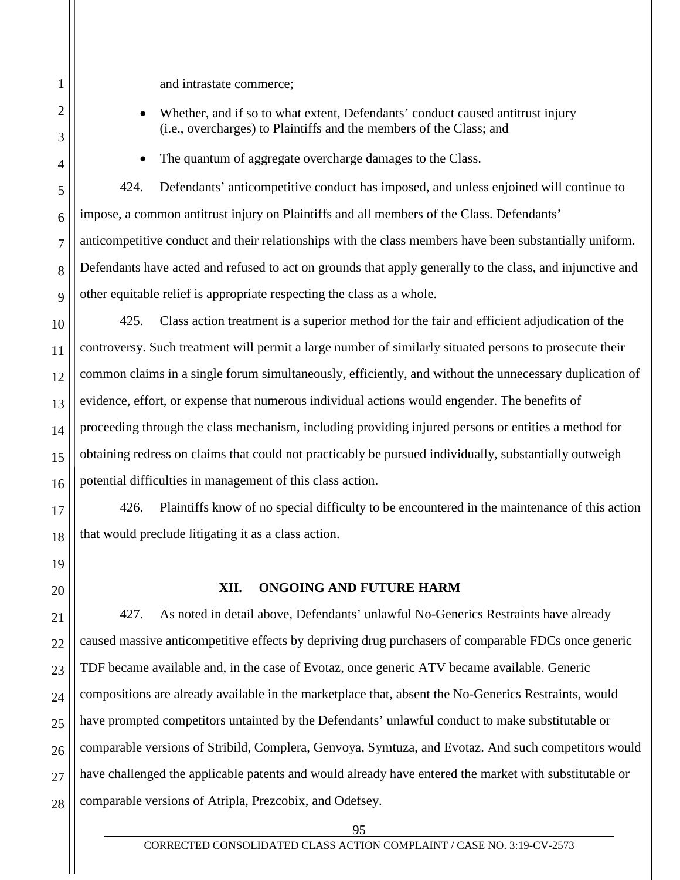and intrastate commerce;

- Whether, and if so to what extent, Defendants' conduct caused antitrust injury (i.e., overcharges) to Plaintiffs and the members of the Class; and
- The quantum of aggregate overcharge damages to the Class.

424. Defendants' anticompetitive conduct has imposed, and unless enjoined will continue to impose, a common antitrust injury on Plaintiffs and all members of the Class. Defendants' anticompetitive conduct and their relationships with the class members have been substantially uniform. Defendants have acted and refused to act on grounds that apply generally to the class, and injunctive and other equitable relief is appropriate respecting the class as a whole.

425. Class action treatment is a superior method for the fair and efficient adjudication of the controversy. Such treatment will permit a large number of similarly situated persons to prosecute their common claims in a single forum simultaneously, efficiently, and without the unnecessary duplication of evidence, effort, or expense that numerous individual actions would engender. The benefits of proceeding through the class mechanism, including providing injured persons or entities a method for obtaining redress on claims that could not practicably be pursued individually, substantially outweigh potential difficulties in management of this class action.

426. Plaintiffs know of no special difficulty to be encountered in the maintenance of this action that would preclude litigating it as a class action.

## XII. ONGOING AND FUTURE HARM

427. As noted in detail above, Defendants' unlawful No-Generics Restraints have already caused massive anticompetitive effects by depriving drug purchasers of comparable FDCs once generic TDF became available and, in the case of Evotaz, once generic ATV became available. Generic compositions are already available in the marketplace that, absent the No-Generics Restraints, would have prompted competitors untainted by the Defendants' unlawful conduct to make substitutable or comparable versions of Stribild, Complera, Genvoya, Symtuza, and Evotaz. And such competitors would have challenged the applicable patents and would already have entered the market with substitutable or comparable versions of Atripla, Prezcobix, and Odefsey.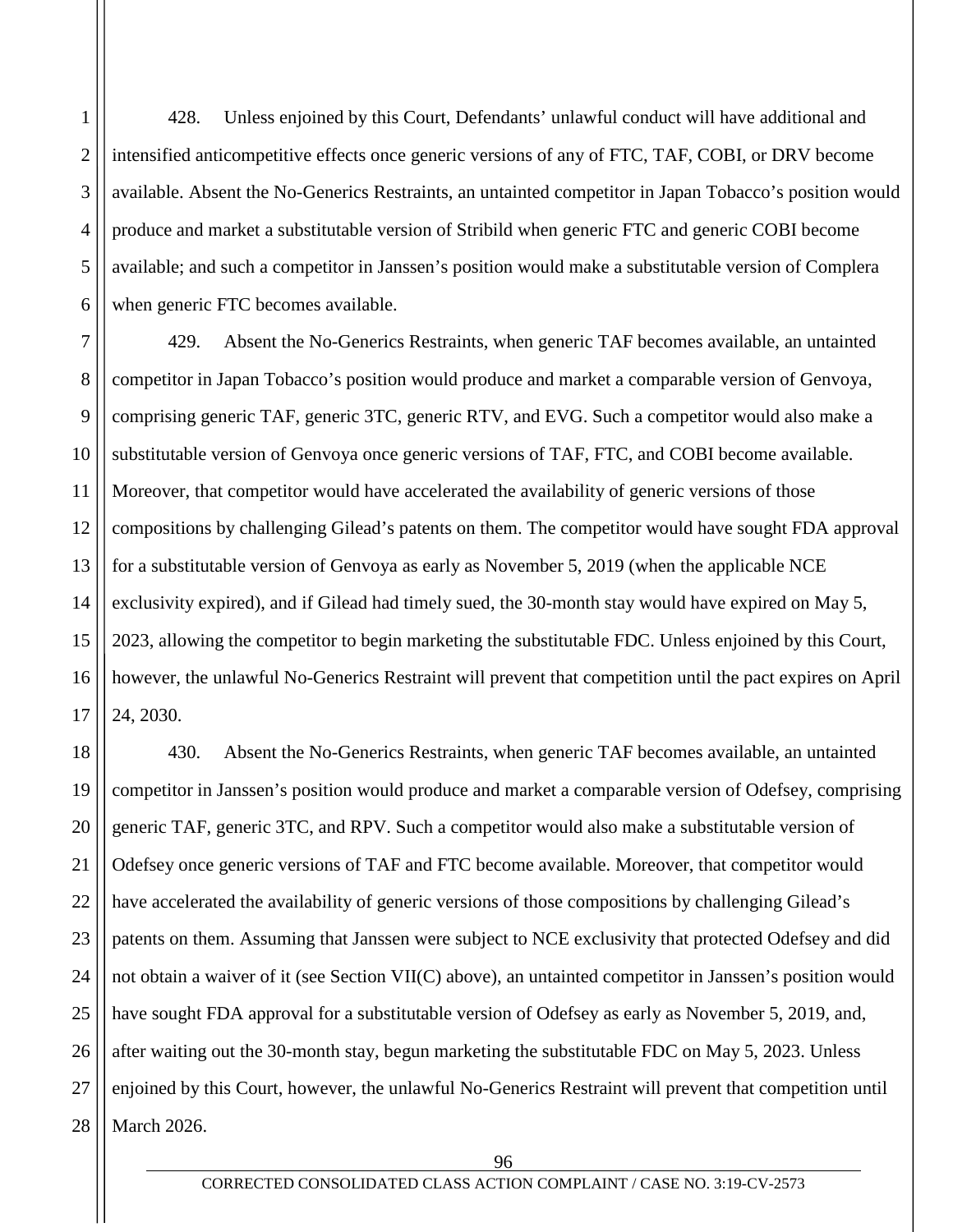428. Unless enjoined by this Court, Defendants' unlawful conduct will have additional and intensified anticompetitive effects once generic versions of any of FTC, TAF, COBI, or DRV become available. Absent the No-Generics Restraints, an untainted competitor in Japan Tobacco's position would produce and market a substitutable version of Stribild when generic FTC and generic COBI become available; and such a competitor in Janssen's position would make a substitutable version of Complera when generic FTC becomes available.

429. Absent the No-Generics Restraints, when generic TAF becomes available, an untainted competitor in Japan Tobacco's position would produce and market a comparable version of Genvoya, comprising generic TAF, generic 3TC, generic RTV, and EVG. Such a competitor would also make a substitutable version of Genvoya once generic versions of TAF, FTC, and COBI become available. Moreover, that competitor would have accelerated the availability of generic versions of those compositions by challenging Gilead's patents on them. The competitor would have sought FDA approval for a substitutable version of Genvoya as early as November 5, 2019 (when the applicable NCE exclusivity expired), and if Gilead had timely sued, the 30-month stay would have expired on May 5, 2023, allowing the competitor to begin marketing the substitutable FDC. Unless enjoined by this Court, however, the unlawful No-Generics Restraint will prevent that competition until the pact expires on April 24, 2030.

430. Absent the No-Generics Restraints, when generic TAF becomes available, an untainted competitor in Janssen's position would produce and market a comparable version of Odefsey, comprising generic TAF, generic 3TC, and RPV. Such a competitor would also make a substitutable version of Odefsey once generic versions of TAF and FTC become available. Moreover, that competitor would have accelerated the availability of generic versions of those compositions by challenging Gilead's patents on them. Assuming that Janssen were subject to NCE exclusivity that protected Odefsey and did not obtain a waiver of it (see Section VII(C) above), an untainted competitor in Janssen's position would have sought FDA approval for a substitutable version of Odefsey as early as November 5, 2019, and, after waiting out the 30-month stay, begun marketing the substitutable FDC on May 5, 2023. Unless enjoined by this Court, however, the unlawful No-Generics Restraint will prevent that competition until March 2026.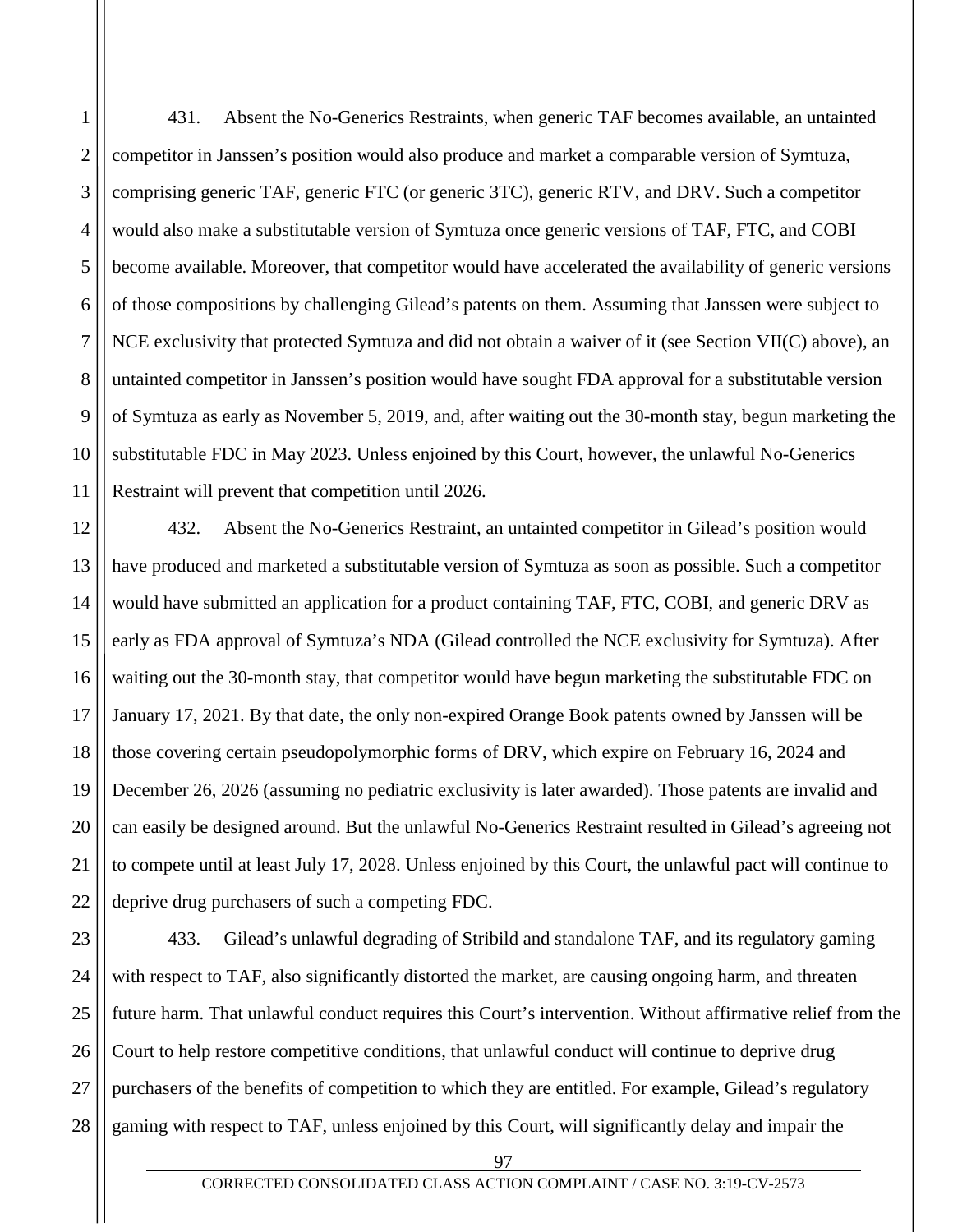431. Absent the No-Generics Restraints, when generic TAF becomes available, an untainted competitor in Janssen's position would also produce and market a comparable version of Symtuza, comprising generic TAF, generic FTC (or generic 3TC), generic RTV, and DRV. Such a competitor would also make a substitutable version of Symtuza once generic versions of TAF, FTC, and COBI become available. Moreover, that competitor would have accelerated the availability of generic versions of those compositions by challenging Gilead's patents on them. Assuming that Janssen were subject to NCE exclusivity that protected Symtuza and did not obtain a waiver of it (see Section VII(C) above), an untainted competitor in Janssen's position would have sought FDA approval for a substitutable version of Symtuza as early as November 5, 2019, and, after waiting out the 30-month stay, begun marketing the substitutable FDC in May 2023. Unless enjoined by this Court, however, the unlawful No-Generics Restraint will prevent that competition until 2026.

432. Absent the No-Generics Restraint, an untainted competitor in Gilead's position would have produced and marketed a substitutable version of Symtuza as soon as possible. Such a competitor would have submitted an application for a product containing TAF, FTC, COBI, and generic DRV as early as FDA approval of Symtuza's NDA (Gilead controlled the NCE exclusivity for Symtuza). After waiting out the 30-month stay, that competitor would have begun marketing the substitutable FDC on January 17, 2021. By that date, the only non-expired Orange Book patents owned by Janssen will be those covering certain pseudopolymorphic forms of DRV, which expire on February 16, 2024 and December 26, 2026 (assuming no pediatric exclusivity is later awarded). Those patents are invalid and can easily be designed around. But the unlawful No-Generics Restraint resulted in Gilead's agreeing not to compete until at least July 17, 2028. Unless enjoined by this Court, the unlawful pact will continue to deprive drug purchasers of such a competing FDC.

433. Gilead's unlawful degrading of Stribild and standalone TAF, and its regulatory gaming with respect to TAF, also significantly distorted the market, are causing ongoing harm, and threaten future harm. That unlawful conduct requires this Court's intervention. Without affirmative relief from the Court to help restore competitive conditions, that unlawful conduct will continue to deprive drug purchasers of the benefits of competition to which they are entitled. For example, Gilead's regulatory gaming with respect to TAF, unless enjoined by this Court, will significantly delay and impair the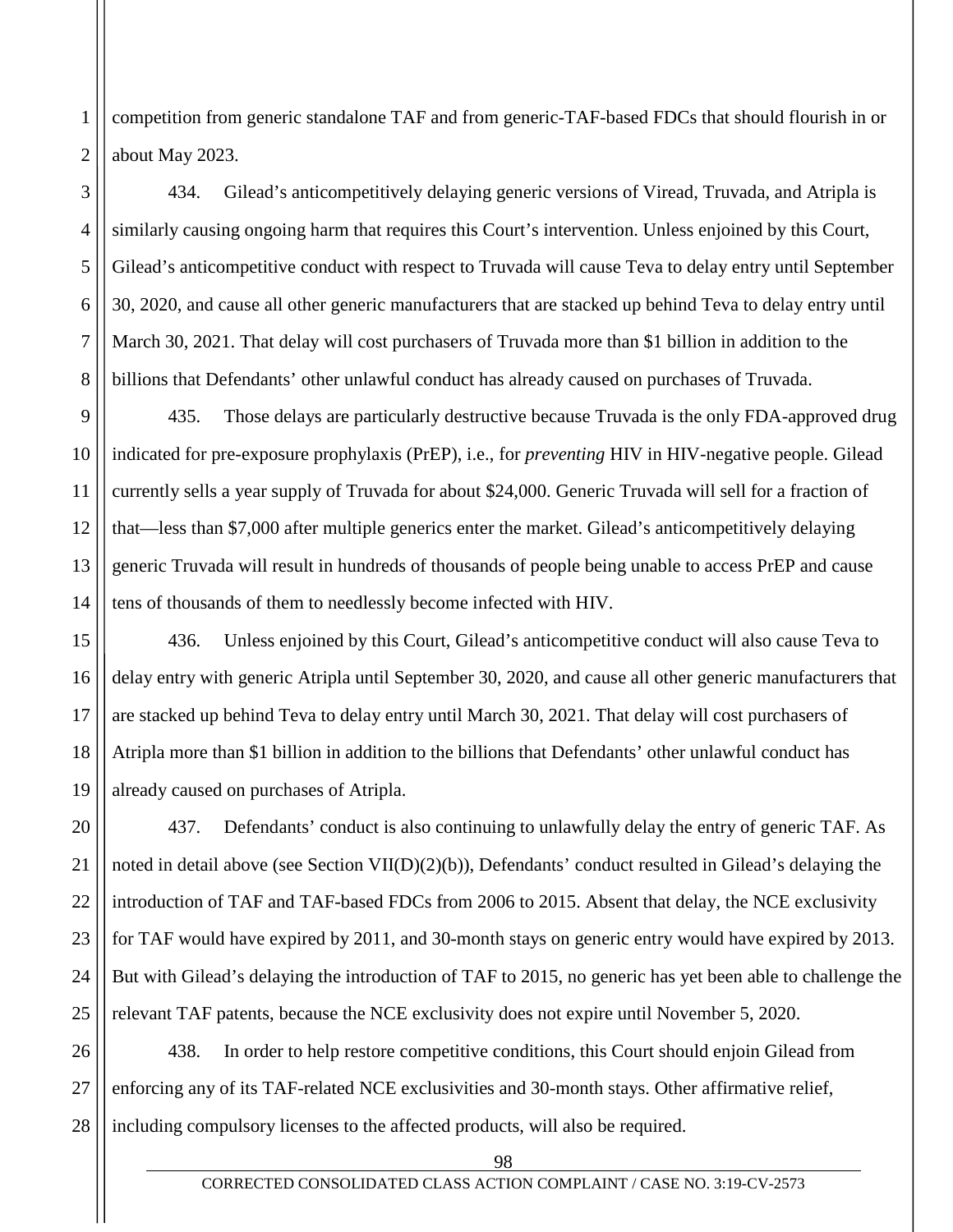competition from generic standalone TAF and from generic-TAF-based FDCs that should flourish in or about May 2023.

434. Gilead's anticompetitively delaying generic versions of Viread, Truvada, and Atripla is similarly causing ongoing harm that requires this Court's intervention. Unless enjoined by this Court, Gilead's anticompetitive conduct with respect to Truvada will cause Teva to delay entry until September 30, 2020, and cause all other generic manufacturers that are stacked up behind Teva to delay entry until March 30, 2021. That delay will cost purchasers of Truvada more than $1 billion in addition to the billions that Defendants' other unlawful conduct has already caused on purchases of Truvada.

435. Those delays are particularly destructive because Truvada is the only FDA-approved drug indicated for pre-exposure prophylaxis (PrEP), i.e., for *preventing* HIV in HIV-negative people. Gilead currently sells a year supply of Truvada for about $24,000. Generic Truvada will sell for a fraction of that—less than $7,000 after multiple generics enter the market. Gilead's anticompetitively delaying generic Truvada will result in hundreds of thousands of people being unable to access PrEP and cause tens of thousands of them to needlessly become infected with HIV.

436. Unless enjoined by this Court, Gilead's anticompetitive conduct will also cause Teva to delay entry with generic Atripla until September 30, 2020, and cause all other generic manufacturers that are stacked up behind Teva to delay entry until March 30, 2021. That delay will cost purchasers of Atripla more than $1 billion in addition to the billions that Defendants' other unlawful conduct has already caused on purchases of Atripla.

437. Defendants' conduct is also continuing to unlawfully delay the entry of generic TAF. As noted in detail above (see Section VII(D)(2)(b)), Defendants' conduct resulted in Gilead's delaying the introduction of TAF and TAF-based FDCs from 2006 to 2015. Absent that delay, the NCE exclusivity for TAF would have expired by 2011, and 30-month stays on generic entry would have expired by 2013. But with Gilead's delaying the introduction of TAF to 2015, no generic has yet been able to challenge the relevant TAF patents, because the NCE exclusivity does not expire until November 5, 2020.

438. In order to help restore competitive conditions, this Court should enjoin Gilead from enforcing any of its TAF-related NCE exclusivities and 30-month stays. Other affirmative relief, including compulsory licenses to the affected products, will also be required.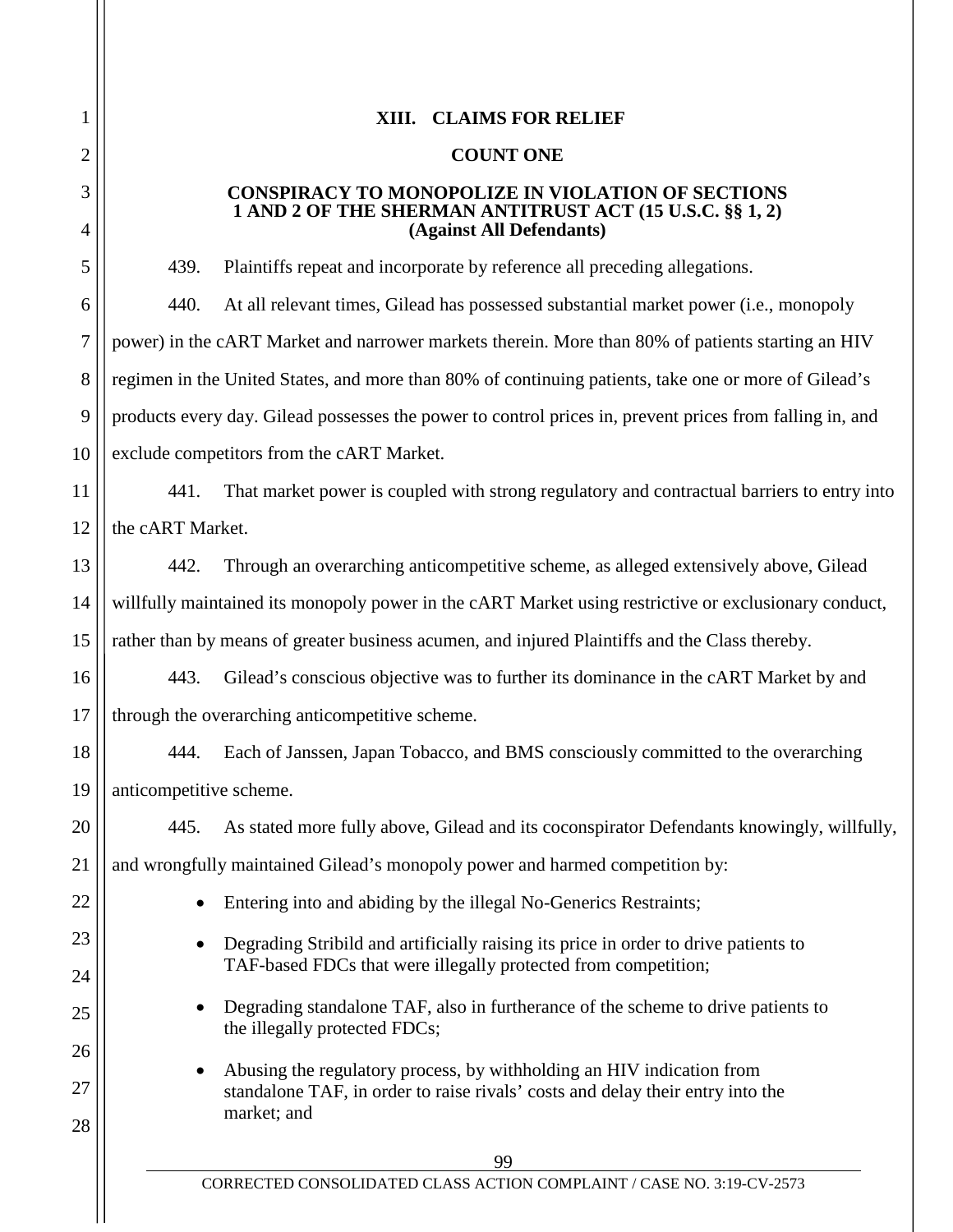## XIII. CLAIMS FOR RELIEF

### COUNT ONE

### CONSPIRACY TO MONOPOLIZE IN VIOLATION OF SECTIONS 1 AND 2 OF THE SHERMAN ANTITRUST ACT (15 U.S.C. §§ 1, 2) (Against All Defendants)

439. Plaintiffs repeat and incorporate by reference all preceding allegations.

440. At all relevant times, Gilead has possessed substantial market power (i.e., monopoly power) in the cART Market and narrower markets therein. More than 80% of patients starting an HIV regimen in the United States, and more than 80% of continuing patients, take one or more of Gilead's products every day. Gilead possesses the power to control prices in, prevent prices from falling in, and exclude competitors from the cART Market.

441. That market power is coupled with strong regulatory and contractual barriers to entry into the cART Market.

442. Through an overarching anticompetitive scheme, as alleged extensively above, Gilead willfully maintained its monopoly power in the cART Market using restrictive or exclusionary conduct, rather than by means of greater business acumen, and injured Plaintiffs and the Class thereby.

443. Gilead's conscious objective was to further its dominance in the cART Market by and through the overarching anticompetitive scheme.

444. Each of Janssen, Japan Tobacco, and BMS consciously committed to the overarching anticompetitive scheme.

445. As stated more fully above, Gilead and its coconspirator Defendants knowingly, willfully, and wrongfully maintained Gilead's monopoly power and harmed competition by:

- Entering into and abiding by the illegal No-Generics Restraints;
- Degrading Stribild and artificially raising its price in order to drive patients to TAF-based FDCs that were illegally protected from competition;
- Degrading standalone TAF, also in furtherance of the scheme to drive patients to the illegally protected FDCs;
- Abusing the regulatory process, by withholding an HIV indication from standalone TAF, in order to raise rivals' costs and delay their entry into the market; and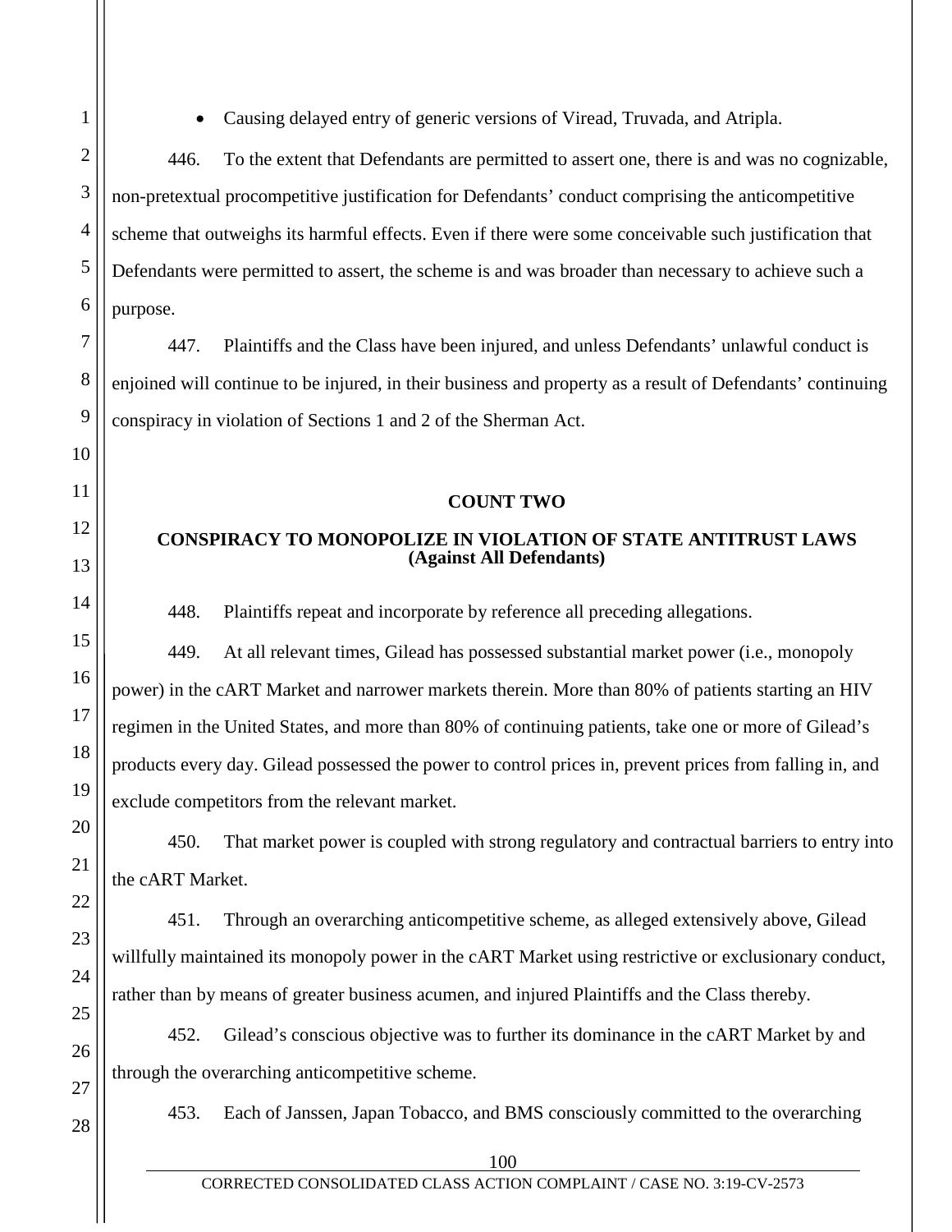- Causing delayed entry of generic versions of Viread, Truvada, and Atripla.

446. To the extent that Defendants are permitted to assert one, there is and was no cognizable, non-pretextual procompetitive justification for Defendants' conduct comprising the anticompetitive scheme that outweighs its harmful effects. Even if there were some conceivable such justification that Defendants were permitted to assert, the scheme is and was broader than necessary to achieve such a purpose.

447. Plaintiffs and the Class have been injured, and unless Defendants' unlawful conduct is enjoined will continue to be injured, in their business and property as a result of Defendants' continuing conspiracy in violation of Sections 1 and 2 of the Sherman Act.

## COUNT TWO

## CONSPIRACY TO MONOPOLIZE IN VIOLATION OF STATE ANTITRUST LAWS (Against All Defendants)

448. Plaintiffs repeat and incorporate by reference all preceding allegations.

449. At all relevant times, Gilead has possessed substantial market power (i.e., monopoly power) in the cART Market and narrower markets therein. More than 80% of patients starting an HIV regimen in the United States, and more than 80% of continuing patients, take one or more of Gilead's products every day. Gilead possessed the power to control prices in, prevent prices from falling in, and exclude competitors from the relevant market.

450. That market power is coupled with strong regulatory and contractual barriers to entry into the cART Market.

451. Through an overarching anticompetitive scheme, as alleged extensively above, Gilead willfully maintained its monopoly power in the cART Market using restrictive or exclusionary conduct, rather than by means of greater business acumen, and injured Plaintiffs and the Class thereby.

452. Gilead's conscious objective was to further its dominance in the cART Market by and through the overarching anticompetitive scheme.

453. Each of Janssen, Japan Tobacco, and BMS consciously committed to the overarching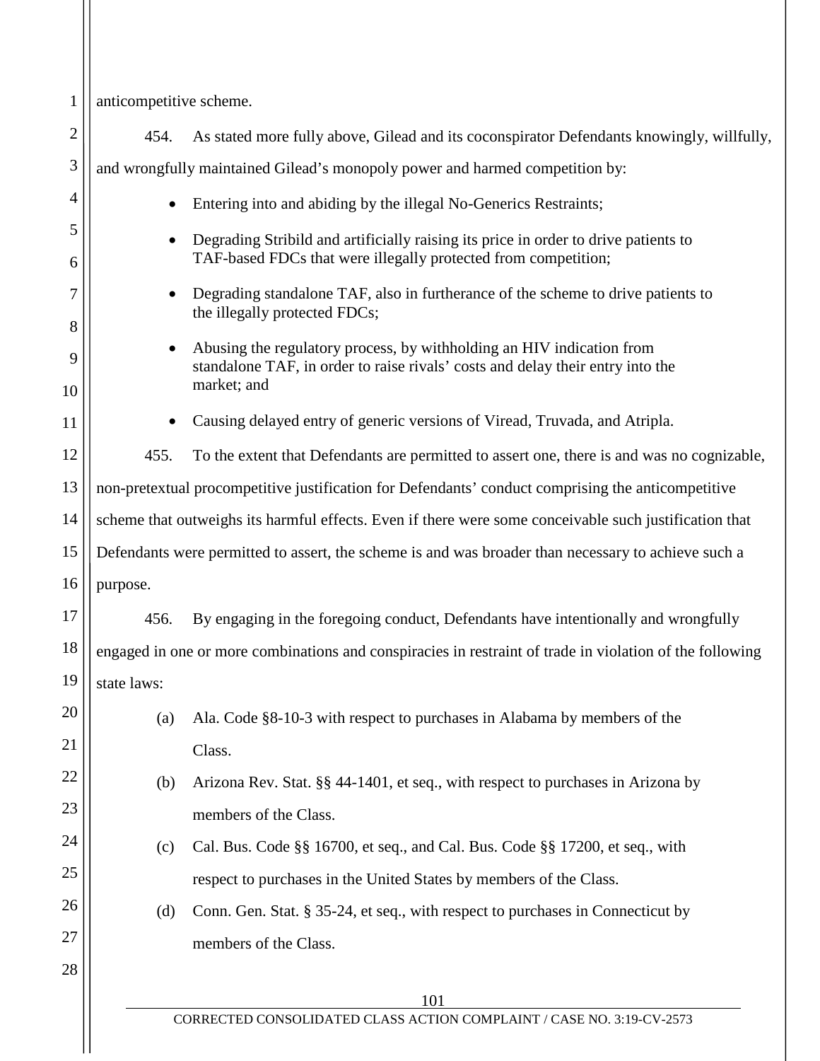anticompetitive scheme.

454. As stated more fully above, Gilead and its coconspirator Defendants knowingly, willfully, and wrongfully maintained Gilead's monopoly power and harmed competition by:

- Entering into and abiding by the illegal No-Generics Restraints;
- Degrading Stribild and artificially raising its price in order to drive patients to TAF-based FDCs that were illegally protected from competition;
- Degrading standalone TAF, also in furtherance of the scheme to drive patients to the illegally protected FDCs;
- Abusing the regulatory process, by withholding an HIV indication from standalone TAF, in order to raise rivals' costs and delay their entry into the market; and
- Causing delayed entry of generic versions of Viread, Truvada, and Atripla.

455. To the extent that Defendants are permitted to assert one, there is and was no cognizable, non-pretextual procompetitive justification for Defendants' conduct comprising the anticompetitive scheme that outweighs its harmful effects. Even if there were some conceivable such justification that Defendants were permitted to assert, the scheme is and was broader than necessary to achieve such a purpose.

456. By engaging in the foregoing conduct, Defendants have intentionally and wrongfully engaged in one or more combinations and conspiracies in restraint of trade in violation of the following state laws:

(a) Ala. Code §8-10-3 with respect to purchases in Alabama by members of the Class.

(b) Arizona Rev. Stat. §§ 44-1401, et seq., with respect to purchases in Arizona by members of the Class.

(c) Cal. Bus. Code §§ 16700, et seq., and Cal. Bus. Code §§ 17200, et seq., with respect to purchases in the United States by members of the Class.

(d) Conn. Gen. Stat. § 35-24, et seq., with respect to purchases in Connecticut by members of the Class.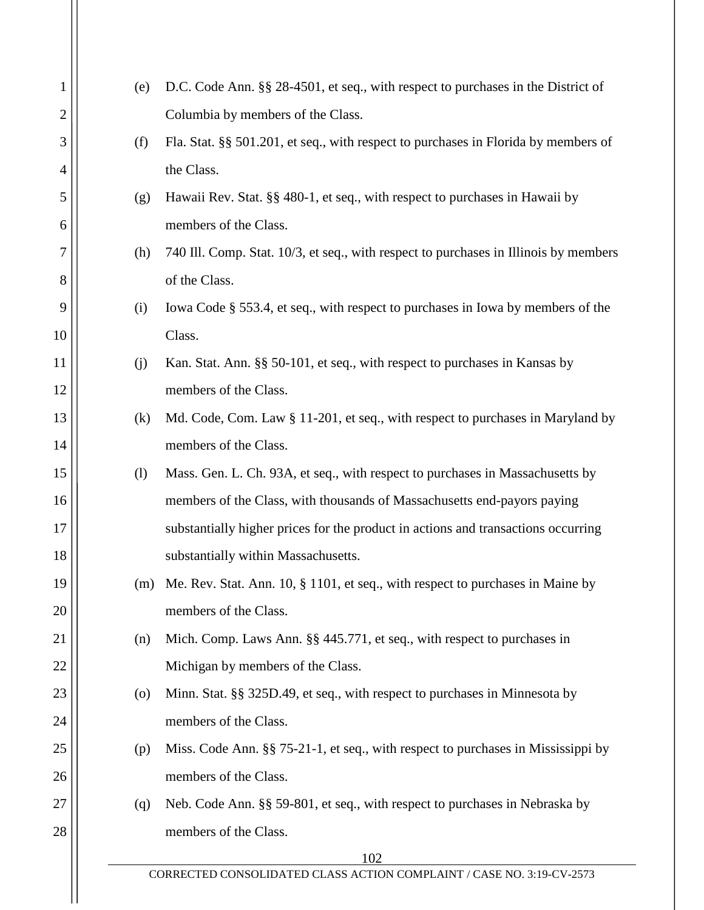(e) D.C. Code Ann. §§ 28-4501, et seq., with respect to purchases in the District of Columbia by members of the Class.

(f) Fla. Stat. §§ 501.201, et seq., with respect to purchases in Florida by members of the Class.

(g) Hawaii Rev. Stat. §§ 480-1, et seq., with respect to purchases in Hawaii by members of the Class.

(h) 740 Ill. Comp. Stat. 10/3, et seq., with respect to purchases in Illinois by members of the Class.

(i) Iowa Code § 553.4, et seq., with respect to purchases in Iowa by members of the Class.

(j) Kan. Stat. Ann. §§ 50-101, et seq., with respect to purchases in Kansas by members of the Class.

(k) Md. Code, Com. Law § 11-201, et seq., with respect to purchases in Maryland by members of the Class.

(l) Mass. Gen. L. Ch. 93A, et seq., with respect to purchases in Massachusetts by members of the Class, with thousands of Massachusetts end-payors paying substantially higher prices for the product in actions and transactions occurring substantially within Massachusetts.

(m) Me. Rev. Stat. Ann. 10, § 1101, et seq., with respect to purchases in Maine by members of the Class.

(n) Mich. Comp. Laws Ann. §§ 445.771, et seq., with respect to purchases in Michigan by members of the Class.

(o) Minn. Stat. §§ 325D.49, et seq., with respect to purchases in Minnesota by members of the Class.

(p) Miss. Code Ann. §§ 75-21-1, et seq., with respect to purchases in Mississippi by members of the Class.

(q) Neb. Code Ann. §§ 59-801, et seq., with respect to purchases in Nebraska by members of the Class.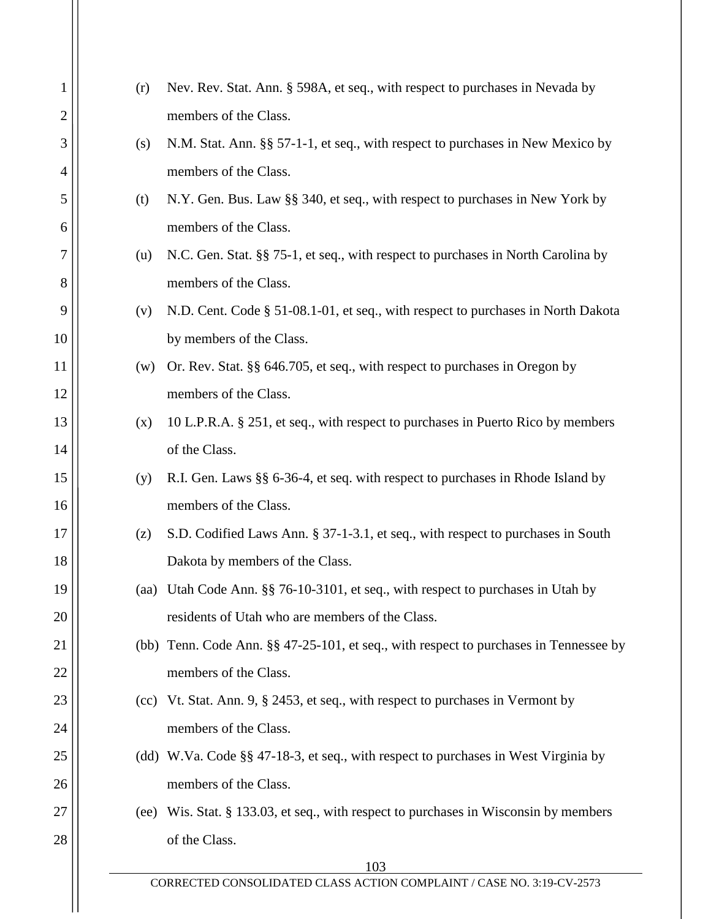(r) Nev. Rev. Stat. Ann. § 598A, et seq., with respect to purchases in Nevada by members of the Class.

(s) N.M. Stat. Ann. §§ 57-1-1, et seq., with respect to purchases in New Mexico by members of the Class.

(t) N.Y. Gen. Bus. Law §§ 340, et seq., with respect to purchases in New York by members of the Class.

(u) N.C. Gen. Stat. §§ 75-1, et seq., with respect to purchases in North Carolina by members of the Class.

(v) N.D. Cent. Code § 51-08.1-01, et seq., with respect to purchases in North Dakota by members of the Class.

(w) Or. Rev. Stat. §§ 646.705, et seq., with respect to purchases in Oregon by members of the Class.

(x) 10 L.P.R.A. § 251, et seq., with respect to purchases in Puerto Rico by members of the Class.

(y) R.I. Gen. Laws §§ 6-36-4, et seq. with respect to purchases in Rhode Island by members of the Class.

(z) S.D. Codified Laws Ann. § 37-1-3.1, et seq., with respect to purchases in South Dakota by members of the Class.

(aa) Utah Code Ann. §§ 76-10-3101, et seq., with respect to purchases in Utah by residents of Utah who are members of the Class.

(bb) Tenn. Code Ann. §§ 47-25-101, et seq., with respect to purchases in Tennessee by members of the Class.

(cc) Vt. Stat. Ann. 9, § 2453, et seq., with respect to purchases in Vermont by members of the Class.

(dd) W.Va. Code §§ 47-18-3, et seq., with respect to purchases in West Virginia by members of the Class.

(ee) Wis. Stat. § 133.03, et seq., with respect to purchases in Wisconsin by members of the Class.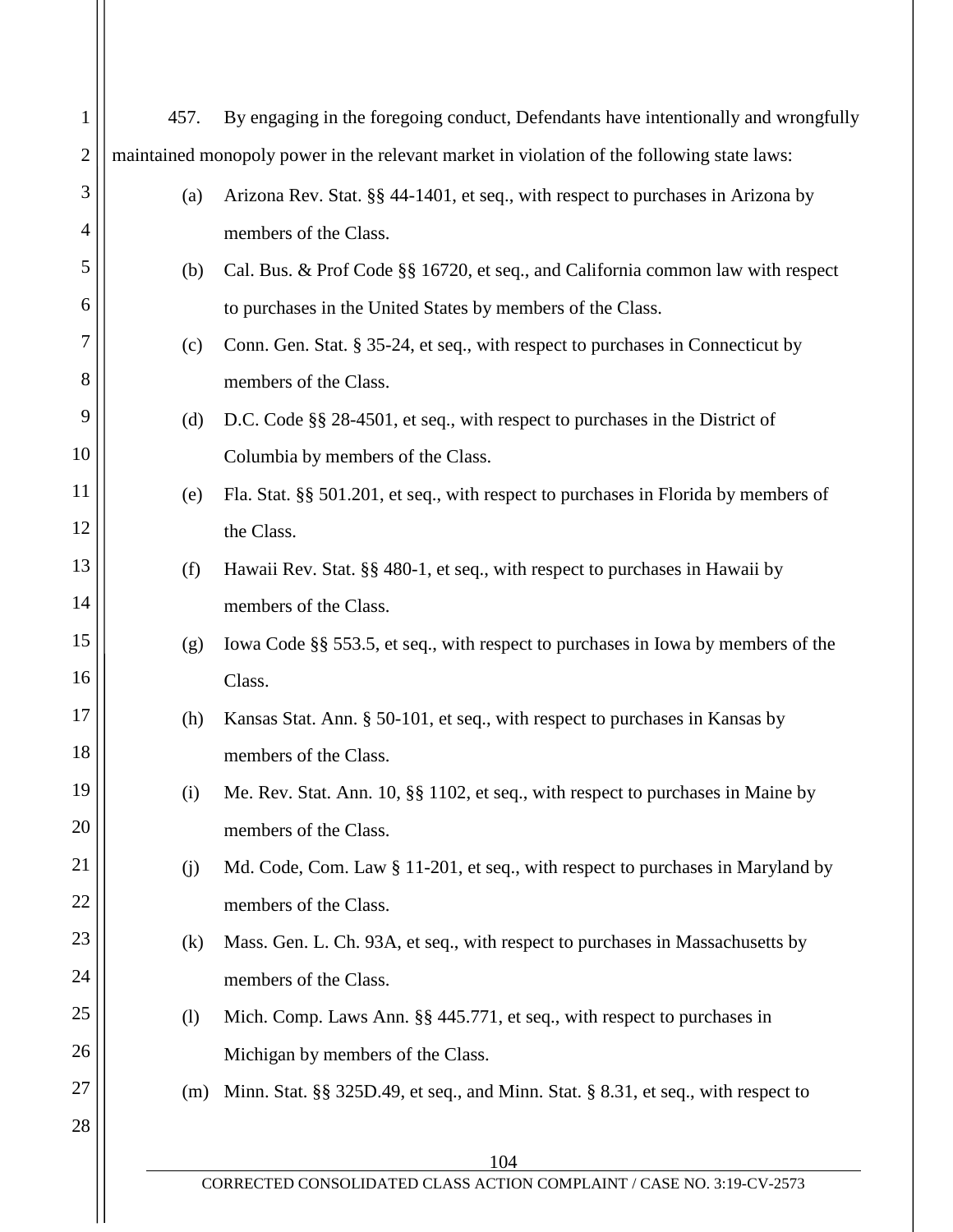457. By engaging in the foregoing conduct, Defendants have intentionally and wrongfully maintained monopoly power in the relevant market in violation of the following state laws:

(a) Arizona Rev. Stat. §§ 44-1401, et seq., with respect to purchases in Arizona by members of the Class.

(b) Cal. Bus. & Prof Code §§ 16720, et seq., and California common law with respect to purchases in the United States by members of the Class.

(c) Conn. Gen. Stat. § 35-24, et seq., with respect to purchases in Connecticut by members of the Class.

(d) D.C. Code §§ 28-4501, et seq., with respect to purchases in the District of Columbia by members of the Class.

(e) Fla. Stat. §§ 501.201, et seq., with respect to purchases in Florida by members of the Class.

(f) Hawaii Rev. Stat. §§ 480-1, et seq., with respect to purchases in Hawaii by members of the Class.

(g) Iowa Code §§ 553.5, et seq., with respect to purchases in Iowa by members of the Class.

(h) Kansas Stat. Ann. § 50-101, et seq., with respect to purchases in Kansas by members of the Class.

(i) Me. Rev. Stat. Ann. 10, §§ 1102, et seq., with respect to purchases in Maine by members of the Class.

(j) Md. Code, Com. Law § 11-201, et seq., with respect to purchases in Maryland by members of the Class.

(k) Mass. Gen. L. Ch. 93A, et seq., with respect to purchases in Massachusetts by members of the Class.

(l) Mich. Comp. Laws Ann. §§ 445.771, et seq., with respect to purchases in Michigan by members of the Class.

(m) Minn. Stat. §§ 325D.49, et seq., and Minn. Stat. § 8.31, et seq., with respect to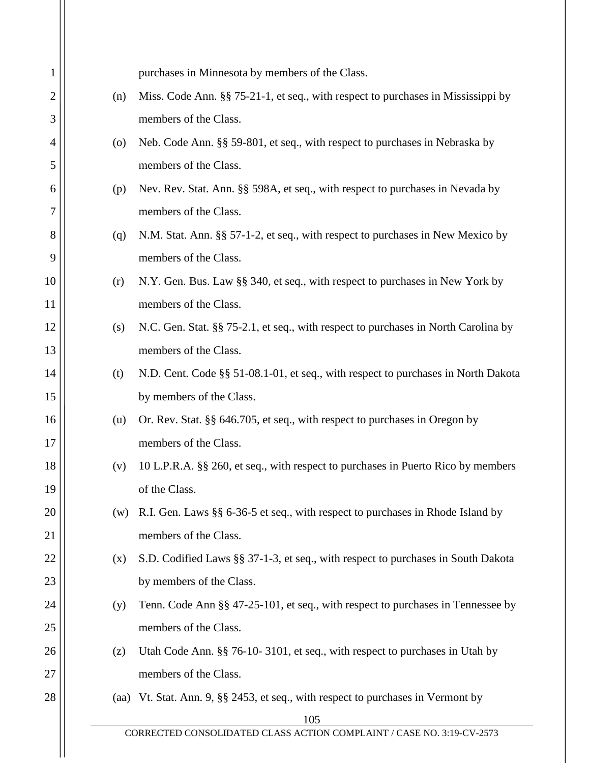purchases in Minnesota by members of the Class.

(n) Miss. Code Ann. §§ 75-21-1, et seq., with respect to purchases in Mississippi by members of the Class.

(o) Neb. Code Ann. §§ 59-801, et seq., with respect to purchases in Nebraska by members of the Class.

(p) Nev. Rev. Stat. Ann. §§ 598A, et seq., with respect to purchases in Nevada by members of the Class.

(q) N.M. Stat. Ann. §§ 57-1-2, et seq., with respect to purchases in New Mexico by members of the Class.

(r) N.Y. Gen. Bus. Law §§ 340, et seq., with respect to purchases in New York by members of the Class.

(s) N.C. Gen. Stat. §§ 75-2.1, et seq., with respect to purchases in North Carolina by members of the Class.

(t) N.D. Cent. Code §§ 51-08.1-01, et seq., with respect to purchases in North Dakota by members of the Class.

(u) Or. Rev. Stat. §§ 646.705, et seq., with respect to purchases in Oregon by members of the Class.

(v) 10 L.P.R.A. §§ 260, et seq., with respect to purchases in Puerto Rico by members of the Class.

(w) R.I. Gen. Laws §§ 6-36-5 et seq., with respect to purchases in Rhode Island by members of the Class.

(x) S.D. Codified Laws §§ 37-1-3, et seq., with respect to purchases in South Dakota by members of the Class.

(y) Tenn. Code Ann §§ 47-25-101, et seq., with respect to purchases in Tennessee by members of the Class.

(z) Utah Code Ann. §§ 76-10- 3101, et seq., with respect to purchases in Utah by members of the Class.

(aa) Vt. Stat. Ann. 9, §§ 2453, et seq., with respect to purchases in Vermont by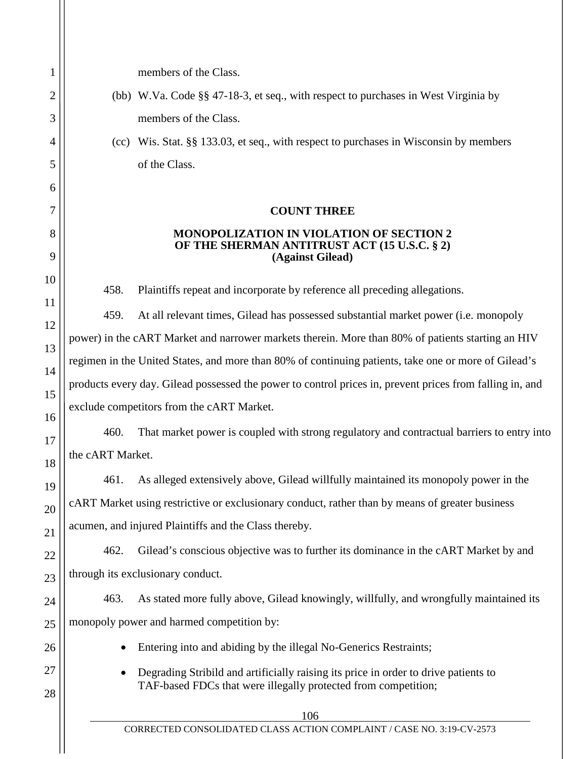members of the Class.

(bb) W.Va. Code §§ 47-18-3, et seq., with respect to purchases in West Virginia by members of the Class.

(cc) Wis. Stat. §§ 133.03, et seq., with respect to purchases in Wisconsin by members of the Class.

## COUNT THREE

### MONOPOLIZATION IN VIOLATION OF SECTION 2 OF THE SHERMAN ANTITRUST ACT (15 U.S.C. § 2) (Against Gilead)

458. Plaintiffs repeat and incorporate by reference all preceding allegations.

459. At all relevant times, Gilead has possessed substantial market power (i.e. monopoly power) in the cART Market and narrower markets therein. More than 80% of patients starting an HIV regimen in the United States, and more than 80% of continuing patients, take one or more of Gilead's products every day. Gilead possessed the power to control prices in, prevent prices from falling in, and exclude competitors from the cART Market.

460. That market power is coupled with strong regulatory and contractual barriers to entry into the cART Market.

461. As alleged extensively above, Gilead willfully maintained its monopoly power in the cART Market using restrictive or exclusionary conduct, rather than by means of greater business acumen, and injured Plaintiffs and the Class thereby.

462. Gilead's conscious objective was to further its dominance in the cART Market by and through its exclusionary conduct.

463. As stated more fully above, Gilead knowingly, willfully, and wrongfully maintained its monopoly power and harmed competition by:

- Entering into and abiding by the illegal No-Generics Restraints;
- Degrading Stribild and artificially raising its price in order to drive patients to TAF-based FDCs that were illegally protected from competition;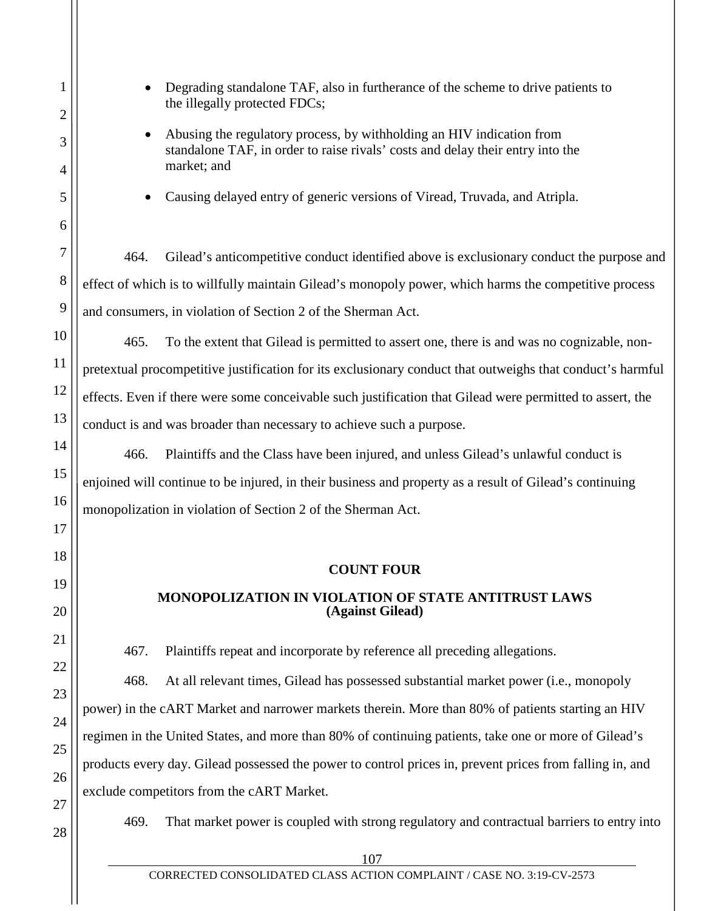- Degrading standalone TAF, also in furtherance of the scheme to drive patients to the illegally protected FDCs;
- Abusing the regulatory process, by withholding an HIV indication from standalone TAF, in order to raise rivals' costs and delay their entry into the market; and
- Causing delayed entry of generic versions of Viread, Truvada, and Atripla.

464. Gilead's anticompetitive conduct identified above is exclusionary conduct the purpose and effect of which is to willfully maintain Gilead's monopoly power, which harms the competitive process and consumers, in violation of Section 2 of the Sherman Act.

465. To the extent that Gilead is permitted to assert one, there is and was no cognizable, non-pretextual procompetitive justification for its exclusionary conduct that outweighs that conduct's harmful effects. Even if there were some conceivable such justification that Gilead were permitted to assert, the conduct is and was broader than necessary to achieve such a purpose.

466. Plaintiffs and the Class have been injured, and unless Gilead's unlawful conduct is enjoined will continue to be injured, in their business and property as a result of Gilead's continuing monopolization in violation of Section 2 of the Sherman Act.

## COUNT FOUR

### MONOPOLIZATION IN VIOLATION OF STATE ANTITRUST LAWS (Against Gilead)

467. Plaintiffs repeat and incorporate by reference all preceding allegations.

468. At all relevant times, Gilead has possessed substantial market power (i.e., monopoly power) in the cART Market and narrower markets therein. More than 80% of patients starting an HIV regimen in the United States, and more than 80% of continuing patients, take one or more of Gilead's products every day. Gilead possessed the power to control prices in, prevent prices from falling in, and exclude competitors from the cART Market.

469. That market power is coupled with strong regulatory and contractual barriers to entry into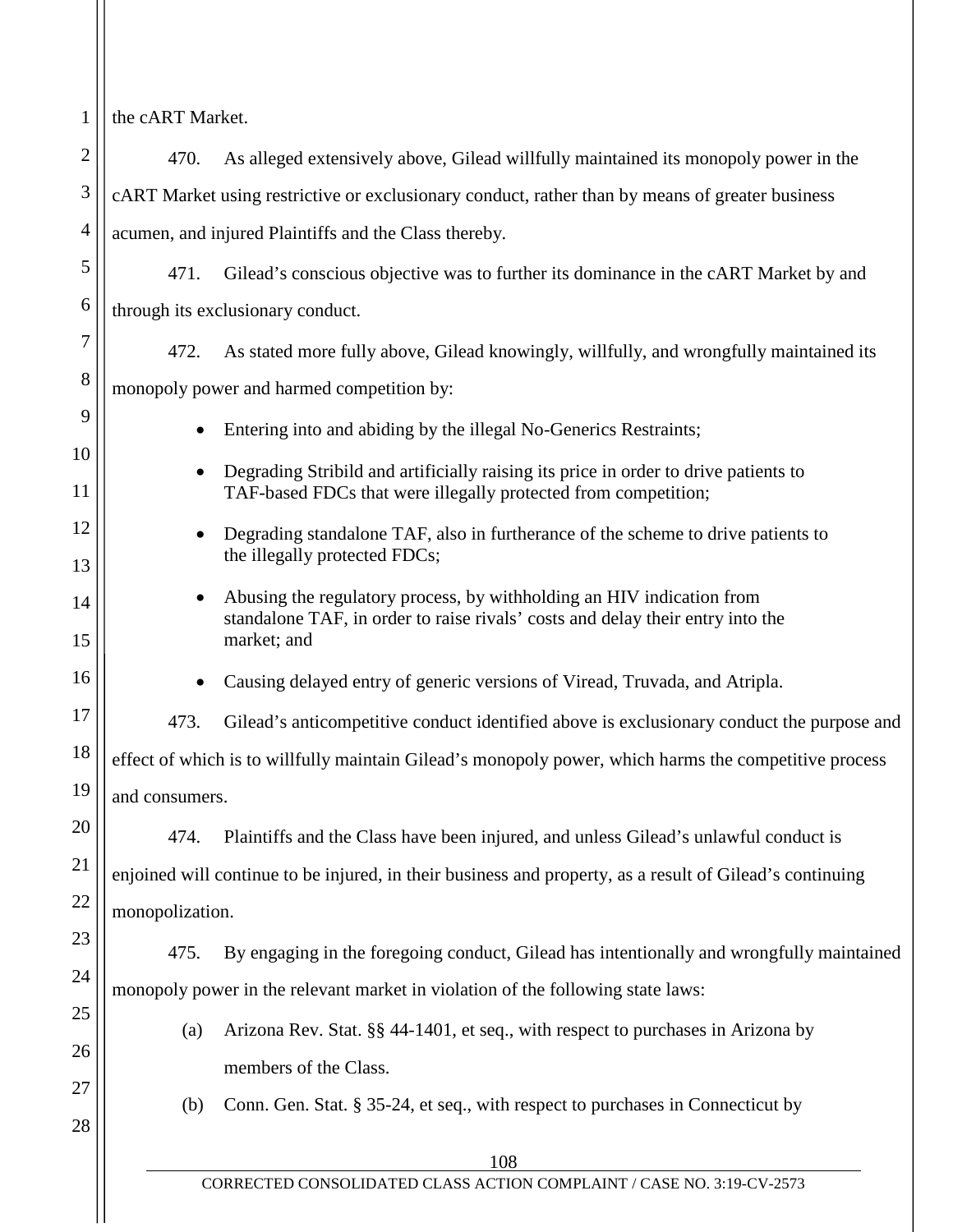the cART Market.

470. As alleged extensively above, Gilead willfully maintained its monopoly power in the cART Market using restrictive or exclusionary conduct, rather than by means of greater business acumen, and injured Plaintiffs and the Class thereby.

471. Gilead's conscious objective was to further its dominance in the cART Market by and through its exclusionary conduct.

472. As stated more fully above, Gilead knowingly, willfully, and wrongfully maintained its monopoly power and harmed competition by:

- Entering into and abiding by the illegal No-Generics Restraints;
- Degrading Stribild and artificially raising its price in order to drive patients to TAF-based FDCs that were illegally protected from competition;
- Degrading standalone TAF, also in furtherance of the scheme to drive patients to the illegally protected FDCs;
- Abusing the regulatory process, by withholding an HIV indication from standalone TAF, in order to raise rivals' costs and delay their entry into the market; and
- Causing delayed entry of generic versions of Viread, Truvada, and Atripla.

473. Gilead's anticompetitive conduct identified above is exclusionary conduct the purpose and effect of which is to willfully maintain Gilead's monopoly power, which harms the competitive process and consumers.

474. Plaintiffs and the Class have been injured, and unless Gilead's unlawful conduct is enjoined will continue to be injured, in their business and property, as a result of Gilead's continuing monopolization.

475. By engaging in the foregoing conduct, Gilead has intentionally and wrongfully maintained monopoly power in the relevant market in violation of the following state laws:

(a) Arizona Rev. Stat. §§ 44-1401, et seq., with respect to purchases in Arizona by members of the Class.

(b) Conn. Gen. Stat. § 35-24, et seq., with respect to purchases in Connecticut by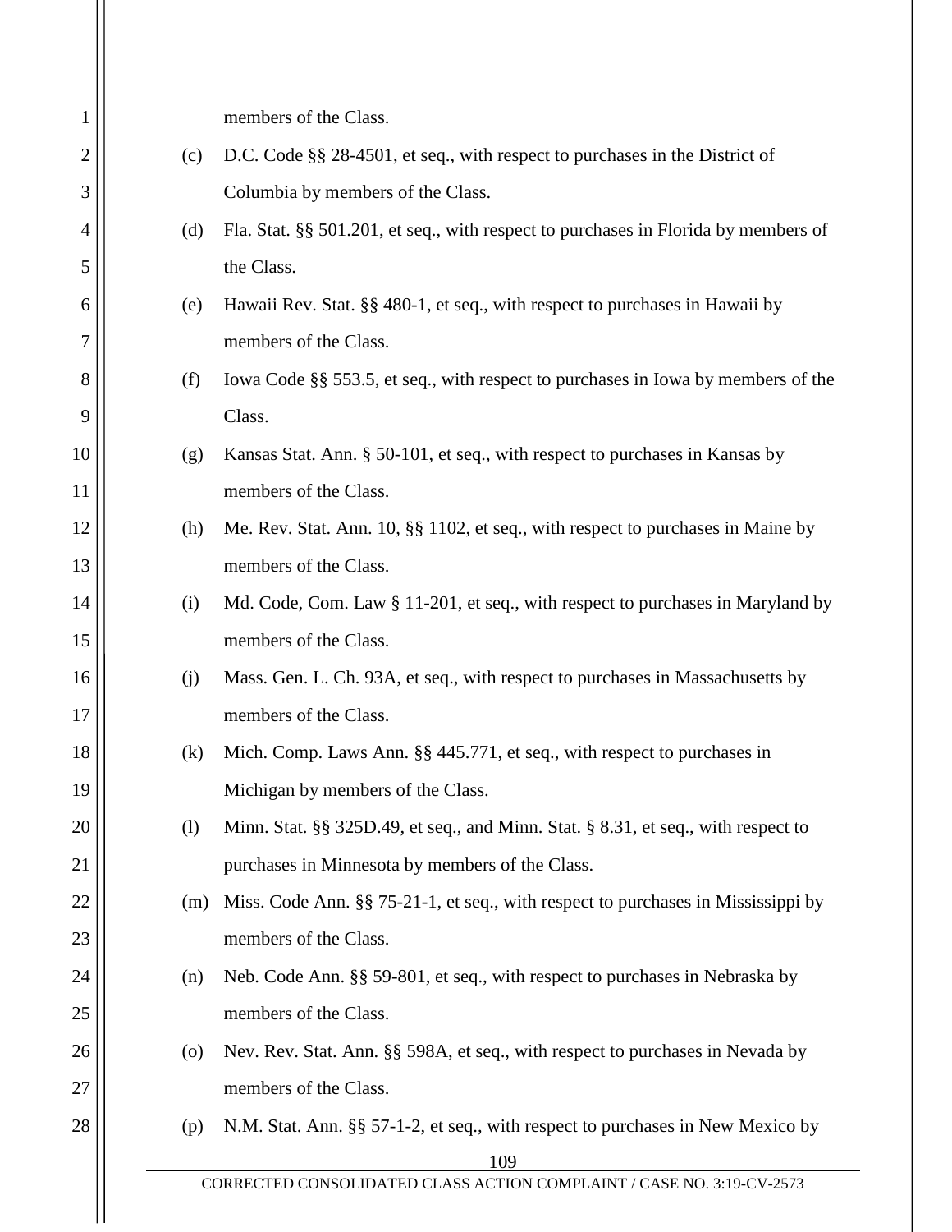members of the Class.

(c) D.C. Code §§ 28-4501, et seq., with respect to purchases in the District of Columbia by members of the Class.

(d) Fla. Stat. §§ 501.201, et seq., with respect to purchases in Florida by members of the Class.

(e) Hawaii Rev. Stat. §§ 480-1, et seq., with respect to purchases in Hawaii by members of the Class.

(f) Iowa Code §§ 553.5, et seq., with respect to purchases in Iowa by members of the Class.

(g) Kansas Stat. Ann. § 50-101, et seq., with respect to purchases in Kansas by members of the Class.

(h) Me. Rev. Stat. Ann. 10, §§ 1102, et seq., with respect to purchases in Maine by members of the Class.

(i) Md. Code, Com. Law § 11-201, et seq., with respect to purchases in Maryland by members of the Class.

(j) Mass. Gen. L. Ch. 93A, et seq., with respect to purchases in Massachusetts by members of the Class.

(k) Mich. Comp. Laws Ann. §§ 445.771, et seq., with respect to purchases in Michigan by members of the Class.

(l) Minn. Stat. §§ 325D.49, et seq., and Minn. Stat. § 8.31, et seq., with respect to purchases in Minnesota by members of the Class.

(m) Miss. Code Ann. §§ 75-21-1, et seq., with respect to purchases in Mississippi by members of the Class.

(n) Neb. Code Ann. §§ 59-801, et seq., with respect to purchases in Nebraska by members of the Class.

(o) Nev. Rev. Stat. Ann. §§ 598A, et seq., with respect to purchases in Nevada by members of the Class.

(p) N.M. Stat. Ann. §§ 57-1-2, et seq., with respect to purchases in New Mexico by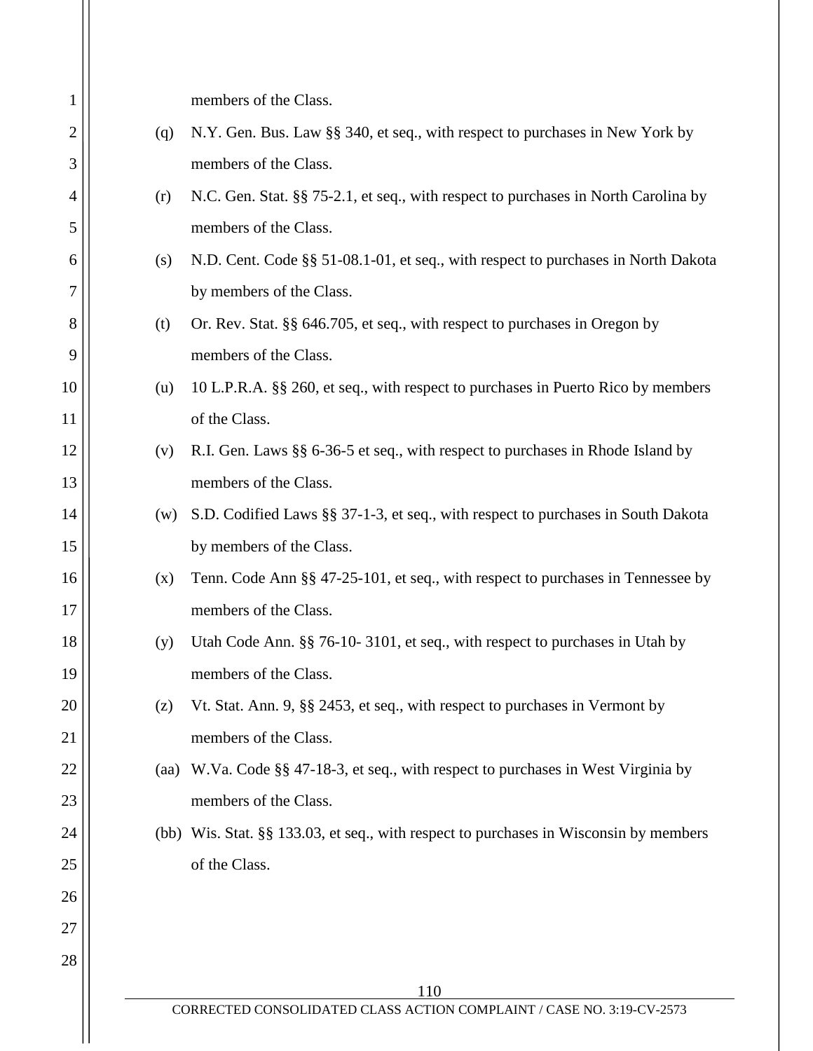members of the Class.

(q) N.Y. Gen. Bus. Law §§ 340, et seq., with respect to purchases in New York by members of the Class.

(r) N.C. Gen. Stat. §§ 75-2.1, et seq., with respect to purchases in North Carolina by members of the Class.

(s) N.D. Cent. Code §§ 51-08.1-01, et seq., with respect to purchases in North Dakota by members of the Class.

(t) Or. Rev. Stat. §§ 646.705, et seq., with respect to purchases in Oregon by members of the Class.

(u) 10 L.P.R.A. §§ 260, et seq., with respect to purchases in Puerto Rico by members of the Class.

(v) R.I. Gen. Laws §§ 6-36-5 et seq., with respect to purchases in Rhode Island by members of the Class.

(w) S.D. Codified Laws §§ 37-1-3, et seq., with respect to purchases in South Dakota by members of the Class.

(x) Tenn. Code Ann §§ 47-25-101, et seq., with respect to purchases in Tennessee by members of the Class.

(y) Utah Code Ann. §§ 76-10- 3101, et seq., with respect to purchases in Utah by members of the Class.

(z) Vt. Stat. Ann. 9, §§ 2453, et seq., with respect to purchases in Vermont by members of the Class.

(aa) W.Va. Code §§ 47-18-3, et seq., with respect to purchases in West Virginia by members of the Class.

(bb) Wis. Stat. §§ 133.03, et seq., with respect to purchases in Wisconsin by members of the Class.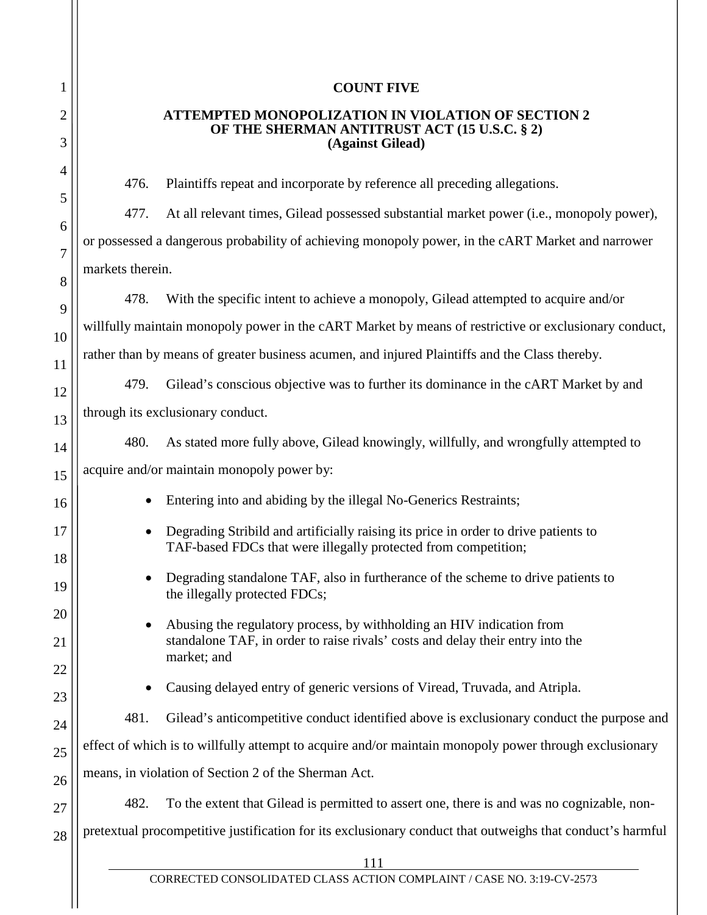**COUNT FIVE**

**ATTEMPTED MONOPOLIZATION IN VIOLATION OF SECTION 2 OF THE SHERMAN ANTITRUST ACT (15 U.S.C. § 2) (Against Gilead)**

476. Plaintiffs repeat and incorporate by reference all preceding allegations.

477. At all relevant times, Gilead possessed substantial market power (i.e., monopoly power), or possessed a dangerous probability of achieving monopoly power, in the cART Market and narrower markets therein.

478. With the specific intent to achieve a monopoly, Gilead attempted to acquire and/or willfully maintain monopoly power in the cART Market by means of restrictive or exclusionary conduct, rather than by means of greater business acumen, and injured Plaintiffs and the Class thereby.

479. Gilead's conscious objective was to further its dominance in the cART Market by and through its exclusionary conduct.

480. As stated more fully above, Gilead knowingly, willfully, and wrongfully attempted to acquire and/or maintain monopoly power by:

- Entering into and abiding by the illegal No-Generics Restraints;
- Degrading Stribild and artificially raising its price in order to drive patients to TAF-based FDCs that were illegally protected from competition;
- Degrading standalone TAF, also in furtherance of the scheme to drive patients to the illegally protected FDCs;
- Abusing the regulatory process, by withholding an HIV indication from standalone TAF, in order to raise rivals' costs and delay their entry into the market; and
- Causing delayed entry of generic versions of Viread, Truvada, and Atripla.

481. Gilead's anticompetitive conduct identified above is exclusionary conduct the purpose and effect of which is to willfully attempt to acquire and/or maintain monopoly power through exclusionary means, in violation of Section 2 of the Sherman Act.

482. To the extent that Gilead is permitted to assert one, there is and was no cognizable, non-pretextual procompetitive justification for its exclusionary conduct that outweighs that conduct's harmful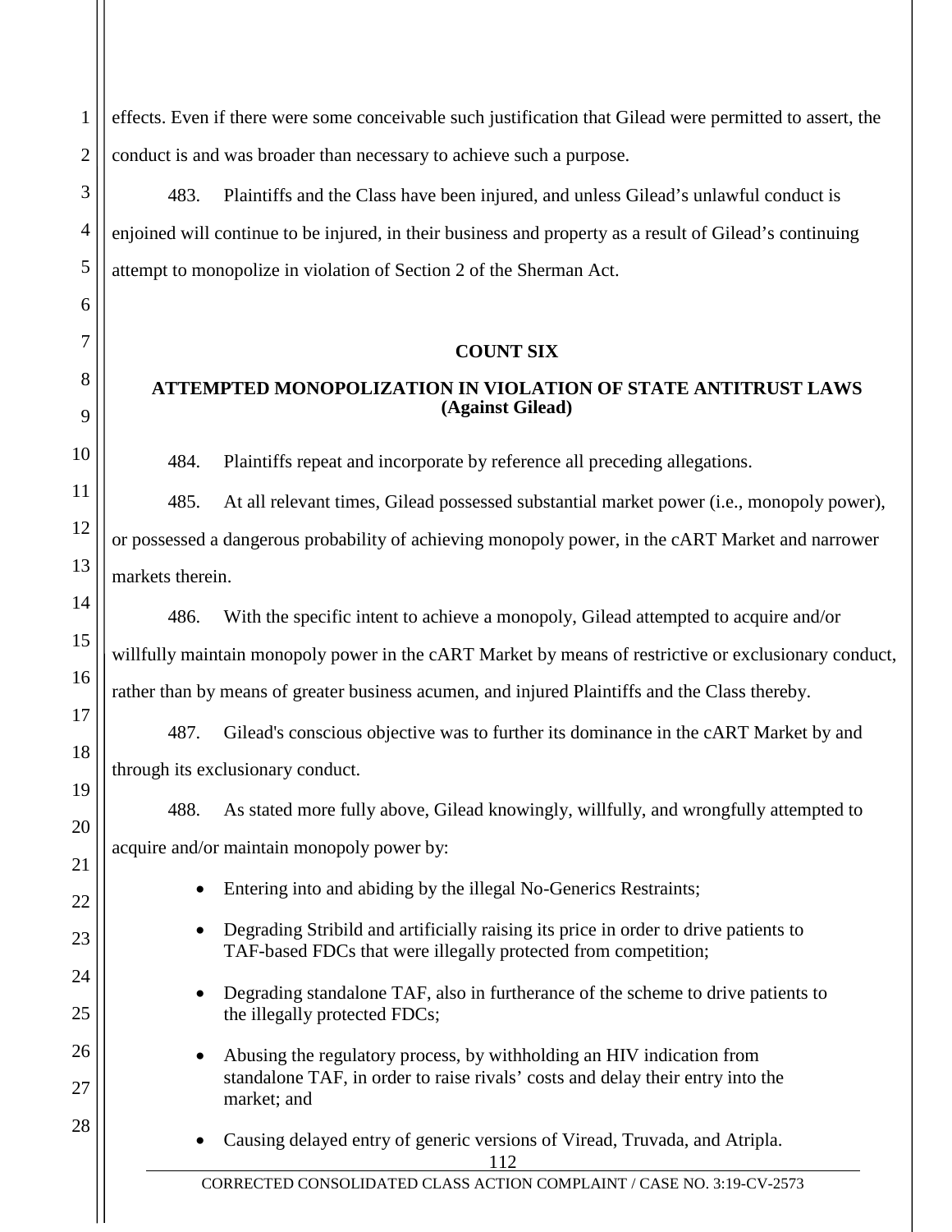effects. Even if there were some conceivable such justification that Gilead were permitted to assert, the conduct is and was broader than necessary to achieve such a purpose.

483. Plaintiffs and the Class have been injured, and unless Gilead's unlawful conduct is enjoined will continue to be injured, in their business and property as a result of Gilead's continuing attempt to monopolize in violation of Section 2 of the Sherman Act.

## COUNT SIX

## ATTEMPTED MONOPOLIZATION IN VIOLATION OF STATE ANTITRUST LAWS (Against Gilead)

484. Plaintiffs repeat and incorporate by reference all preceding allegations.

485. At all relevant times, Gilead possessed substantial market power (i.e., monopoly power), or possessed a dangerous probability of achieving monopoly power, in the cART Market and narrower markets therein.

486. With the specific intent to achieve a monopoly, Gilead attempted to acquire and/or willfully maintain monopoly power in the cART Market by means of restrictive or exclusionary conduct, rather than by means of greater business acumen, and injured Plaintiffs and the Class thereby.

487. Gilead's conscious objective was to further its dominance in the cART Market by and through its exclusionary conduct.

488. As stated more fully above, Gilead knowingly, willfully, and wrongfully attempted to acquire and/or maintain monopoly power by:

- Entering into and abiding by the illegal No-Generics Restraints;
- Degrading Stribild and artificially raising its price in order to drive patients to TAF-based FDCs that were illegally protected from competition;
- Degrading standalone TAF, also in furtherance of the scheme to drive patients to the illegally protected FDCs;
- Abusing the regulatory process, by withholding an HIV indication from standalone TAF, in order to raise rivals' costs and delay their entry into the market; and
- Causing delayed entry of generic versions of Viread, Truvada, and Atripla.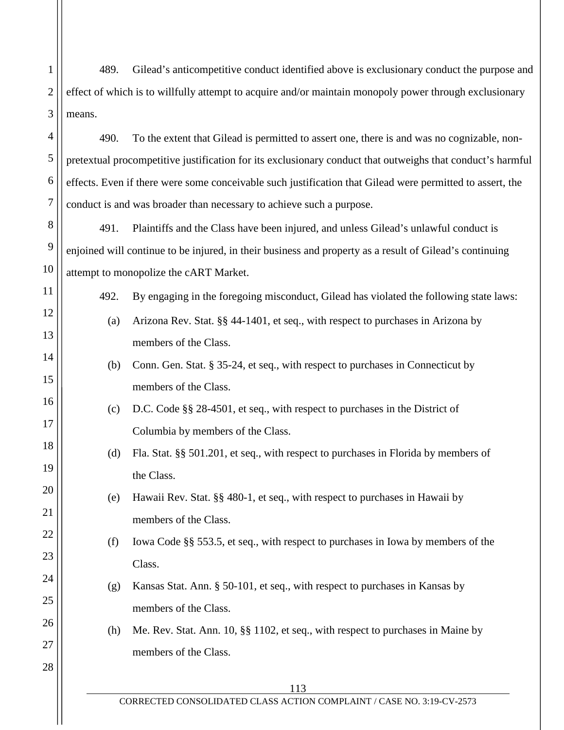489. Gilead's anticompetitive conduct identified above is exclusionary conduct the purpose and effect of which is to willfully attempt to acquire and/or maintain monopoly power through exclusionary means.

490. To the extent that Gilead is permitted to assert one, there is and was no cognizable, non-pretextual procompetitive justification for its exclusionary conduct that outweighs that conduct's harmful effects. Even if there were some conceivable such justification that Gilead were permitted to assert, the conduct is and was broader than necessary to achieve such a purpose.

491. Plaintiffs and the Class have been injured, and unless Gilead's unlawful conduct is enjoined will continue to be injured, in their business and property as a result of Gilead's continuing attempt to monopolize the cART Market.

492. By engaging in the foregoing misconduct, Gilead has violated the following state laws:

(a) Arizona Rev. Stat. §§ 44-1401, et seq., with respect to purchases in Arizona by members of the Class.

(b) Conn. Gen. Stat. § 35-24, et seq., with respect to purchases in Connecticut by members of the Class.

(c) D.C. Code §§ 28-4501, et seq., with respect to purchases in the District of Columbia by members of the Class.

(d) Fla. Stat. §§ 501.201, et seq., with respect to purchases in Florida by members of the Class.

(e) Hawaii Rev. Stat. §§ 480-1, et seq., with respect to purchases in Hawaii by members of the Class.

(f) Iowa Code §§ 553.5, et seq., with respect to purchases in Iowa by members of the Class.

(g) Kansas Stat. Ann. § 50-101, et seq., with respect to purchases in Kansas by members of the Class.

(h) Me. Rev. Stat. Ann. 10, §§ 1102, et seq., with respect to purchases in Maine by members of the Class.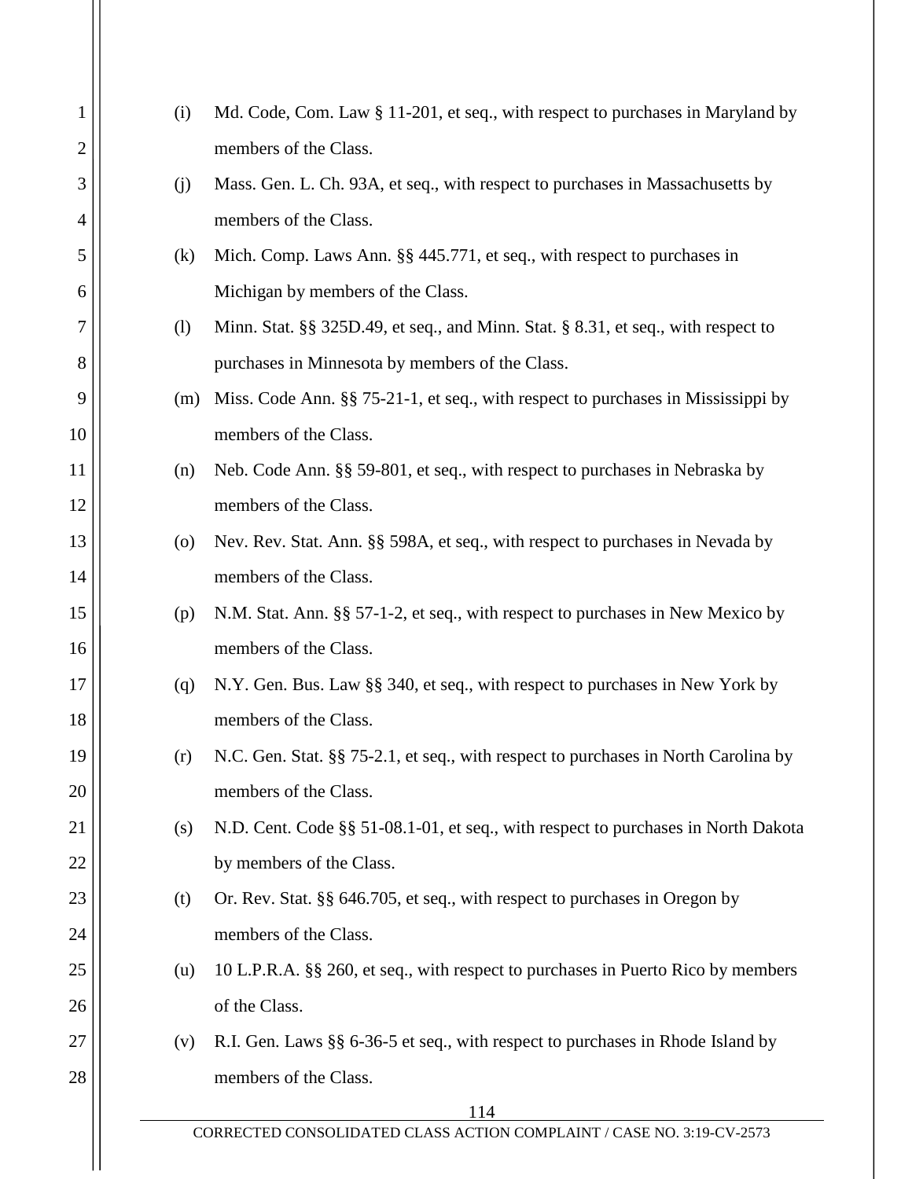(i) Md. Code, Com. Law § 11-201, et seq., with respect to purchases in Maryland by members of the Class.

(j) Mass. Gen. L. Ch. 93A, et seq., with respect to purchases in Massachusetts by members of the Class.

(k) Mich. Comp. Laws Ann. §§ 445.771, et seq., with respect to purchases in Michigan by members of the Class.

(l) Minn. Stat. §§ 325D.49, et seq., and Minn. Stat. § 8.31, et seq., with respect to purchases in Minnesota by members of the Class.

(m) Miss. Code Ann. §§ 75-21-1, et seq., with respect to purchases in Mississippi by members of the Class.

(n) Neb. Code Ann. §§ 59-801, et seq., with respect to purchases in Nebraska by members of the Class.

(o) Nev. Rev. Stat. Ann. §§ 598A, et seq., with respect to purchases in Nevada by members of the Class.

(p) N.M. Stat. Ann. §§ 57-1-2, et seq., with respect to purchases in New Mexico by members of the Class.

(q) N.Y. Gen. Bus. Law §§ 340, et seq., with respect to purchases in New York by members of the Class.

(r) N.C. Gen. Stat. §§ 75-2.1, et seq., with respect to purchases in North Carolina by members of the Class.

(s) N.D. Cent. Code §§ 51-08.1-01, et seq., with respect to purchases in North Dakota by members of the Class.

(t) Or. Rev. Stat. §§ 646.705, et seq., with respect to purchases in Oregon by members of the Class.

(u) 10 L.P.R.A. §§ 260, et seq., with respect to purchases in Puerto Rico by members of the Class.

(v) R.I. Gen. Laws §§ 6-36-5 et seq., with respect to purchases in Rhode Island by members of the Class.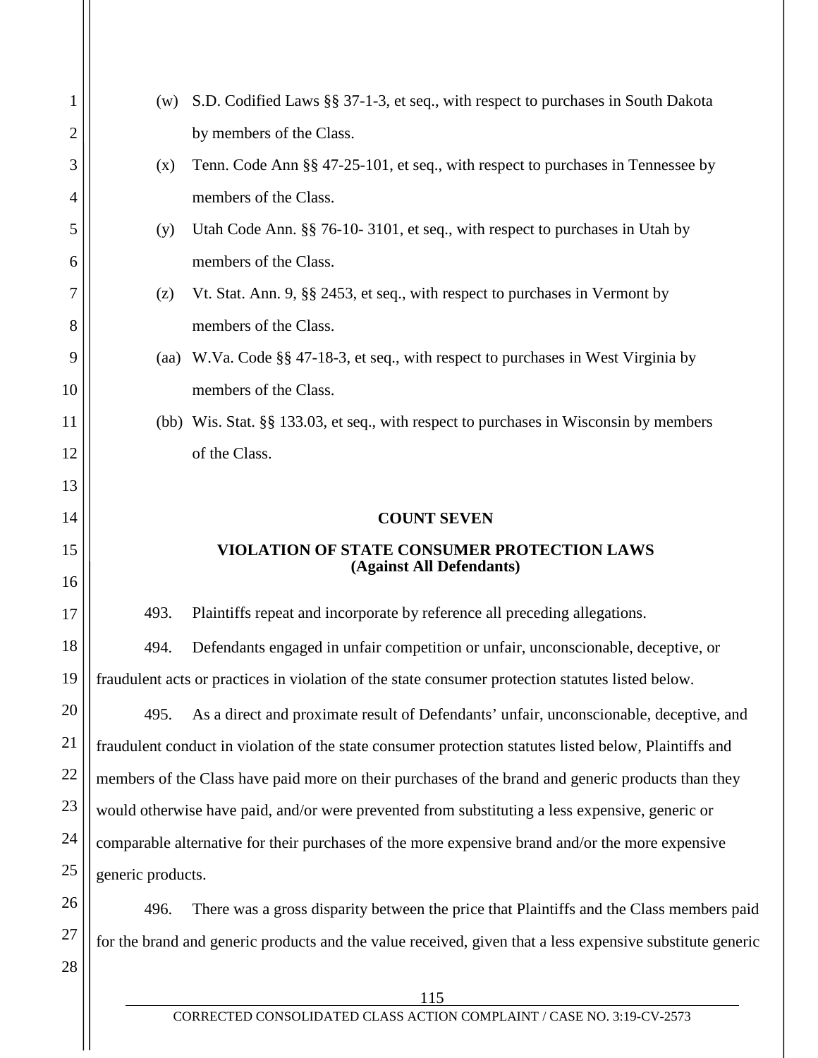(w) S.D. Codified Laws §§ 37-1-3, et seq., with respect to purchases in South Dakota by members of the Class.

(x) Tenn. Code Ann §§ 47-25-101, et seq., with respect to purchases in Tennessee by members of the Class.

(y) Utah Code Ann. §§ 76-10- 3101, et seq., with respect to purchases in Utah by members of the Class.

(z) Vt. Stat. Ann. 9, §§ 2453, et seq., with respect to purchases in Vermont by members of the Class.

(aa) W.Va. Code §§ 47-18-3, et seq., with respect to purchases in West Virginia by members of the Class.

(bb) Wis. Stat. §§ 133.03, et seq., with respect to purchases in Wisconsin by members of the Class.

## COUNT SEVEN

## VIOLATION OF STATE CONSUMER PROTECTION LAWS (Against All Defendants)

493. Plaintiffs repeat and incorporate by reference all preceding allegations.

494. Defendants engaged in unfair competition or unfair, unconscionable, deceptive, or fraudulent acts or practices in violation of the state consumer protection statutes listed below.

495. As a direct and proximate result of Defendants' unfair, unconscionable, deceptive, and fraudulent conduct in violation of the state consumer protection statutes listed below, Plaintiffs and members of the Class have paid more on their purchases of the brand and generic products than they would otherwise have paid, and/or were prevented from substituting a less expensive, generic or comparable alternative for their purchases of the more expensive brand and/or the more expensive generic products.

496. There was a gross disparity between the price that Plaintiffs and the Class members paid for the brand and generic products and the value received, given that a less expensive substitute generic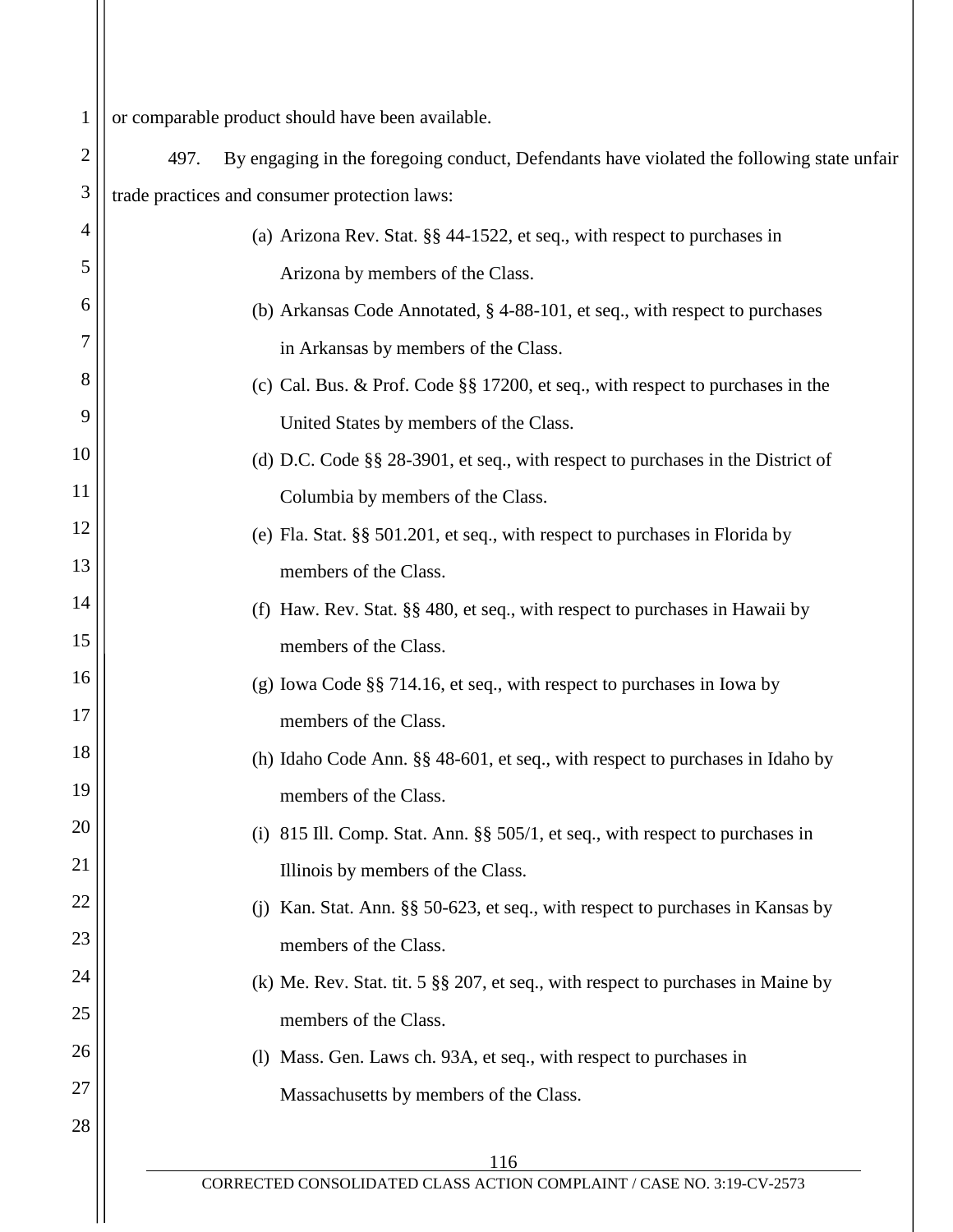or comparable product should have been available.

497. By engaging in the foregoing conduct, Defendants have violated the following state unfair trade practices and consumer protection laws:

(a) Arizona Rev. Stat. §§ 44-1522, et seq., with respect to purchases in Arizona by members of the Class.

(b) Arkansas Code Annotated, § 4-88-101, et seq., with respect to purchases in Arkansas by members of the Class.

(c) Cal. Bus. & Prof. Code §§ 17200, et seq., with respect to purchases in the United States by members of the Class.

(d) D.C. Code §§ 28-3901, et seq., with respect to purchases in the District of Columbia by members of the Class.

(e) Fla. Stat. §§ 501.201, et seq., with respect to purchases in Florida by members of the Class.

(f) Haw. Rev. Stat. §§ 480, et seq., with respect to purchases in Hawaii by members of the Class.

(g) Iowa Code §§ 714.16, et seq., with respect to purchases in Iowa by members of the Class.

(h) Idaho Code Ann. §§ 48-601, et seq., with respect to purchases in Idaho by members of the Class.

(i) 815 Ill. Comp. Stat. Ann. §§ 505/1, et seq., with respect to purchases in Illinois by members of the Class.

(j) Kan. Stat. Ann. §§ 50-623, et seq., with respect to purchases in Kansas by members of the Class.

(k) Me. Rev. Stat. tit. 5 §§ 207, et seq., with respect to purchases in Maine by members of the Class.

(l) Mass. Gen. Laws ch. 93A, et seq., with respect to purchases in Massachusetts by members of the Class.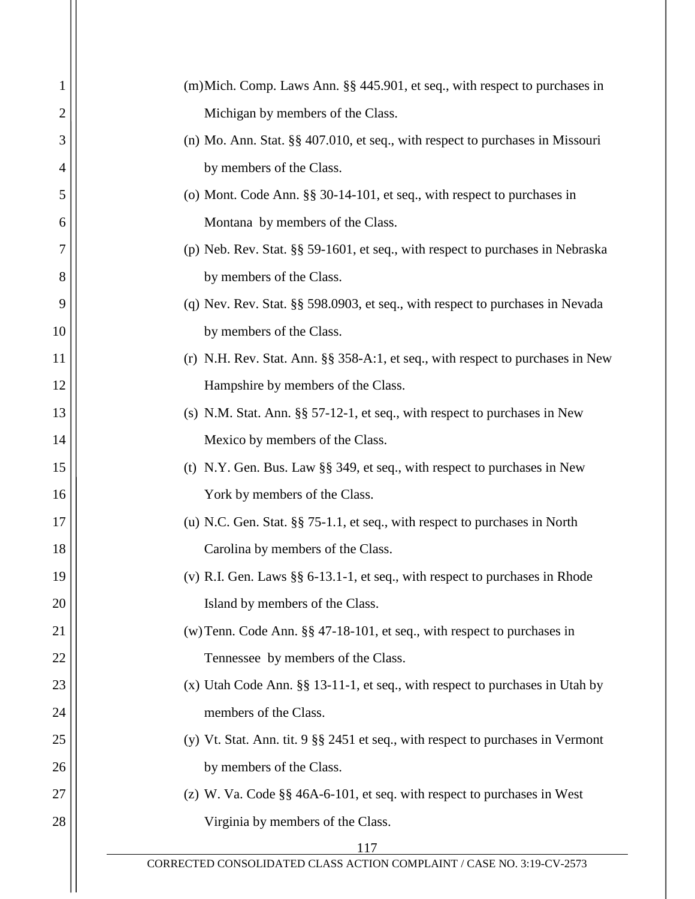(m) Mich. Comp. Laws Ann. §§ 445.901, et seq., with respect to purchases in Michigan by members of the Class.

(n) Mo. Ann. Stat. §§ 407.010, et seq., with respect to purchases in Missouri by members of the Class.

(o) Mont. Code Ann. §§ 30-14-101, et seq., with respect to purchases in Montana by members of the Class.

(p) Neb. Rev. Stat. §§ 59-1601, et seq., with respect to purchases in Nebraska by members of the Class.

(q) Nev. Rev. Stat. §§ 598.0903, et seq., with respect to purchases in Nevada by members of the Class.

(r) N.H. Rev. Stat. Ann. §§ 358-A:1, et seq., with respect to purchases in New Hampshire by members of the Class.

(s) N.M. Stat. Ann. §§ 57-12-1, et seq., with respect to purchases in New Mexico by members of the Class.

(t) N.Y. Gen. Bus. Law §§ 349, et seq., with respect to purchases in New York by members of the Class.

(u) N.C. Gen. Stat. §§ 75-1.1, et seq., with respect to purchases in North Carolina by members of the Class.

(v) R.I. Gen. Laws §§ 6-13.1-1, et seq., with respect to purchases in Rhode Island by members of the Class.

(w) Tenn. Code Ann. §§ 47-18-101, et seq., with respect to purchases in Tennessee by members of the Class.

(x) Utah Code Ann. §§ 13-11-1, et seq., with respect to purchases in Utah by members of the Class.

(y) Vt. Stat. Ann. tit. 9 §§ 2451 et seq., with respect to purchases in Vermont by members of the Class.

(z) W. Va. Code §§ 46A-6-101, et seq. with respect to purchases in West Virginia by members of the Class.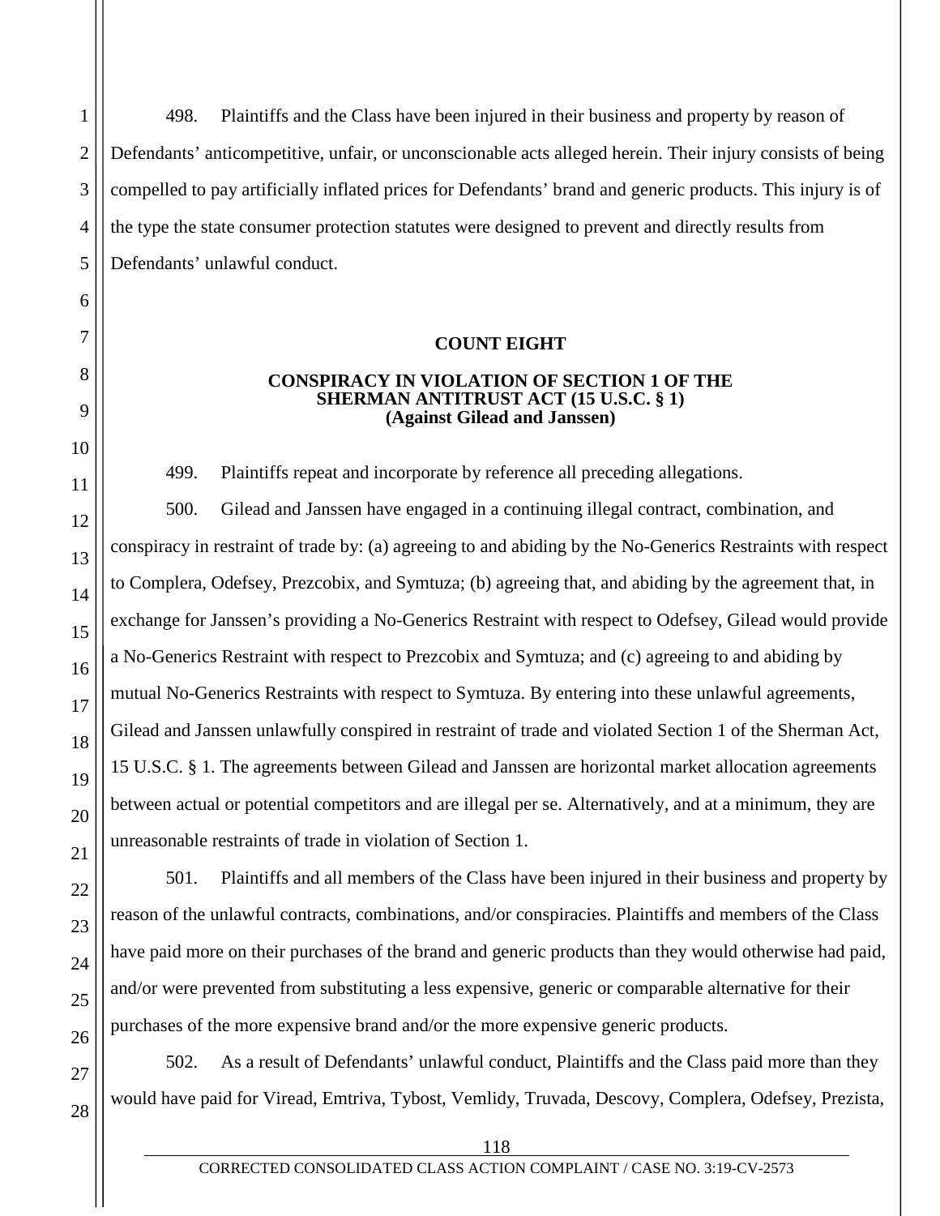498. Plaintiffs and the Class have been injured in their business and property by reason of Defendants' anticompetitive, unfair, or unconscionable acts alleged herein. Their injury consists of being compelled to pay artificially inflated prices for Defendants' brand and generic products. This injury is of the type the state consumer protection statutes were designed to prevent and directly results from Defendants' unlawful conduct.

## COUNT EIGHT

### CONSPIRACY IN VIOLATION OF SECTION 1 OF THE SHERMAN ANTITRUST ACT (15 U.S.C. § 1) (Against Gilead and Janssen)

499. Plaintiffs repeat and incorporate by reference all preceding allegations.

500. Gilead and Janssen have engaged in a continuing illegal contract, combination, and conspiracy in restraint of trade by: (a) agreeing to and abiding by the No-Generics Restraints with respect to Complera, Odefsey, Prezcobix, and Symtuza; (b) agreeing that, and abiding by the agreement that, in exchange for Janssen's providing a No-Generics Restraint with respect to Odefsey, Gilead would provide a No-Generics Restraint with respect to Prezcobix and Symtuza; and (c) agreeing to and abiding by mutual No-Generics Restraints with respect to Symtuza. By entering into these unlawful agreements, Gilead and Janssen unlawfully conspired in restraint of trade and violated Section 1 of the Sherman Act, 15 U.S.C. § 1. The agreements between Gilead and Janssen are horizontal market allocation agreements between actual or potential competitors and are illegal per se. Alternatively, and at a minimum, they are unreasonable restraints of trade in violation of Section 1.

501. Plaintiffs and all members of the Class have been injured in their business and property by reason of the unlawful contracts, combinations, and/or conspiracies. Plaintiffs and members of the Class have paid more on their purchases of the brand and generic products than they would otherwise had paid, and/or were prevented from substituting a less expensive, generic or comparable alternative for their purchases of the more expensive brand and/or the more expensive generic products.

502. As a result of Defendants' unlawful conduct, Plaintiffs and the Class paid more than they would have paid for Viread, Emtriva, Tybost, Vemlidy, Truvada, Descovy, Complera, Odefsey, Prezista,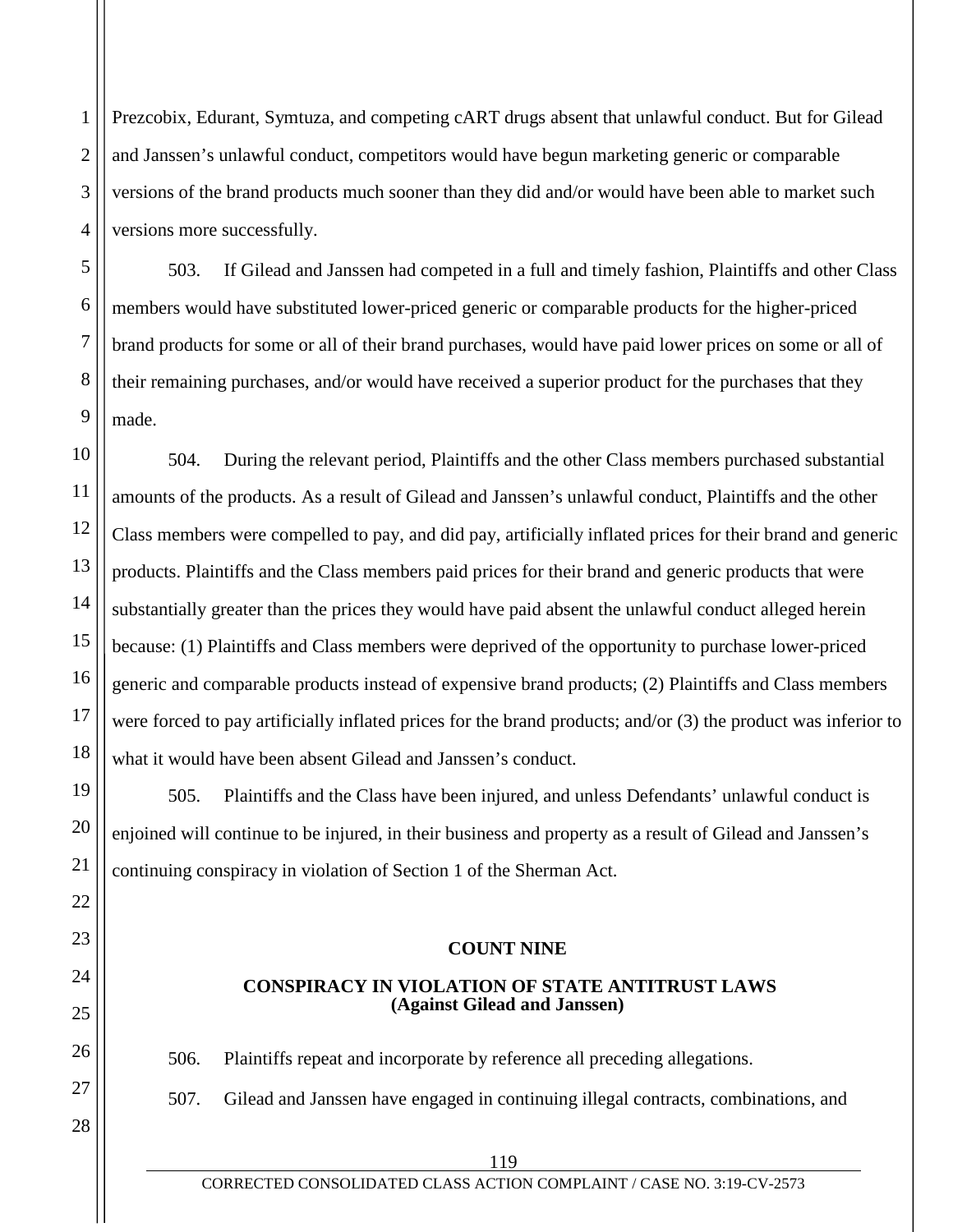Prezcobix, Edurant, Symtuza, and competing cART drugs absent that unlawful conduct. But for Gilead and Janssen's unlawful conduct, competitors would have begun marketing generic or comparable versions of the brand products much sooner than they did and/or would have been able to market such versions more successfully.

503. If Gilead and Janssen had competed in a full and timely fashion, Plaintiffs and other Class members would have substituted lower-priced generic or comparable products for the higher-priced brand products for some or all of their brand purchases, would have paid lower prices on some or all of their remaining purchases, and/or would have received a superior product for the purchases that they made.

504. During the relevant period, Plaintiffs and the other Class members purchased substantial amounts of the products. As a result of Gilead and Janssen's unlawful conduct, Plaintiffs and the other Class members were compelled to pay, and did pay, artificially inflated prices for their brand and generic products. Plaintiffs and the Class members paid prices for their brand and generic products that were substantially greater than the prices they would have paid absent the unlawful conduct alleged herein because: (1) Plaintiffs and Class members were deprived of the opportunity to purchase lower-priced generic and comparable products instead of expensive brand products; (2) Plaintiffs and Class members were forced to pay artificially inflated prices for the brand products; and/or (3) the product was inferior to what it would have been absent Gilead and Janssen's conduct.

505. Plaintiffs and the Class have been injured, and unless Defendants' unlawful conduct is enjoined will continue to be injured, in their business and property as a result of Gilead and Janssen's continuing conspiracy in violation of Section 1 of the Sherman Act.

## COUNT NINE

### CONSPIRACY IN VIOLATION OF STATE ANTITRUST LAWS (Against Gilead and Janssen)

506. Plaintiffs repeat and incorporate by reference all preceding allegations.

507. Gilead and Janssen have engaged in continuing illegal contracts, combinations, and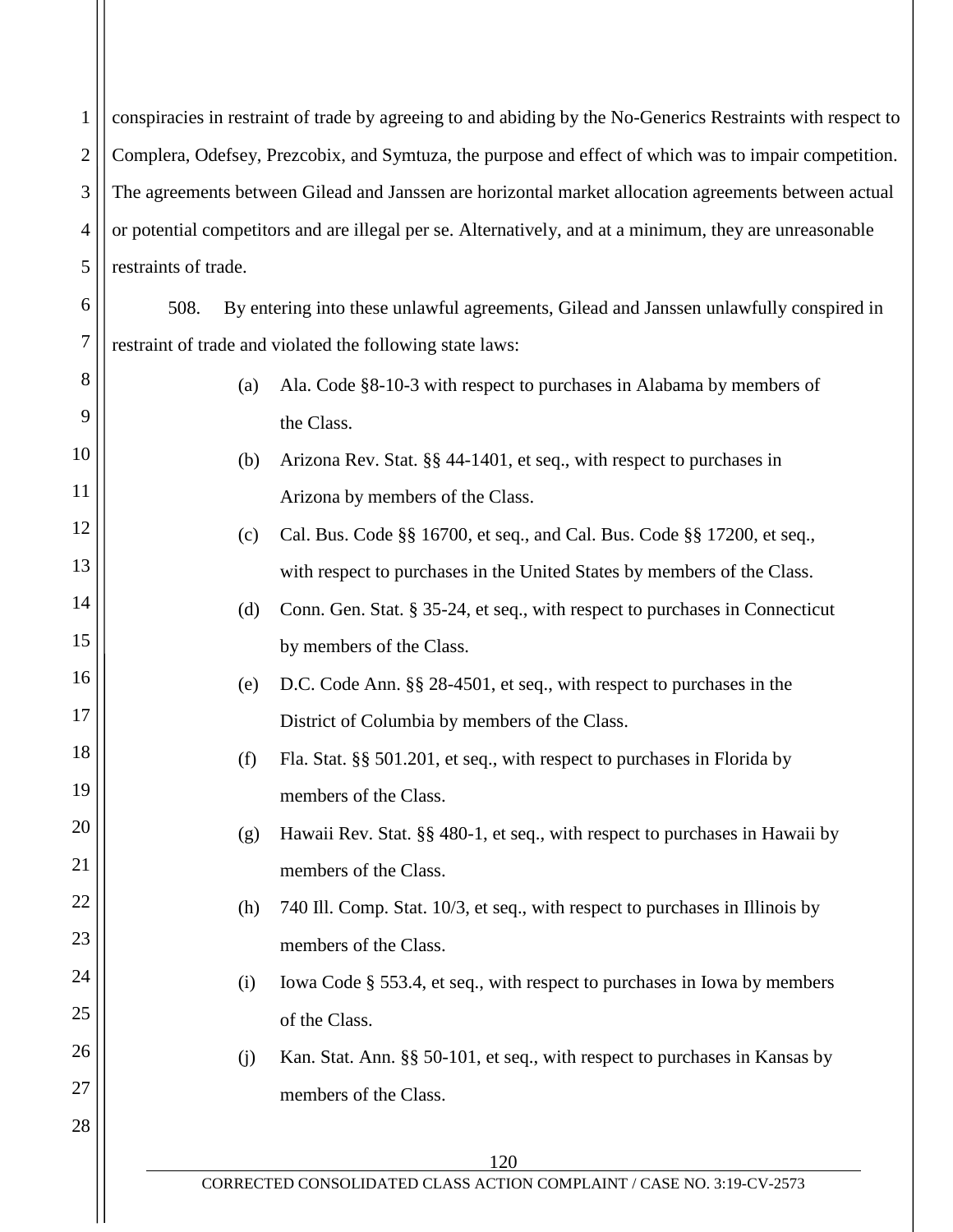conspiracies in restraint of trade by agreeing to and abiding by the No-Generics Restraints with respect to Complera, Odefsey, Prezcobix, and Symtuza, the purpose and effect of which was to impair competition. The agreements between Gilead and Janssen are horizontal market allocation agreements between actual or potential competitors and are illegal per se. Alternatively, and at a minimum, they are unreasonable restraints of trade.

508. By entering into these unlawful agreements, Gilead and Janssen unlawfully conspired in restraint of trade and violated the following state laws:

(a) Ala. Code §8-10-3 with respect to purchases in Alabama by members of the Class.

(b) Arizona Rev. Stat. §§ 44-1401, et seq., with respect to purchases in Arizona by members of the Class.

(c) Cal. Bus. Code §§ 16700, et seq., and Cal. Bus. Code §§ 17200, et seq., with respect to purchases in the United States by members of the Class.

(d) Conn. Gen. Stat. § 35-24, et seq., with respect to purchases in Connecticut by members of the Class.

(e) D.C. Code Ann. §§ 28-4501, et seq., with respect to purchases in the District of Columbia by members of the Class.

(f) Fla. Stat. §§ 501.201, et seq., with respect to purchases in Florida by members of the Class.

(g) Hawaii Rev. Stat. §§ 480-1, et seq., with respect to purchases in Hawaii by members of the Class.

(h) 740 Ill. Comp. Stat. 10/3, et seq., with respect to purchases in Illinois by members of the Class.

(i) Iowa Code § 553.4, et seq., with respect to purchases in Iowa by members of the Class.

(j) Kan. Stat. Ann. §§ 50-101, et seq., with respect to purchases in Kansas by members of the Class.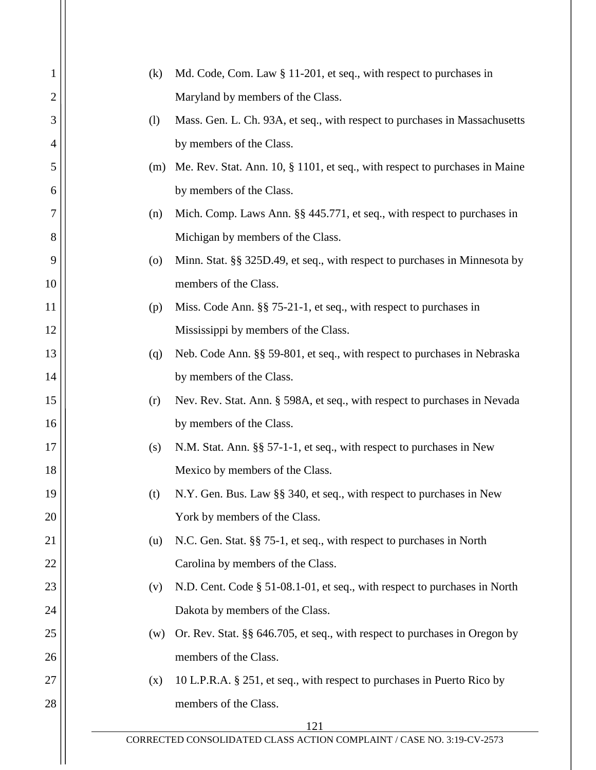(k) Md. Code, Com. Law § 11-201, et seq., with respect to purchases in Maryland by members of the Class.

(l) Mass. Gen. L. Ch. 93A, et seq., with respect to purchases in Massachusetts by members of the Class.

(m) Me. Rev. Stat. Ann. 10, § 1101, et seq., with respect to purchases in Maine by members of the Class.

(n) Mich. Comp. Laws Ann. §§ 445.771, et seq., with respect to purchases in Michigan by members of the Class.

(o) Minn. Stat. §§ 325D.49, et seq., with respect to purchases in Minnesota by members of the Class.

(p) Miss. Code Ann. §§ 75-21-1, et seq., with respect to purchases in Mississippi by members of the Class.

(q) Neb. Code Ann. §§ 59-801, et seq., with respect to purchases in Nebraska by members of the Class.

(r) Nev. Rev. Stat. Ann. § 598A, et seq., with respect to purchases in Nevada by members of the Class.

(s) N.M. Stat. Ann. §§ 57-1-1, et seq., with respect to purchases in New Mexico by members of the Class.

(t) N.Y. Gen. Bus. Law §§ 340, et seq., with respect to purchases in New York by members of the Class.

(u) N.C. Gen. Stat. §§ 75-1, et seq., with respect to purchases in North Carolina by members of the Class.

(v) N.D. Cent. Code § 51-08.1-01, et seq., with respect to purchases in North Dakota by members of the Class.

(w) Or. Rev. Stat. §§ 646.705, et seq., with respect to purchases in Oregon by members of the Class.

(x) 10 L.P.R.A. § 251, et seq., with respect to purchases in Puerto Rico by members of the Class.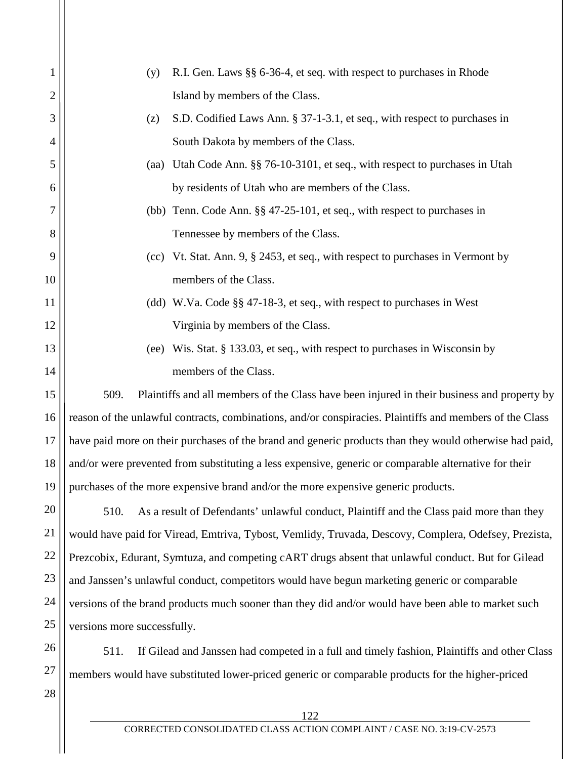(y) R.I. Gen. Laws §§ 6-36-4, et seq. with respect to purchases in Rhode Island by members of the Class.

(z) S.D. Codified Laws Ann. § 37-1-3.1, et seq., with respect to purchases in South Dakota by members of the Class.

(aa) Utah Code Ann. §§ 76-10-3101, et seq., with respect to purchases in Utah by residents of Utah who are members of the Class.

(bb) Tenn. Code Ann. §§ 47-25-101, et seq., with respect to purchases in Tennessee by members of the Class.

(cc) Vt. Stat. Ann. 9, § 2453, et seq., with respect to purchases in Vermont by members of the Class.

(dd) W.Va. Code §§ 47-18-3, et seq., with respect to purchases in West Virginia by members of the Class.

(ee) Wis. Stat. § 133.03, et seq., with respect to purchases in Wisconsin by members of the Class.

509. Plaintiffs and all members of the Class have been injured in their business and property by reason of the unlawful contracts, combinations, and/or conspiracies. Plaintiffs and members of the Class have paid more on their purchases of the brand and generic products than they would otherwise had paid, and/or were prevented from substituting a less expensive, generic or comparable alternative for their purchases of the more expensive brand and/or the more expensive generic products.

510. As a result of Defendants' unlawful conduct, Plaintiff and the Class paid more than they would have paid for Viread, Emtriva, Tybost, Vemlidy, Truvada, Descovy, Complera, Odefsey, Prezista, Prezcobix, Edurant, Symtuza, and competing cART drugs absent that unlawful conduct. But for Gilead and Janssen's unlawful conduct, competitors would have begun marketing generic or comparable versions of the brand products much sooner than they did and/or would have been able to market such versions more successfully.

511. If Gilead and Janssen had competed in a full and timely fashion, Plaintiffs and other Class members would have substituted lower-priced generic or comparable products for the higher-priced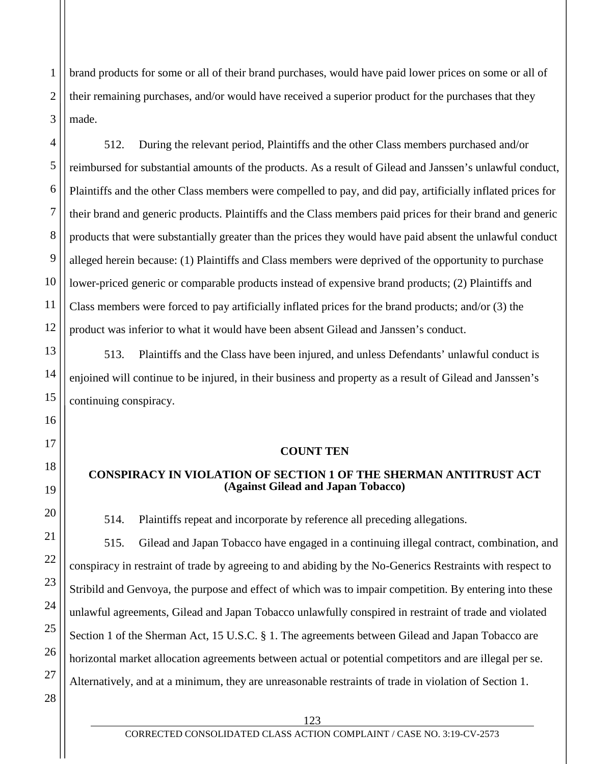brand products for some or all of their brand purchases, would have paid lower prices on some or all of their remaining purchases, and/or would have received a superior product for the purchases that they made.

512. During the relevant period, Plaintiffs and the other Class members purchased and/or reimbursed for substantial amounts of the products. As a result of Gilead and Janssen's unlawful conduct, Plaintiffs and the other Class members were compelled to pay, and did pay, artificially inflated prices for their brand and generic products. Plaintiffs and the Class members paid prices for their brand and generic products that were substantially greater than the prices they would have paid absent the unlawful conduct alleged herein because: (1) Plaintiffs and Class members were deprived of the opportunity to purchase lower-priced generic or comparable products instead of expensive brand products; (2) Plaintiffs and Class members were forced to pay artificially inflated prices for the brand products; and/or (3) the product was inferior to what it would have been absent Gilead and Janssen's conduct.

513. Plaintiffs and the Class have been injured, and unless Defendants' unlawful conduct is enjoined will continue to be injured, in their business and property as a result of Gilead and Janssen's continuing conspiracy.

## COUNT TEN

## CONSPIRACY IN VIOLATION OF SECTION 1 OF THE SHERMAN ANTITRUST ACT (Against Gilead and Japan Tobacco)

514. Plaintiffs repeat and incorporate by reference all preceding allegations.

515. Gilead and Japan Tobacco have engaged in a continuing illegal contract, combination, and conspiracy in restraint of trade by agreeing to and abiding by the No-Generics Restraints with respect to Stribild and Genvoya, the purpose and effect of which was to impair competition. By entering into these unlawful agreements, Gilead and Japan Tobacco unlawfully conspired in restraint of trade and violated Section 1 of the Sherman Act, 15 U.S.C. § 1. The agreements between Gilead and Japan Tobacco are horizontal market allocation agreements between actual or potential competitors and are illegal per se. Alternatively, and at a minimum, they are unreasonable restraints of trade in violation of Section 1.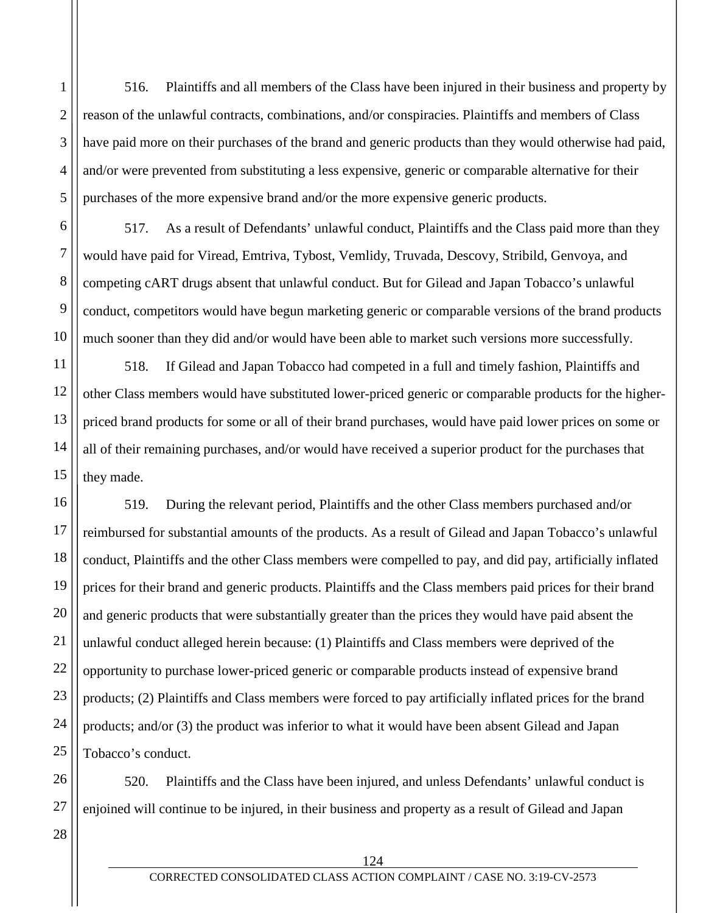516. Plaintiffs and all members of the Class have been injured in their business and property by reason of the unlawful contracts, combinations, and/or conspiracies. Plaintiffs and members of Class have paid more on their purchases of the brand and generic products than they would otherwise had paid, and/or were prevented from substituting a less expensive, generic or comparable alternative for their purchases of the more expensive brand and/or the more expensive generic products.

517. As a result of Defendants' unlawful conduct, Plaintiffs and the Class paid more than they would have paid for Viread, Emtriva, Tybost, Vemlidy, Truvada, Descovy, Stribild, Genvoya, and competing cART drugs absent that unlawful conduct. But for Gilead and Japan Tobacco's unlawful conduct, competitors would have begun marketing generic or comparable versions of the brand products much sooner than they did and/or would have been able to market such versions more successfully.

518. If Gilead and Japan Tobacco had competed in a full and timely fashion, Plaintiffs and other Class members would have substituted lower-priced generic or comparable products for the higher-priced brand products for some or all of their brand purchases, would have paid lower prices on some or all of their remaining purchases, and/or would have received a superior product for the purchases that they made.

519. During the relevant period, Plaintiffs and the other Class members purchased and/or reimbursed for substantial amounts of the products. As a result of Gilead and Japan Tobacco's unlawful conduct, Plaintiffs and the other Class members were compelled to pay, and did pay, artificially inflated prices for their brand and generic products. Plaintiffs and the Class members paid prices for their brand and generic products that were substantially greater than the prices they would have paid absent the unlawful conduct alleged herein because: (1) Plaintiffs and Class members were deprived of the opportunity to purchase lower-priced generic or comparable products instead of expensive brand products; (2) Plaintiffs and Class members were forced to pay artificially inflated prices for the brand products; and/or (3) the product was inferior to what it would have been absent Gilead and Japan Tobacco's conduct.

520. Plaintiffs and the Class have been injured, and unless Defendants' unlawful conduct is enjoined will continue to be injured, in their business and property as a result of Gilead and Japan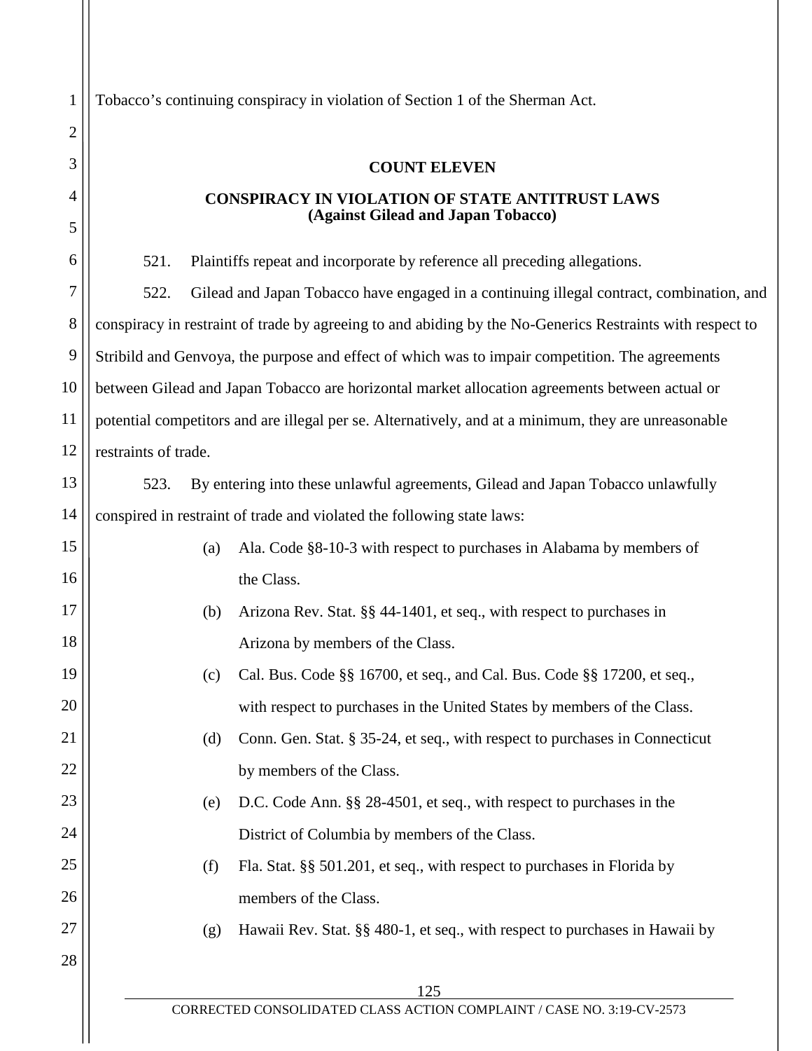Tobacco's continuing conspiracy in violation of Section 1 of the Sherman Act.

**COUNT ELEVEN**

**CONSPIRACY IN VIOLATION OF STATE ANTITRUST LAWS**
**(Against Gilead and Japan Tobacco)**

521. Plaintiffs repeat and incorporate by reference all preceding allegations.

522. Gilead and Japan Tobacco have engaged in a continuing illegal contract, combination, and conspiracy in restraint of trade by agreeing to and abiding by the No-Generics Restraints with respect to Stribild and Genvoya, the purpose and effect of which was to impair competition. The agreements between Gilead and Japan Tobacco are horizontal market allocation agreements between actual or potential competitors and are illegal per se. Alternatively, and at a minimum, they are unreasonable restraints of trade.

523. By entering into these unlawful agreements, Gilead and Japan Tobacco unlawfully conspired in restraint of trade and violated the following state laws:

(a) Ala. Code §8-10-3 with respect to purchases in Alabama by members of the Class.

(b) Arizona Rev. Stat. §§ 44-1401, et seq., with respect to purchases in Arizona by members of the Class.

(c) Cal. Bus. Code §§ 16700, et seq., and Cal. Bus. Code §§ 17200, et seq., with respect to purchases in the United States by members of the Class.

(d) Conn. Gen. Stat. § 35-24, et seq., with respect to purchases in Connecticut by members of the Class.

(e) D.C. Code Ann. §§ 28-4501, et seq., with respect to purchases in the District of Columbia by members of the Class.

(f) Fla. Stat. §§ 501.201, et seq., with respect to purchases in Florida by members of the Class.

(g) Hawaii Rev. Stat. §§ 480-1, et seq., with respect to purchases in Hawaii by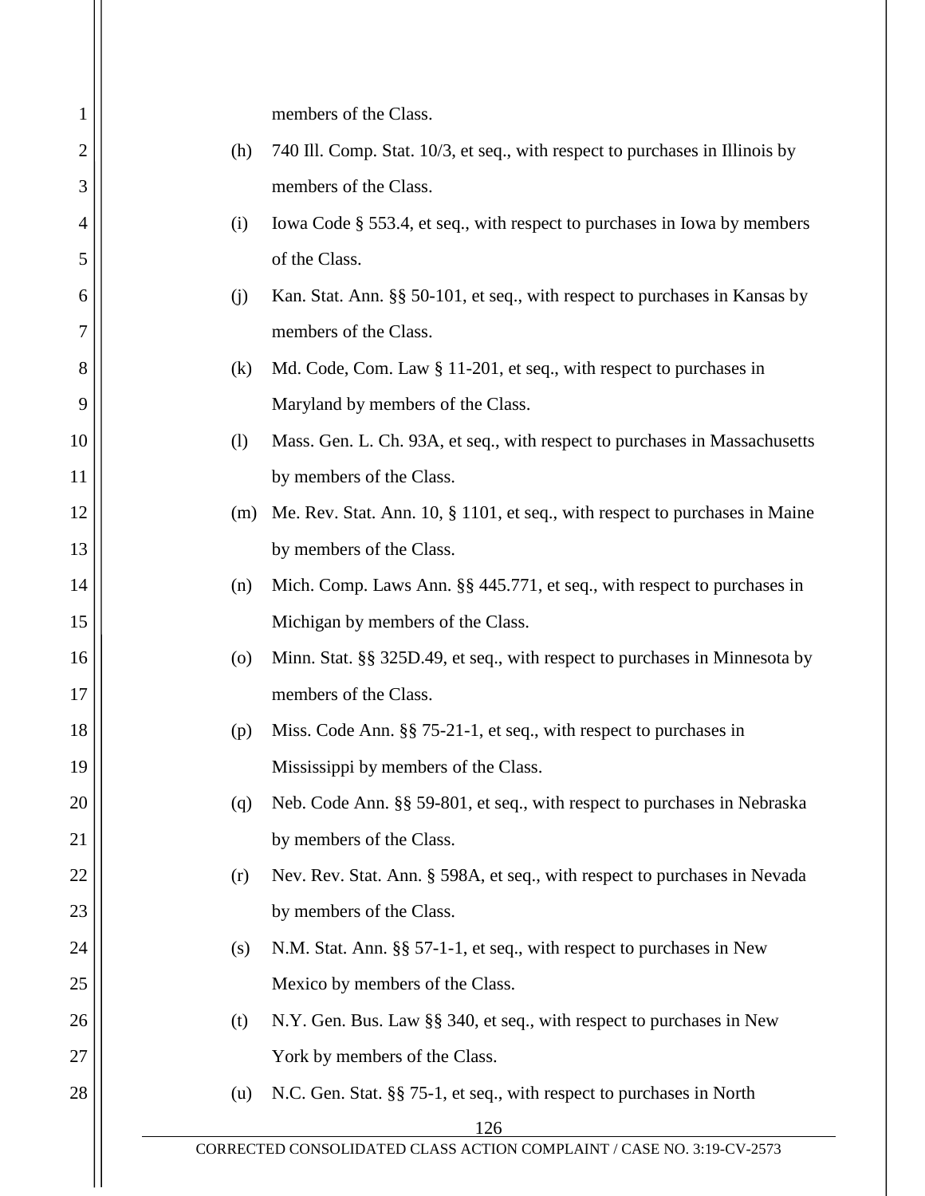members of the Class.

(h) 740 Ill. Comp. Stat. 10/3, et seq., with respect to purchases in Illinois by members of the Class.

(i) Iowa Code § 553.4, et seq., with respect to purchases in Iowa by members of the Class.

(j) Kan. Stat. Ann. §§ 50-101, et seq., with respect to purchases in Kansas by members of the Class.

(k) Md. Code, Com. Law § 11-201, et seq., with respect to purchases in Maryland by members of the Class.

(l) Mass. Gen. L. Ch. 93A, et seq., with respect to purchases in Massachusetts by members of the Class.

(m) Me. Rev. Stat. Ann. 10, § 1101, et seq., with respect to purchases in Maine by members of the Class.

(n) Mich. Comp. Laws Ann. §§ 445.771, et seq., with respect to purchases in Michigan by members of the Class.

(o) Minn. Stat. §§ 325D.49, et seq., with respect to purchases in Minnesota by members of the Class.

(p) Miss. Code Ann. §§ 75-21-1, et seq., with respect to purchases in Mississippi by members of the Class.

(q) Neb. Code Ann. §§ 59-801, et seq., with respect to purchases in Nebraska by members of the Class.

(r) Nev. Rev. Stat. Ann. § 598A, et seq., with respect to purchases in Nevada by members of the Class.

(s) N.M. Stat. Ann. §§ 57-1-1, et seq., with respect to purchases in New Mexico by members of the Class.

(t) N.Y. Gen. Bus. Law §§ 340, et seq., with respect to purchases in New York by members of the Class.

(u) N.C. Gen. Stat. §§ 75-1, et seq., with respect to purchases in North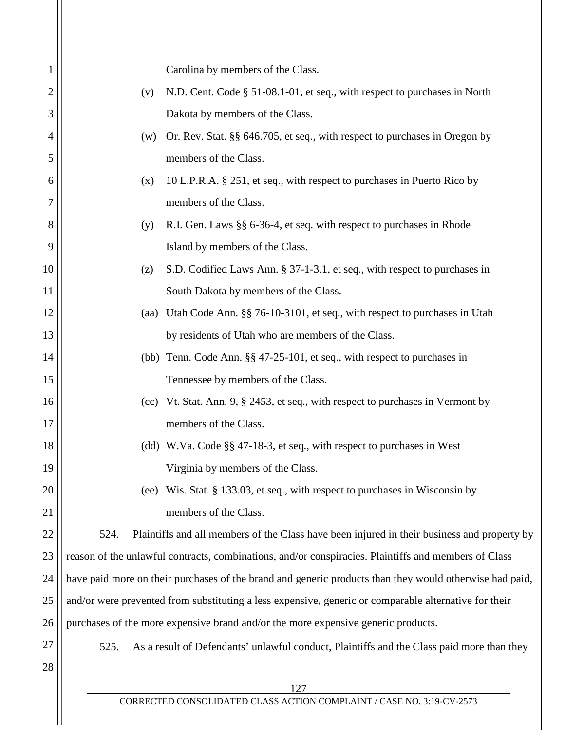Carolina by members of the Class.

(v) N.D. Cent. Code § 51-08.1-01, et seq., with respect to purchases in North Dakota by members of the Class.

(w) Or. Rev. Stat. §§ 646.705, et seq., with respect to purchases in Oregon by members of the Class.

(x) 10 L.P.R.A. § 251, et seq., with respect to purchases in Puerto Rico by members of the Class.

(y) R.I. Gen. Laws §§ 6-36-4, et seq. with respect to purchases in Rhode Island by members of the Class.

(z) S.D. Codified Laws Ann. § 37-1-3.1, et seq., with respect to purchases in South Dakota by members of the Class.

(aa) Utah Code Ann. §§ 76-10-3101, et seq., with respect to purchases in Utah by residents of Utah who are members of the Class.

(bb) Tenn. Code Ann. §§ 47-25-101, et seq., with respect to purchases in Tennessee by members of the Class.

(cc) Vt. Stat. Ann. 9, § 2453, et seq., with respect to purchases in Vermont by members of the Class.

(dd) W.Va. Code §§ 47-18-3, et seq., with respect to purchases in West Virginia by members of the Class.

(ee) Wis. Stat. § 133.03, et seq., with respect to purchases in Wisconsin by members of the Class.

524. Plaintiffs and all members of the Class have been injured in their business and property by reason of the unlawful contracts, combinations, and/or conspiracies. Plaintiffs and members of Class have paid more on their purchases of the brand and generic products than they would otherwise had paid, and/or were prevented from substituting a less expensive, generic or comparable alternative for their purchases of the more expensive brand and/or the more expensive generic products.

525. As a result of Defendants' unlawful conduct, Plaintiffs and the Class paid more than they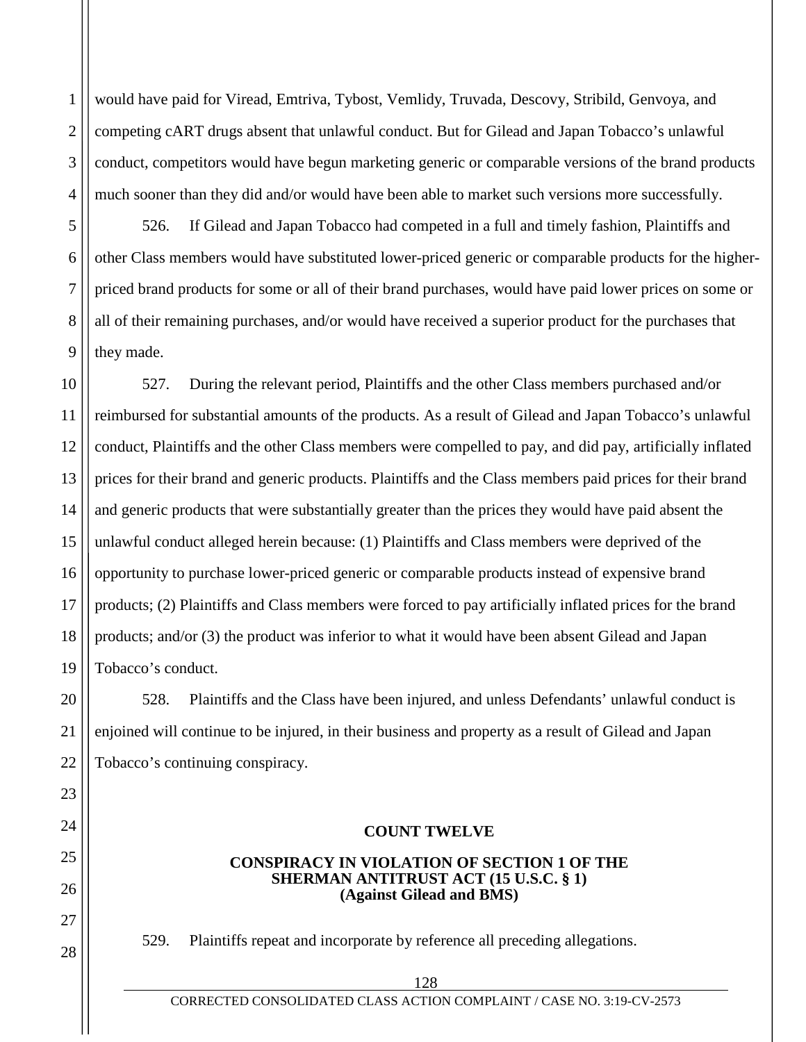would have paid for Viread, Emtriva, Tybost, Vemlidy, Truvada, Descovy, Stribild, Genvoya, and competing cART drugs absent that unlawful conduct. But for Gilead and Japan Tobacco's unlawful conduct, competitors would have begun marketing generic or comparable versions of the brand products much sooner than they did and/or would have been able to market such versions more successfully.

526. If Gilead and Japan Tobacco had competed in a full and timely fashion, Plaintiffs and other Class members would have substituted lower-priced generic or comparable products for the higher-priced brand products for some or all of their brand purchases, would have paid lower prices on some or all of their remaining purchases, and/or would have received a superior product for the purchases that they made.

527. During the relevant period, Plaintiffs and the other Class members purchased and/or reimbursed for substantial amounts of the products. As a result of Gilead and Japan Tobacco's unlawful conduct, Plaintiffs and the other Class members were compelled to pay, and did pay, artificially inflated prices for their brand and generic products. Plaintiffs and the Class members paid prices for their brand and generic products that were substantially greater than the prices they would have paid absent the unlawful conduct alleged herein because: (1) Plaintiffs and Class members were deprived of the opportunity to purchase lower-priced generic or comparable products instead of expensive brand products; (2) Plaintiffs and Class members were forced to pay artificially inflated prices for the brand products; and/or (3) the product was inferior to what it would have been absent Gilead and Japan Tobacco's conduct.

528. Plaintiffs and the Class have been injured, and unless Defendants' unlawful conduct is enjoined will continue to be injured, in their business and property as a result of Gilead and Japan Tobacco's continuing conspiracy.

## COUNT TWELVE

### CONSPIRACY IN VIOLATION OF SECTION 1 OF THE SHERMAN ANTITRUST ACT (15 U.S.C. § 1) (Against Gilead and BMS)

529. Plaintiffs repeat and incorporate by reference all preceding allegations.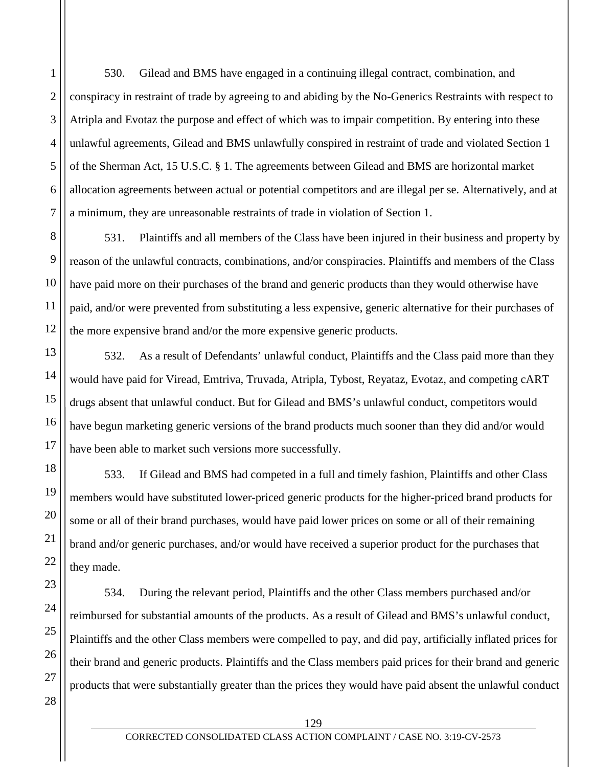530. Gilead and BMS have engaged in a continuing illegal contract, combination, and conspiracy in restraint of trade by agreeing to and abiding by the No-Generics Restraints with respect to Atripla and Evotaz the purpose and effect of which was to impair competition. By entering into these unlawful agreements, Gilead and BMS unlawfully conspired in restraint of trade and violated Section 1 of the Sherman Act, 15 U.S.C. § 1. The agreements between Gilead and BMS are horizontal market allocation agreements between actual or potential competitors and are illegal per se. Alternatively, and at a minimum, they are unreasonable restraints of trade in violation of Section 1.

531. Plaintiffs and all members of the Class have been injured in their business and property by reason of the unlawful contracts, combinations, and/or conspiracies. Plaintiffs and members of the Class have paid more on their purchases of the brand and generic products than they would otherwise have paid, and/or were prevented from substituting a less expensive, generic alternative for their purchases of the more expensive brand and/or the more expensive generic products.

532. As a result of Defendants' unlawful conduct, Plaintiffs and the Class paid more than they would have paid for Viread, Emtriva, Truvada, Atripla, Tybost, Reyataz, Evotaz, and competing cART drugs absent that unlawful conduct. But for Gilead and BMS's unlawful conduct, competitors would have begun marketing generic versions of the brand products much sooner than they did and/or would have been able to market such versions more successfully.

533. If Gilead and BMS had competed in a full and timely fashion, Plaintiffs and other Class members would have substituted lower-priced generic products for the higher-priced brand products for some or all of their brand purchases, would have paid lower prices on some or all of their remaining brand and/or generic purchases, and/or would have received a superior product for the purchases that they made.

534. During the relevant period, Plaintiffs and the other Class members purchased and/or reimbursed for substantial amounts of the products. As a result of Gilead and BMS's unlawful conduct, Plaintiffs and the other Class members were compelled to pay, and did pay, artificially inflated prices for their brand and generic products. Plaintiffs and the Class members paid prices for their brand and generic products that were substantially greater than the prices they would have paid absent the unlawful conduct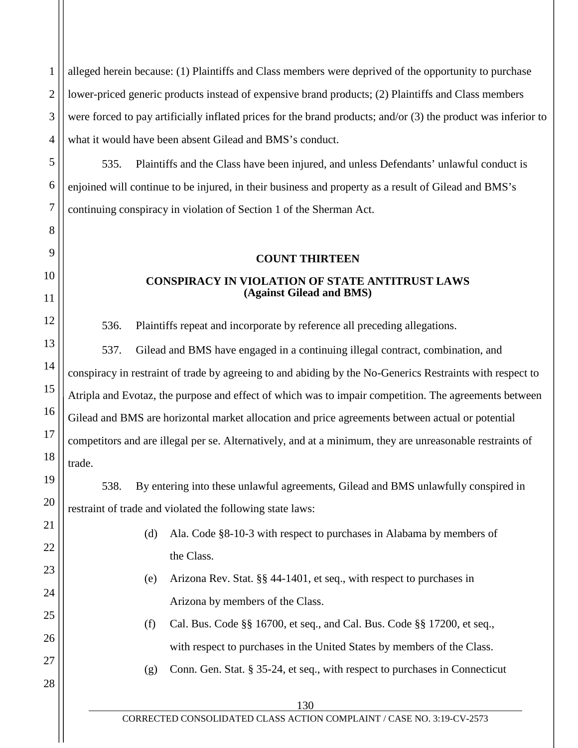alleged herein because: (1) Plaintiffs and Class members were deprived of the opportunity to purchase lower-priced generic products instead of expensive brand products; (2) Plaintiffs and Class members were forced to pay artificially inflated prices for the brand products; and/or (3) the product was inferior to what it would have been absent Gilead and BMS's conduct.

535. Plaintiffs and the Class have been injured, and unless Defendants' unlawful conduct is enjoined will continue to be injured, in their business and property as a result of Gilead and BMS's continuing conspiracy in violation of Section 1 of the Sherman Act.

## COUNT THIRTEEN

### CONSPIRACY IN VIOLATION OF STATE ANTITRUST LAWS (Against Gilead and BMS)

536. Plaintiffs repeat and incorporate by reference all preceding allegations.

537. Gilead and BMS have engaged in a continuing illegal contract, combination, and conspiracy in restraint of trade by agreeing to and abiding by the No-Generics Restraints with respect to Atripla and Evotaz, the purpose and effect of which was to impair competition. The agreements between Gilead and BMS are horizontal market allocation and price agreements between actual or potential competitors and are illegal per se. Alternatively, and at a minimum, they are unreasonable restraints of trade.

538. By entering into these unlawful agreements, Gilead and BMS unlawfully conspired in restraint of trade and violated the following state laws:

(d) Ala. Code §8-10-3 with respect to purchases in Alabama by members of the Class.

(e) Arizona Rev. Stat. §§ 44-1401, et seq., with respect to purchases in Arizona by members of the Class.

(f) Cal. Bus. Code §§ 16700, et seq., and Cal. Bus. Code §§ 17200, et seq., with respect to purchases in the United States by members of the Class.

(g) Conn. Gen. Stat. § 35-24, et seq., with respect to purchases in Connecticut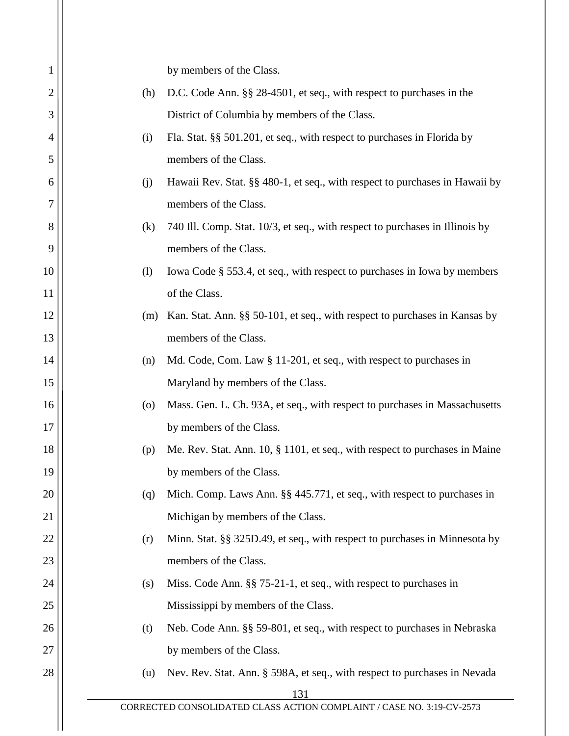by members of the Class.

(h) D.C. Code Ann. §§ 28-4501, et seq., with respect to purchases in the District of Columbia by members of the Class.

(i) Fla. Stat. §§ 501.201, et seq., with respect to purchases in Florida by members of the Class.

(j) Hawaii Rev. Stat. §§ 480-1, et seq., with respect to purchases in Hawaii by members of the Class.

(k) 740 Ill. Comp. Stat. 10/3, et seq., with respect to purchases in Illinois by members of the Class.

(l) Iowa Code § 553.4, et seq., with respect to purchases in Iowa by members of the Class.

(m) Kan. Stat. Ann. §§ 50-101, et seq., with respect to purchases in Kansas by members of the Class.

(n) Md. Code, Com. Law § 11-201, et seq., with respect to purchases in Maryland by members of the Class.

(o) Mass. Gen. L. Ch. 93A, et seq., with respect to purchases in Massachusetts by members of the Class.

(p) Me. Rev. Stat. Ann. 10, § 1101, et seq., with respect to purchases in Maine by members of the Class.

(q) Mich. Comp. Laws Ann. §§ 445.771, et seq., with respect to purchases in Michigan by members of the Class.

(r) Minn. Stat. §§ 325D.49, et seq., with respect to purchases in Minnesota by members of the Class.

(s) Miss. Code Ann. §§ 75-21-1, et seq., with respect to purchases in Mississippi by members of the Class.

(t) Neb. Code Ann. §§ 59-801, et seq., with respect to purchases in Nebraska by members of the Class.

(u) Nev. Rev. Stat. Ann. § 598A, et seq., with respect to purchases in Nevada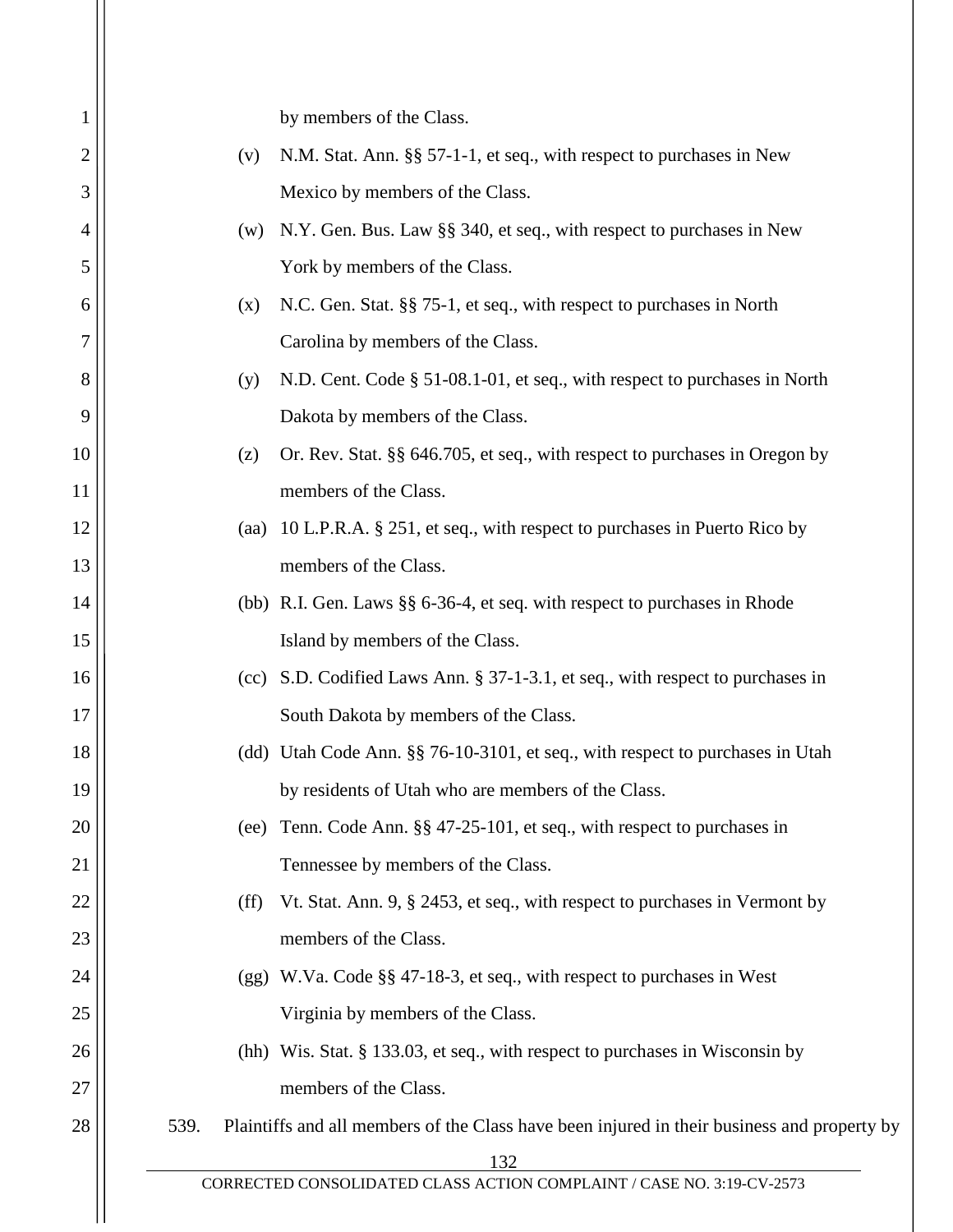by members of the Class.

(v) N.M. Stat. Ann. §§ 57-1-1, et seq., with respect to purchases in New Mexico by members of the Class.

(w) N.Y. Gen. Bus. Law §§ 340, et seq., with respect to purchases in New York by members of the Class.

(x) N.C. Gen. Stat. §§ 75-1, et seq., with respect to purchases in North Carolina by members of the Class.

(y) N.D. Cent. Code § 51-08.1-01, et seq., with respect to purchases in North Dakota by members of the Class.

(z) Or. Rev. Stat. §§ 646.705, et seq., with respect to purchases in Oregon by members of the Class.

(aa) 10 L.P.R.A. § 251, et seq., with respect to purchases in Puerto Rico by members of the Class.

(bb) R.I. Gen. Laws §§ 6-36-4, et seq. with respect to purchases in Rhode Island by members of the Class.

(cc) S.D. Codified Laws Ann. § 37-1-3.1, et seq., with respect to purchases in South Dakota by members of the Class.

(dd) Utah Code Ann. §§ 76-10-3101, et seq., with respect to purchases in Utah by residents of Utah who are members of the Class.

(ee) Tenn. Code Ann. §§ 47-25-101, et seq., with respect to purchases in Tennessee by members of the Class.

(ff) Vt. Stat. Ann. 9, § 2453, et seq., with respect to purchases in Vermont by members of the Class.

(gg) W.Va. Code §§ 47-18-3, et seq., with respect to purchases in West Virginia by members of the Class.

(hh) Wis. Stat. § 133.03, et seq., with respect to purchases in Wisconsin by members of the Class.

539. Plaintiffs and all members of the Class have been injured in their business and property by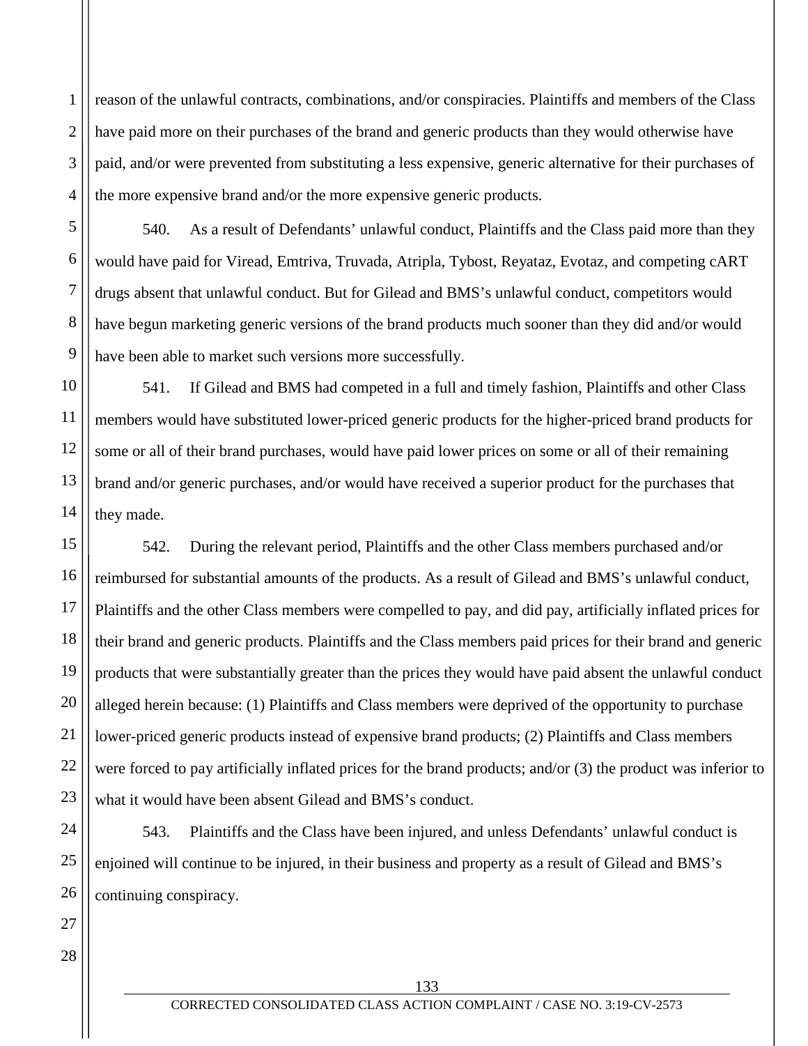reason of the unlawful contracts, combinations, and/or conspiracies. Plaintiffs and members of the Class have paid more on their purchases of the brand and generic products than they would otherwise have paid, and/or were prevented from substituting a less expensive, generic alternative for their purchases of the more expensive brand and/or the more expensive generic products.

540. As a result of Defendants' unlawful conduct, Plaintiffs and the Class paid more than they would have paid for Viread, Emtriva, Truvada, Atripla, Tybost, Reyataz, Evotaz, and competing cART drugs absent that unlawful conduct. But for Gilead and BMS's unlawful conduct, competitors would have begun marketing generic versions of the brand products much sooner than they did and/or would have been able to market such versions more successfully.

541. If Gilead and BMS had competed in a full and timely fashion, Plaintiffs and other Class members would have substituted lower-priced generic products for the higher-priced brand products for some or all of their brand purchases, would have paid lower prices on some or all of their remaining brand and/or generic purchases, and/or would have received a superior product for the purchases that they made.

542. During the relevant period, Plaintiffs and the other Class members purchased and/or reimbursed for substantial amounts of the products. As a result of Gilead and BMS's unlawful conduct, Plaintiffs and the other Class members were compelled to pay, and did pay, artificially inflated prices for their brand and generic products. Plaintiffs and the Class members paid prices for their brand and generic products that were substantially greater than the prices they would have paid absent the unlawful conduct alleged herein because: (1) Plaintiffs and Class members were deprived of the opportunity to purchase lower-priced generic products instead of expensive brand products; (2) Plaintiffs and Class members were forced to pay artificially inflated prices for the brand products; and/or (3) the product was inferior to what it would have been absent Gilead and BMS's conduct.

543. Plaintiffs and the Class have been injured, and unless Defendants' unlawful conduct is enjoined will continue to be injured, in their business and property as a result of Gilead and BMS's continuing conspiracy.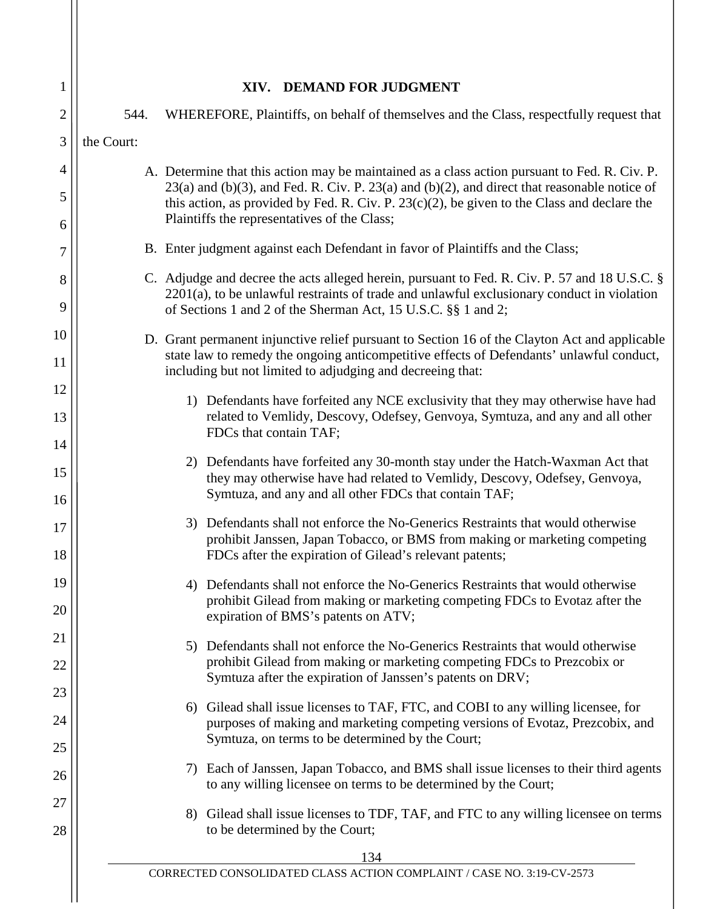## XIV. DEMAND FOR JUDGMENT

544. WHEREFORE, Plaintiffs, on behalf of themselves and the Class, respectfully request that the Court:

A. Determine that this action may be maintained as a class action pursuant to Fed. R. Civ. P. 23(a) and (b)(3), and Fed. R. Civ. P. 23(a) and (b)(2), and direct that reasonable notice of this action, as provided by Fed. R. Civ. P. 23(c)(2), be given to the Class and declare the Plaintiffs the representatives of the Class;

B. Enter judgment against each Defendant in favor of Plaintiffs and the Class;

C. Adjudge and decree the acts alleged herein, pursuant to Fed. R. Civ. P. 57 and 18 U.S.C. § 2201(a), to be unlawful restraints of trade and unlawful exclusionary conduct in violation of Sections 1 and 2 of the Sherman Act, 15 U.S.C. §§ 1 and 2;

D. Grant permanent injunctive relief pursuant to Section 16 of the Clayton Act and applicable state law to remedy the ongoing anticompetitive effects of Defendants' unlawful conduct, including but not limited to adjudging and decreeing that:

1) Defendants have forfeited any NCE exclusivity that they may otherwise have had related to Vemlidy, Descovy, Odefsey, Genvoya, Symtuza, and any and all other FDCs that contain TAF;

2) Defendants have forfeited any 30-month stay under the Hatch-Waxman Act that they may otherwise have had related to Vemlidy, Descovy, Odefsey, Genvoya, Symtuza, and any and all other FDCs that contain TAF;

3) Defendants shall not enforce the No-Generics Restraints that would otherwise prohibit Janssen, Japan Tobacco, or BMS from making or marketing competing FDCs after the expiration of Gilead's relevant patents;

4) Defendants shall not enforce the No-Generics Restraints that would otherwise prohibit Gilead from making or marketing competing FDCs to Evotaz after the expiration of BMS's patents on ATV;

5) Defendants shall not enforce the No-Generics Restraints that would otherwise prohibit Gilead from making or marketing competing FDCs to Prezcobix or Symtuza after the expiration of Janssen's patents on DRV;

6) Gilead shall issue licenses to TAF, FTC, and COBI to any willing licensee, for purposes of making and marketing competing versions of Evotaz, Prezcobix, and Symtuza, on terms to be determined by the Court;

7) Each of Janssen, Japan Tobacco, and BMS shall issue licenses to their third agents to any willing licensee on terms to be determined by the Court;

8) Gilead shall issue licenses to TDF, TAF, and FTC to any willing licensee on terms to be determined by the Court;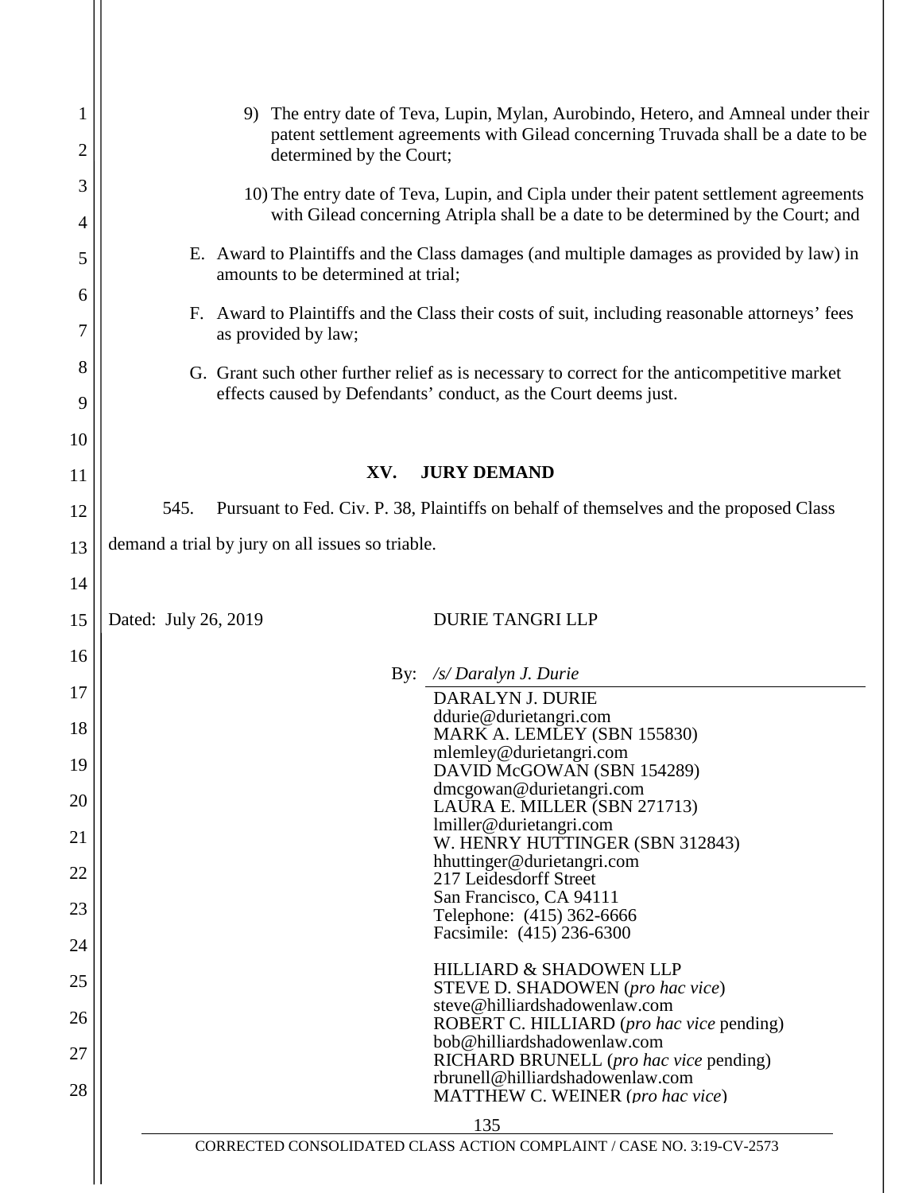9) The entry date of Teva, Lupin, Mylan, Aurobindo, Hetero, and Amneal under their patent settlement agreements with Gilead concerning Truvada shall be a date to be determined by the Court;

10) The entry date of Teva, Lupin, and Cipla under their patent settlement agreements with Gilead concerning Atripla shall be a date to be determined by the Court; and

E. Award to Plaintiffs and the Class damages (and multiple damages as provided by law) in amounts to be determined at trial;

F. Award to Plaintiffs and the Class their costs of suit, including reasonable attorneys' fees as provided by law;

G. Grant such other further relief as is necessary to correct for the anticompetitive market effects caused by Defendants' conduct, as the Court deems just.

## XV. JURY DEMAND

545. Pursuant to Fed. Civ. P. 38, Plaintiffs on behalf of themselves and the proposed Class demand a trial by jury on all issues so triable.

Dated: July 26, 2019

DURIE TANGRI LLP

By: */s/ Daralyn J. Durie*

DARALYN J. DURIE
ddurie@durietangri.com
MARK A. LEMLEY (SBN 155830)
mlemley@durietangri.com
DAVID McGOWAN (SBN 154289)
dmcgowan@durietangri.com
LAURA E. MILLER (SBN 271713)
lmiller@durietangri.com
W. HENRY HUTTINGER (SBN 312843)
hhuttinger@durietangri.com
217 Leidesdorff Street
San Francisco, CA 94111
Telephone: (415) 362-6666
Facsimile: (415) 236-6300

HILLIARD & SHADOWEN LLP
STEVE D. SHADOWEN (*pro hac vice*)
steve@hilliardshadowenlaw.com
ROBERT C. HILLIARD (*pro hac vice* pending)
bob@hilliardshadowenlaw.com
RICHARD BRUNELL (*pro hac vice* pending)
rbrunell@hilliardshadowenlaw.com
MATTHEW C. WEINER (*pro hac vice*)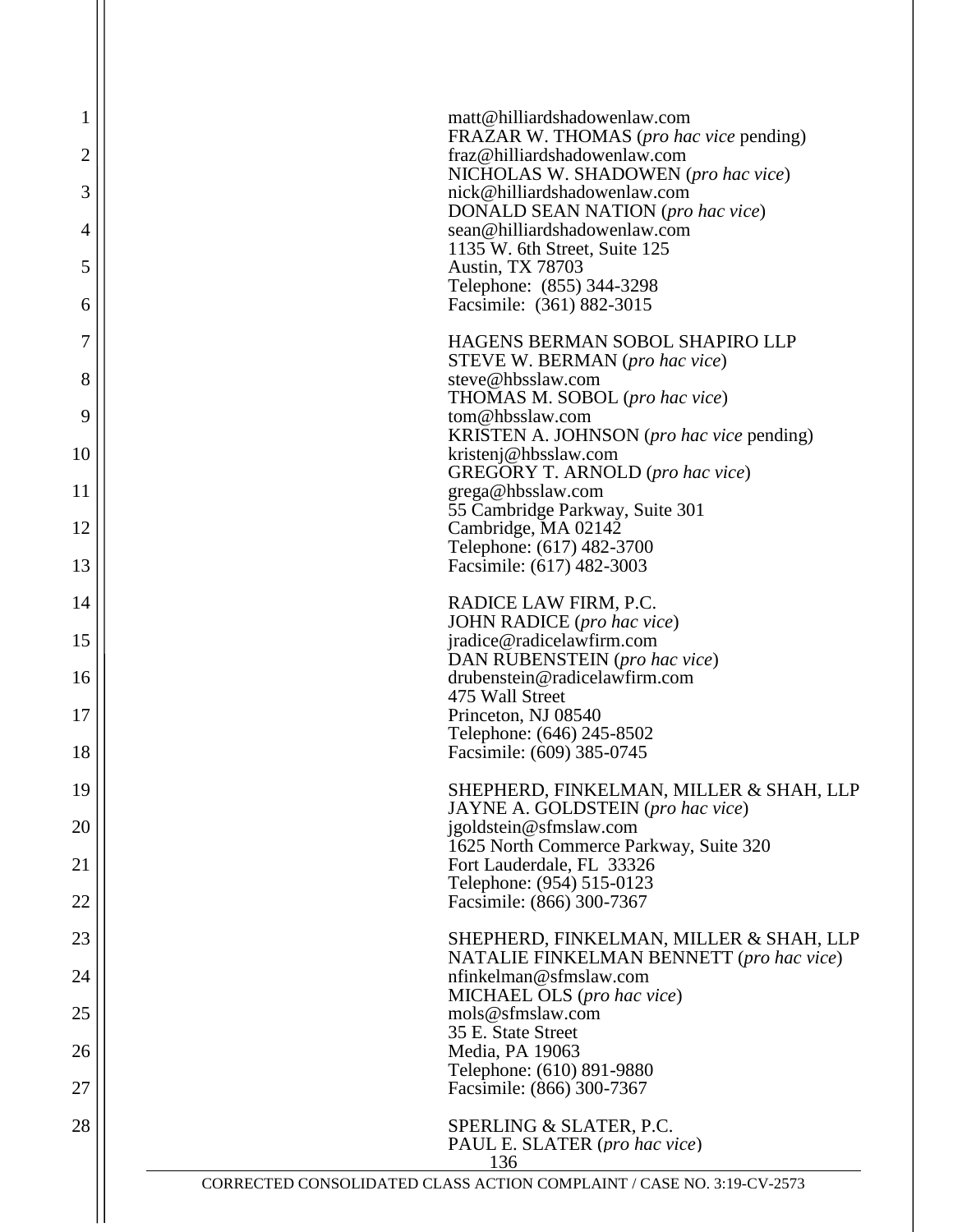matt@hilliardshadowenlaw.com
FRAZAR W. THOMAS (*pro hac vice* pending)
fraz@hilliardshadowenlaw.com
NICHOLAS W. SHADOWEN (*pro hac vice*)
nick@hilliardshadowenlaw.com
DONALD SEAN NATION (*pro hac vice*)
sean@hilliardshadowenlaw.com
1135 W. 6th Street, Suite 125
Austin, TX 78703
Telephone: (855) 344-3298
Facsimile: (361) 882-3015

HAGENS BERMAN SOBOL SHAPIRO LLP
STEVE W. BERMAN (*pro hac vice*)
steve@hbsslaw.com
THOMAS M. SOBOL (*pro hac vice*)
tom@hbsslaw.com
KRISTEN A. JOHNSON (*pro hac vice* pending)
kristenj@hbsslaw.com
GREGORY T. ARNOLD (*pro hac vice*)
grega@hbsslaw.com
55 Cambridge Parkway, Suite 301
Cambridge, MA 02142
Telephone: (617) 482-3700
Facsimile: (617) 482-3003

RADICE LAW FIRM, P.C.
JOHN RADICE (*pro hac vice*)
jradice@radicelawfirm.com
DAN RUBENSTEIN (*pro hac vice*)
drubenstein@radicelawfirm.com
475 Wall Street
Princeton, NJ 08540
Telephone: (646) 245-8502
Facsimile: (609) 385-0745

SHEPHERD, FINKELMAN, MILLER & SHAH, LLP
JAYNE A. GOLDSTEIN (*pro hac vice*)
jgoldstein@sfmslaw.com
1625 North Commerce Parkway, Suite 320
Fort Lauderdale, FL 33326
Telephone: (954) 515-0123
Facsimile: (866) 300-7367

SHEPHERD, FINKELMAN, MILLER & SHAH, LLP
NATALIE FINKELMAN BENNETT (*pro hac vice*)
nfinkelman@sfmslaw.com
MICHAEL OLS (*pro hac vice*)
mols@sfmslaw.com
35 E. State Street
Media, PA 19063
Telephone: (610) 891-9880
Facsimile: (866) 300-7367

SPERLING & SLATER, P.C.
PAUL E. SLATER (*pro hac vice*)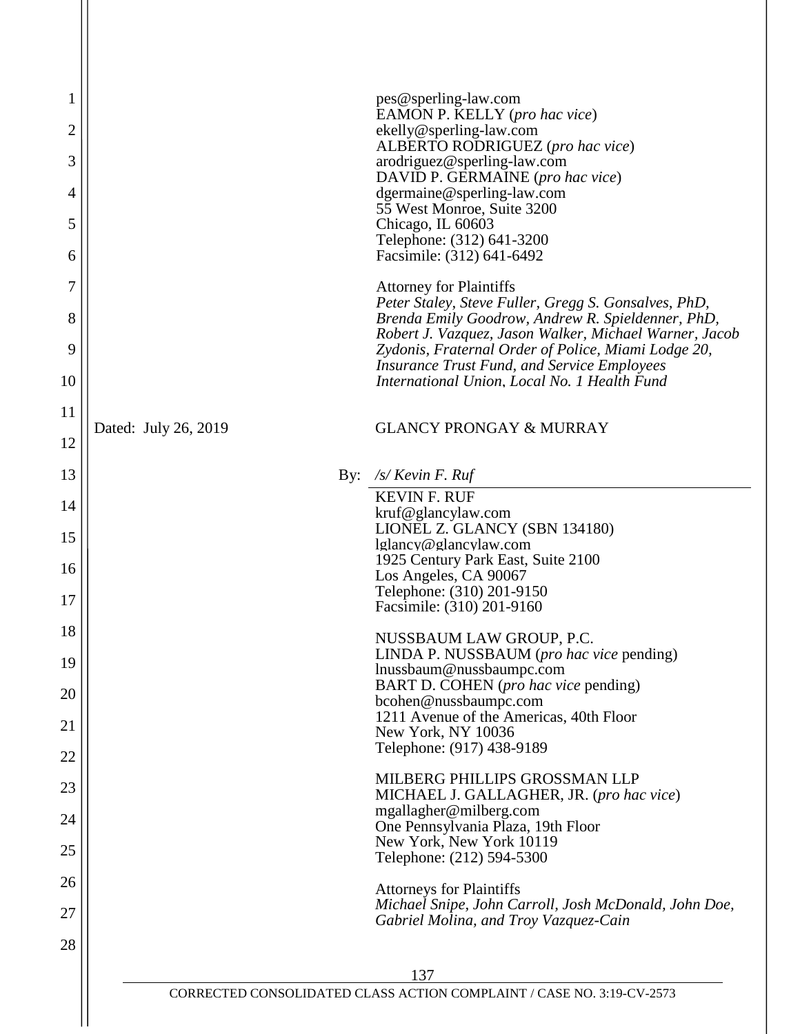pes@sperling-law.com
EAMON P. KELLY (*pro hac vice*)
ekelly@sperling-law.com
ALBERTO RODRIGUEZ (*pro hac vice*)
arodriguez@sperling-law.com
DAVID P. GERMAINE (*pro hac vice*)
dgermaine@sperling-law.com
55 West Monroe, Suite 3200
Chicago, IL 60603
Telephone: (312) 641-3200
Facsimile: (312) 641-6492

Attorney for Plaintiffs
*Peter Staley, Steve Fuller, Gregg S. Gonsalves, PhD, Brenda Emily Goodrow, Andrew R. Spieldenner, PhD, Robert J. Vazquez, Jason Walker, Michael Warner, Jacob Zydonis, Fraternal Order of Police, Miami Lodge 20, Insurance Trust Fund, and Service Employees International Union, Local No. 1 Health Fund*

Dated: July 26, 2019

GLANCY PRONGAY & MURRAY

By: */s/ Kevin F. Ruf*

KEVIN F. RUF
kruf@glancylaw.com
LIONEL Z. GLANCY (SBN 134180)
lglancy@glancylaw.com
1925 Century Park East, Suite 2100
Los Angeles, CA 90067
Telephone: (310) 201-9150
Facsimile: (310) 201-9160

NUSSBAUM LAW GROUP, P.C.
LINDA P. NUSSBAUM (*pro hac vice* pending)
lnussbaum@nussbaumpc.com
BART D. COHEN (*pro hac vice* pending)
bcohen@nussbaumpc.com
1211 Avenue of the Americas, 40th Floor
New York, NY 10036
Telephone: (917) 438-9189

MILBERG PHILLIPS GROSSMAN LLP
MICHAEL J. GALLAGHER, JR. (*pro hac vice*)
mgallagher@milberg.com
One Pennsylvania Plaza, 19th Floor
New York, New York 10119
Telephone: (212) 594-5300

Attorneys for Plaintiffs
*Michael Snipe, John Carroll, Josh McDonald, John Doe, Gabriel Molina, and Troy Vazquez-Cain*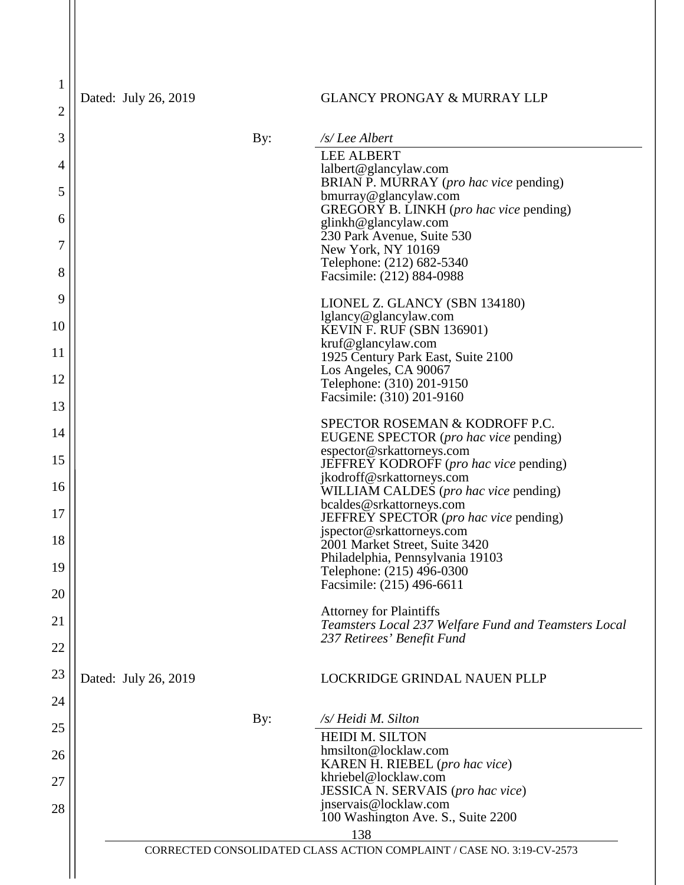Dated: July 26, 2019

GLANCY PRONGAY & MURRAY LLP

By: */s/ Lee Albert*

LEE ALBERT
lalbert@glancylaw.com
BRIAN P. MURRAY (*pro hac vice* pending)
bmurray@glancylaw.com
GREGORY B. LINKH (*pro hac vice* pending)
glinkh@glancylaw.com
230 Park Avenue, Suite 530
New York, NY 10169
Telephone: (212) 682-5340
Facsimile: (212) 884-0988

LIONEL Z. GLANCY (SBN 134180)
lglancy@glancylaw.com
KEVIN F. RUF (SBN 136901)
kruf@glancylaw.com
1925 Century Park East, Suite 2100
Los Angeles, CA 90067
Telephone: (310) 201-9150
Facsimile: (310) 201-9160

SPECTOR ROSEMAN & KODROFF P.C.
EUGENE SPECTOR (*pro hac vice* pending)
espector@srkattorneys.com
JEFFREY KODROFF (*pro hac vice* pending)
jkodroff@srkattorneys.com
WILLIAM CALDES (*pro hac vice* pending)
bcaldes@srkattorneys.com
JEFFREY SPECTOR (*pro hac vice* pending)
jspector@srkattorneys.com
2001 Market Street, Suite 3420
Philadelphia, Pennsylvania 19103
Telephone: (215) 496-0300
Facsimile: (215) 496-6611

Attorney for Plaintiffs
*Teamsters Local 237 Welfare Fund and Teamsters Local 237 Retirees' Benefit Fund*

Dated: July 26, 2019

LOCKRIDGE GRINDAL NAUEN PLLP

By: */s/ Heidi M. Silton*

HEIDI M. SILTON
hmsilton@locklaw.com
KAREN H. RIEBEL (*pro hac vice*)
khriebel@locklaw.com
JESSICA N. SERVAIS (*pro hac vice*)
jnservais@locklaw.com
100 Washington Ave. S., Suite 2200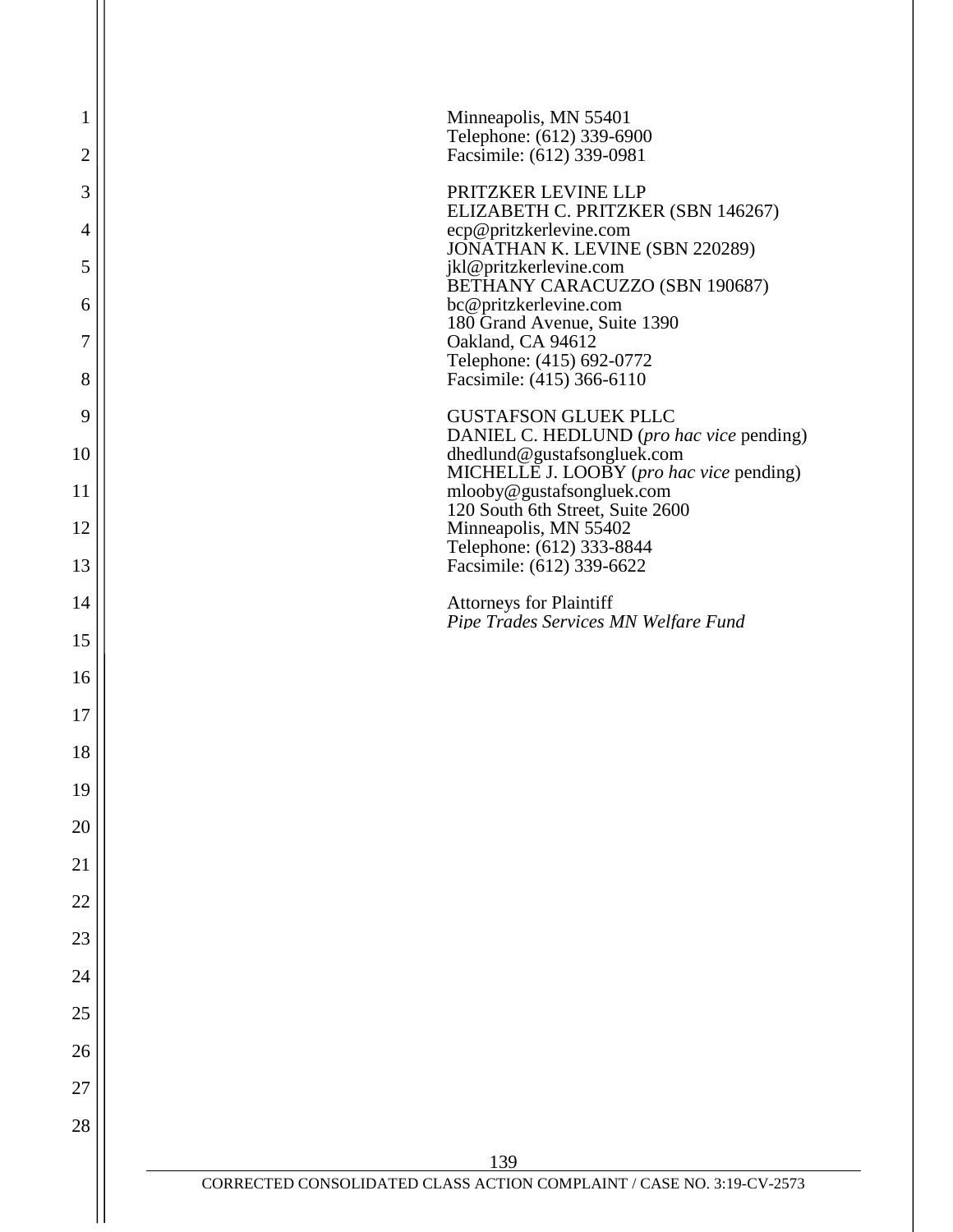Minneapolis, MN 55401
Telephone: (612) 339-6900
Facsimile: (612) 339-0981

PRITZKER LEVINE LLP
ELIZABETH C. PRITZKER (SBN 146267)
ecp@pritzkerlevine.com
JONATHAN K. LEVINE (SBN 220289)
jkl@pritzkerlevine.com
BETHANY CARACUZZO (SBN 190687)
bc@pritzkerlevine.com
180 Grand Avenue, Suite 1390
Oakland, CA 94612
Telephone: (415) 692-0772
Facsimile: (415) 366-6110

GUSTAFSON GLUEK PLLC
DANIEL C. HEDLUND (*pro hac vice* pending)
dhedlund@gustafsongluek.com
MICHELLE J. LOOBY (*pro hac vice* pending)
mlooby@gustafsongluek.com
120 South 6th Street, Suite 2600
Minneapolis, MN 55402
Telephone: (612) 333-8844
Facsimile: (612) 339-6622

Attorneys for Plaintiff
*Pipe Trades Services MN Welfare Fund*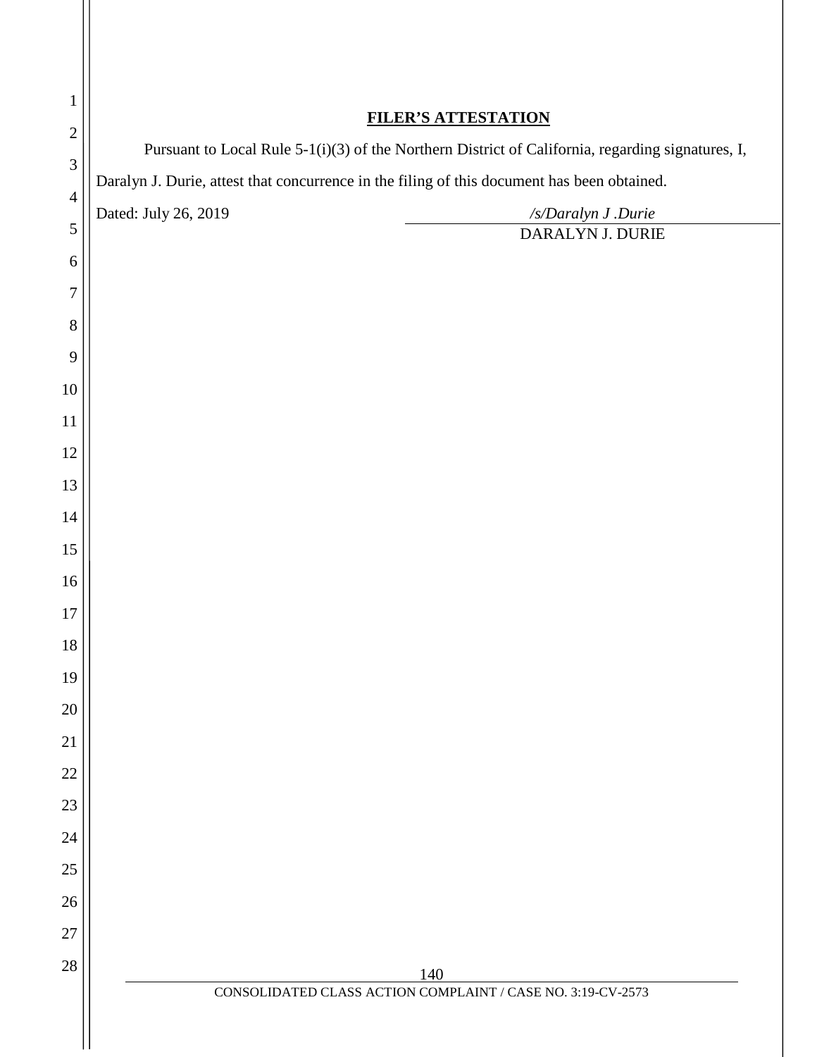**FILER'S ATTESTATION**

Pursuant to Local Rule 5-1(i)(3) of the Northern District of California, regarding signatures, I, Daralyn J. Durie, attest that concurrence in the filing of this document has been obtained.

Dated: July 26, 2019

*/s/Daralyn J .Durie*
DARALYN J. DURIE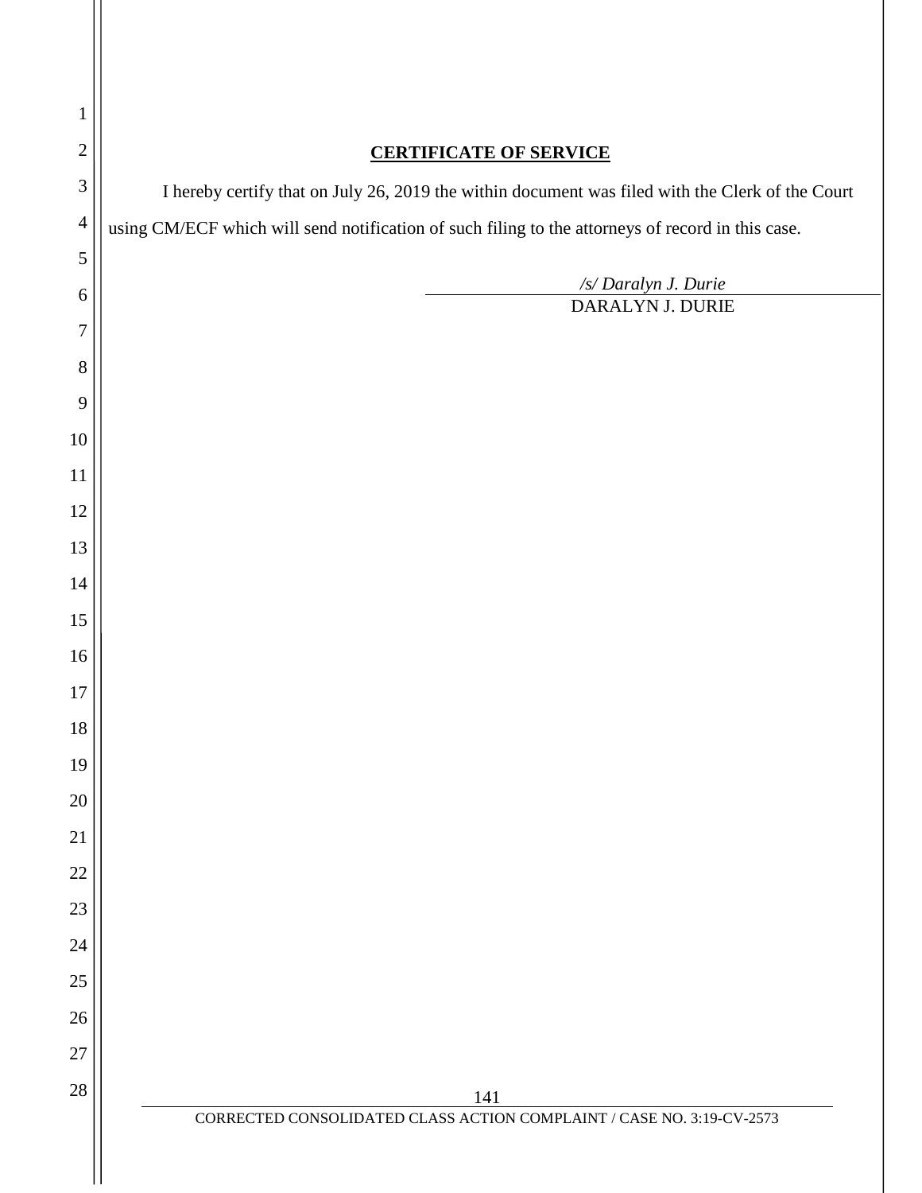## CERTIFICATE OF SERVICE

I hereby certify that on July 26, 2019 the within document was filed with the Clerk of the Court using CM/ECF which will send notification of such filing to the attorneys of record in this case.

*/s/ Daralyn J. Durie*
DARALYN J. DURIE